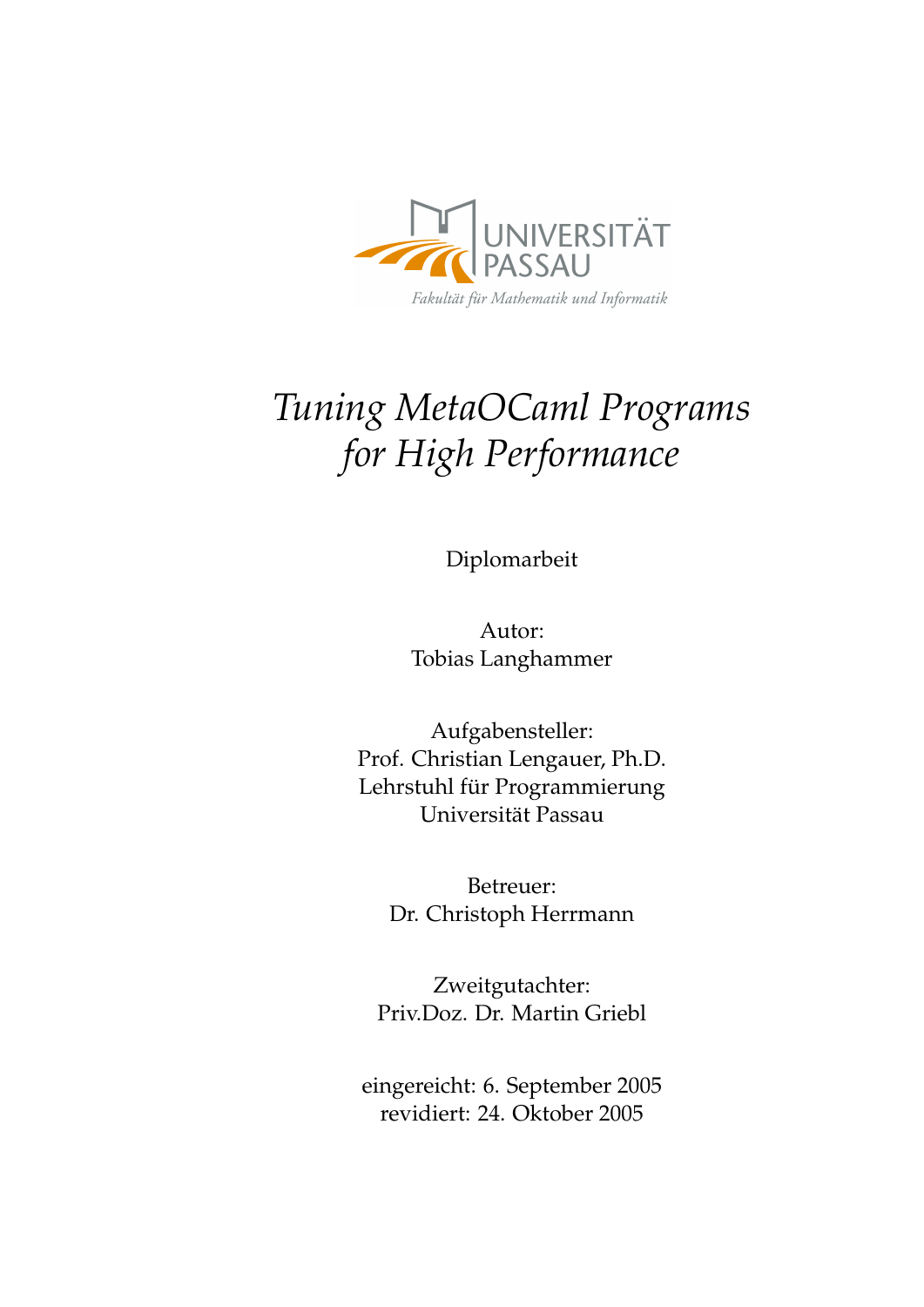UNIVERSITÄT PASSAU

*Fakultät für Mathematik und Informatik*

# *Tuning MetaOCaml Programs for High Performance*

Diplomarbeit

Autor:
Tobias Langhammer

Aufgabensteller:
Prof. Christian Lengauer, Ph.D.
Lehrstuhl für Programmierung
Universität Passau

Betreuer:
Dr. Christoph Herrmann

Zweitgutachter:
Priv.Doz. Dr. Martin Griebl

eingereicht: 6. September 2005
revidiert: 24. Oktober 2005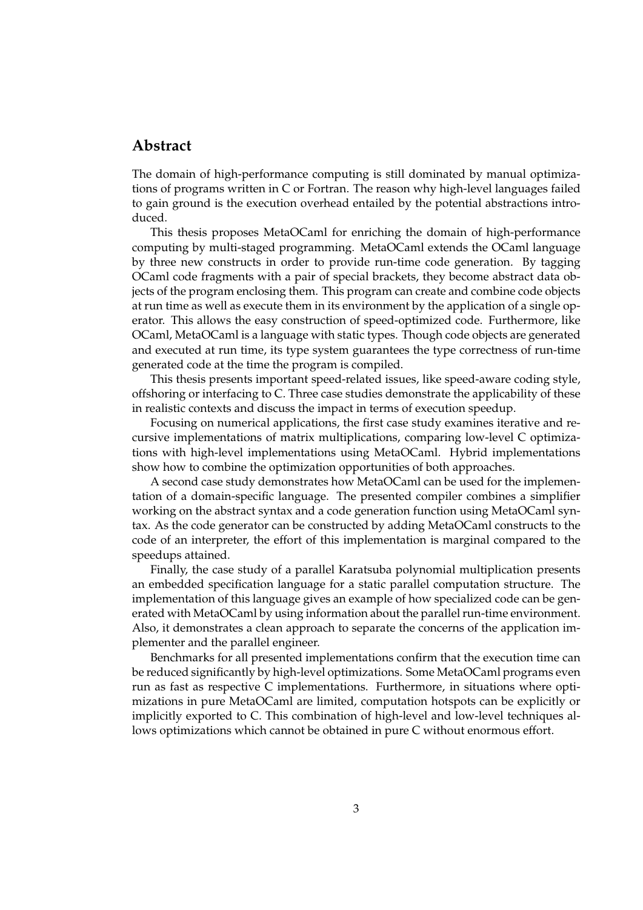## Abstract

The domain of high-performance computing is still dominated by manual optimizations of programs written in C or Fortran. The reason why high-level languages failed to gain ground is the execution overhead entailed by the potential abstractions introduced.

This thesis proposes MetaOCaml for enriching the domain of high-performance computing by multi-staged programming. MetaOCaml extends the OCaml language by three new constructs in order to provide run-time code generation. By tagging OCaml code fragments with a pair of special brackets, they become abstract data objects of the program enclosing them. This program can create and combine code objects at run time as well as execute them in its environment by the application of a single operator. This allows the easy construction of speed-optimized code. Furthermore, like OCaml, MetaOCaml is a language with static types. Though code objects are generated and executed at run time, its type system guarantees the type correctness of run-time generated code at the time the program is compiled.

This thesis presents important speed-related issues, like speed-aware coding style, offshoring or interfacing to C. Three case studies demonstrate the applicability of these in realistic contexts and discuss the impact in terms of execution speedup.

Focusing on numerical applications, the first case study examines iterative and recursive implementations of matrix multiplications, comparing low-level C optimizations with high-level implementations using MetaOCaml. Hybrid implementations show how to combine the optimization opportunities of both approaches.

A second case study demonstrates how MetaOCaml can be used for the implementation of a domain-specific language. The presented compiler combines a simplifier working on the abstract syntax and a code generation function using MetaOCaml syntax. As the code generator can be constructed by adding MetaOCaml constructs to the code of an interpreter, the effort of this implementation is marginal compared to the speedups attained.

Finally, the case study of a parallel Karatsuba polynomial multiplication presents an embedded specification language for a static parallel computation structure. The implementation of this language gives an example of how specialized code can be generated with MetaOCaml by using information about the parallel run-time environment. Also, it demonstrates a clean approach to separate the concerns of the application implementer and the parallel engineer.

Benchmarks for all presented implementations confirm that the execution time can be reduced significantly by high-level optimizations. Some MetaOCaml programs even run as fast as respective C implementations. Furthermore, in situations where optimizations in pure MetaOCaml are limited, computation hotspots can be explicitly or implicitly exported to C. This combination of high-level and low-level techniques allows optimizations which cannot be obtained in pure C without enormous effort.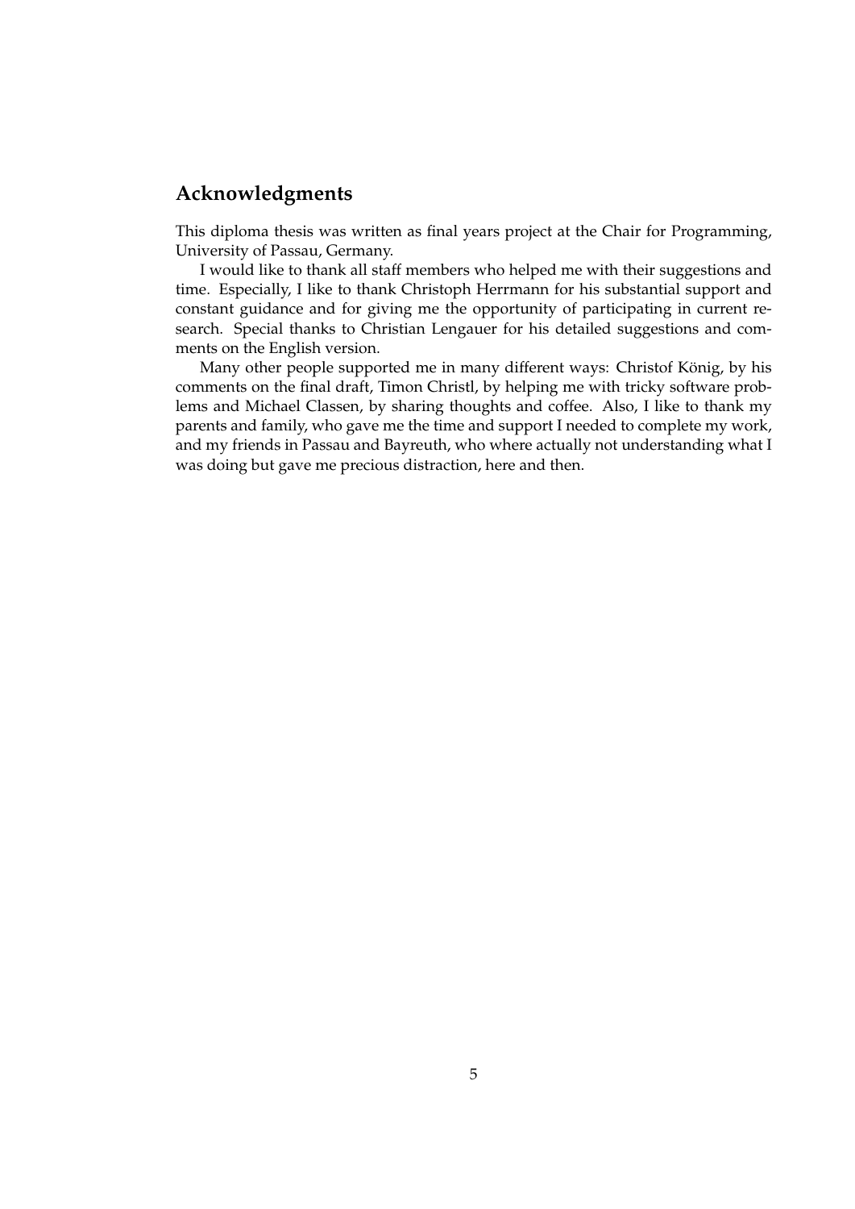## Acknowledgments

This diploma thesis was written as final years project at the Chair for Programming, University of Passau, Germany.

I would like to thank all staff members who helped me with their suggestions and time. Especially, I like to thank Christoph Herrmann for his substantial support and constant guidance and for giving me the opportunity of participating in current research. Special thanks to Christian Lengauer for his detailed suggestions and comments on the English version.

Many other people supported me in many different ways: Christof König, by his comments on the final draft, Timon Christl, by helping me with tricky software problems and Michael Classen, by sharing thoughts and coffee. Also, I like to thank my parents and family, who gave me the time and support I needed to complete my work, and my friends in Passau and Bayreuth, who where actually not understanding what I was doing but gave me precious distraction, here and then.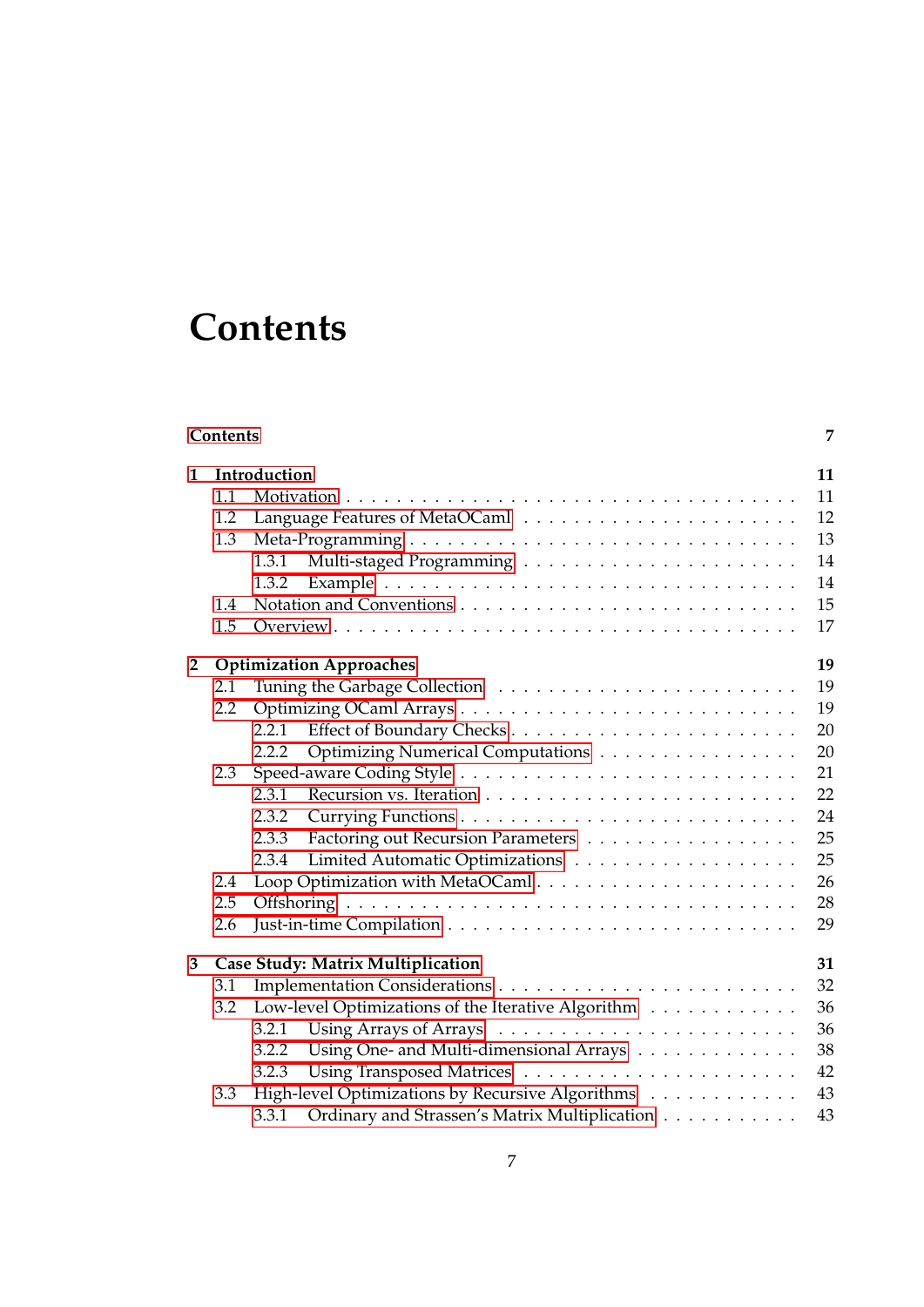# Contents

**Contents** **7**

**1 Introduction** **11**

- 1.1 Motivation . . . . . 11
- 1.2 Language Features of MetaOCaml . . . . . 12
- 1.3 Meta-Programming . . . . . 13
  - 1.3.1 Multi-staged Programming . . . . . 14
  - 1.3.2 Example . . . . . 14
- 1.4 Notation and Conventions . . . . . 15
- 1.5 Overview . . . . . 17

**2 Optimization Approaches** **19**

- 2.1 Tuning the Garbage Collection . . . . . 19
- 2.2 Optimizing OCaml Arrays . . . . . 19
  - 2.2.1 Effect of Boundary Checks . . . . . 20
  - 2.2.2 Optimizing Numerical Computations . . . . . 20
- 2.3 Speed-aware Coding Style . . . . . 21
  - 2.3.1 Recursion vs. Iteration . . . . . 22
  - 2.3.2 Currying Functions . . . . . 24
  - 2.3.3 Factoring out Recursion Parameters . . . . . 25
  - 2.3.4 Limited Automatic Optimizations . . . . . 25
- 2.4 Loop Optimization with MetaOCaml . . . . . 26
- 2.5 Offshoring . . . . . 28
- 2.6 Just-in-time Compilation . . . . . 29

**3 Case Study: Matrix Multiplication** **31**

- 3.1 Implementation Considerations . . . . . 32
- 3.2 Low-level Optimizations of the Iterative Algorithm . . . . . 36
  - 3.2.1 Using Arrays of Arrays . . . . . 36
  - 3.2.2 Using One- and Multi-dimensional Arrays . . . . . 38
  - 3.2.3 Using Transposed Matrices . . . . . 42
- 3.3 High-level Optimizations by Recursive Algorithms . . . . . 43
  - 3.3.1 Ordinary and Strassen's Matrix Multiplication . . . . . 43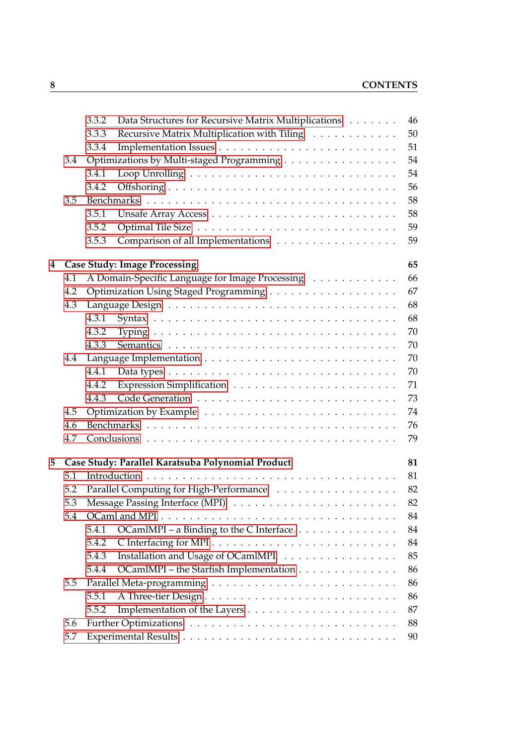- 3.3.2 Data Structures for Recursive Matrix Multiplications . . . . . . . 46
- 3.3.3 Recursive Matrix Multiplication with Tiling . . . . . . . . . . . . 50
- 3.3.4 Implementation Issues . . . . . . . . . . . . . . . . . . . . . . . 51
- 3.4 Optimizations by Multi-staged Programming . . . . . . . . . . . . . . . 54
  - 3.4.1 Loop Unrolling . . . . . . . . . . . . . . . . . . . . . . . . . . . 54
  - 3.4.2 Offshoring . . . . . . . . . . . . . . . . . . . . . . . . . . . . . 56
- 3.5 Benchmarks . . . . . . . . . . . . . . . . . . . . . . . . . . . . . . . . 58
  - 3.5.1 Unsafe Array Access . . . . . . . . . . . . . . . . . . . . . . . . 58
  - 3.5.2 Optimal Tile Size . . . . . . . . . . . . . . . . . . . . . . . . . . 59
  - 3.5.3 Comparison of all Implementations . . . . . . . . . . . . . . . . 59

**4 Case Study: Image Processing** **65**

- 4.1 A Domain-Specific Language for Image Processing . . . . . . . . . . . . 66
- 4.2 Optimization Using Staged Programming . . . . . . . . . . . . . . . . . 67
- 4.3 Language Design . . . . . . . . . . . . . . . . . . . . . . . . . . . . . . 68
  - 4.3.1 Syntax . . . . . . . . . . . . . . . . . . . . . . . . . . . . . . . . 68
  - 4.3.2 Typing . . . . . . . . . . . . . . . . . . . . . . . . . . . . . . . . 70
  - 4.3.3 Semantics . . . . . . . . . . . . . . . . . . . . . . . . . . . . . . 70
- 4.4 Language Implementation . . . . . . . . . . . . . . . . . . . . . . . . . 70
  - 4.4.1 Data types . . . . . . . . . . . . . . . . . . . . . . . . . . . . . . 70
  - 4.4.2 Expression Simplification . . . . . . . . . . . . . . . . . . . . . 71
  - 4.4.3 Code Generation . . . . . . . . . . . . . . . . . . . . . . . . . . 73
- 4.5 Optimization by Example . . . . . . . . . . . . . . . . . . . . . . . . . 74
- 4.6 Benchmarks . . . . . . . . . . . . . . . . . . . . . . . . . . . . . . . . 76
- 4.7 Conclusions . . . . . . . . . . . . . . . . . . . . . . . . . . . . . . . . 79

**5 Case Study: Parallel Karatsuba Polynomial Product** **81**

- 5.1 Introduction . . . . . . . . . . . . . . . . . . . . . . . . . . . . . . . . 81
- 5.2 Parallel Computing for High-Performance . . . . . . . . . . . . . . . . 82
- 5.3 Message Passing Interface (MPI) . . . . . . . . . . . . . . . . . . . . . 82
- 5.4 OCaml and MPI . . . . . . . . . . . . . . . . . . . . . . . . . . . . . . 84
  - 5.4.1 OCamlMPI – a Binding to the C Interface. . . . . . . . . . . . . . 84
  - 5.4.2 C Interfacing for MPI . . . . . . . . . . . . . . . . . . . . . . . . 84
  - 5.4.3 Installation and Usage of OCamlMPI . . . . . . . . . . . . . . . 85
  - 5.4.4 OCamlMPI – the Starfish Implementation . . . . . . . . . . . . . 86
- 5.5 Parallel Meta-programming . . . . . . . . . . . . . . . . . . . . . . . . 86
  - 5.5.1 A Three-tier Design . . . . . . . . . . . . . . . . . . . . . . . . . 86
  - 5.5.2 Implementation of the Layers . . . . . . . . . . . . . . . . . . . . 87
- 5.6 Further Optimizations . . . . . . . . . . . . . . . . . . . . . . . . . . . 88
- 5.7 Experimental Results . . . . . . . . . . . . . . . . . . . . . . . . . . . 90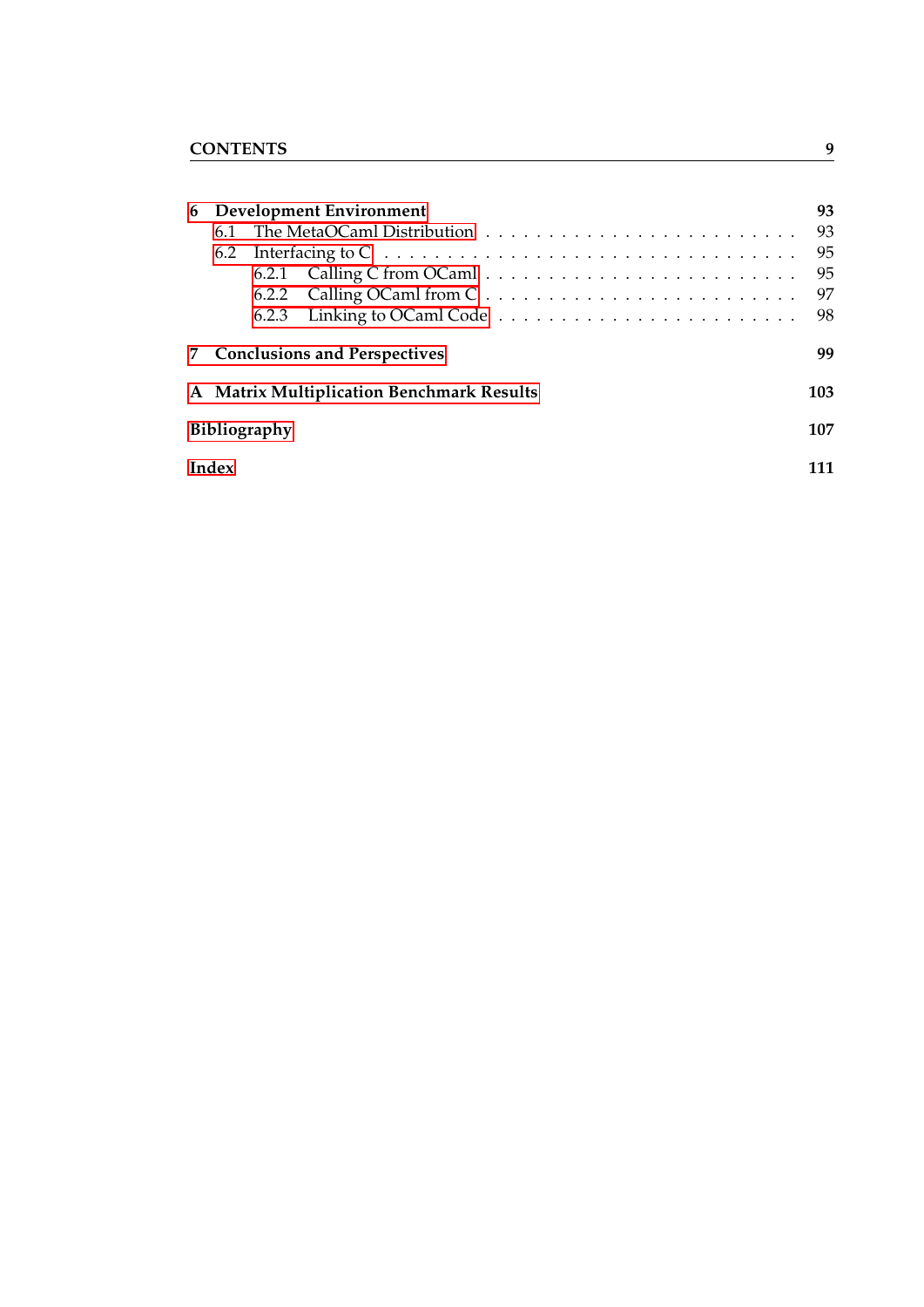- **6 Development Environment** — **93**
  - 6.1 The MetaOCaml Distribution — 93
  - 6.2 Interfacing to C — 95
    - 6.2.1 Calling C from OCaml — 95
    - 6.2.2 Calling OCaml from C — 97
    - 6.2.3 Linking to OCaml Code — 98
- **7 Conclusions and Perspectives** — **99**
- **A Matrix Multiplication Benchmark Results** — **103**
- **Bibliography** — **107**
- **Index** — **111**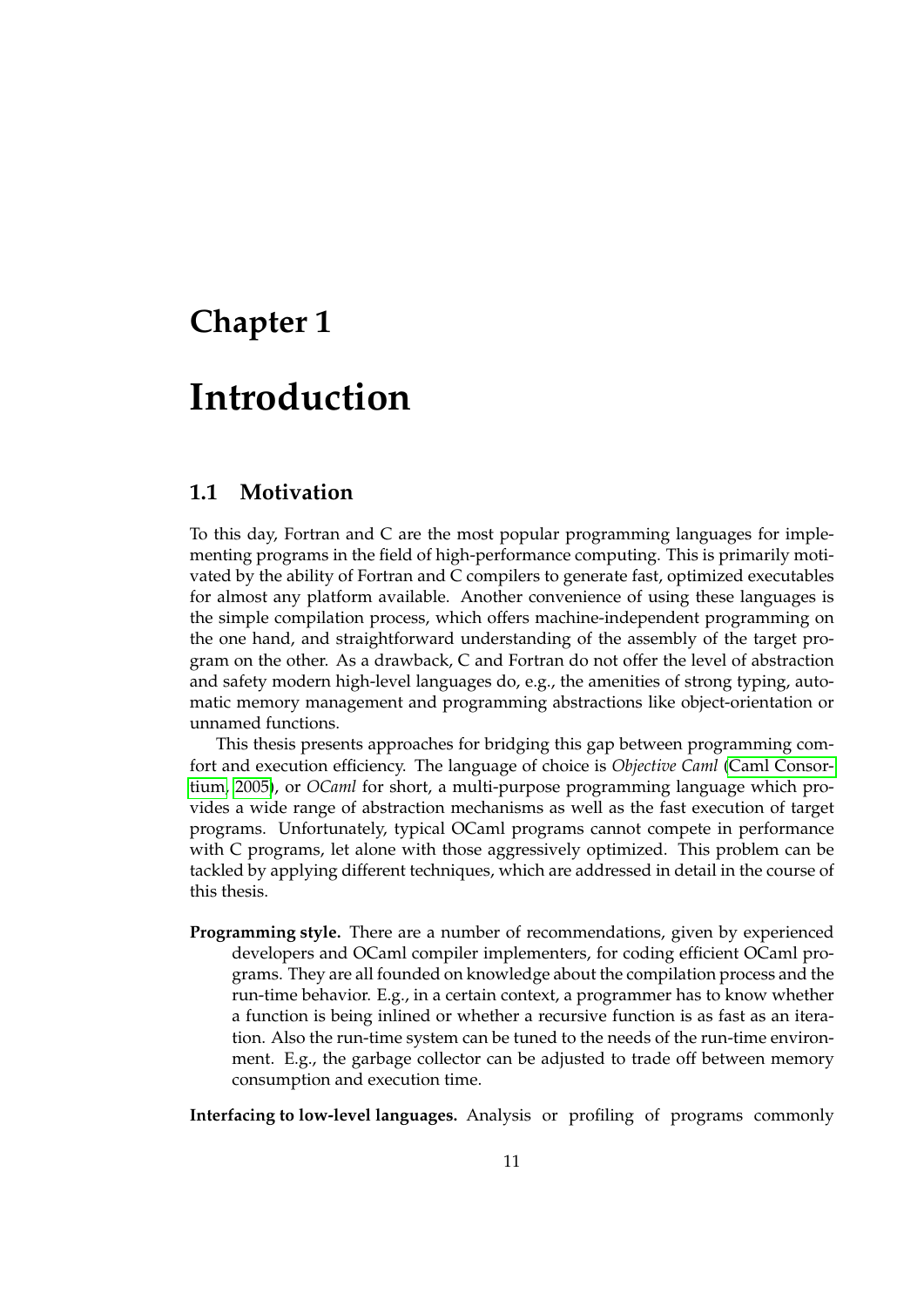# Chapter 1

# Introduction

## 1.1 Motivation

To this day, Fortran and C are the most popular programming languages for implementing programs in the field of high-performance computing. This is primarily motivated by the ability of Fortran and C compilers to generate fast, optimized executables for almost any platform available. Another convenience of using these languages is the simple compilation process, which offers machine-independent programming on the one hand, and straightforward understanding of the assembly of the target program on the other. As a drawback, C and Fortran do not offer the level of abstraction and safety modern high-level languages do, e.g., the amenities of strong typing, automatic memory management and programming abstractions like object-orientation or unnamed functions.

This thesis presents approaches for bridging this gap between programming comfort and execution efficiency. The language of choice is *Objective Caml* (Caml Consortium, 2005), or *OCaml* for short, a multi-purpose programming language which provides a wide range of abstraction mechanisms as well as the fast execution of target programs. Unfortunately, typical OCaml programs cannot compete in performance with C programs, let alone with those aggressively optimized. This problem can be tackled by applying different techniques, which are addressed in detail in the course of this thesis.

**Programming style.** There are a number of recommendations, given by experienced developers and OCaml compiler implementers, for coding efficient OCaml programs. They are all founded on knowledge about the compilation process and the run-time behavior. E.g., in a certain context, a programmer has to know whether a function is being inlined or whether a recursive function is as fast as an iteration. Also the run-time system can be tuned to the needs of the run-time environment. E.g., the garbage collector can be adjusted to trade off between memory consumption and execution time.

**Interfacing to low-level languages.** Analysis or profiling of programs commonly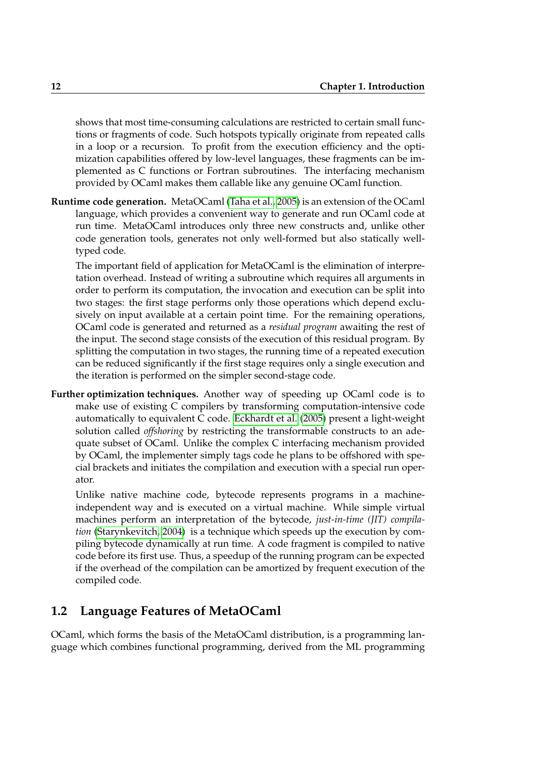shows that most time-consuming calculations are restricted to certain small functions or fragments of code. Such hotspots typically originate from repeated calls in a loop or a recursion. To profit from the execution efficiency and the optimization capabilities offered by low-level languages, these fragments can be implemented as C functions or Fortran subroutines. The interfacing mechanism provided by OCaml makes them callable like any genuine OCaml function.

**Runtime code generation.** MetaOCaml (Taha et al., 2005) is an extension of the OCaml language, which provides a convenient way to generate and run OCaml code at run time. MetaOCaml introduces only three new constructs and, unlike other code generation tools, generates not only well-formed but also statically well-typed code.

The important field of application for MetaOCaml is the elimination of interpretation overhead. Instead of writing a subroutine which requires all arguments in order to perform its computation, the invocation and execution can be split into two stages: the first stage performs only those operations which depend exclusively on input available at a certain point time. For the remaining operations, OCaml code is generated and returned as a *residual program* awaiting the rest of the input. The second stage consists of the execution of this residual program. By splitting the computation in two stages, the running time of a repeated execution can be reduced significantly if the first stage requires only a single execution and the iteration is performed on the simpler second-stage code.

**Further optimization techniques.** Another way of speeding up OCaml code is to make use of existing C compilers by transforming computation-intensive code automatically to equivalent C code. Eckhardt et al. (2005) present a light-weight solution called *offshoring* by restricting the transformable constructs to an adequate subset of OCaml. Unlike the complex C interfacing mechanism provided by OCaml, the implementer simply tags code he plans to be offshored with special brackets and initiates the compilation and execution with a special run operator.

Unlike native machine code, bytecode represents programs in a machine-independent way and is executed on a virtual machine. While simple virtual machines perform an interpretation of the bytecode, *just-in-time (JIT) compilation* (Starynkevitch, 2004) is a technique which speeds up the execution by compiling bytecode dynamically at run time. A code fragment is compiled to native code before its first use. Thus, a speedup of the running program can be expected if the overhead of the compilation can be amortized by frequent execution of the compiled code.

## 1.2 Language Features of MetaOCaml

OCaml, which forms the basis of the MetaOCaml distribution, is a programming language which combines functional programming, derived from the ML programming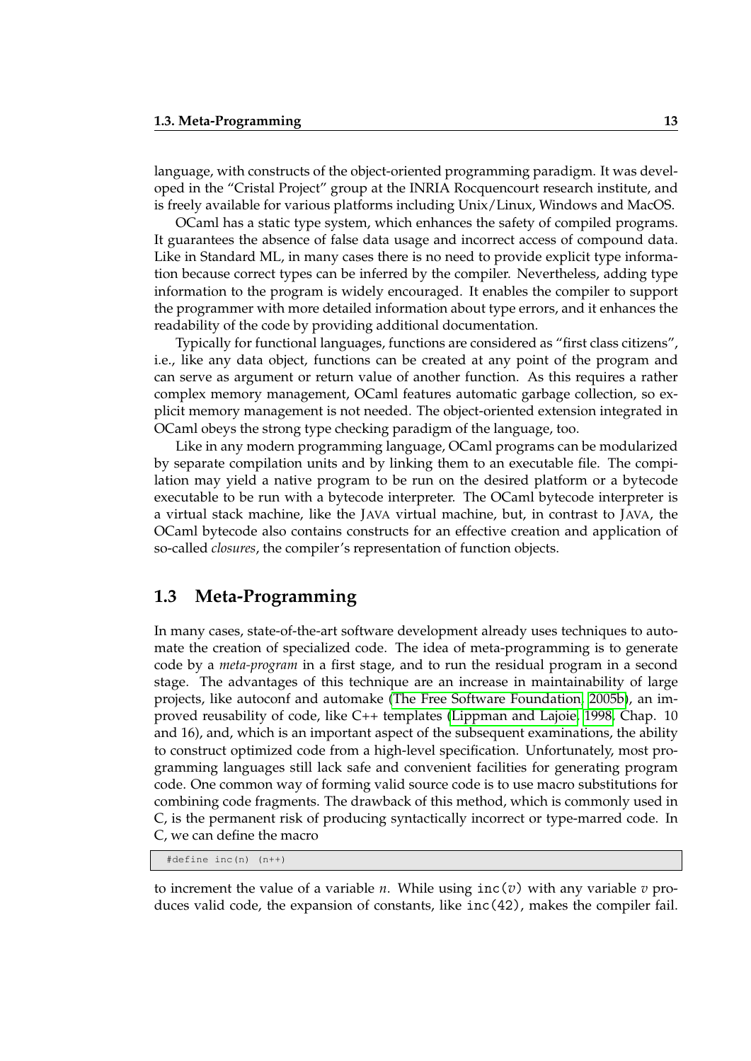language, with constructs of the object-oriented programming paradigm. It was developed in the "Cristal Project" group at the INRIA Rocquencourt research institute, and is freely available for various platforms including Unix/Linux, Windows and MacOS.

OCaml has a static type system, which enhances the safety of compiled programs. It guarantees the absence of false data usage and incorrect access of compound data. Like in Standard ML, in many cases there is no need to provide explicit type information because correct types can be inferred by the compiler. Nevertheless, adding type information to the program is widely encouraged. It enables the compiler to support the programmer with more detailed information about type errors, and it enhances the readability of the code by providing additional documentation.

Typically for functional languages, functions are considered as "first class citizens", i.e., like any data object, functions can be created at any point of the program and can serve as argument or return value of another function. As this requires a rather complex memory management, OCaml features automatic garbage collection, so explicit memory management is not needed. The object-oriented extension integrated in OCaml obeys the strong type checking paradigm of the language, too.

Like in any modern programming language, OCaml programs can be modularized by separate compilation units and by linking them to an executable file. The compilation may yield a native program to be run on the desired platform or a bytecode executable to be run with a bytecode interpreter. The OCaml bytecode interpreter is a virtual stack machine, like the JAVA virtual machine, but, in contrast to JAVA, the OCaml bytecode also contains constructs for an effective creation and application of so-called *closures*, the compiler's representation of function objects.

## 1.3 Meta-Programming

In many cases, state-of-the-art software development already uses techniques to automate the creation of specialized code. The idea of meta-programming is to generate code by a *meta-program* in a first stage, and to run the residual program in a second stage. The advantages of this technique are an increase in maintainability of large projects, like autoconf and automake (The Free Software Foundation, 2005b), an improved reusability of code, like C++ templates (Lippman and Lajoie, 1998, Chap. 10 and 16), and, which is an important aspect of the subsequent examinations, the ability to construct optimized code from a high-level specification. Unfortunately, most programming languages still lack safe and convenient facilities for generating program code. One common way of forming valid source code is to use macro substitutions for combining code fragments. The drawback of this method, which is commonly used in C, is the permanent risk of producing syntactically incorrect or type-marred code. In C, we can define the macro

```
#define inc(n) (n++)
```

to increment the value of a variable $n$. While using `inc(`$v$`)` with any variable $v$ produces valid code, the expansion of constants, like `inc(42)`, makes the compiler fail.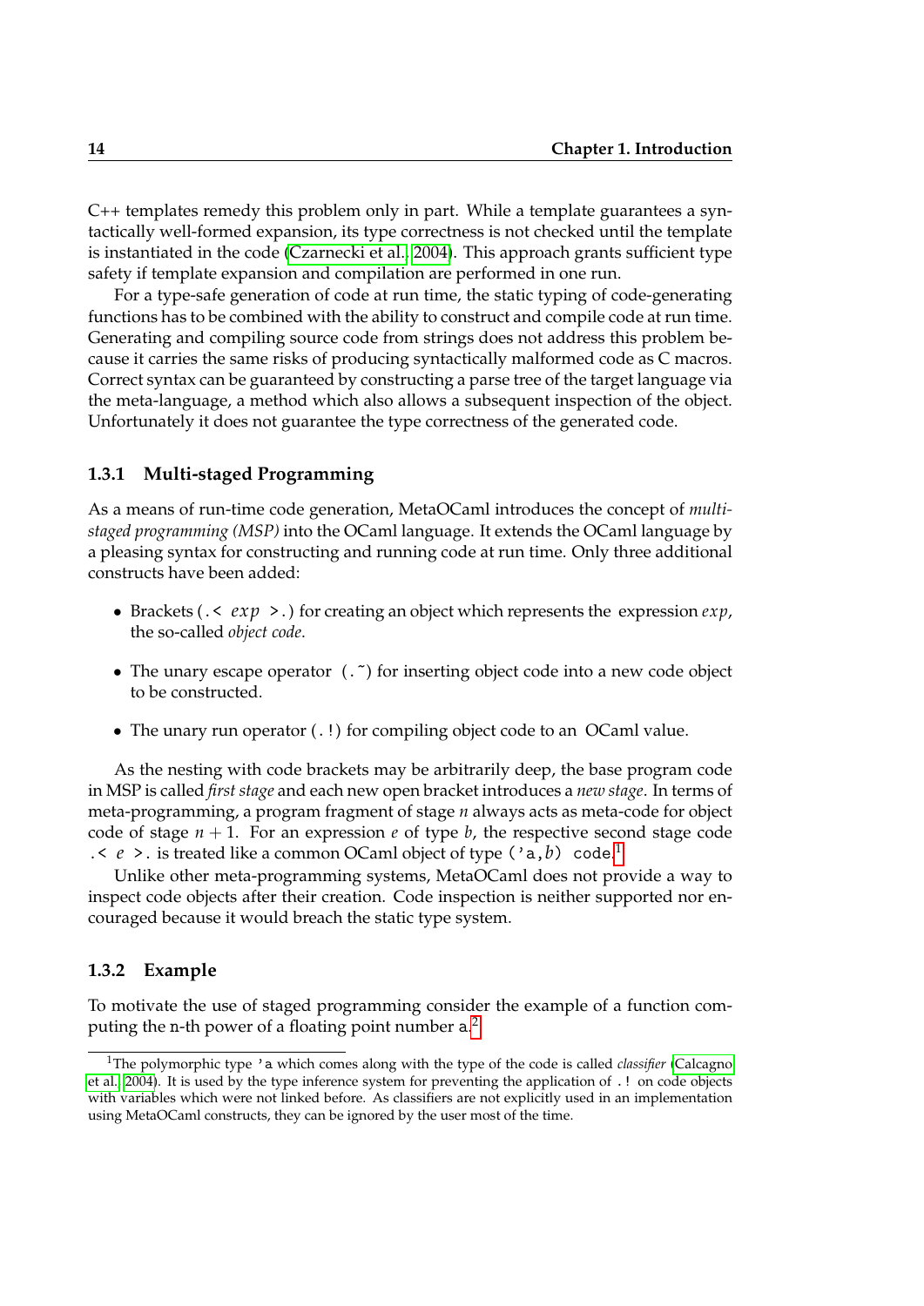C++ templates remedy this problem only in part. While a template guarantees a syntactically well-formed expansion, its type correctness is not checked until the template is instantiated in the code (Czarnecki et al., 2004). This approach grants sufficient type safety if template expansion and compilation are performed in one run.

For a type-safe generation of code at run time, the static typing of code-generating functions has to be combined with the ability to construct and compile code at run time. Generating and compiling source code from strings does not address this problem because it carries the same risks of producing syntactically malformed code as C macros. Correct syntax can be guaranteed by constructing a parse tree of the target language via the meta-language, a method which also allows a subsequent inspection of the object. Unfortunately it does not guarantee the type correctness of the generated code.

### 1.3.1 Multi-staged Programming

As a means of run-time code generation, MetaOCaml introduces the concept of *multi-staged programming (MSP)* into the OCaml language. It extends the OCaml language by a pleasing syntax for constructing and running code at run time. Only three additional constructs have been added:

- Brackets (`.<` $exp$ `>.`) for creating an object which represents the expression $exp$, the so-called *object code*.
- The unary escape operator (`.~`) for inserting object code into a new code object to be constructed.
- The unary run operator (`.!`) for compiling object code to an OCaml value.

As the nesting with code brackets may be arbitrarily deep, the base program code in MSP is called *first stage* and each new open bracket introduces a *new stage*. In terms of meta-programming, a program fragment of stage $n$ always acts as meta-code for object code of stage $n+1$. For an expression $e$ of type $b$, the respective second stage code `.<` $e$ `>.` is treated like a common OCaml object of type `('a,`$b$`) code`.[1]

Unlike other meta-programming systems, MetaOCaml does not provide a way to inspect code objects after their creation. Code inspection is neither supported nor encouraged because it would breach the static type system.

### 1.3.2 Example

To motivate the use of staged programming consider the example of a function computing the `n`-th power of a floating point number `a`.[2]

---

[1] The polymorphic type `'a` which comes along with the type of the code is called *classifier* (Calcagno et al., 2004). It is used by the type inference system for preventing the application of `.!` on code objects with variables which were not linked before. As classifiers are not explicitly used in an implementation using MetaOCaml constructs, they can be ignored by the user most of the time.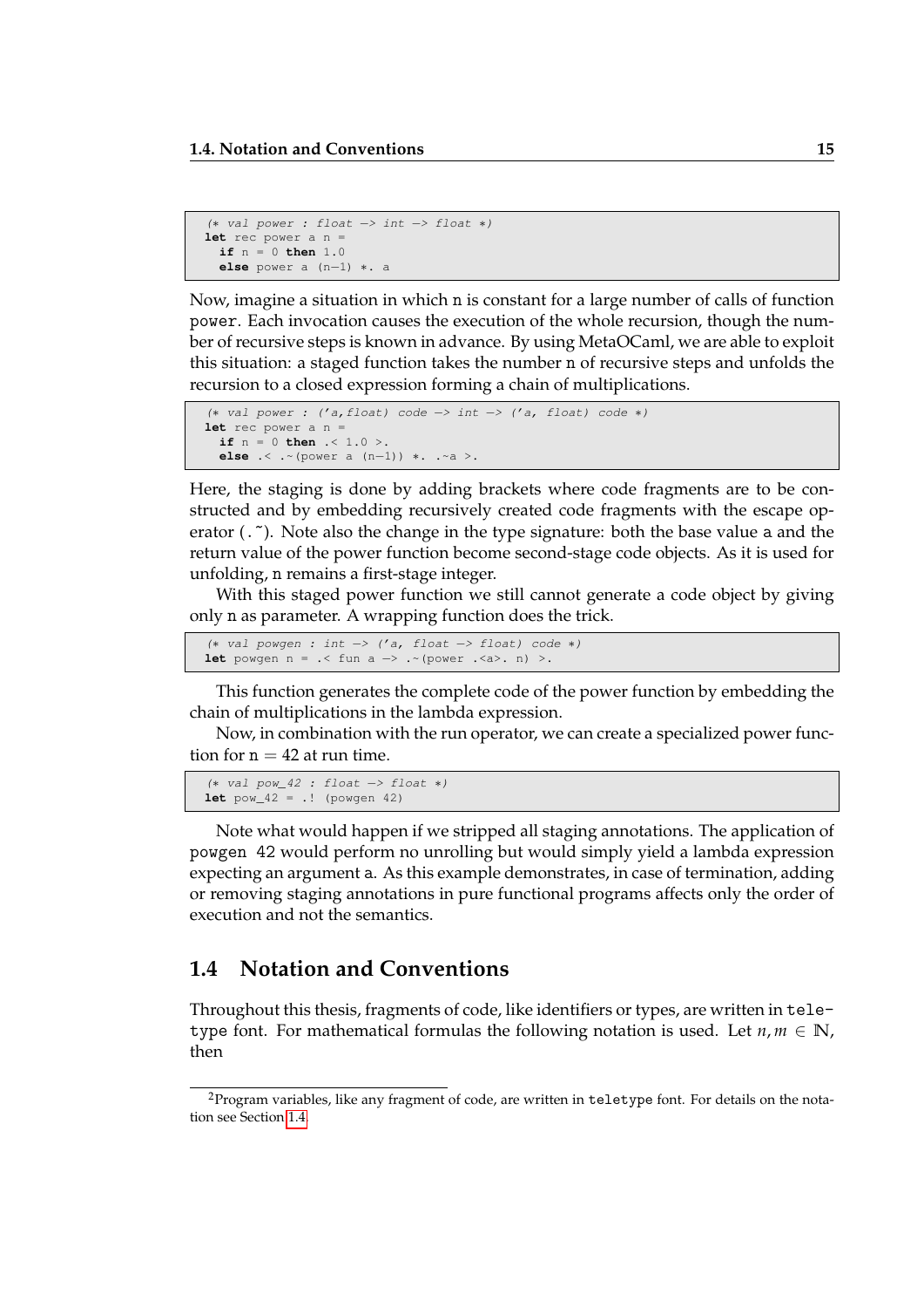```
(* val power : float -> int -> float *)
let rec power a n =
  if n = 0 then 1.0
  else power a (n-1) *. a
```

Now, imagine a situation in which n is constant for a large number of calls of function power. Each invocation causes the execution of the whole recursion, though the number of recursive steps is known in advance. By using MetaOCaml, we are able to exploit this situation: a staged function takes the number n of recursive steps and unfolds the recursion to a closed expression forming a chain of multiplications.

```
(* val power : ('a,float) code -> int -> ('a, float) code *)
let rec power a n =
  if n = 0 then .< 1.0 >.
  else .< .~(power a (n-1)) *. .~a >.
```

Here, the staging is done by adding brackets where code fragments are to be constructed and by embedding recursively created code fragments with the escape operator (.~). Note also the change in the type signature: both the base value a and the return value of the power function become second-stage code objects. As it is used for unfolding, n remains a first-stage integer.

With this staged power function we still cannot generate a code object by giving only n as parameter. A wrapping function does the trick.

```
(* val powgen : int -> ('a, float -> float) code *)
let powgen n = .< fun a -> .~(power .<a>. n) >.
```

This function generates the complete code of the power function by embedding the chain of multiplications in the lambda expression.

Now, in combination with the run operator, we can create a specialized power function for n $= 42$ at run time.

```
(* val pow_42 : float -> float *)
let pow_42 = .! (powgen 42)
```

Note what would happen if we stripped all staging annotations. The application of powgen 42 would perform no unrolling but would simply yield a lambda expression expecting an argument a. As this example demonstrates, in case of termination, adding or removing staging annotations in pure functional programs affects only the order of execution and not the semantics.

## 1.4 Notation and Conventions

Throughout this thesis, fragments of code, like identifiers or types, are written in teletype font. For mathematical formulas the following notation is used. Let $n, m \in \mathbb{N}$, then

---

[2]Program variables, like any fragment of code, are written in teletype font. For details on the notation see Section 1.4.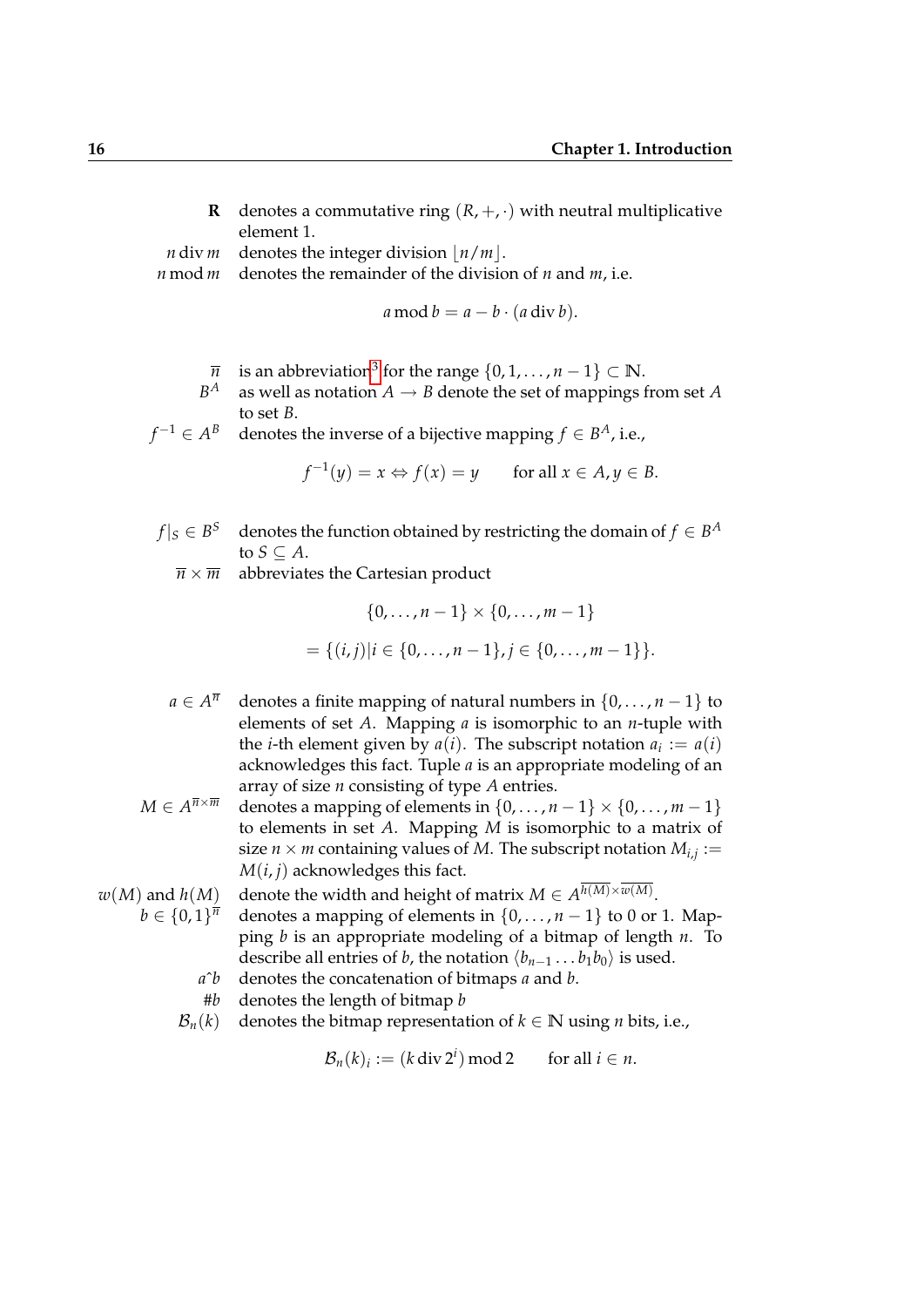**R** denotes a commutative ring $(R, +, \cdot)$ with neutral multiplicative element 1.

$n \operatorname{div} m$ denotes the integer division $\lfloor n/m \rfloor$.

$n \bmod m$ denotes the remainder of the division of $n$ and $m$, i.e.

$$a \bmod b = a - b \cdot (a \operatorname{div} b).$$

$\overline{n}$ is an abbreviation[3] for the range $\{0, 1, \ldots, n-1\} \subset \mathbb{N}$.

$B^A$ as well as notation $A \to B$ denote the set of mappings from set $A$ to set $B$.

$f^{-1} \in A^B$ denotes the inverse of a bijective mapping $f \in B^A$, i.e.,

$$f^{-1}(y) = x \Leftrightarrow f(x) = y \qquad \text{for all } x \in A, y \in B.$$

$f|_S \in B^S$ denotes the function obtained by restricting the domain of $f \in B^A$ to $S \subseteq A$.

$\overline{n} \times \overline{m}$ abbreviates the Cartesian product

$$\{0, \ldots, n-1\} \times \{0, \ldots, m-1\}$$

$$= \{(i, j) | i \in \{0, \ldots, n-1\}, j \in \{0, \ldots, m-1\}\}.$$

$a \in A^{\overline{n}}$ denotes a finite mapping of natural numbers in $\{0, \ldots, n-1\}$ to elements of set $A$. Mapping $a$ is isomorphic to an $n$-tuple with the $i$-th element given by $a(i)$. The subscript notation $a_i := a(i)$ acknowledges this fact. Tuple $a$ is an appropriate modeling of an array of size $n$ consisting of type $A$ entries.

$M \in A^{\overline{n} \times \overline{m}}$ denotes a mapping of elements in $\{0, \ldots, n-1\} \times \{0, \ldots, m-1\}$ to elements in set $A$. Mapping $M$ is isomorphic to a matrix of size $n \times m$ containing values of $M$. The subscript notation $M_{i,j} := M(i, j)$ acknowledges this fact.

$w(M)$ and $h(M)$ denote the width and height of matrix $M \in A^{\overline{h(M)} \times \overline{w(M)}}$.

$b \in \{0, 1\}^{\overline{n}}$ denotes a mapping of elements in $\{0, \ldots, n-1\}$ to 0 or 1. Mapping $b$ is an appropriate modeling of a bitmap of length $n$. To describe all entries of $b$, the notation $\langle b_{n-1} \ldots b_1 b_0 \rangle$ is used.

$a\hat{}b$ denotes the concatenation of bitmaps $a$ and $b$.

$\#b$ denotes the length of bitmap $b$

$\mathcal{B}_n(k)$ denotes the bitmap representation of $k \in \mathbb{N}$ using $n$ bits, i.e.,

$$\mathcal{B}_n(k)_i := (k \operatorname{div} 2^i) \bmod 2 \qquad \text{for all } i \in n.$$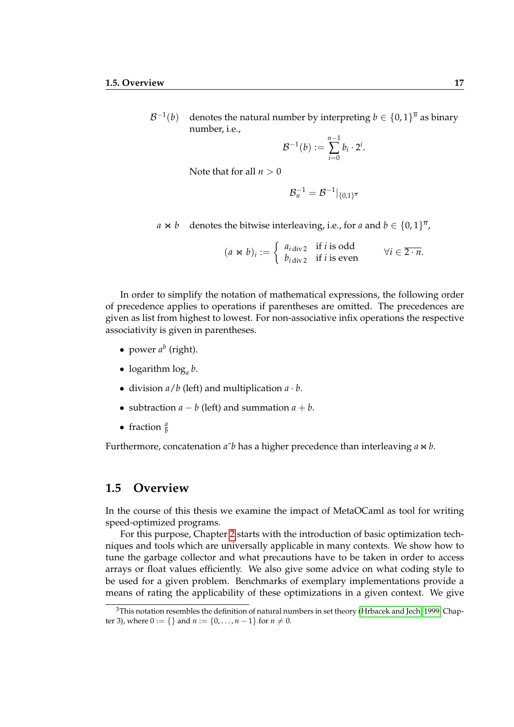$\mathcal{B}^{-1}(b)$ denotes the natural number by interpreting $b \in \{0,1\}^{\overline{n}}$ as binary number, i.e.,

$$\mathcal{B}^{-1}(b) := \sum_{i=0}^{n-1} b_i \cdot 2^i.$$

Note that for all $n > 0$

$$\mathcal{B}_n^{-1} = \mathcal{B}^{-1}|_{\{0,1\}^{\overline{n}}}$$

$a \bowtie b$ denotes the bitwise interleaving, i.e., for $a$ and $b \in \{0,1\}^{\overline{n}}$,

$$(a \bowtie b)_i := \begin{cases} a_{i \operatorname{div} 2} & \text{if } i \text{ is odd} \\ b_{i \operatorname{div} 2} & \text{if } i \text{ is even} \end{cases} \qquad \forall i \in \overline{2 \cdot n}.$$

In order to simplify the notation of mathematical expressions, the following order of precedence applies to operations if parentheses are omitted. The precedences are given as list from highest to lowest. For non-associative infix operations the respective associativity is given in parentheses.

- power $a^b$ (right).
- logarithm $\log_a b$.
- division $a/b$ (left) and multiplication $a \cdot b$.
- subtraction $a - b$ (left) and summation $a + b$.
- fraction $\frac{a}{b}$

Furthermore, concatenation $a\hat{\ }b$ has a higher precedence than interleaving $a \bowtie b$.

## 1.5 Overview

In the course of this thesis we examine the impact of MetaOCaml as tool for writing speed-optimized programs.

For this purpose, Chapter 2 starts with the introduction of basic optimization techniques and tools which are universally applicable in many contexts. We show how to tune the garbage collector and what precautions have to be taken in order to access arrays or float values efficiently. We also give some advice on what coding style to be used for a given problem. Benchmarks of exemplary implementations provide a means of rating the applicability of these optimizations in a given context. We give

[3] This notation resembles the definition of natural numbers in set theory (Hrbacek and Jech, 1999, Chapter 3), where $0 := \{\}$ and $n := \{0, \ldots, n-1\}$ for $n \neq 0$.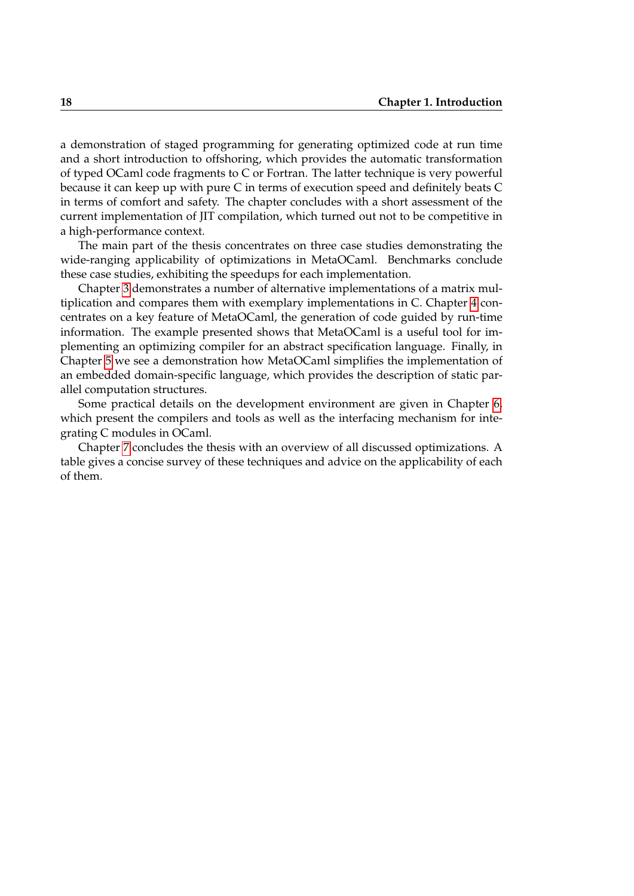a demonstration of staged programming for generating optimized code at run time and a short introduction to offshoring, which provides the automatic transformation of typed OCaml code fragments to C or Fortran. The latter technique is very powerful because it can keep up with pure C in terms of execution speed and definitely beats C in terms of comfort and safety. The chapter concludes with a short assessment of the current implementation of JIT compilation, which turned out not to be competitive in a high-performance context.

The main part of the thesis concentrates on three case studies demonstrating the wide-ranging applicability of optimizations in MetaOCaml. Benchmarks conclude these case studies, exhibiting the speedups for each implementation.

Chapter 3 demonstrates a number of alternative implementations of a matrix multiplication and compares them with exemplary implementations in C. Chapter 4 concentrates on a key feature of MetaOCaml, the generation of code guided by run-time information. The example presented shows that MetaOCaml is a useful tool for implementing an optimizing compiler for an abstract specification language. Finally, in Chapter 5 we see a demonstration how MetaOCaml simplifies the implementation of an embedded domain-specific language, which provides the description of static parallel computation structures.

Some practical details on the development environment are given in Chapter 6, which present the compilers and tools as well as the interfacing mechanism for integrating C modules in OCaml.

Chapter 7 concludes the thesis with an overview of all discussed optimizations. A table gives a concise survey of these techniques and advice on the applicability of each of them.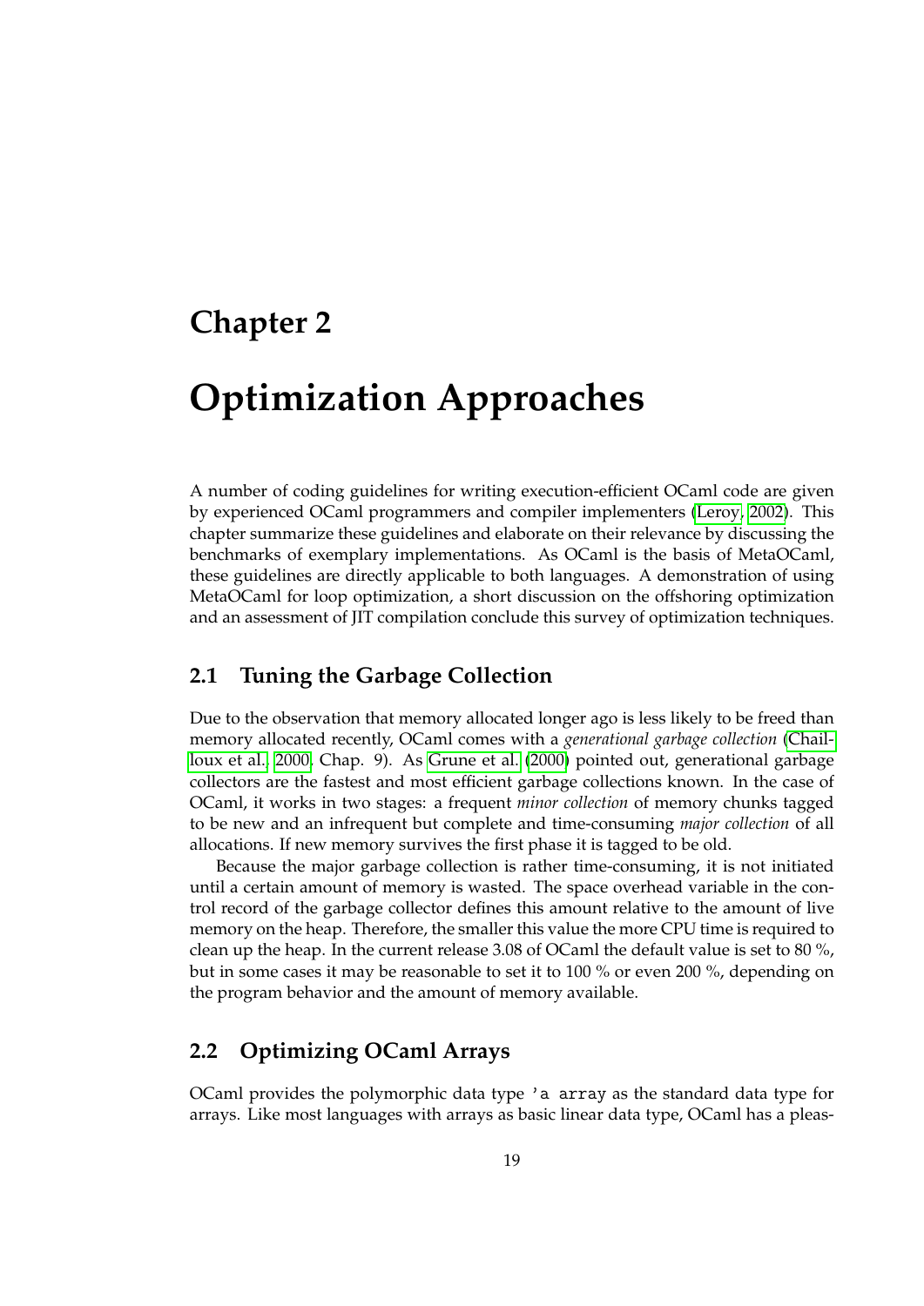# Chapter 2

# Optimization Approaches

A number of coding guidelines for writing execution-efficient OCaml code are given by experienced OCaml programmers and compiler implementers (Leroy, 2002). This chapter summarize these guidelines and elaborate on their relevance by discussing the benchmarks of exemplary implementations. As OCaml is the basis of MetaOCaml, these guidelines are directly applicable to both languages. A demonstration of using MetaOCaml for loop optimization, a short discussion on the offshoring optimization and an assessment of JIT compilation conclude this survey of optimization techniques.

## 2.1 Tuning the Garbage Collection

Due to the observation that memory allocated longer ago is less likely to be freed than memory allocated recently, OCaml comes with a *generational garbage collection* (Chailloux et al., 2000, Chap. 9). As Grune et al. (2000) pointed out, generational garbage collectors are the fastest and most efficient garbage collections known. In the case of OCaml, it works in two stages: a frequent *minor collection* of memory chunks tagged to be new and an infrequent but complete and time-consuming *major collection* of all allocations. If new memory survives the first phase it is tagged to be old.

Because the major garbage collection is rather time-consuming, it is not initiated until a certain amount of memory is wasted. The space overhead variable in the control record of the garbage collector defines this amount relative to the amount of live memory on the heap. Therefore, the smaller this value the more CPU time is required to clean up the heap. In the current release 3.08 of OCaml the default value is set to 80 %, but in some cases it may be reasonable to set it to 100 % or even 200 %, depending on the program behavior and the amount of memory available.

## 2.2 Optimizing OCaml Arrays

OCaml provides the polymorphic data type `'a array` as the standard data type for arrays. Like most languages with arrays as basic linear data type, OCaml has a pleas-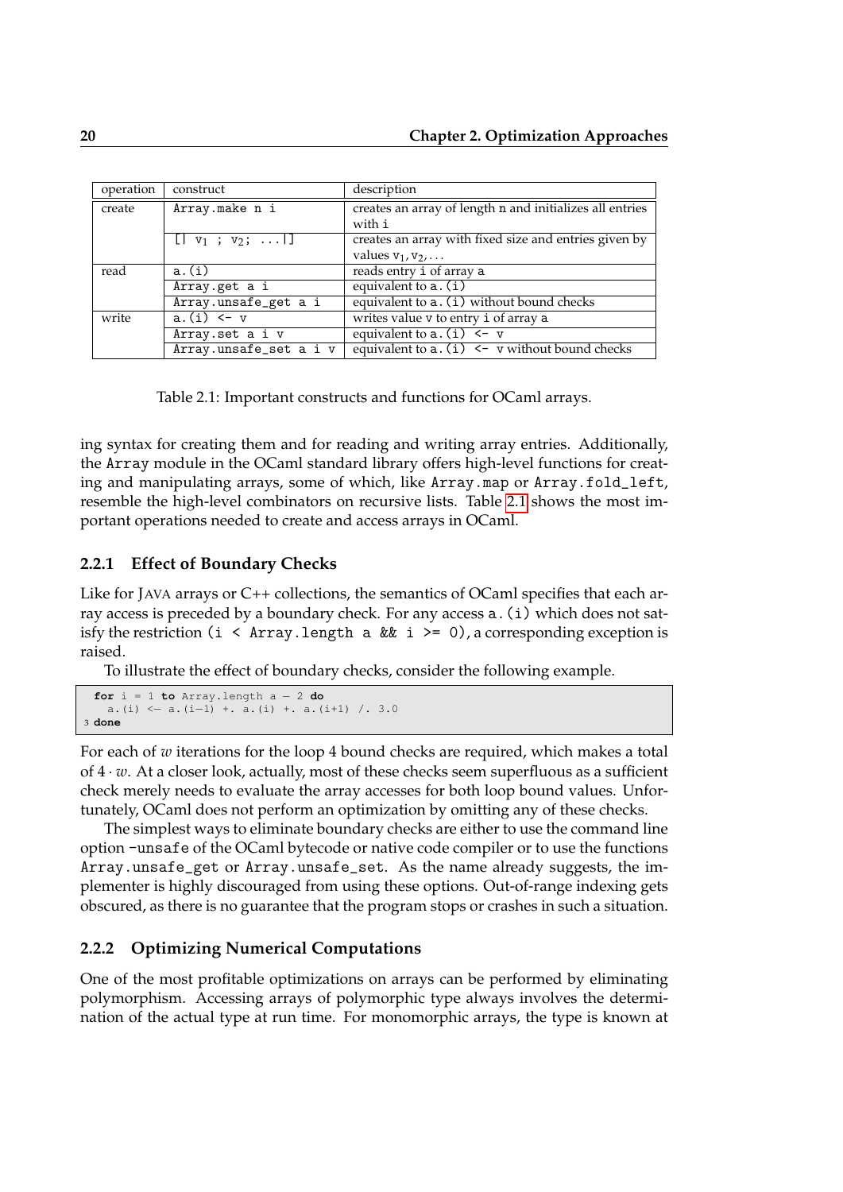| operation | construct | description |
|---|---|---|
| create | `Array.make n i` | creates an array of length `n` and initializes all entries with `i` |
| | `[| v1 ; v2; ...|]` | creates an array with fixed size and entries given by values $v_1, v_2, \ldots$ |
| read | `a.(i)` | reads entry `i` of array `a` |
| | `Array.get a i` | equivalent to `a.(i)` |
| | `Array.unsafe_get a i` | equivalent to `a.(i)` without bound checks |
| write | `a.(i) <- v` | writes value `v` to entry `i` of array `a` |
| | `Array.set a i v` | equivalent to `a.(i) <- v` |
| | `Array.unsafe_set a i v` | equivalent to `a.(i) <- v` without bound checks |

Table 2.1: Important constructs and functions for OCaml arrays.

ing syntax for creating them and for reading and writing array entries. Additionally, the `Array` module in the OCaml standard library offers high-level functions for creating and manipulating arrays, some of which, like `Array.map` or `Array.fold_left`, resemble the high-level combinators on recursive lists. Table 2.1 shows the most important operations needed to create and access arrays in OCaml.

### 2.2.1 Effect of Boundary Checks

Like for JAVA arrays or C++ collections, the semantics of OCaml specifies that each array access is preceded by a boundary check. For any access `a.(i)` which does not satisfy the restriction `(i < Array.length a && i >= 0)`, a corresponding exception is raised.

To illustrate the effect of boundary checks, consider the following example.

```
for i = 1 to Array.length a − 2 do
  a.(i) <− a.(i−1) +. a.(i) +. a.(i+1) /. 3.0
done
```

For each of $w$ iterations for the loop 4 bound checks are required, which makes a total of $4 \cdot w$. At a closer look, actually, most of these checks seem superfluous as a sufficient check merely needs to evaluate the array accesses for both loop bound values. Unfortunately, OCaml does not perform an optimization by omitting any of these checks.

The simplest ways to eliminate boundary checks are either to use the command line option `-unsafe` of the OCaml bytecode or native code compiler or to use the functions `Array.unsafe_get` or `Array.unsafe_set`. As the name already suggests, the implementer is highly discouraged from using these options. Out-of-range indexing gets obscured, as there is no guarantee that the program stops or crashes in such a situation.

### 2.2.2 Optimizing Numerical Computations

One of the most profitable optimizations on arrays can be performed by eliminating polymorphism. Accessing arrays of polymorphic type always involves the determination of the actual type at run time. For monomorphic arrays, the type is known at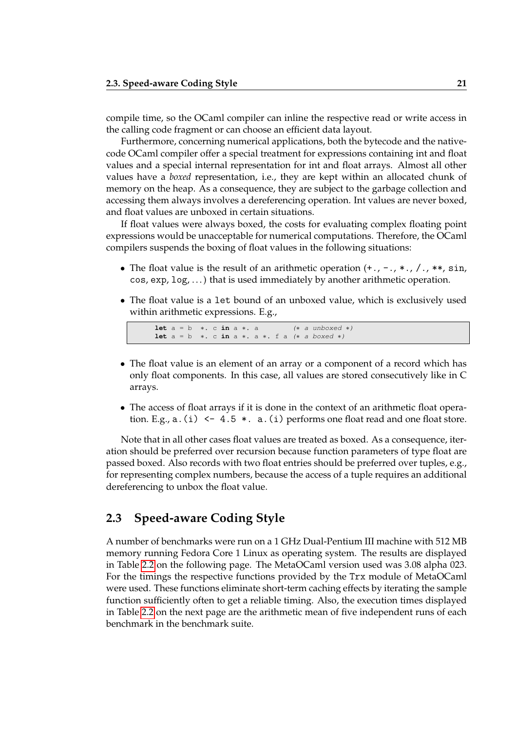compile time, so the OCaml compiler can inline the respective read or write access in the calling code fragment or can choose an efficient data layout.

Furthermore, concerning numerical applications, both the bytecode and the native-code OCaml compiler offer a special treatment for expressions containing int and float values and a special internal representation for int and float arrays. Almost all other values have a *boxed* representation, i.e., they are kept within an allocated chunk of memory on the heap. As a consequence, they are subject to the garbage collection and accessing them always involves a dereferencing operation. Int values are never boxed, and float values are unboxed in certain situations.

If float values were always boxed, the costs for evaluating complex floating point expressions would be unacceptable for numerical computations. Therefore, the OCaml compilers suspends the boxing of float values in the following situations:

- The float value is the result of an arithmetic operation (`+.`, `-.`, `*.`, `/.`, `**`, `sin`, `cos`, `exp`, `log`, ...) that is used immediately by another arithmetic operation.
- The float value is a `let` bound of an unboxed value, which is exclusively used within arithmetic expressions. E.g.,

```
let a = b  *. c in a *. a        (* a unboxed *)
let a = b  *. c in a *. a *. f a (* a boxed *)
```

- The float value is an element of an array or a component of a record which has only float components. In this case, all values are stored consecutively like in C arrays.
- The access of float arrays if it is done in the context of an arithmetic float operation. E.g., `a.(i) <- 4.5 *. a.(i)` performs one float read and one float store.

Note that in all other cases float values are treated as boxed. As a consequence, iteration should be preferred over recursion because function parameters of type float are passed boxed. Also records with two float entries should be preferred over tuples, e.g., for representing complex numbers, because the access of a tuple requires an additional dereferencing to unbox the float value.

## 2.3 Speed-aware Coding Style

A number of benchmarks were run on a 1 GHz Dual-Pentium III machine with 512 MB memory running Fedora Core 1 Linux as operating system. The results are displayed in Table 2.2 on the following page. The MetaOCaml version used was 3.08 alpha 023. For the timings the respective functions provided by the `Trx` module of MetaOCaml were used. These functions eliminate short-term caching effects by iterating the sample function sufficiently often to get a reliable timing. Also, the execution times displayed in Table 2.2 on the next page are the arithmetic mean of five independent runs of each benchmark in the benchmark suite.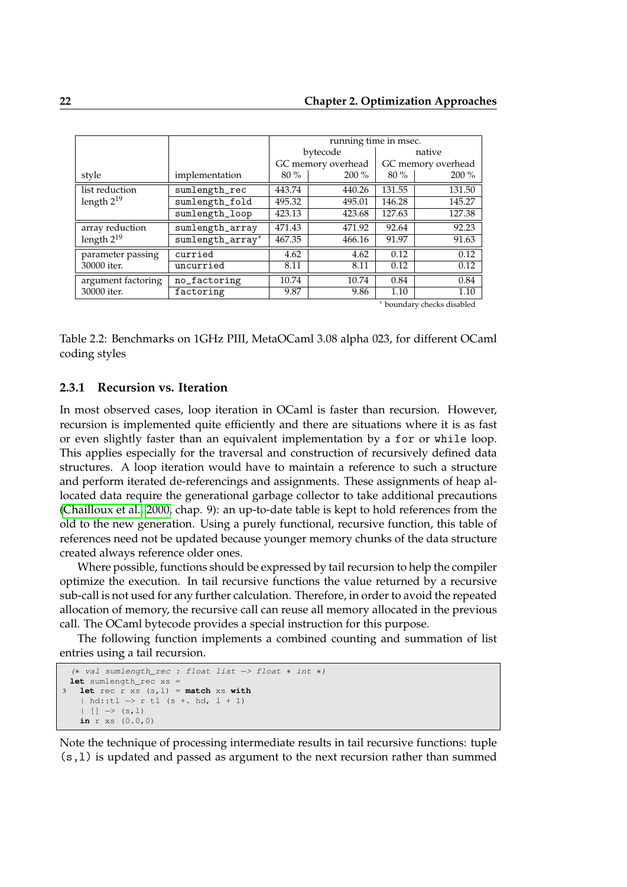| style | implementation | running time in msec. | | | |
|---|---|---|---|---|---|
| | | bytecode | | native | |
| | | GC memory overhead | | GC memory overhead | |
| | | 80 % | 200 % | 80 % | 200 % |
| list reduction length $2^{19}$ | sumlength_rec | 443.74 | 440.26 | 131.55 | 131.50 |
| | sumlength_fold | 495.32 | 495.01 | 146.28 | 145.27 |
| | sumlength_loop | 423.13 | 423.68 | 127.63 | 127.38 |
| array reduction length $2^{19}$ | sumlength_array | 471.43 | 471.92 | 92.64 | 92.23 |
| | sumlength_array* | 467.35 | 466.16 | 91.97 | 91.63 |
| parameter passing 30000 iter. | curried | 4.62 | 4.62 | 0.12 | 0.12 |
| | uncurried | 8.11 | 8.11 | 0.12 | 0.12 |
| argument factoring 30000 iter. | no_factoring | 10.74 | 10.74 | 0.84 | 0.84 |
| | factoring | 9.87 | 9.86 | 1.10 | 1.10 |

* boundary checks disabled

Table 2.2: Benchmarks on 1GHz PIII, MetaOCaml 3.08 alpha 023, for different OCaml coding styles

### 2.3.1 Recursion vs. Iteration

In most observed cases, loop iteration in OCaml is faster than recursion. However, recursion is implemented quite efficiently and there are situations where it is as fast or even slightly faster than an equivalent implementation by a `for` or `while` loop. This applies especially for the traversal and construction of recursively defined data structures. A loop iteration would have to maintain a reference to such a structure and perform iterated de-referencings and assignments. These assignments of heap allocated data require the generational garbage collector to take additional precautions (Chailloux et al., 2000, chap. 9): an up-to-date table is kept to hold references from the old to the new generation. Using a purely functional, recursive function, this table of references need not be updated because younger memory chunks of the data structure created always reference older ones.

Where possible, functions should be expressed by tail recursion to help the compiler optimize the execution. In tail recursive functions the value returned by a recursive sub-call is not used for any further calculation. Therefore, in order to avoid the repeated allocation of memory, the recursive call can reuse all memory allocated in the previous call. The OCaml bytecode provides a special instruction for this purpose.

The following function implements a combined counting and summation of list entries using a tail recursion.

```
(* val sumlength_rec : float list -> float * int *)
let sumlength_rec xs =
  let rec r xs (s,l) = match xs with
    | hd::tl -> r tl (s +. hd, l + 1)
    | [] -> (s,l)
  in r xs (0.0,0)
```

Note the technique of processing intermediate results in tail recursive functions: tuple `(s,l)` is updated and passed as argument to the next recursion rather than summed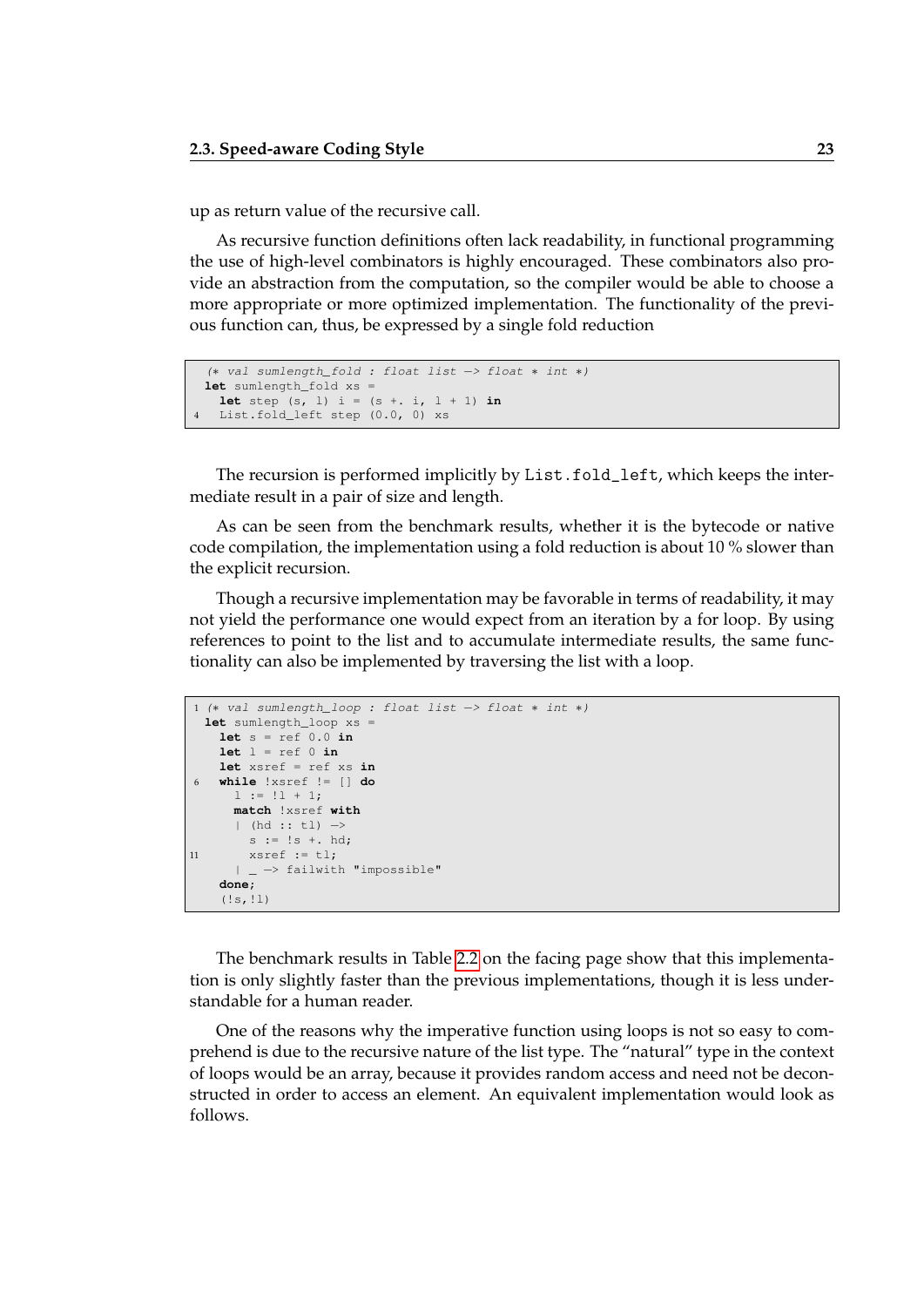up as return value of the recursive call.

As recursive function definitions often lack readability, in functional programming the use of high-level combinators is highly encouraged. These combinators also provide an abstraction from the computation, so the compiler would be able to choose a more appropriate or more optimized implementation. The functionality of the previous function can, thus, be expressed by a single fold reduction

```
(* val sumlength_fold : float list -> float * int *)
let sumlength_fold xs =
  let step (s, l) i = (s +. i, l + 1) in
  List.fold_left step (0.0, 0) xs
```

The recursion is performed implicitly by `List.fold_left`, which keeps the intermediate result in a pair of size and length.

As can be seen from the benchmark results, whether it is the bytecode or native code compilation, the implementation using a fold reduction is about 10 % slower than the explicit recursion.

Though a recursive implementation may be favorable in terms of readability, it may not yield the performance one would expect from an iteration by a for loop. By using references to point to the list and to accumulate intermediate results, the same functionality can also be implemented by traversing the list with a loop.

```
(* val sumlength_loop : float list -> float * int *)
let sumlength_loop xs =
  let s = ref 0.0 in
  let l = ref 0 in
  let xsref = ref xs in
  while !xsref != [] do
    l := !l + 1;
    match !xsref with
    | (hd :: tl) ->
      s := !s +. hd;
      xsref := tl;
    | _ -> failwith "impossible"
  done;
  (!s,!l)
```

The benchmark results in Table 2.2 on the facing page show that this implementation is only slightly faster than the previous implementations, though it is less understandable for a human reader.

One of the reasons why the imperative function using loops is not so easy to comprehend is due to the recursive nature of the list type. The "natural" type in the context of loops would be an array, because it provides random access and need not be deconstructed in order to access an element. An equivalent implementation would look as follows.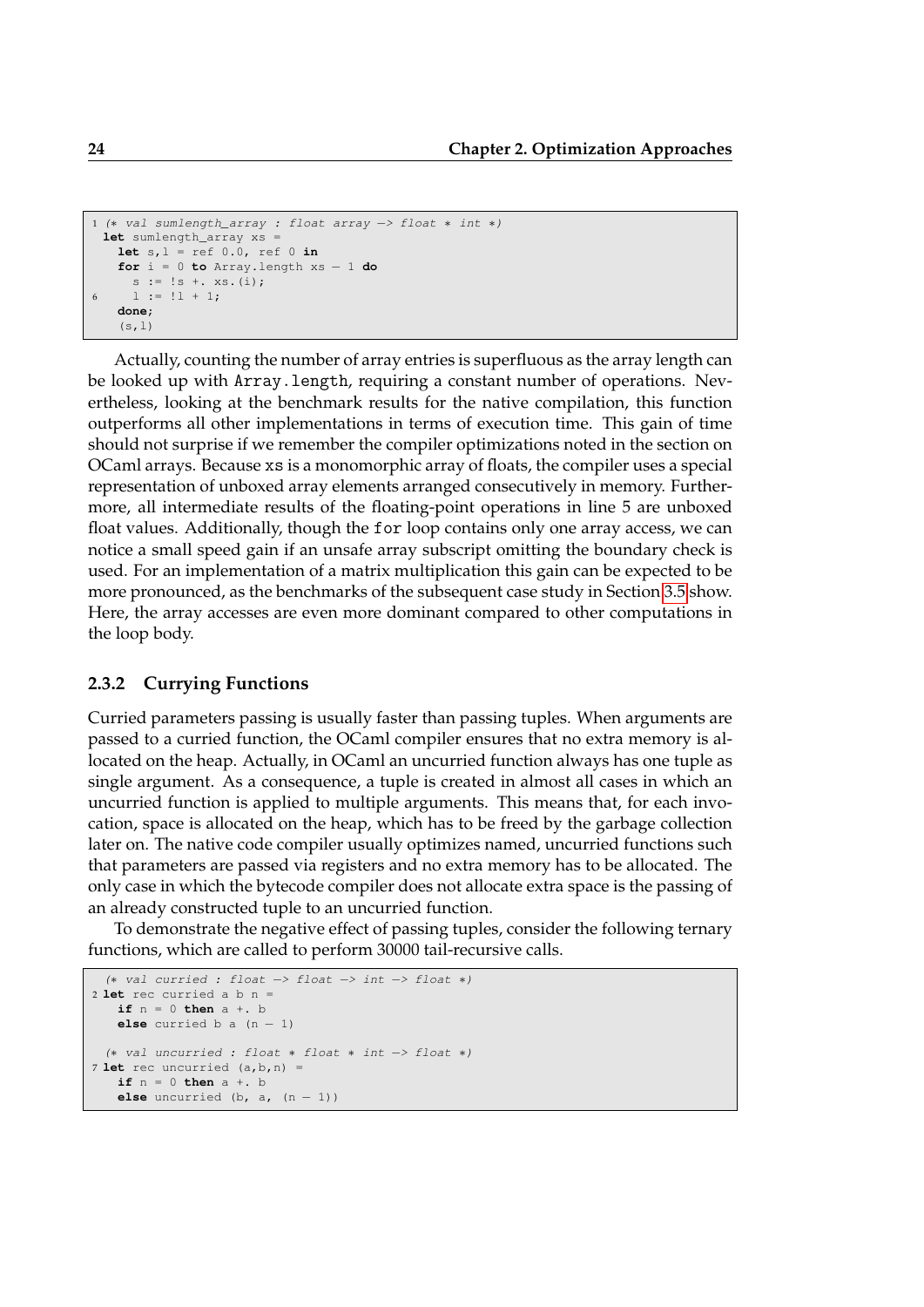```
(* val sumlength_array : float array -> float * int *)
let sumlength_array xs =
  let s,l = ref 0.0, ref 0 in
  for i = 0 to Array.length xs - 1 do
    s := !s +. xs.(i);
    l := !l + 1;
  done;
  (s,l)
```

Actually, counting the number of array entries is superfluous as the array length can be looked up with `Array.length`, requiring a constant number of operations. Nevertheless, looking at the benchmark results for the native compilation, this function outperforms all other implementations in terms of execution time. This gain of time should not surprise if we remember the compiler optimizations noted in the section on OCaml arrays. Because `xs` is a monomorphic array of floats, the compiler uses a special representation of unboxed array elements arranged consecutively in memory. Furthermore, all intermediate results of the floating-point operations in line 5 are unboxed float values. Additionally, though the `for` loop contains only one array access, we can notice a small speed gain if an unsafe array subscript omitting the boundary check is used. For an implementation of a matrix multiplication this gain can be expected to be more pronounced, as the benchmarks of the subsequent case study in Section 3.5 show. Here, the array accesses are even more dominant compared to other computations in the loop body.

### 2.3.2 Currying Functions

Curried parameters passing is usually faster than passing tuples. When arguments are passed to a curried function, the OCaml compiler ensures that no extra memory is allocated on the heap. Actually, in OCaml an uncurried function always has one tuple as single argument. As a consequence, a tuple is created in almost all cases in which an uncurried function is applied to multiple arguments. This means that, for each invocation, space is allocated on the heap, which has to be freed by the garbage collection later on. The native code compiler usually optimizes named, uncurried functions such that parameters are passed via registers and no extra memory has to be allocated. The only case in which the bytecode compiler does not allocate extra space is the passing of an already constructed tuple to an uncurried function.

To demonstrate the negative effect of passing tuples, consider the following ternary functions, which are called to perform 30000 tail-recursive calls.

```
(* val curried : float -> float -> int -> float *)
let rec curried a b n =
  if n = 0 then a +. b
  else curried b a (n - 1)

(* val uncurried : float * float * int -> float *)
let rec uncurried (a,b,n) =
  if n = 0 then a +. b
  else uncurried (b, a, (n - 1))
```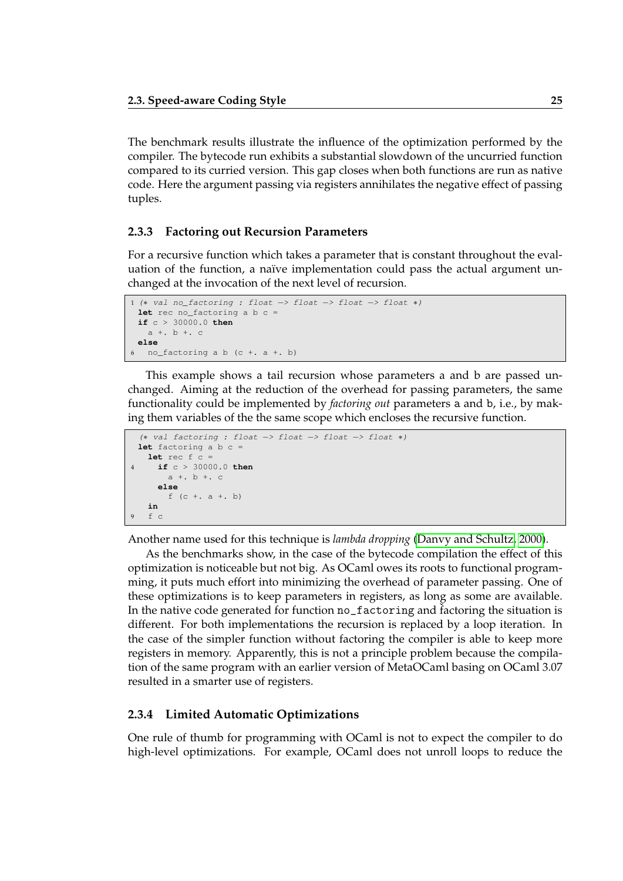The benchmark results illustrate the influence of the optimization performed by the compiler. The bytecode run exhibits a substantial slowdown of the uncurried function compared to its curried version. This gap closes when both functions are run as native code. Here the argument passing via registers annihilates the negative effect of passing tuples.

### 2.3.3 Factoring out Recursion Parameters

For a recursive function which takes a parameter that is constant throughout the evaluation of the function, a naïve implementation could pass the actual argument unchanged at the invocation of the next level of recursion.

```
(* val no_factoring : float -> float -> float -> float *)
let rec no_factoring a b c =
if c > 30000.0 then
  a +. b +. c
else
  no_factoring a b (c +. a +. b)
```

This example shows a tail recursion whose parameters a and b are passed unchanged. Aiming at the reduction of the overhead for passing parameters, the same functionality could be implemented by *factoring out* parameters a and b, i.e., by making them variables of the the same scope which encloses the recursive function.

```
(* val factoring : float -> float -> float -> float *)
let factoring a b c =
  let rec f c =
    if c > 30000.0 then
      a +. b +. c
    else
      f (c +. a +. b)
  in
  f c
```

Another name used for this technique is *lambda dropping* (Danvy and Schultz, 2000).

As the benchmarks show, in the case of the bytecode compilation the effect of this optimization is noticeable but not big. As OCaml owes its roots to functional programming, it puts much effort into minimizing the overhead of parameter passing. One of these optimizations is to keep parameters in registers, as long as some are available. In the native code generated for function no_factoring and factoring the situation is different. For both implementations the recursion is replaced by a loop iteration. In the case of the simpler function without factoring the compiler is able to keep more registers in memory. Apparently, this is not a principle problem because the compilation of the same program with an earlier version of MetaOCaml basing on OCaml 3.07 resulted in a smarter use of registers.

### 2.3.4 Limited Automatic Optimizations

One rule of thumb for programming with OCaml is not to expect the compiler to do high-level optimizations. For example, OCaml does not unroll loops to reduce the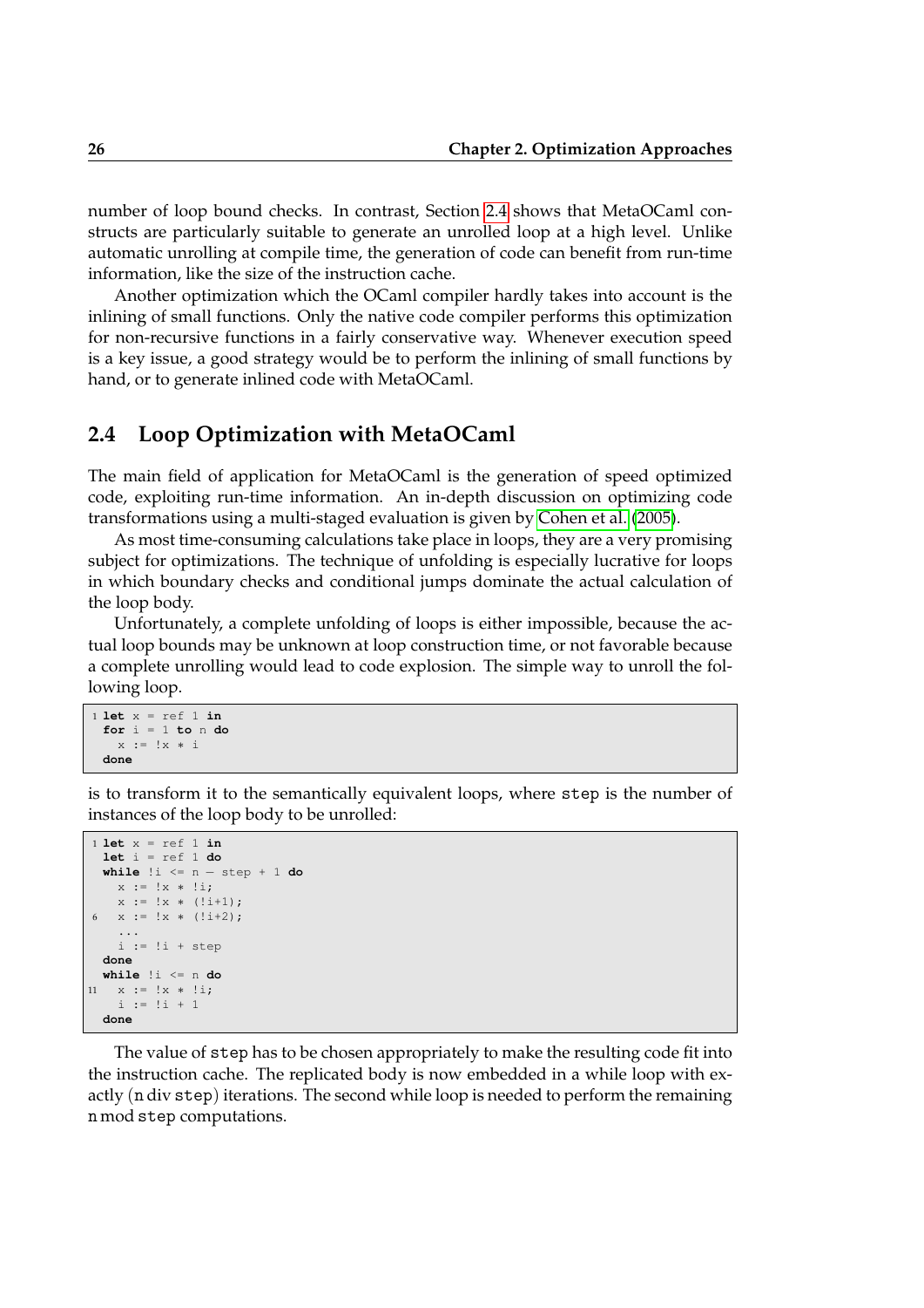number of loop bound checks. In contrast, Section 2.4 shows that MetaOCaml constructs are particularly suitable to generate an unrolled loop at a high level. Unlike automatic unrolling at compile time, the generation of code can benefit from run-time information, like the size of the instruction cache.

Another optimization which the OCaml compiler hardly takes into account is the inlining of small functions. Only the native code compiler performs this optimization for non-recursive functions in a fairly conservative way. Whenever execution speed is a key issue, a good strategy would be to perform the inlining of small functions by hand, or to generate inlined code with MetaOCaml.

## 2.4 Loop Optimization with MetaOCaml

The main field of application for MetaOCaml is the generation of speed optimized code, exploiting run-time information. An in-depth discussion on optimizing code transformations using a multi-staged evaluation is given by Cohen et al. (2005).

As most time-consuming calculations take place in loops, they are a very promising subject for optimizations. The technique of unfolding is especially lucrative for loops in which boundary checks and conditional jumps dominate the actual calculation of the loop body.

Unfortunately, a complete unfolding of loops is either impossible, because the actual loop bounds may be unknown at loop construction time, or not favorable because a complete unrolling would lead to code explosion. The simple way to unroll the following loop.

```
1 let x = ref 1 in
  for i = 1 to n do
    x := !x * i
  done
```

is to transform it to the semantically equivalent loops, where `step` is the number of instances of the loop body to be unrolled:

```
1 let x = ref 1 in
  let i = ref 1 do
  while !i <= n - step + 1 do
    x := !x * !i;
    x := !x * (!i+1);
6   x := !x * (!i+2);
    ...
    i := !i + step
  done
  while !i <= n do
11  x := !x * !i;
    i := !i + 1
  done
```

The value of `step` has to be chosen appropriately to make the resulting code fit into the instruction cache. The replicated body is now embedded in a while loop with exactly (n div `step`) iterations. The second while loop is needed to perform the remaining n mod `step` computations.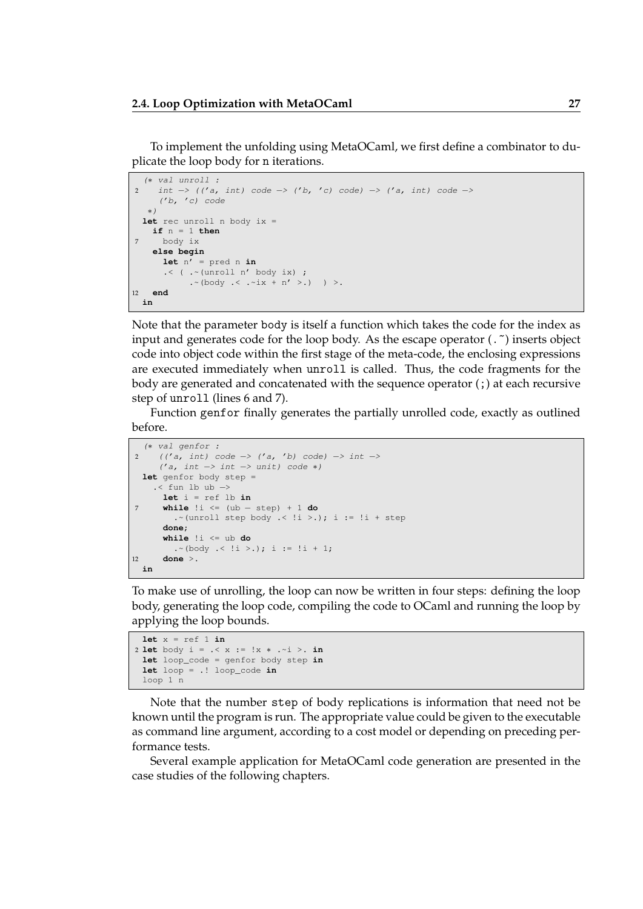To implement the unfolding using MetaOCaml, we first define a combinator to duplicate the loop body for n iterations.

```
(* val unroll :
    int -> (('a, int) code -> ('b, 'c) code) -> ('a, int) code ->
    ('b, 'c) code
 *)
let rec unroll n body ix =
  if n = 1 then
    body ix
  else begin
    let n' = pred n in
    .< ( .~(unroll n' body ix) ;
         .~(body .< .~ix + n' >.)  ) >.
  end
in
```

Note that the parameter body is itself a function which takes the code for the index as input and generates code for the loop body. As the escape operator (.~) inserts object code into object code within the first stage of the meta-code, the enclosing expressions are executed immediately when unroll is called. Thus, the code fragments for the body are generated and concatenated with the sequence operator (;) at each recursive step of unroll (lines 6 and 7).

Function genfor finally generates the partially unrolled code, exactly as outlined before.

```
(* val genfor :
    (('a, int) code -> ('a, 'b) code) -> int ->
    ('a, int -> int -> unit) code *)
let genfor body step =
  .< fun lb ub ->
    let i = ref lb in
    while !i <= (ub - step) + 1 do
      .~(unroll step body .< !i >.); i := !i + step
    done;
    while !i <= ub do
      .~(body .< !i >.); i := !i + 1;
    done >.
in
```

To make use of unrolling, the loop can now be written in four steps: defining the loop body, generating the loop code, compiling the code to OCaml and running the loop by applying the loop bounds.

```
let x = ref 1 in
let body i = .< x := !x * .~i >. in
let loop_code = genfor body step in
let loop = .! loop_code in
loop 1 n
```

Note that the number step of body replications is information that need not be known until the program is run. The appropriate value could be given to the executable as command line argument, according to a cost model or depending on preceding performance tests.

Several example application for MetaOCaml code generation are presented in the case studies of the following chapters.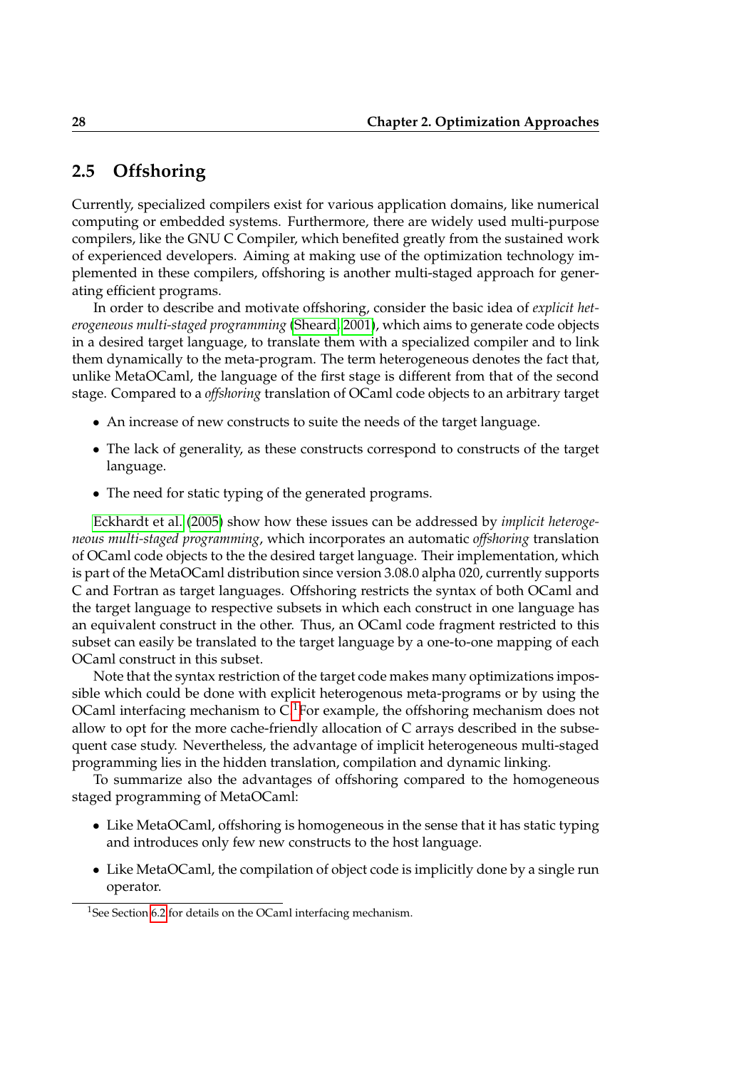## 2.5 Offshoring

Currently, specialized compilers exist for various application domains, like numerical computing or embedded systems. Furthermore, there are widely used multi-purpose compilers, like the GNU C Compiler, which benefited greatly from the sustained work of experienced developers. Aiming at making use of the optimization technology implemented in these compilers, offshoring is another multi-staged approach for generating efficient programs.

In order to describe and motivate offshoring, consider the basic idea of *explicit heterogeneous multi-staged programming* (Sheard, 2001), which aims to generate code objects in a desired target language, to translate them with a specialized compiler and to link them dynamically to the meta-program. The term heterogeneous denotes the fact that, unlike MetaOCaml, the language of the first stage is different from that of the second stage. Compared to a *offshoring* translation of OCaml code objects to an arbitrary target

- An increase of new constructs to suite the needs of the target language.
- The lack of generality, as these constructs correspond to constructs of the target language.
- The need for static typing of the generated programs.

Eckhardt et al. (2005) show how these issues can be addressed by *implicit heterogeneous multi-staged programming*, which incorporates an automatic *offshoring* translation of OCaml code objects to the the desired target language. Their implementation, which is part of the MetaOCaml distribution since version 3.08.0 alpha 020, currently supports C and Fortran as target languages. Offshoring restricts the syntax of both OCaml and the target language to respective subsets in which each construct in one language has an equivalent construct in the other. Thus, an OCaml code fragment restricted to this subset can easily be translated to the target language by a one-to-one mapping of each OCaml construct in this subset.

Note that the syntax restriction of the target code makes many optimizations impossible which could be done with explicit heterogenous meta-programs or by using the OCaml interfacing mechanism to C.[1] For example, the offshoring mechanism does not allow to opt for the more cache-friendly allocation of C arrays described in the subsequent case study. Nevertheless, the advantage of implicit heterogeneous multi-staged programming lies in the hidden translation, compilation and dynamic linking.

To summarize also the advantages of offshoring compared to the homogeneous staged programming of MetaOCaml:

- Like MetaOCaml, offshoring is homogeneous in the sense that it has static typing and introduces only few new constructs to the host language.
- Like MetaOCaml, the compilation of object code is implicitly done by a single run operator.

[1] See Section 6.2 for details on the OCaml interfacing mechanism.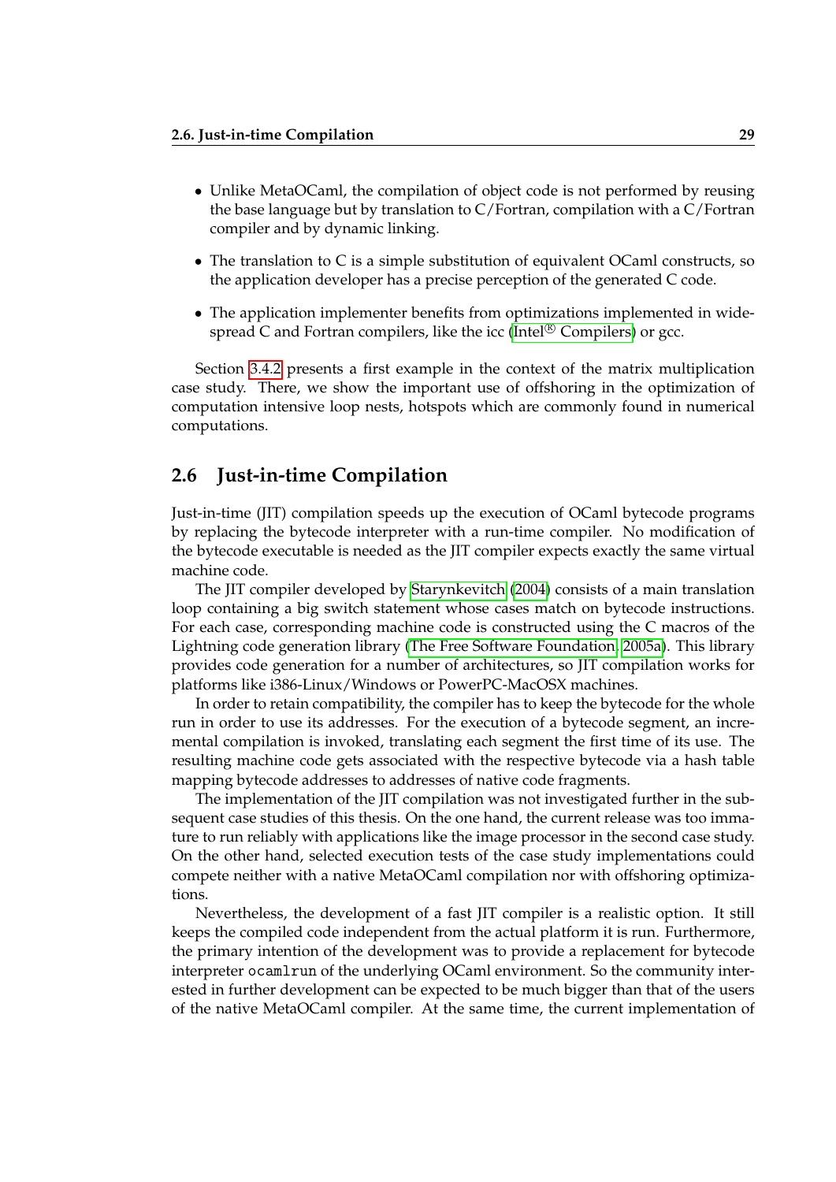- Unlike MetaOCaml, the compilation of object code is not performed by reusing the base language but by translation to C/Fortran, compilation with a C/Fortran compiler and by dynamic linking.
- The translation to C is a simple substitution of equivalent OCaml constructs, so the application developer has a precise perception of the generated C code.
- The application implementer benefits from optimizations implemented in widespread C and Fortran compilers, like the icc (Intel® Compilers) or gcc.

Section 3.4.2 presents a first example in the context of the matrix multiplication case study. There, we show the important use of offshoring in the optimization of computation intensive loop nests, hotspots which are commonly found in numerical computations.

## 2.6 Just-in-time Compilation

Just-in-time (JIT) compilation speeds up the execution of OCaml bytecode programs by replacing the bytecode interpreter with a run-time compiler. No modification of the bytecode executable is needed as the JIT compiler expects exactly the same virtual machine code.

The JIT compiler developed by Starynkevitch (2004) consists of a main translation loop containing a big switch statement whose cases match on bytecode instructions. For each case, corresponding machine code is constructed using the C macros of the Lightning code generation library (The Free Software Foundation, 2005a). This library provides code generation for a number of architectures, so JIT compilation works for platforms like i386-Linux/Windows or PowerPC-MacOSX machines.

In order to retain compatibility, the compiler has to keep the bytecode for the whole run in order to use its addresses. For the execution of a bytecode segment, an incremental compilation is invoked, translating each segment the first time of its use. The resulting machine code gets associated with the respective bytecode via a hash table mapping bytecode addresses to addresses of native code fragments.

The implementation of the JIT compilation was not investigated further in the subsequent case studies of this thesis. On the one hand, the current release was too immature to run reliably with applications like the image processor in the second case study. On the other hand, selected execution tests of the case study implementations could compete neither with a native MetaOCaml compilation nor with offshoring optimizations.

Nevertheless, the development of a fast JIT compiler is a realistic option. It still keeps the compiled code independent from the actual platform it is run. Furthermore, the primary intention of the development was to provide a replacement for bytecode interpreter `ocamlrun` of the underlying OCaml environment. So the community interested in further development can be expected to be much bigger than that of the users of the native MetaOCaml compiler. At the same time, the current implementation of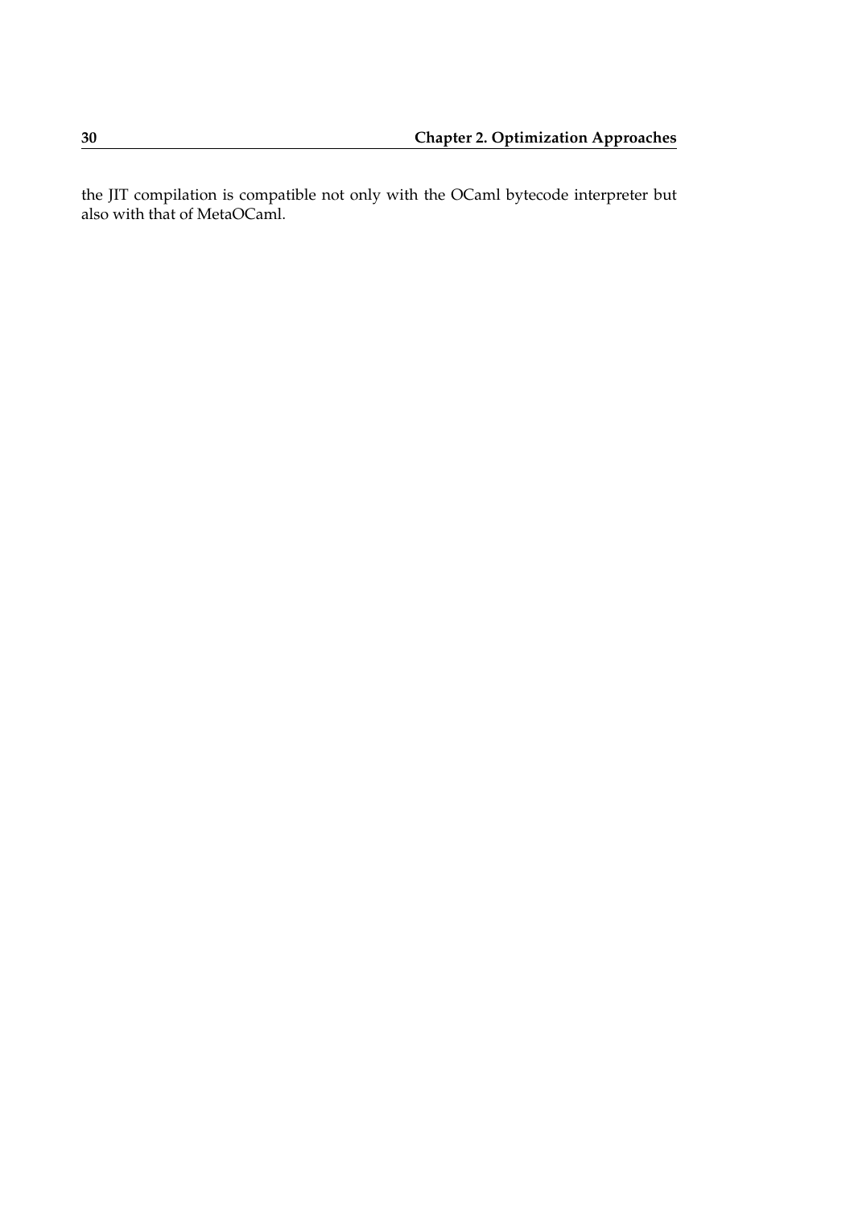the JIT compilation is compatible not only with the OCaml bytecode interpreter but also with that of MetaOCaml.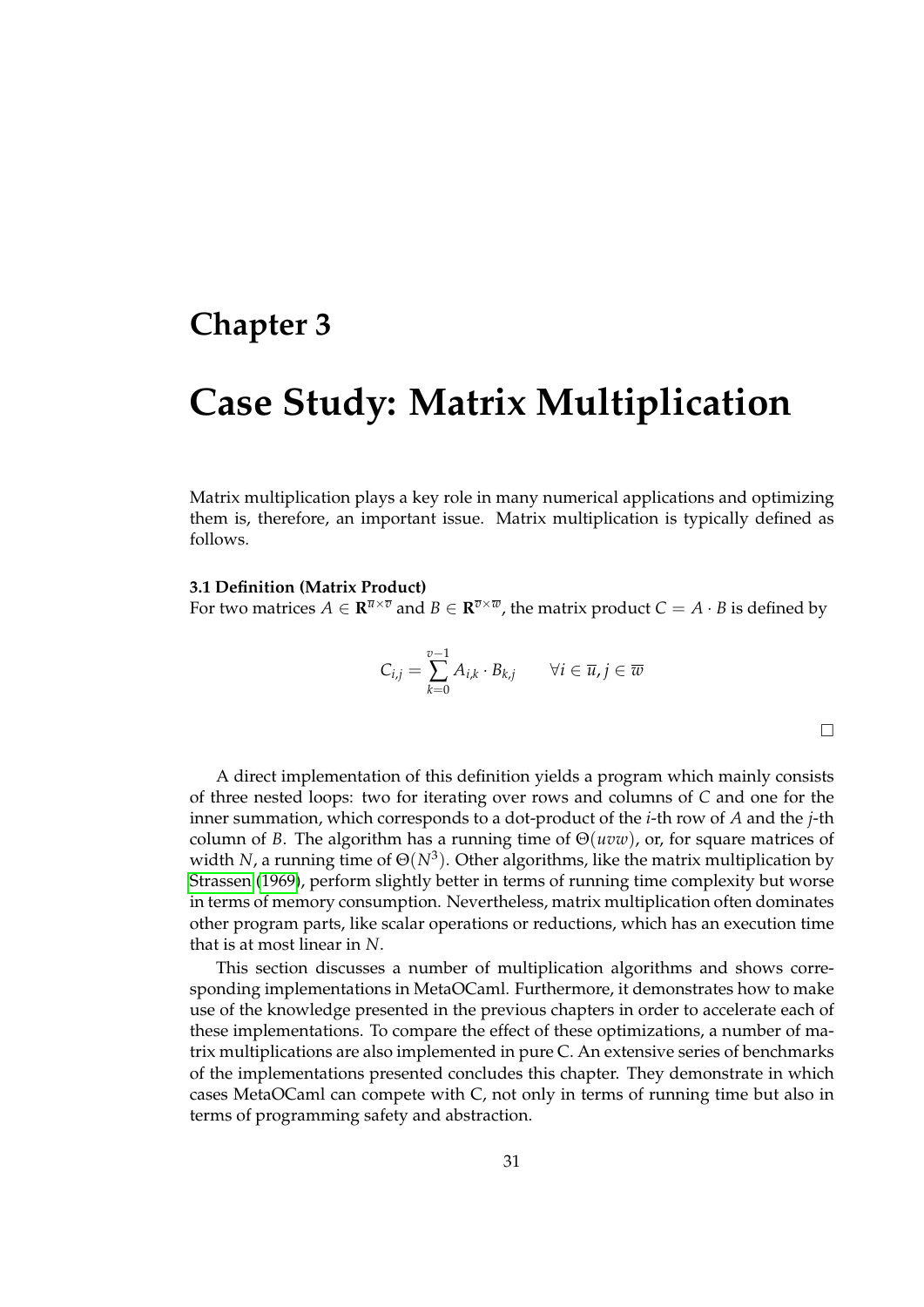# Chapter 3

# Case Study: Matrix Multiplication

Matrix multiplication plays a key role in many numerical applications and optimizing them is, therefore, an important issue. Matrix multiplication is typically defined as follows.

**3.1 Definition (Matrix Product)**
For two matrices $A \in \mathbf{R}^{\overline{u} \times \overline{v}}$ and $B \in \mathbf{R}^{\overline{v} \times \overline{w}}$, the matrix product $C = A \cdot B$ is defined by

$$C_{i,j} = \sum_{k=0}^{v-1} A_{i,k} \cdot B_{k,j} \qquad \forall i \in \overline{u}, j \in \overline{w}$$

□

A direct implementation of this definition yields a program which mainly consists of three nested loops: two for iterating over rows and columns of $C$ and one for the inner summation, which corresponds to a dot-product of the $i$-th row of $A$ and the $j$-th column of $B$. The algorithm has a running time of $\Theta(uvw)$, or, for square matrices of width $N$, a running time of $\Theta(N^3)$. Other algorithms, like the matrix multiplication by Strassen (1969), perform slightly better in terms of running time complexity but worse in terms of memory consumption. Nevertheless, matrix multiplication often dominates other program parts, like scalar operations or reductions, which has an execution time that is at most linear in $N$.

This section discusses a number of multiplication algorithms and shows corresponding implementations in MetaOCaml. Furthermore, it demonstrates how to make use of the knowledge presented in the previous chapters in order to accelerate each of these implementations. To compare the effect of these optimizations, a number of matrix multiplications are also implemented in pure C. An extensive series of benchmarks of the implementations presented concludes this chapter. They demonstrate in which cases MetaOCaml can compete with C, not only in terms of running time but also in terms of programming safety and abstraction.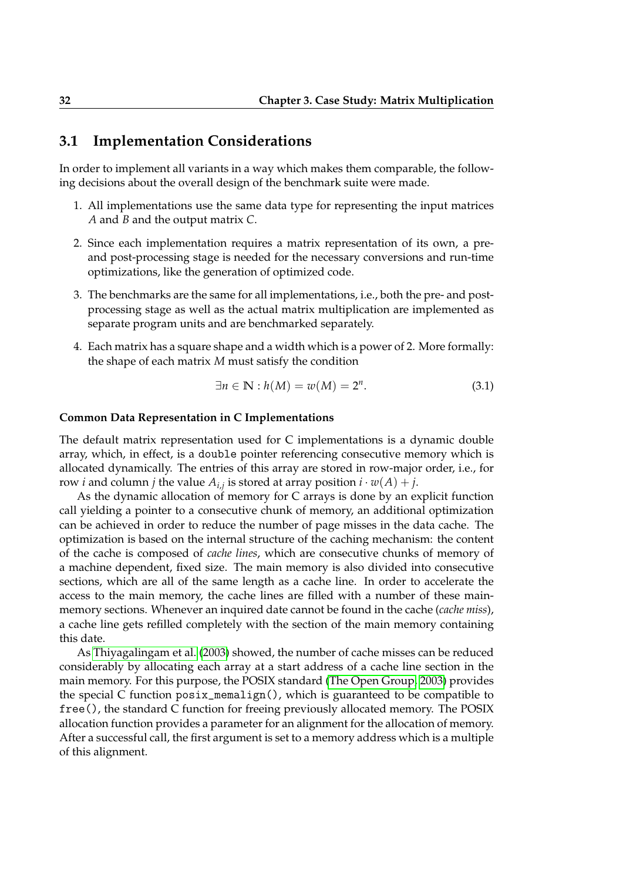## 3.1 Implementation Considerations

In order to implement all variants in a way which makes them comparable, the following decisions about the overall design of the benchmark suite were made.

1. All implementations use the same data type for representing the input matrices $A$ and $B$ and the output matrix $C$.
2. Since each implementation requires a matrix representation of its own, a pre- and post-processing stage is needed for the necessary conversions and run-time optimizations, like the generation of optimized code.
3. The benchmarks are the same for all implementations, i.e., both the pre- and post-processing stage as well as the actual matrix multiplication are implemented as separate program units and are benchmarked separately.
4. Each matrix has a square shape and a width which is a power of 2. More formally: the shape of each matrix $M$ must satisfy the condition

$$\exists n \in \mathbb{N} : h(M) = w(M) = 2^n. \tag{3.1}$$

#### Common Data Representation in C Implementations

The default matrix representation used for C implementations is a dynamic double array, which, in effect, is a `double` pointer referencing consecutive memory which is allocated dynamically. The entries of this array are stored in row-major order, i.e., for row $i$ and column $j$ the value $A_{i,j}$ is stored at array position $i \cdot w(A) + j$.

As the dynamic allocation of memory for C arrays is done by an explicit function call yielding a pointer to a consecutive chunk of memory, an additional optimization can be achieved in order to reduce the number of page misses in the data cache. The optimization is based on the internal structure of the caching mechanism: the content of the cache is composed of *cache lines*, which are consecutive chunks of memory of a machine dependent, fixed size. The main memory is also divided into consecutive sections, which are all of the same length as a cache line. In order to accelerate the access to the main memory, the cache lines are filled with a number of these main-memory sections. Whenever an inquired date cannot be found in the cache (*cache miss*), a cache line gets refilled completely with the section of the main memory containing this date.

As Thiyagalingam et al. (2003) showed, the number of cache misses can be reduced considerably by allocating each array at a start address of a cache line section in the main memory. For this purpose, the POSIX standard (The Open Group, 2003) provides the special C function `posix_memalign()`, which is guaranteed to be compatible to `free()`, the standard C function for freeing previously allocated memory. The POSIX allocation function provides a parameter for an alignment for the allocation of memory. After a successful call, the first argument is set to a memory address which is a multiple of this alignment.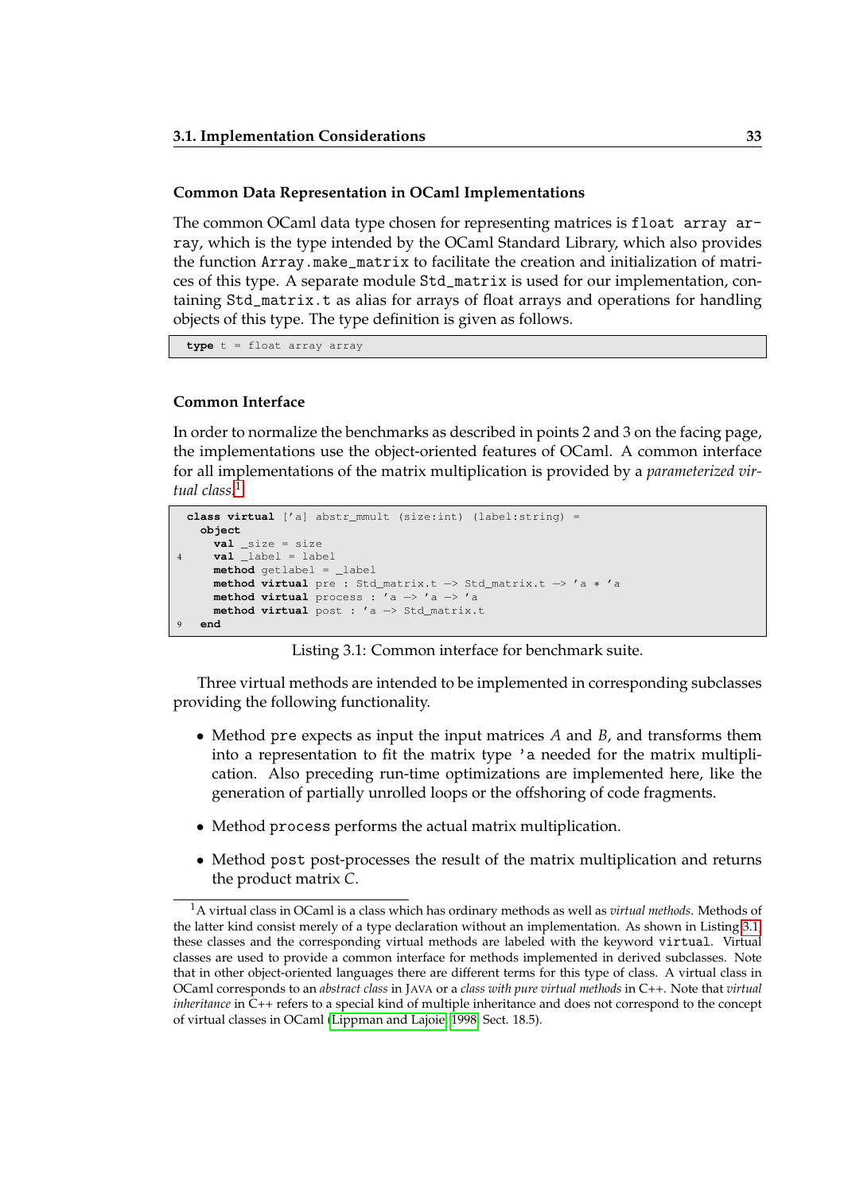### Common Data Representation in OCaml Implementations

The common OCaml data type chosen for representing matrices is `float array array`, which is the type intended by the OCaml Standard Library, which also provides the function `Array.make_matrix` to facilitate the creation and initialization of matrices of this type. A separate module `Std_matrix` is used for our implementation, containing `Std_matrix.t` as alias for arrays of float arrays and operations for handling objects of this type. The type definition is given as follows.

```
type t = float array array
```

### Common Interface

In order to normalize the benchmarks as described in points 2 and 3 on the facing page, the implementations use the object-oriented features of OCaml. A common interface for all implementations of the matrix multiplication is provided by a *parameterized virtual class*.[1]

```
class virtual ['a] abstr_mmult (size:int) (label:string) =
  object
    val _size = size
    val _label = label
    method getlabel = _label
    method virtual pre : Std_matrix.t -> Std_matrix.t -> 'a * 'a
    method virtual process : 'a -> 'a -> 'a
    method virtual post : 'a -> Std_matrix.t
  end
```

Listing 3.1: Common interface for benchmark suite.

Three virtual methods are intended to be implemented in corresponding subclasses providing the following functionality.

- Method `pre` expects as input the input matrices $A$ and $B$, and transforms them into a representation to fit the matrix type `'a` needed for the matrix multiplication. Also preceding run-time optimizations are implemented here, like the generation of partially unrolled loops or the offshoring of code fragments.

- Method `process` performs the actual matrix multiplication.

- Method `post` post-processes the result of the matrix multiplication and returns the product matrix $C$.

---

[1] A virtual class in OCaml is a class which has ordinary methods as well as *virtual methods*. Methods of the latter kind consist merely of a type declaration without an implementation. As shown in Listing 3.1, these classes and the corresponding virtual methods are labeled with the keyword `virtual`. Virtual classes are used to provide a common interface for methods implemented in derived subclasses. Note that in other object-oriented languages there are different terms for this type of class. A virtual class in OCaml corresponds to an *abstract class* in JAVA or a *class with pure virtual methods* in C++. Note that *virtual inheritance* in C++ refers to a special kind of multiple inheritance and does not correspond to the concept of virtual classes in OCaml (Lippman and Lajoie, 1998, Sect. 18.5).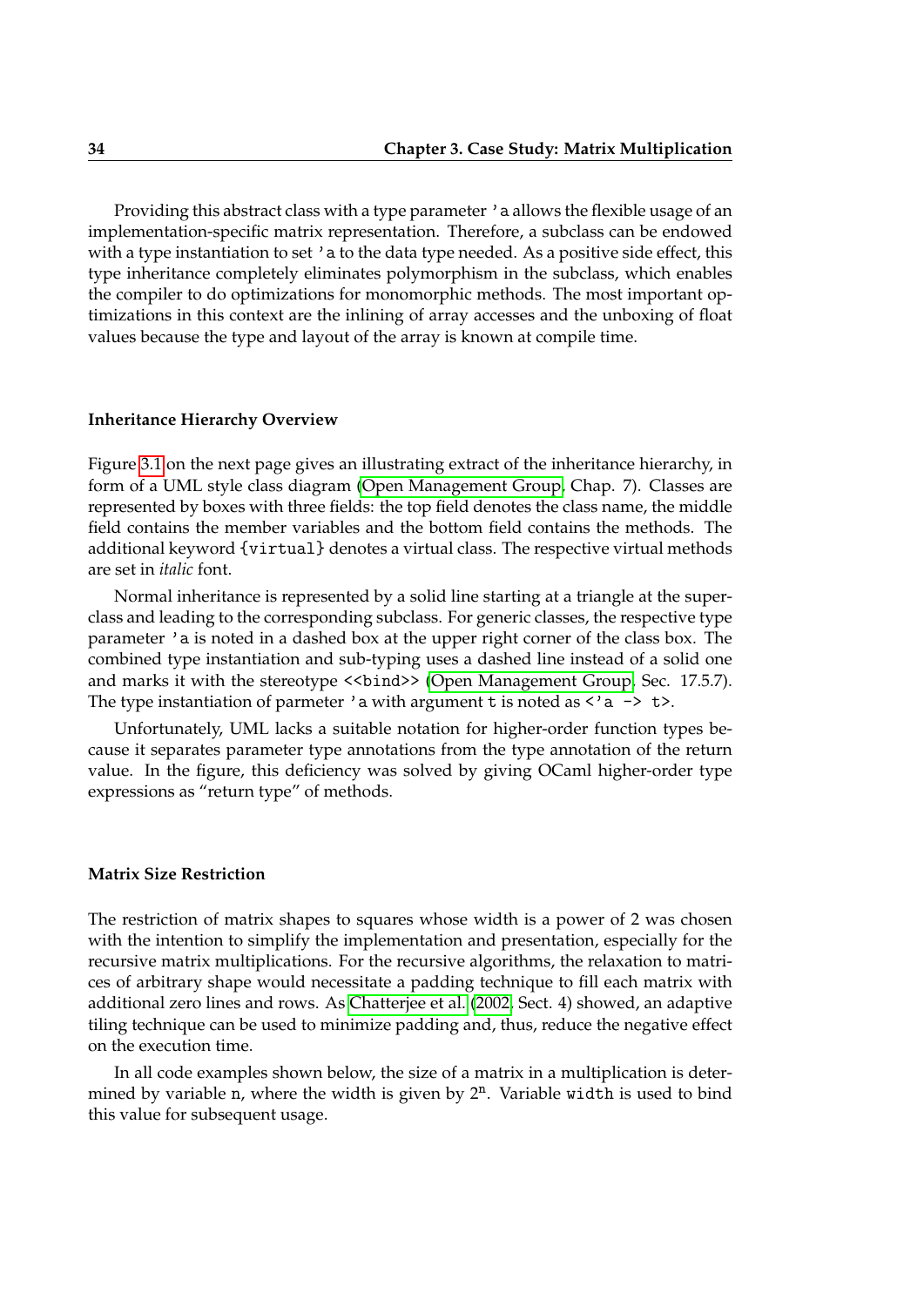Providing this abstract class with a type parameter `'a` allows the flexible usage of an implementation-specific matrix representation. Therefore, a subclass can be endowed with a type instantiation to set `'a` to the data type needed. As a positive side effect, this type inheritance completely eliminates polymorphism in the subclass, which enables the compiler to do optimizations for monomorphic methods. The most important optimizations in this context are the inlining of array accesses and the unboxing of float values because the type and layout of the array is known at compile time.

### Inheritance Hierarchy Overview

Figure 3.1 on the next page gives an illustrating extract of the inheritance hierarchy, in form of a UML style class diagram (Open Management Group, Chap. 7). Classes are represented by boxes with three fields: the top field denotes the class name, the middle field contains the member variables and the bottom field contains the methods. The additional keyword `{virtual}` denotes a virtual class. The respective virtual methods are set in *italic* font.

Normal inheritance is represented by a solid line starting at a triangle at the superclass and leading to the corresponding subclass. For generic classes, the respective type parameter `'a` is noted in a dashed box at the upper right corner of the class box. The combined type instantiation and sub-typing uses a dashed line instead of a solid one and marks it with the stereotype `<<bind>>` (Open Management Group, Sec. 17.5.7). The type instantiation of parmeter `'a` with argument `t` is noted as `<'a -> t>`.

Unfortunately, UML lacks a suitable notation for higher-order function types because it separates parameter type annotations from the type annotation of the return value. In the figure, this deficiency was solved by giving OCaml higher-order type expressions as "return type" of methods.

### Matrix Size Restriction

The restriction of matrix shapes to squares whose width is a power of 2 was chosen with the intention to simplify the implementation and presentation, especially for the recursive matrix multiplications. For the recursive algorithms, the relaxation to matrices of arbitrary shape would necessitate a padding technique to fill each matrix with additional zero lines and rows. As Chatterjee et al. (2002, Sect. 4) showed, an adaptive tiling technique can be used to minimize padding and, thus, reduce the negative effect on the execution time.

In all code examples shown below, the size of a matrix in a multiplication is determined by variable `n`, where the width is given by $2^{n}$. Variable `width` is used to bind this value for subsequent usage.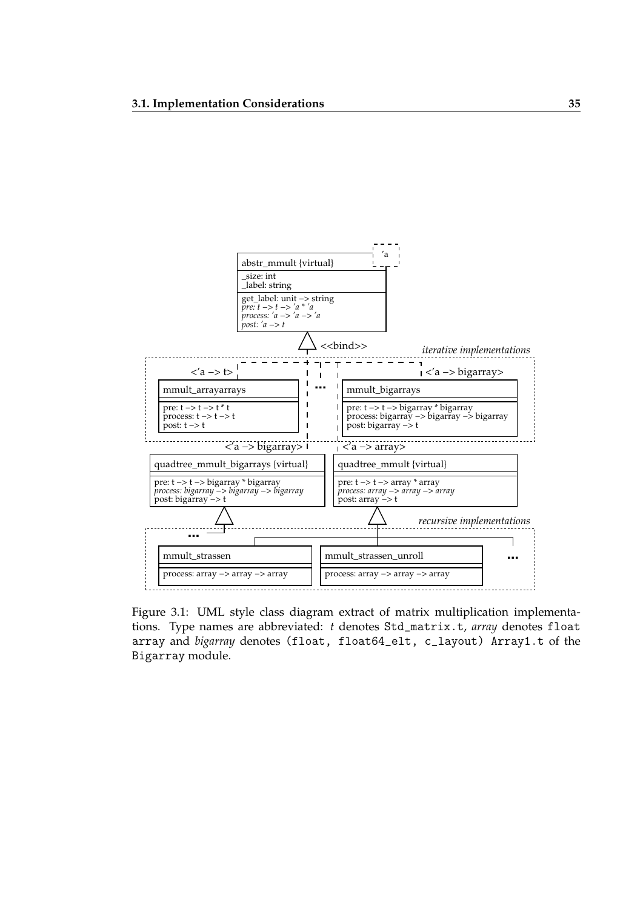Figure 3.1: UML style class diagram extract of matrix multiplication implementations. Type names are abbreviated: *t* denotes `Std_matrix.t`, *array* denotes `float array` and *bigarray* denotes `(float, float64_elt, c_layout) Array1.t` of the `Bigarray` module.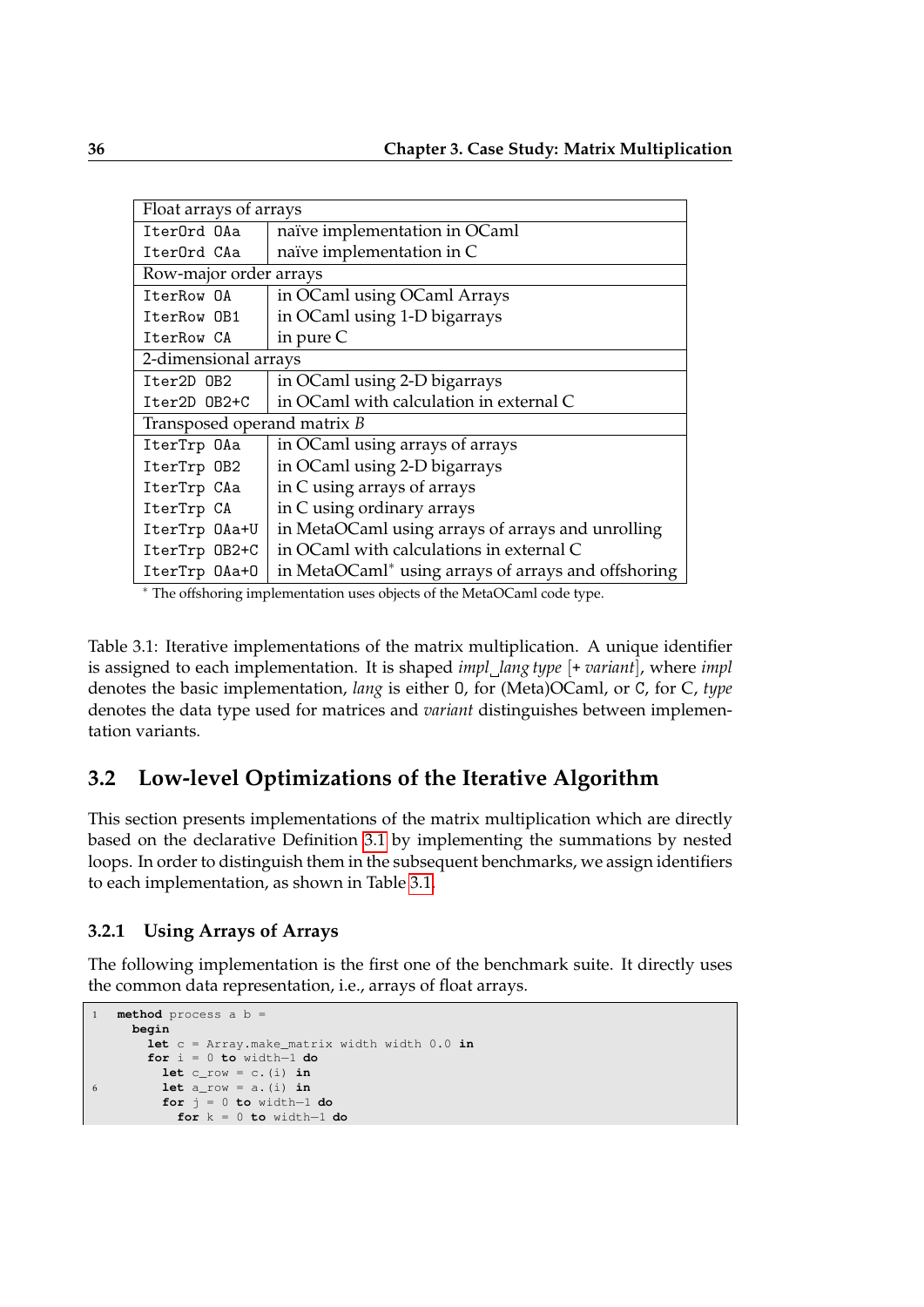| Float arrays of arrays | |
|---|---|
| `IterOrd OAa` | naïve implementation in OCaml |
| `IterOrd CAa` | naïve implementation in C |
| **Row-major order arrays** | |
| `IterRow OA` | in OCaml using OCaml Arrays |
| `IterRow OB1` | in OCaml using 1-D bigarrays |
| `IterRow CA` | in pure C |
| **2-dimensional arrays** | |
| `Iter2D OB2` | in OCaml using 2-D bigarrays |
| `Iter2D OB2+C` | in OCaml with calculation in external C |
| **Transposed operand matrix *B*** | |
| `IterTrp OAa` | in OCaml using arrays of arrays |
| `IterTrp OB2` | in OCaml using 2-D bigarrays |
| `IterTrp CAa` | in C using arrays of arrays |
| `IterTrp CA` | in C using ordinary arrays |
| `IterTrp OAa+U` | in MetaOCaml using arrays of arrays and unrolling |
| `IterTrp OB2+C` | in OCaml with calculations in external C |
| `IterTrp OAa+O` | in MetaOCaml* using arrays of arrays and offshoring |

* The offshoring implementation uses objects of the MetaOCaml code type.

Table 3.1: Iterative implementations of the matrix multiplication. A unique identifier is assigned to each implementation. It is shaped *impl␣lang type* [+ *variant*], where *impl* denotes the basic implementation, *lang* is either `O`, for (Meta)OCaml, or `C`, for C, *type* denotes the data type used for matrices and *variant* distinguishes between implementation variants.

## 3.2 Low-level Optimizations of the Iterative Algorithm

This section presents implementations of the matrix multiplication which are directly based on the declarative Definition 3.1 by implementing the summations by nested loops. In order to distinguish them in the subsequent benchmarks, we assign identifiers to each implementation, as shown in Table 3.1.

### 3.2.1 Using Arrays of Arrays

The following implementation is the first one of the benchmark suite. It directly uses the common data representation, i.e., arrays of float arrays.

```
1   method process a b =
      begin
        let c = Array.make_matrix width width 0.0 in
        for i = 0 to width-1 do
          let c_row = c.(i) in
6         let a_row = a.(i) in
          for j = 0 to width-1 do
            for k = 0 to width-1 do
```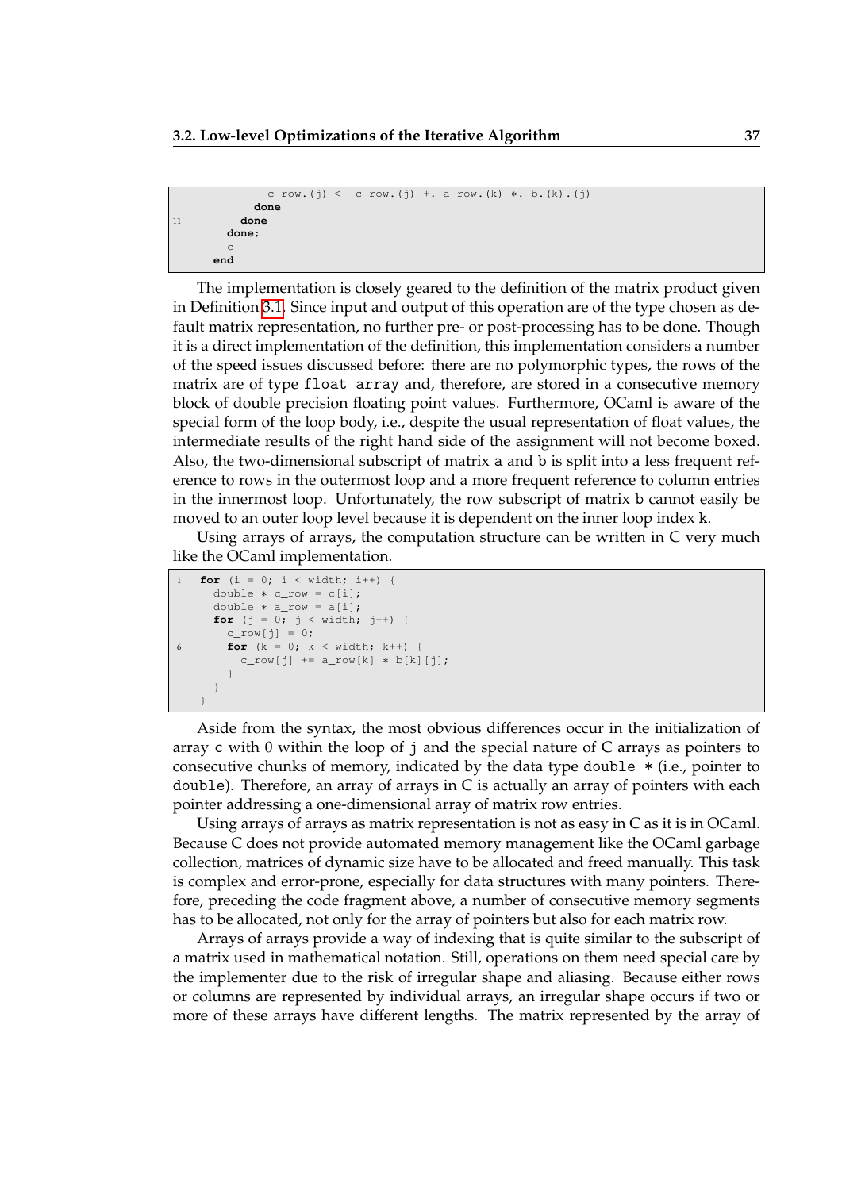```
          c_row.(j) <- c_row.(j) +. a_row.(k) *. b.(k).(j)
        done
11      done
      done;
      c
    end
```

The implementation is closely geared to the definition of the matrix product given in Definition 3.1. Since input and output of this operation are of the type chosen as default matrix representation, no further pre- or post-processing has to be done. Though it is a direct implementation of the definition, this implementation considers a number of the speed issues discussed before: there are no polymorphic types, the rows of the matrix are of type `float array` and, therefore, are stored in a consecutive memory block of double precision floating point values. Furthermore, OCaml is aware of the special form of the loop body, i.e., despite the usual representation of float values, the intermediate results of the right hand side of the assignment will not become boxed. Also, the two-dimensional subscript of matrix a and b is split into a less frequent reference to rows in the outermost loop and a more frequent reference to column entries in the innermost loop. Unfortunately, the row subscript of matrix b cannot easily be moved to an outer loop level because it is dependent on the inner loop index k.

Using arrays of arrays, the computation structure can be written in C very much like the OCaml implementation.

```
1  for (i = 0; i < width; i++) {
     double * c_row = c[i];
     double * a_row = a[i];
     for (j = 0; j < width; j++) {
       c_row[j] = 0;
6      for (k = 0; k < width; k++) {
         c_row[j] += a_row[k] * b[k][j];
       }
     }
   }
```

Aside from the syntax, the most obvious differences occur in the initialization of array c with 0 within the loop of j and the special nature of C arrays as pointers to consecutive chunks of memory, indicated by the data type `double *` (i.e., pointer to `double`). Therefore, an array of arrays in C is actually an array of pointers with each pointer addressing a one-dimensional array of matrix row entries.

Using arrays of arrays as matrix representation is not as easy in C as it is in OCaml. Because C does not provide automated memory management like the OCaml garbage collection, matrices of dynamic size have to be allocated and freed manually. This task is complex and error-prone, especially for data structures with many pointers. Therefore, preceding the code fragment above, a number of consecutive memory segments has to be allocated, not only for the array of pointers but also for each matrix row.

Arrays of arrays provide a way of indexing that is quite similar to the subscript of a matrix used in mathematical notation. Still, operations on them need special care by the implementer due to the risk of irregular shape and aliasing. Because either rows or columns are represented by individual arrays, an irregular shape occurs if two or more of these arrays have different lengths. The matrix represented by the array of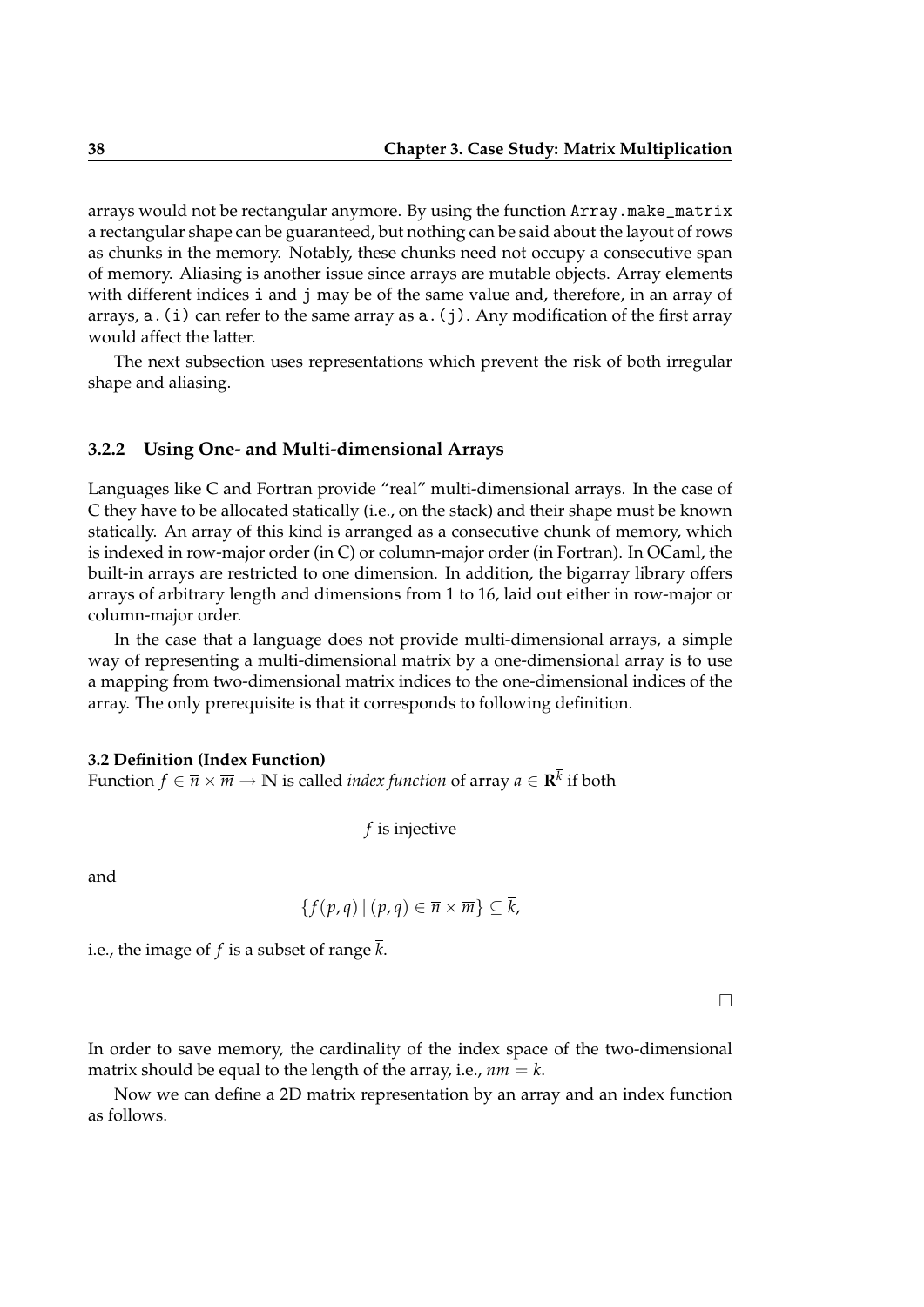arrays would not be rectangular anymore. By using the function `Array.make_matrix` a rectangular shape can be guaranteed, but nothing can be said about the layout of rows as chunks in the memory. Notably, these chunks need not occupy a consecutive span of memory. Aliasing is another issue since arrays are mutable objects. Array elements with different indices `i` and `j` may be of the same value and, therefore, in an array of arrays, `a.(i)` can refer to the same array as `a.(j)`. Any modification of the first array would affect the latter.

The next subsection uses representations which prevent the risk of both irregular shape and aliasing.

### 3.2.2 Using One- and Multi-dimensional Arrays

Languages like C and Fortran provide "real" multi-dimensional arrays. In the case of C they have to be allocated statically (i.e., on the stack) and their shape must be known statically. An array of this kind is arranged as a consecutive chunk of memory, which is indexed in row-major order (in C) or column-major order (in Fortran). In OCaml, the built-in arrays are restricted to one dimension. In addition, the bigarray library offers arrays of arbitrary length and dimensions from 1 to 16, laid out either in row-major or column-major order.

In the case that a language does not provide multi-dimensional arrays, a simple way of representing a multi-dimensional matrix by a one-dimensional array is to use a mapping from two-dimensional matrix indices to the one-dimensional indices of the array. The only prerequisite is that it corresponds to following definition.

**3.2 Definition (Index Function)**
Function $f \in \overline{n} \times \overline{m} \to \mathbb{N}$ is called *index function* of array $a \in \mathbf{R}^{\overline{k}}$ if both

$$f \text{ is injective}$$

and

$$\{f(p,q) \mid (p,q) \in \overline{n} \times \overline{m}\} \subseteq \overline{k},$$

i.e., the image of $f$ is a subset of range $\overline{k}$.

□

In order to save memory, the cardinality of the index space of the two-dimensional matrix should be equal to the length of the array, i.e., $nm = k$.

Now we can define a 2D matrix representation by an array and an index function as follows.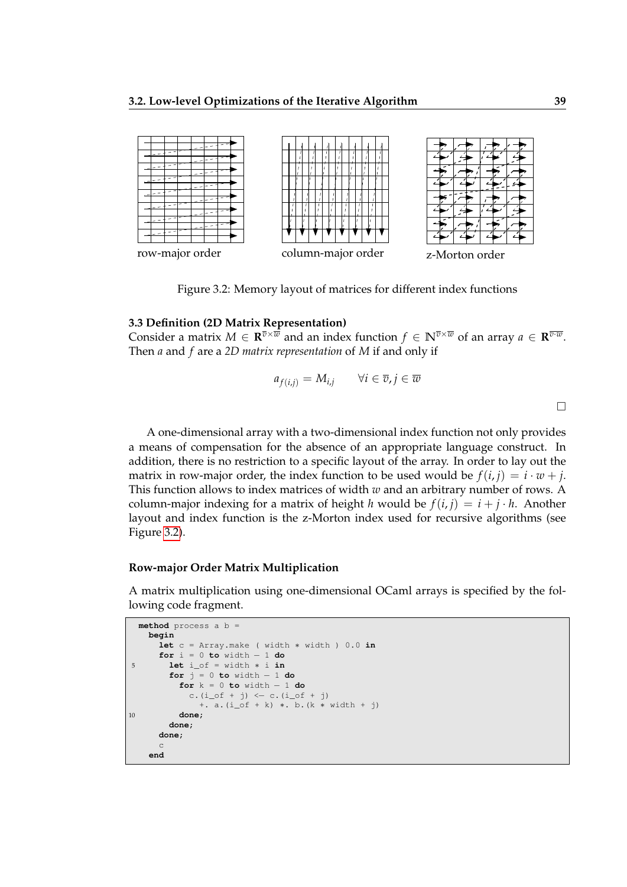row-major order    column-major order    z-Morton order

Figure 3.2: Memory layout of matrices for different index functions

**3.3 Definition (2D Matrix Representation)**
Consider a matrix $M \in \mathbf{R}^{\overline{v} \times \overline{w}}$ and an index function $f \in \mathbb{N}^{\overline{v} \times \overline{w}}$ of an array $a \in \mathbf{R}^{\overline{v \cdot w}}$. Then $a$ and $f$ are a *2D matrix representation* of $M$ if and only if

$$a_{f(i,j)} = M_{i,j} \qquad \forall i \in \overline{v}, j \in \overline{w}$$

□

A one-dimensional array with a two-dimensional index function not only provides a means of compensation for the absence of an appropriate language construct. In addition, there is no restriction to a specific layout of the array. In order to lay out the matrix in row-major order, the index function to be used would be $f(i,j) = i \cdot w + j$. This function allows to index matrices of width $w$ and an arbitrary number of rows. A column-major indexing for a matrix of height $h$ would be $f(i,j) = i + j \cdot h$. Another layout and index function is the z-Morton index used for recursive algorithms (see Figure 3.2).

### Row-major Order Matrix Multiplication

A matrix multiplication using one-dimensional OCaml arrays is specified by the following code fragment.

```
method process a b =
  begin
    let c = Array.make ( width * width ) 0.0 in
    for i = 0 to width - 1 do
      let i_of = width * i in
      for j = 0 to width - 1 do
        for k = 0 to width - 1 do
          c.(i_of + j) <- c.(i_of + j)
            +. a.(i_of + k) *. b.(k * width + j)
        done;
      done;
    done;
    c
  end
```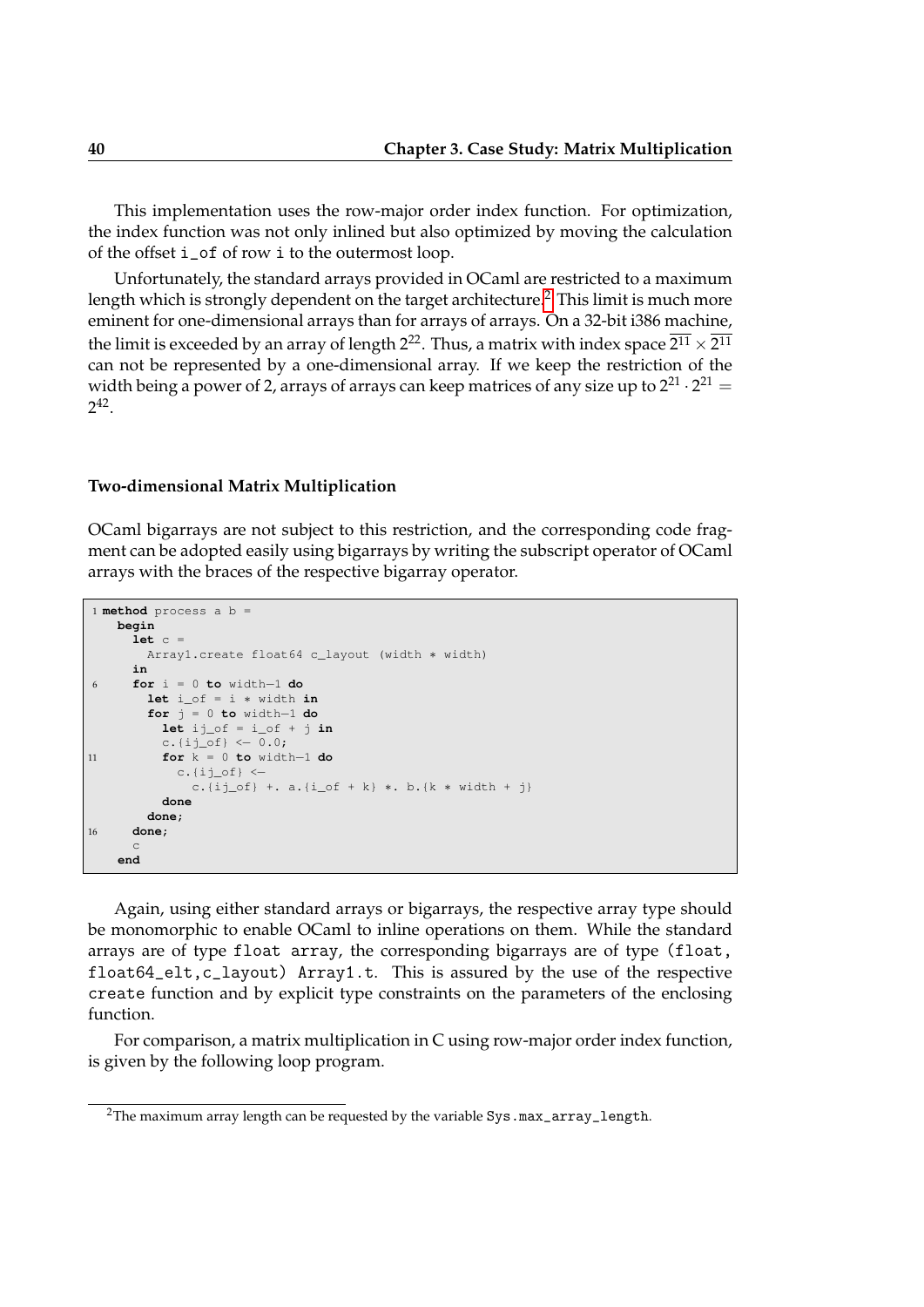This implementation uses the row-major order index function. For optimization, the index function was not only inlined but also optimized by moving the calculation of the offset `i_of` of row `i` to the outermost loop.

Unfortunately, the standard arrays provided in OCaml are restricted to a maximum length which is strongly dependent on the target architecture.[2] This limit is much more eminent for one-dimensional arrays than for arrays of arrays. On a 32-bit i386 machine, the limit is exceeded by an array of length $2^{22}$. Thus, a matrix with index space $\overline{2^{11}} \times \overline{2^{11}}$ can not be represented by a one-dimensional array. If we keep the restriction of the width being a power of 2, arrays of arrays can keep matrices of any size up to $2^{21} \cdot 2^{21} = 2^{42}$.

#### Two-dimensional Matrix Multiplication

OCaml bigarrays are not subject to this restriction, and the corresponding code fragment can be adopted easily using bigarrays by writing the subscript operator of OCaml arrays with the braces of the respective bigarray operator.

```
1  method process a b =
     begin
       let c =
         Array1.create float64 c_layout (width * width)
       in
6      for i = 0 to width-1 do
         let i_of = i * width in
         for j = 0 to width-1 do
           let ij_of = i_of + j in
           c.{ij_of} <- 0.0;
11         for k = 0 to width-1 do
             c.{ij_of} <-
               c.{ij_of} +. a.{i_of + k} *. b.{k * width + j}
           done
         done;
16     done;
       c
     end
```

Again, using either standard arrays or bigarrays, the respective array type should be monomorphic to enable OCaml to inline operations on them. While the standard arrays are of type `float array`, the corresponding bigarrays are of type `(float, float64_elt,c_layout) Array1.t`. This is assured by the use of the respective `create` function and by explicit type constraints on the parameters of the enclosing function.

For comparison, a matrix multiplication in C using row-major order index function, is given by the following loop program.

[2] The maximum array length can be requested by the variable `Sys.max_array_length`.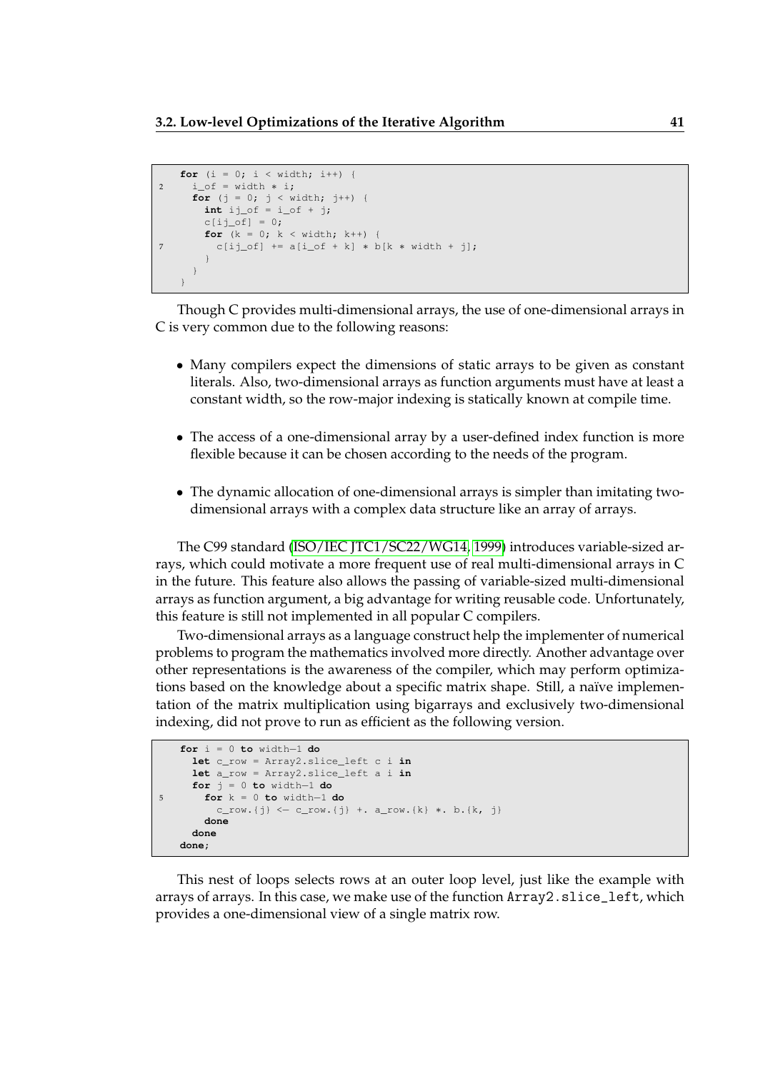```
for (i = 0; i < width; i++) {
  i_of = width * i;
  for (j = 0; j < width; j++) {
    int ij_of = i_of + j;
    c[ij_of] = 0;
    for (k = 0; k < width; k++) {
      c[ij_of] += a[i_of + k] * b[k * width + j];
    }
  }
}
```

Though C provides multi-dimensional arrays, the use of one-dimensional arrays in C is very common due to the following reasons:

- Many compilers expect the dimensions of static arrays to be given as constant literals. Also, two-dimensional arrays as function arguments must have at least a constant width, so the row-major indexing is statically known at compile time.
- The access of a one-dimensional array by a user-defined index function is more flexible because it can be chosen according to the needs of the program.
- The dynamic allocation of one-dimensional arrays is simpler than imitating two-dimensional arrays with a complex data structure like an array of arrays.

The C99 standard (ISO/IEC JTC1/SC22/WG14, 1999) introduces variable-sized arrays, which could motivate a more frequent use of real multi-dimensional arrays in C in the future. This feature also allows the passing of variable-sized multi-dimensional arrays as function argument, a big advantage for writing reusable code. Unfortunately, this feature is still not implemented in all popular C compilers.

Two-dimensional arrays as a language construct help the implementer of numerical problems to program the mathematics involved more directly. Another advantage over other representations is the awareness of the compiler, which may perform optimizations based on the knowledge about a specific matrix shape. Still, a naïve implementation of the matrix multiplication using bigarrays and exclusively two-dimensional indexing, did not prove to run as efficient as the following version.

```
for i = 0 to width-1 do
  let c_row = Array2.slice_left c i in
  let a_row = Array2.slice_left a i in
  for j = 0 to width-1 do
    for k = 0 to width-1 do
      c_row.{j} <- c_row.{j} +. a_row.{k} *. b.{k, j}
    done
  done
done;
```

This nest of loops selects rows at an outer loop level, just like the example with arrays of arrays. In this case, we make use of the function `Array2.slice_left`, which provides a one-dimensional view of a single matrix row.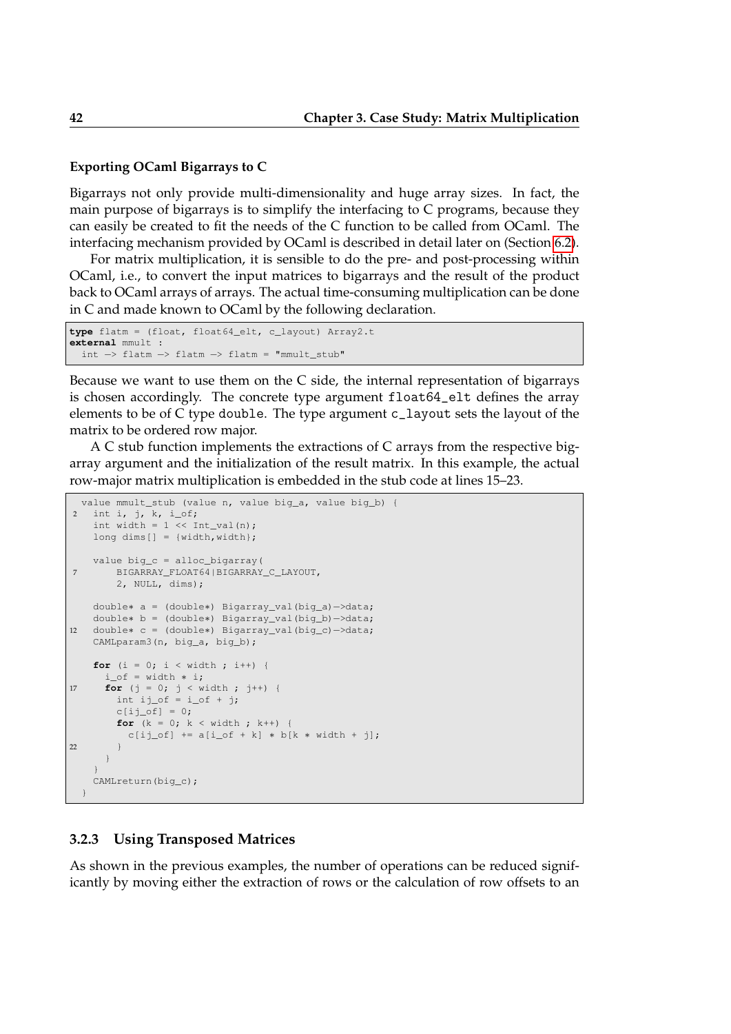**Exporting OCaml Bigarrays to C**

Bigarrays not only provide multi-dimensionality and huge array sizes. In fact, the main purpose of bigarrays is to simplify the interfacing to C programs, because they can easily be created to fit the needs of the C function to be called from OCaml. The interfacing mechanism provided by OCaml is described in detail later on (Section 6.2).

For matrix multiplication, it is sensible to do the pre- and post-processing within OCaml, i.e., to convert the input matrices to bigarrays and the result of the product back to OCaml arrays of arrays. The actual time-consuming multiplication can be done in C and made known to OCaml by the following declaration.

```
type flatm = (float, float64_elt, c_layout) Array2.t
external mmult :
  int -> flatm -> flatm -> flatm = "mmult_stub"
```

Because we want to use them on the C side, the internal representation of bigarrays is chosen accordingly. The concrete type argument `float64_elt` defines the array elements to be of C type `double`. The type argument `c_layout` sets the layout of the matrix to be ordered row major.

A C stub function implements the extractions of C arrays from the respective bigarray argument and the initialization of the result matrix. In this example, the actual row-major matrix multiplication is embedded in the stub code at lines 15–23.

```
value mmult_stub (value n, value big_a, value big_b) {
  int i, j, k, i_of;
  int width = 1 << Int_val(n);
  long dims[] = {width,width};

  value big_c = alloc_bigarray(
      BIGARRAY_FLOAT64|BIGARRAY_C_LAYOUT,
      2, NULL, dims);

  double* a = (double*) Bigarray_val(big_a)->data;
  double* b = (double*) Bigarray_val(big_b)->data;
  double* c = (double*) Bigarray_val(big_c)->data;
  CAMLparam3(n, big_a, big_b);

  for (i = 0; i < width ; i++) {
    i_of = width * i;
    for (j = 0; j < width ; j++) {
      int ij_of = i_of + j;
      c[ij_of] = 0;
      for (k = 0; k < width ; k++) {
        c[ij_of] += a[i_of + k] * b[k * width + j];
      }
    }
  }
  CAMLreturn(big_c);
}
```

### 3.2.3 Using Transposed Matrices

As shown in the previous examples, the number of operations can be reduced significantly by moving either the extraction of rows or the calculation of row offsets to an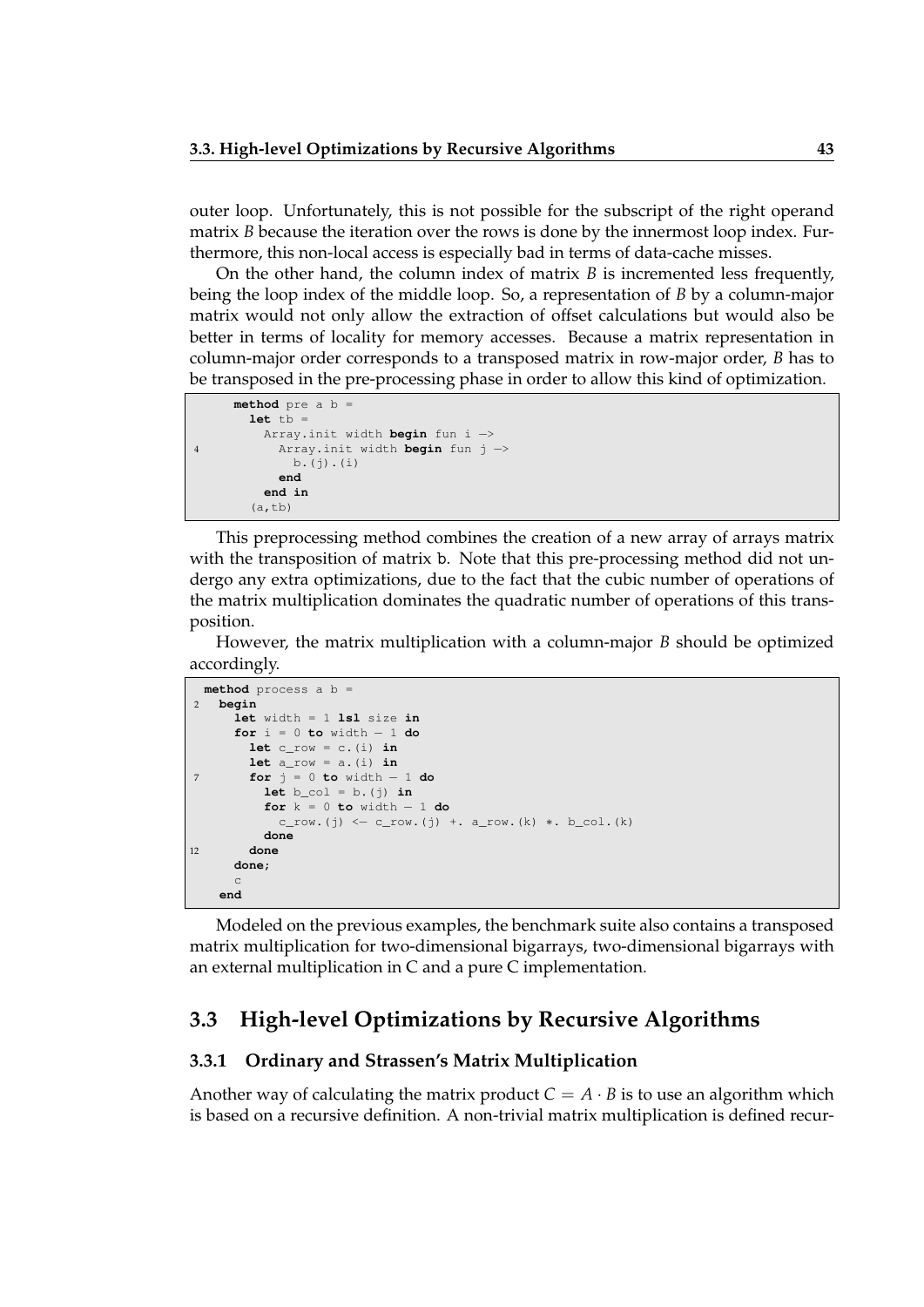outer loop. Unfortunately, this is not possible for the subscript of the right operand matrix $B$ because the iteration over the rows is done by the innermost loop index. Furthermore, this non-local access is especially bad in terms of data-cache misses.

On the other hand, the column index of matrix $B$ is incremented less frequently, being the loop index of the middle loop. So, a representation of $B$ by a column-major matrix would not only allow the extraction of offset calculations but would also be better in terms of locality for memory accesses. Because a matrix representation in column-major order corresponds to a transposed matrix in row-major order, $B$ has to be transposed in the pre-processing phase in order to allow this kind of optimization.

```
    method pre a b =
      let tb =
        Array.init width begin fun i ->
          Array.init width begin fun j ->
            b.(j).(i)
          end
        end in
      (a,tb)
```

This preprocessing method combines the creation of a new array of arrays matrix with the transposition of matrix b. Note that this pre-processing method did not undergo any extra optimizations, due to the fact that the cubic number of operations of the matrix multiplication dominates the quadratic number of operations of this transposition.

However, the matrix multiplication with a column-major $B$ should be optimized accordingly.

```
  method process a b =
    begin
      let width = 1 lsl size in
      for i = 0 to width - 1 do
        let c_row = c.(i) in
        let a_row = a.(i) in
        for j = 0 to width - 1 do
          let b_col = b.(j) in
          for k = 0 to width - 1 do
            c_row.(j) <- c_row.(j) +. a_row.(k) *. b_col.(k)
          done
        done
      done;
      c
    end
```

Modeled on the previous examples, the benchmark suite also contains a transposed matrix multiplication for two-dimensional bigarrays, two-dimensional bigarrays with an external multiplication in C and a pure C implementation.

## 3.3 High-level Optimizations by Recursive Algorithms

### 3.3.1 Ordinary and Strassen's Matrix Multiplication

Another way of calculating the matrix product $C = A \cdot B$ is to use an algorithm which is based on a recursive definition. A non-trivial matrix multiplication is defined recur-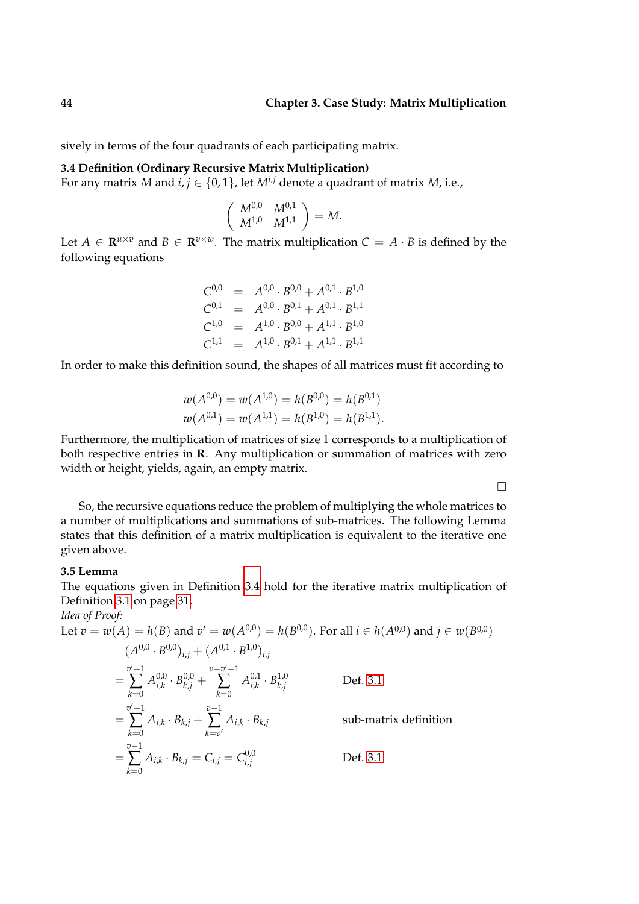sively in terms of the four quadrants of each participating matrix.

**3.4 Definition (Ordinary Recursive Matrix Multiplication)**
For any matrix $M$ and $i, j \in \{0, 1\}$, let $M^{i,j}$ denote a quadrant of matrix $M$, i.e.,

$$\begin{pmatrix} M^{0,0} & M^{0,1} \\ M^{1,0} & M^{1,1} \end{pmatrix} = M.$$

Let $A \in \mathbf{R}^{\overline{u} \times \overline{v}}$ and $B \in \mathbf{R}^{\overline{v} \times \overline{w}}$. The matrix multiplication $C = A \cdot B$ is defined by the following equations

$$\begin{aligned}
C^{0,0} &= A^{0,0} \cdot B^{0,0} + A^{0,1} \cdot B^{1,0} \\
C^{0,1} &= A^{0,0} \cdot B^{0,1} + A^{0,1} \cdot B^{1,1} \\
C^{1,0} &= A^{1,0} \cdot B^{0,0} + A^{1,1} \cdot B^{1,0} \\
C^{1,1} &= A^{1,0} \cdot B^{0,1} + A^{1,1} \cdot B^{1,1}
\end{aligned}$$

In order to make this definition sound, the shapes of all matrices must fit according to

$$\begin{aligned}
w(A^{0,0}) = w(A^{1,0}) = h(B^{0,0}) = h(B^{0,1}) \\
w(A^{0,1}) = w(A^{1,1}) = h(B^{1,0}) = h(B^{1,1}).
\end{aligned}$$

Furthermore, the multiplication of matrices of size 1 corresponds to a multiplication of both respective entries in $\mathbf{R}$. Any multiplication or summation of matrices with zero width or height, yields, again, an empty matrix.

□

So, the recursive equations reduce the problem of multiplying the whole matrices to a number of multiplications and summations of sub-matrices. The following Lemma states that this definition of a matrix multiplication is equivalent to the iterative one given above.

**3.5 Lemma**
The equations given in Definition 3.4 hold for the iterative matrix multiplication of Definition 3.1 on page 31.
*Idea of Proof:*
Let $v = w(A) = h(B)$ and $v' = w(A^{0,0}) = h(B^{0,0})$. For all $i \in \overline{h(A^{0,0})}$ and $j \in \overline{w(B^{0,0})}$

$$\begin{aligned}
& (A^{0,0} \cdot B^{0,0})_{i,j} + (A^{0,1} \cdot B^{1,0})_{i,j} \\
&= \sum_{k=0}^{v'-1} A^{0,0}_{i,k} \cdot B^{0,0}_{k,j} + \sum_{k=0}^{v-v'-1} A^{0,1}_{i,k} \cdot B^{1,0}_{k,j} && \text{Def. 3.1} \\
&= \sum_{k=0}^{v'-1} A_{i,k} \cdot B_{k,j} + \sum_{k=v'}^{v-1} A_{i,k} \cdot B_{k,j} && \text{sub-matrix definition} \\
&= \sum_{k=0}^{v-1} A_{i,k} \cdot B_{k,j} = C_{i,j} = C^{0,0}_{i,j} && \text{Def. 3.1}
\end{aligned}$$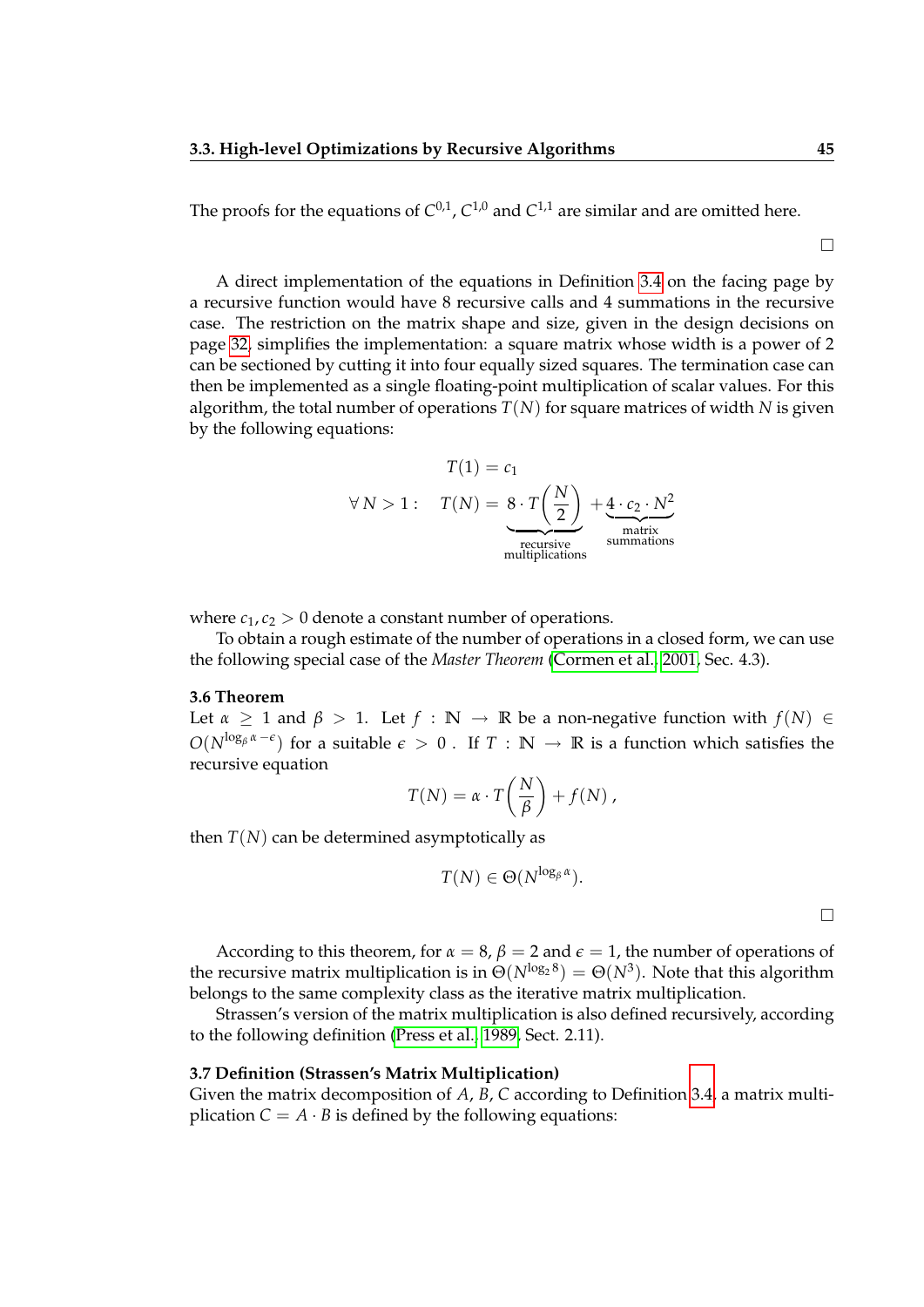The proofs for the equations of $C^{0,1}$, $C^{1,0}$ and $C^{1,1}$ are similar and are omitted here.

□

A direct implementation of the equations in Definition 3.4 on the facing page by a recursive function would have 8 recursive calls and 4 summations in the recursive case. The restriction on the matrix shape and size, given in the design decisions on page 32, simplifies the implementation: a square matrix whose width is a power of 2 can be sectioned by cutting it into four equally sized squares. The termination case can then be implemented as a single floating-point multiplication of scalar values. For this algorithm, the total number of operations $T(N)$ for square matrices of width $N$ is given by the following equations:

$$T(1) = c_1$$

$$\forall\, N > 1: \quad T(N) = \underbrace{8 \cdot T\left(\frac{N}{2}\right)}_{\substack{\text{recursive} \\ \text{multiplications}}} + \underbrace{4 \cdot c_2 \cdot N^2}_{\substack{\text{matrix} \\ \text{summations}}}$$

where $c_1, c_2 > 0$ denote a constant number of operations.

To obtain a rough estimate of the number of operations in a closed form, we can use the following special case of the *Master Theorem* (Cormen et al., 2001, Sec. 4.3).

**3.6 Theorem**
Let $\alpha \geq 1$ and $\beta > 1$. Let $f : \mathbb{N} \to \mathbb{R}$ be a non-negative function with $f(N) \in O(N^{\log_\beta \alpha - \epsilon})$ for a suitable $\epsilon > 0$. If $T : \mathbb{N} \to \mathbb{R}$ is a function which satisfies the recursive equation

$$T(N) = \alpha \cdot T\left(\frac{N}{\beta}\right) + f(N)\,,$$

then $T(N)$ can be determined asymptotically as

$$T(N) \in \Theta(N^{\log_\beta \alpha}).$$

□

According to this theorem, for $\alpha = 8$, $\beta = 2$ and $\epsilon = 1$, the number of operations of the recursive matrix multiplication is in $\Theta(N^{\log_2 8}) = \Theta(N^3)$. Note that this algorithm belongs to the same complexity class as the iterative matrix multiplication.

Strassen's version of the matrix multiplication is also defined recursively, according to the following definition (Press et al., 1989, Sect. 2.11).

**3.7 Definition (Strassen's Matrix Multiplication)**
Given the matrix decomposition of $A, B, C$ according to Definition 3.4, a matrix multiplication $C = A \cdot B$ is defined by the following equations: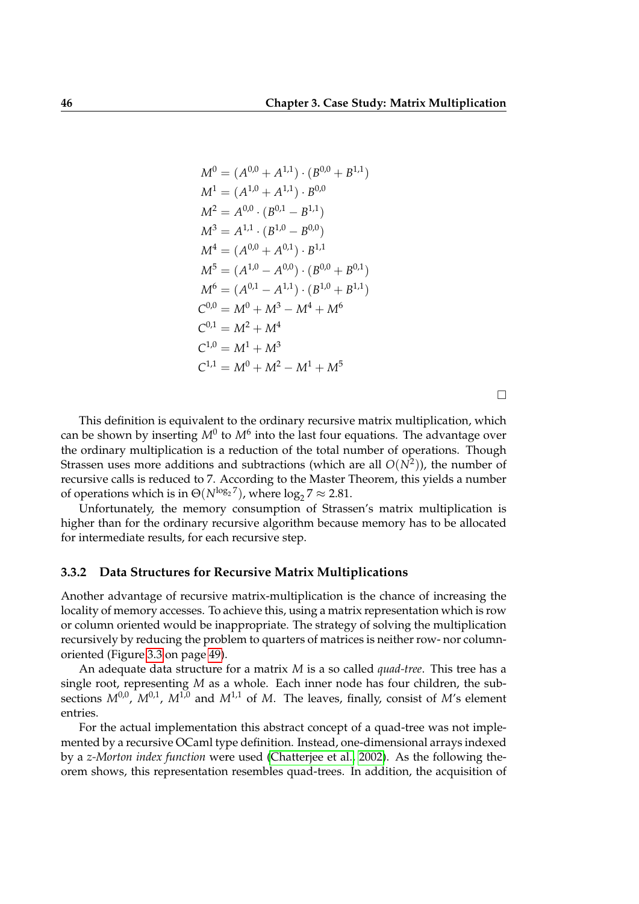$$
\begin{aligned}
M^0 &= (A^{0,0} + A^{1,1}) \cdot (B^{0,0} + B^{1,1}) \\
M^1 &= (A^{1,0} + A^{1,1}) \cdot B^{0,0} \\
M^2 &= A^{0,0} \cdot (B^{0,1} - B^{1,1}) \\
M^3 &= A^{1,1} \cdot (B^{1,0} - B^{0,0}) \\
M^4 &= (A^{0,0} + A^{0,1}) \cdot B^{1,1} \\
M^5 &= (A^{1,0} - A^{0,0}) \cdot (B^{0,0} + B^{0,1}) \\
M^6 &= (A^{0,1} - A^{1,1}) \cdot (B^{1,0} + B^{1,1}) \\
C^{0,0} &= M^0 + M^3 - M^4 + M^6 \\
C^{0,1} &= M^2 + M^4 \\
C^{1,0} &= M^1 + M^3 \\
C^{1,1} &= M^0 + M^2 - M^1 + M^5
\end{aligned}
$$

□

This definition is equivalent to the ordinary recursive matrix multiplication, which can be shown by inserting $M^0$ to $M^6$ into the last four equations. The advantage over the ordinary multiplication is a reduction of the total number of operations. Though Strassen uses more additions and subtractions (which are all $O(N^2)$), the number of recursive calls is reduced to 7. According to the Master Theorem, this yields a number of operations which is in $\Theta(N^{\log_2 7})$, where $\log_2 7 \approx 2.81$.

Unfortunately, the memory consumption of Strassen's matrix multiplication is higher than for the ordinary recursive algorithm because memory has to be allocated for intermediate results, for each recursive step.

### 3.3.2 Data Structures for Recursive Matrix Multiplications

Another advantage of recursive matrix-multiplication is the chance of increasing the locality of memory accesses. To achieve this, using a matrix representation which is row or column oriented would be inappropriate. The strategy of solving the multiplication recursively by reducing the problem to quarters of matrices is neither row- nor column-oriented (Figure 3.3 on page 49).

An adequate data structure for a matrix $M$ is a so called *quad-tree*. This tree has a single root, representing $M$ as a whole. Each inner node has four children, the subsections $M^{0,0}$, $M^{0,1}$, $M^{1,0}$ and $M^{1,1}$ of $M$. The leaves, finally, consist of $M$'s element entries.

For the actual implementation this abstract concept of a quad-tree was not implemented by a recursive OCaml type definition. Instead, one-dimensional arrays indexed by a *z-Morton index function* were used (Chatterjee et al., 2002). As the following theorem shows, this representation resembles quad-trees. In addition, the acquisition of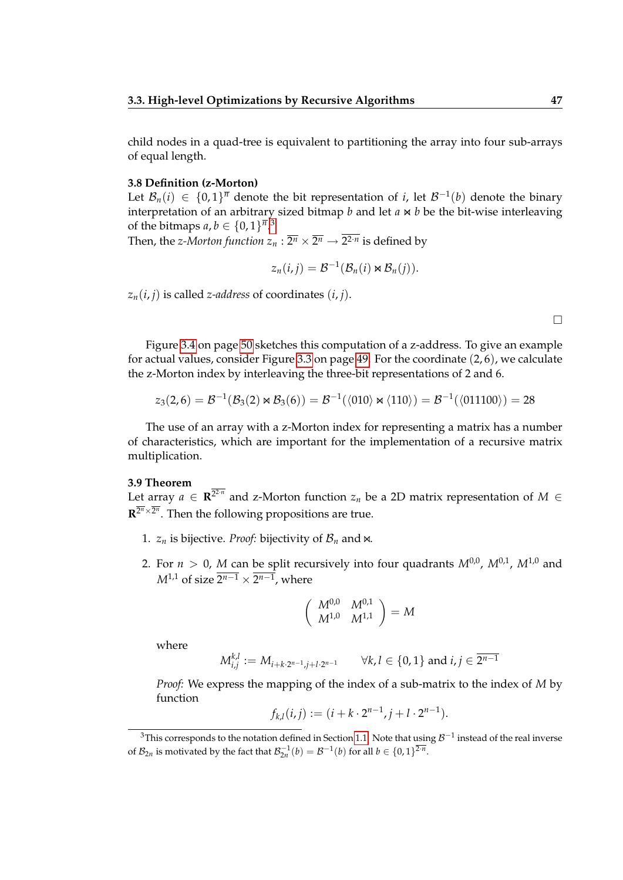child nodes in a quad-tree is equivalent to partitioning the array into four sub-arrays of equal length.

**3.8 Definition (z-Morton)**
Let $\mathcal{B}_n(i) \in \{0,1\}^{\overline{n}}$ denote the bit representation of $i$, let $\mathcal{B}^{-1}(b)$ denote the binary interpretation of an arbitrary sized bitmap $b$ and let $a \bowtie b$ be the bit-wise interleaving of the bitmaps $a, b \in \{0,1\}^{\overline{n}}$.[3]
Then, the *z-Morton function* $z_n : \overline{2^n} \times \overline{2^n} \to \overline{2^{2 \cdot n}}$ is defined by

$$z_n(i,j) = \mathcal{B}^{-1}(\mathcal{B}_n(i) \bowtie \mathcal{B}_n(j)).$$

$z_n(i,j)$ is called *z-address* of coordinates $(i,j)$.

□

Figure 3.4 on page 50 sketches this computation of a z-address. To give an example for actual values, consider Figure 3.3 on page 49. For the coordinate $(2,6)$, we calculate the z-Morton index by interleaving the three-bit representations of 2 and 6.

$$z_3(2,6) = \mathcal{B}^{-1}(\mathcal{B}_3(2) \bowtie \mathcal{B}_3(6)) = \mathcal{B}^{-1}(\langle 010 \rangle \bowtie \langle 110 \rangle) = \mathcal{B}^{-1}(\langle 011100 \rangle) = 28$$

The use of an array with a z-Morton index for representing a matrix has a number of characteristics, which are important for the implementation of a recursive matrix multiplication.

**3.9 Theorem**
Let array $a \in \mathbf{R}^{\overline{2^{2 \cdot n}}}$ and z-Morton function $z_n$ be a 2D matrix representation of $M \in \mathbf{R}^{\overline{2^n} \times \overline{2^n}}$. Then the following propositions are true.

1. $z_n$ is bijective. *Proof:* bijectivity of $\mathcal{B}_n$ and $\bowtie$.

2. For $n > 0$, $M$ can be split recursively into four quadrants $M^{0,0}$, $M^{0,1}$, $M^{1,0}$ and $M^{1,1}$ of size $\overline{2^{n-1}} \times \overline{2^{n-1}}$, where

$$\begin{pmatrix} M^{0,0} & M^{0,1} \\ M^{1,0} & M^{1,1} \end{pmatrix} = M$$

   where

$$M^{k,l}_{i,j} := M_{i+k \cdot 2^{n-1}, j+l \cdot 2^{n-1}} \qquad \forall k,l \in \{0,1\} \text{ and } i,j \in \overline{2^{n-1}}$$

   *Proof:* We express the mapping of the index of a sub-matrix to the index of $M$ by function

$$f_{k,l}(i,j) := (i + k \cdot 2^{n-1}, j + l \cdot 2^{n-1}).$$

[3] This corresponds to the notation defined in Section 1.1. Note that using $\mathcal{B}^{-1}$ instead of the real inverse of $\mathcal{B}_{2n}$ is motivated by the fact that $\mathcal{B}^{-1}_{2n}(b) = \mathcal{B}^{-1}(b)$ for all $b \in \{0,1\}^{\overline{2 \cdot n}}$.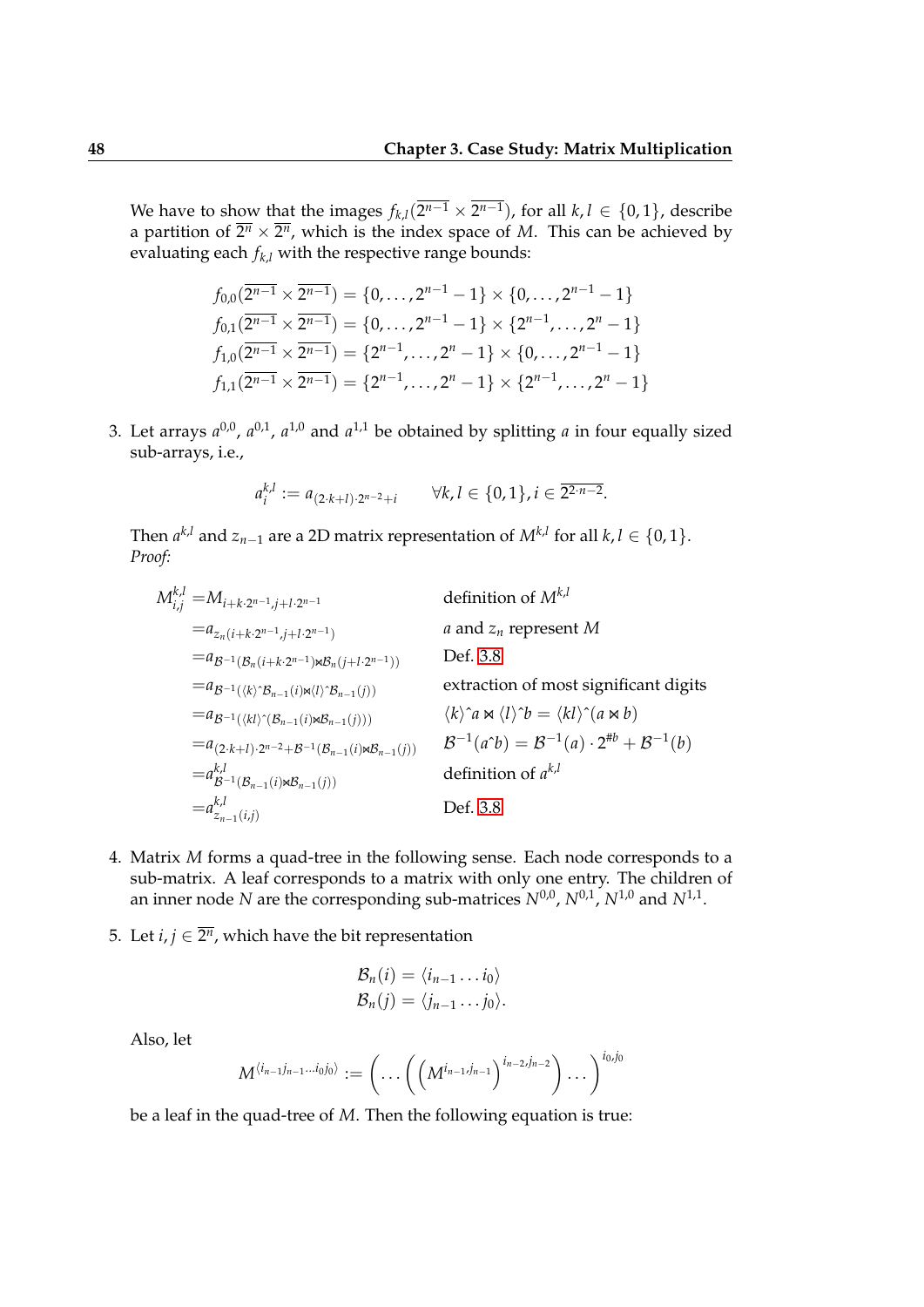We have to show that the images $f_{k,l}(\overline{2^{n-1}} \times \overline{2^{n-1}})$, for all $k, l \in \{0, 1\}$, describe a partition of $\overline{2^n} \times \overline{2^n}$, which is the index space of $M$. This can be achieved by evaluating each $f_{k,l}$ with the respective range bounds:

$$
\begin{aligned}
f_{0,0}(\overline{2^{n-1}} \times \overline{2^{n-1}}) &= \{0, \dots, 2^{n-1} - 1\} \times \{0, \dots, 2^{n-1} - 1\} \\
f_{0,1}(\overline{2^{n-1}} \times \overline{2^{n-1}}) &= \{0, \dots, 2^{n-1} - 1\} \times \{2^{n-1}, \dots, 2^{n} - 1\} \\
f_{1,0}(\overline{2^{n-1}} \times \overline{2^{n-1}}) &= \{2^{n-1}, \dots, 2^{n} - 1\} \times \{0, \dots, 2^{n-1} - 1\} \\
f_{1,1}(\overline{2^{n-1}} \times \overline{2^{n-1}}) &= \{2^{n-1}, \dots, 2^{n} - 1\} \times \{2^{n-1}, \dots, 2^{n} - 1\}
\end{aligned}
$$

3. Let arrays $a^{0,0}$, $a^{0,1}$, $a^{1,0}$ and $a^{1,1}$ be obtained by splitting $a$ in four equally sized sub-arrays, i.e.,

$$a_i^{k,l} := a_{(2 \cdot k + l) \cdot 2^{n-2} + i} \qquad \forall k, l \in \{0, 1\}, i \in \overline{2^{2 \cdot n - 2}}.$$

Then $a^{k,l}$ and $z_{n-1}$ are a 2D matrix representation of $M^{k,l}$ for all $k, l \in \{0, 1\}$.
*Proof*:

$$
\begin{aligned}
M_{i,j}^{k,l} &= M_{i+k \cdot 2^{n-1}, j+l \cdot 2^{n-1}} && \text{definition of } M^{k,l} \\
&= a_{z_n(i+k \cdot 2^{n-1}, j+l \cdot 2^{n-1})} && a \text{ and } z_n \text{ represent } M \\
&= a_{\mathcal{B}^{-1}(\mathcal{B}_n(i+k \cdot 2^{n-1}) \bowtie \mathcal{B}_n(j+l \cdot 2^{n-1}))} && \text{Def. 3.8} \\
&= a_{\mathcal{B}^{-1}(\langle k \rangle \hat{} \mathcal{B}_{n-1}(i) \bowtie \langle l \rangle \hat{} \mathcal{B}_{n-1}(j))} && \text{extraction of most significant digits} \\
&= a_{\mathcal{B}^{-1}(\langle kl \rangle \hat{} (\mathcal{B}_{n-1}(i) \bowtie \mathcal{B}_{n-1}(j)))} && \langle k \rangle \hat{} a \bowtie \langle l \rangle \hat{} b = \langle kl \rangle \hat{} (a \bowtie b) \\
&= a_{(2 \cdot k + l) \cdot 2^{n-2} + \mathcal{B}^{-1}(\mathcal{B}_{n-1}(i) \bowtie \mathcal{B}_{n-1}(j))} && \mathcal{B}^{-1}(a \hat{} b) = \mathcal{B}^{-1}(a) \cdot 2^{\# b} + \mathcal{B}^{-1}(b) \\
&= a^{k,l}_{\mathcal{B}^{-1}(\mathcal{B}_{n-1}(i) \bowtie \mathcal{B}_{n-1}(j))} && \text{definition of } a^{k,l} \\
&= a^{k,l}_{z_{n-1}(i,j)} && \text{Def. 3.8}
\end{aligned}
$$

4. Matrix $M$ forms a quad-tree in the following sense. Each node corresponds to a sub-matrix. A leaf corresponds to a matrix with only one entry. The children of an inner node $N$ are the corresponding sub-matrices $N^{0,0}$, $N^{0,1}$, $N^{1,0}$ and $N^{1,1}$.

5. Let $i, j \in \overline{2^n}$, which have the bit representation

$$
\begin{aligned}
\mathcal{B}_n(i) &= \langle i_{n-1} \dots i_0 \rangle \\
\mathcal{B}_n(j) &= \langle j_{n-1} \dots j_0 \rangle .
\end{aligned}
$$

Also, let

$$M^{\langle i_{n-1} j_{n-1} \dots i_0 j_0 \rangle} := \left( \dots \left( \left( M^{i_{n-1}, j_{n-1}} \right)^{i_{n-2}, j_{n-2}} \right) \dots \right)^{i_0, j_0}$$

be a leaf in the quad-tree of $M$. Then the following equation is true: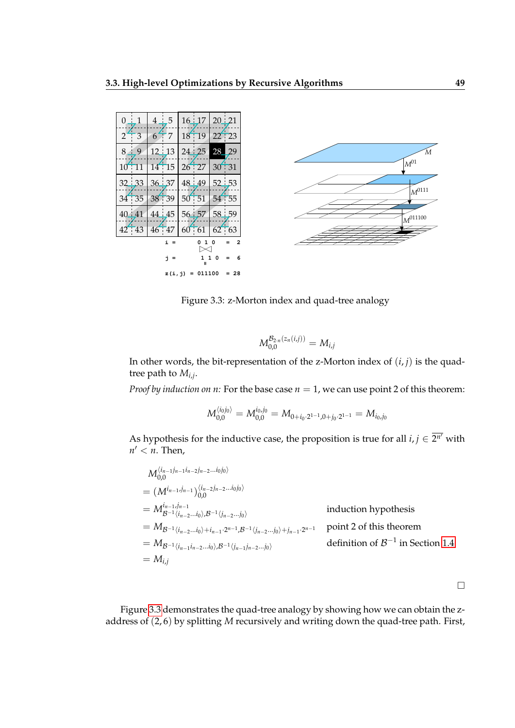| 0 | 1 | 4 | 5 | 16 | 17 | 20 | 21 |
|---|---|---|---|---|---|---|---|
| 2 | 3 | 6 | 7 | 18 | 19 | 22 | 23 |
| 8 | 9 | 12 | 13 | 24 | 25 | 28 | 29 |
| 10 | 11 | 14 | 15 | 26 | 27 | 30 | 31 |
| 32 | 33 | 36 | 37 | 48 | 49 | 52 | 53 |
| 34 | 35 | 38 | 39 | 50 | 51 | 54 | 55 |
| 40 | 41 | 44 | 45 | 56 | 57 | 60 | 61 |
| 42 | 43 | 46 | 47 | 58 | 59 | 62 | 63 |

```
i =      0 1 0   = 2
j =      1 1 0   = 6
z(i,j) = 011100  = 28
```

$M$, $M^{01}$, $M^{0111}$, $M^{011100}$

Figure 3.3: z-Morton index and quad-tree analogy

$$M_{0,0}^{\mathcal{B}_{2\cdot n}(z_n(i,j))} = M_{i,j}$$

In other words, the bit-representation of the z-Morton index of $(i, j)$ is the quad-tree path to $M_{i,j}$.

*Proof by induction on n:* For the base case $n = 1$, we can use point 2 of this theorem:

$$M_{0,0}^{\langle i_0 j_0 \rangle} = M_{0,0}^{i_0,j_0} = M_{0+i_0\cdot 2^{1-1},0+j_0\cdot 2^{1-1}} = M_{i_0,j_0}$$

As hypothesis for the inductive case, the proposition is true for all $i, j \in \overline{2^{n'}}$ with $n' < n$. Then,

$$
\begin{aligned}
& M_{0,0}^{\langle i_{n-1} j_{n-1} i_{n-2} j_{n-2} \ldots i_0 j_0 \rangle} \\
&= (M^{i_{n-1},j_{n-1}})_{0,0}^{\langle i_{n-2} j_{n-2} \ldots i_0 j_0 \rangle} \\
&= M^{i_{n-1},j_{n-1}}_{\mathcal{B}^{-1}\langle i_{n-2}\ldots i_0\rangle,\mathcal{B}^{-1}\langle j_{n-2}\ldots j_0\rangle} && \text{induction hypothesis} \\
&= M_{\mathcal{B}^{-1}\langle i_{n-2}\ldots i_0\rangle + i_{n-1}\cdot 2^{n-1},\mathcal{B}^{-1}\langle j_{n-2}\ldots j_0\rangle + j_{n-1}\cdot 2^{n-1}} && \text{point 2 of this theorem} \\
&= M_{\mathcal{B}^{-1}\langle i_{n-1} i_{n-2}\ldots i_0\rangle,\mathcal{B}^{-1}\langle j_{n-1} j_{n-2}\ldots j_0\rangle} && \text{definition of } \mathcal{B}^{-1} \text{ in Section 1.4} \\
&= M_{i,j}
\end{aligned}
$$

□

Figure 3.3 demonstrates the quad-tree analogy by showing how we can obtain the z-address of $(2, 6)$ by splitting $M$ recursively and writing down the quad-tree path. First,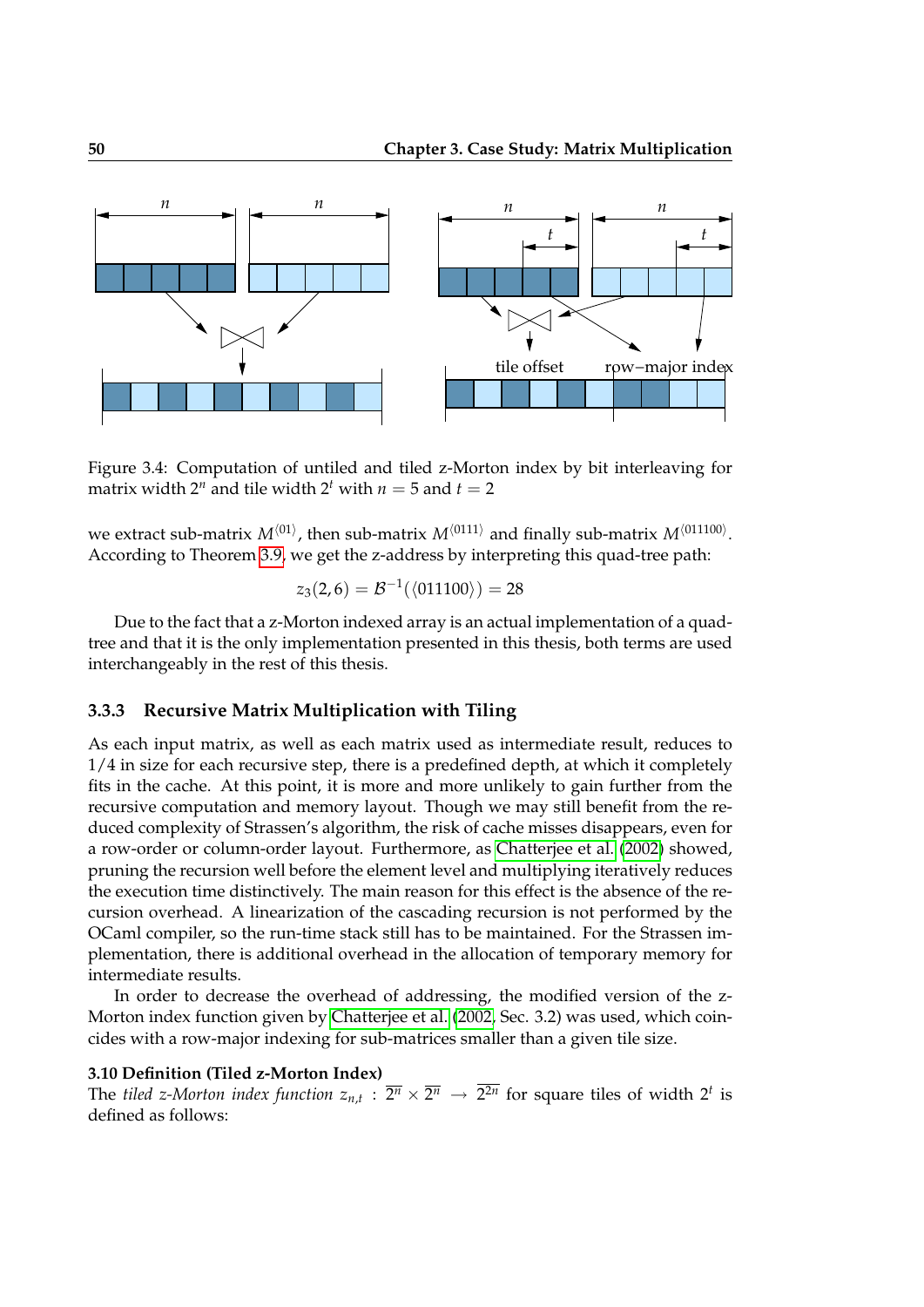Figure 3.4: Computation of untiled and tiled z-Morton index by bit interleaving for matrix width $2^n$ and tile width $2^t$ with $n = 5$ and $t = 2$

we extract sub-matrix $M^{\langle 01 \rangle}$, then sub-matrix $M^{\langle 0111 \rangle}$ and finally sub-matrix $M^{\langle 011100 \rangle}$. According to Theorem 3.9, we get the z-address by interpreting this quad-tree path:

$$z_3(2, 6) = \mathcal{B}^{-1}(\langle 011100 \rangle) = 28$$

Due to the fact that a z-Morton indexed array is an actual implementation of a quad-tree and that it is the only implementation presented in this thesis, both terms are used interchangeably in the rest of this thesis.

### 3.3.3 Recursive Matrix Multiplication with Tiling

As each input matrix, as well as each matrix used as intermediate result, reduces to 1/4 in size for each recursive step, there is a predefined depth, at which it completely fits in the cache. At this point, it is more and more unlikely to gain further from the recursive computation and memory layout. Though we may still benefit from the reduced complexity of Strassen's algorithm, the risk of cache misses disappears, even for a row-order or column-order layout. Furthermore, as Chatterjee et al. (2002) showed, pruning the recursion well before the element level and multiplying iteratively reduces the execution time distinctively. The main reason for this effect is the absence of the recursion overhead. A linearization of the cascading recursion is not performed by the OCaml compiler, so the run-time stack still has to be maintained. For the Strassen implementation, there is additional overhead in the allocation of temporary memory for intermediate results.

In order to decrease the overhead of addressing, the modified version of the z-Morton index function given by Chatterjee et al. (2002, Sec. 3.2) was used, which coincides with a row-major indexing for sub-matrices smaller than a given tile size.

**3.10 Definition (Tiled z-Morton Index)**
The *tiled z-Morton index function* $z_{n,t} : \overline{2^n} \times \overline{2^n} \to \overline{2^{2n}}$ for square tiles of width $2^t$ is defined as follows: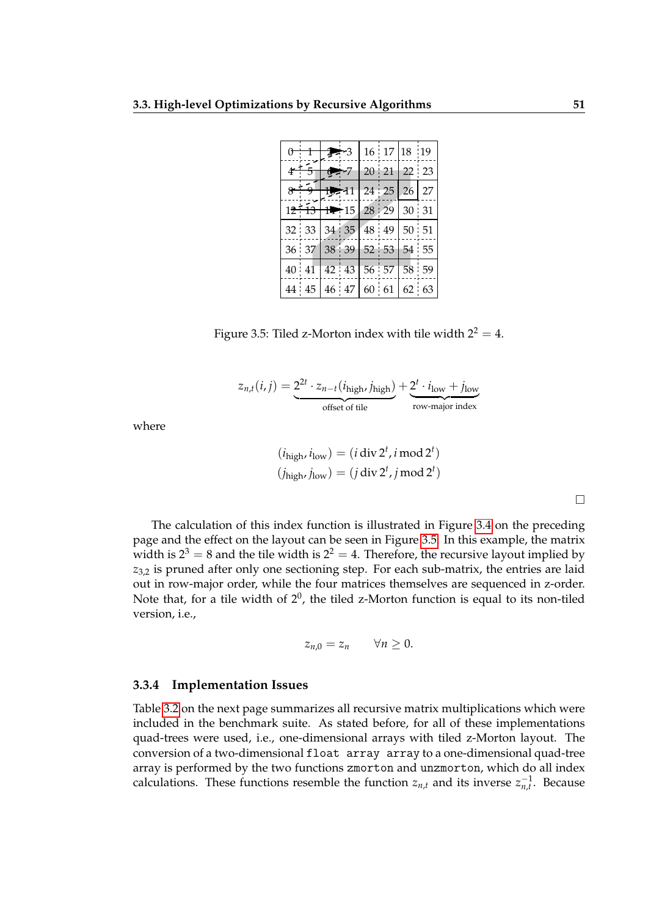| 0 | 1 | 2 | 3 | 16 | 17 | 18 | 19 |
|---|---|---|---|---|---|---|---|
| 4 | 5 | 6 | 7 | 20 | 21 | 22 | 23 |
| 8 | 9 | 10 | 11 | 24 | 25 | 26 | 27 |
| 12 | 13 | 14 | 15 | 28 | 29 | 30 | 31 |
| 32 | 33 | 34 | 35 | 48 | 49 | 50 | 51 |
| 36 | 37 | 38 | 39 | 52 | 53 | 54 | 55 |
| 40 | 41 | 42 | 43 | 56 | 57 | 58 | 59 |
| 44 | 45 | 46 | 47 | 60 | 61 | 62 | 63 |

Figure 3.5: Tiled z-Morton index with tile width $2^2 = 4$.

$$z_{n,t}(i,j) = \underbrace{2^{2t} \cdot z_{n-t}(i_{\text{high}}, j_{\text{high}})}_{\text{offset of tile}} + \underbrace{2^t \cdot i_{\text{low}} + j_{\text{low}}}_{\text{row-major index}}$$

where

$$(i_{\text{high}}, i_{\text{low}}) = (i \operatorname{div} 2^t, i \bmod 2^t)$$
$$(j_{\text{high}}, j_{\text{low}}) = (j \operatorname{div} 2^t, j \bmod 2^t)$$

□

The calculation of this index function is illustrated in Figure 3.4 on the preceding page and the effect on the layout can be seen in Figure 3.5. In this example, the matrix width is $2^3 = 8$ and the tile width is $2^2 = 4$. Therefore, the recursive layout implied by $z_{3,2}$ is pruned after only one sectioning step. For each sub-matrix, the entries are laid out in row-major order, while the four matrices themselves are sequenced in z-order. Note that, for a tile width of $2^0$, the tiled z-Morton function is equal to its non-tiled version, i.e.,

$$z_{n,0} = z_n \qquad \forall n \geq 0.$$

### 3.3.4 Implementation Issues

Table 3.2 on the next page summarizes all recursive matrix multiplications which were included in the benchmark suite. As stated before, for all of these implementations quad-trees were used, i.e., one-dimensional arrays with tiled z-Morton layout. The conversion of a two-dimensional `float array array` to a one-dimensional quad-tree array is performed by the two functions `zmorton` and `unzmorton`, which do all index calculations. These functions resemble the function $z_{n,t}$ and its inverse $z_{n,t}^{-1}$. Because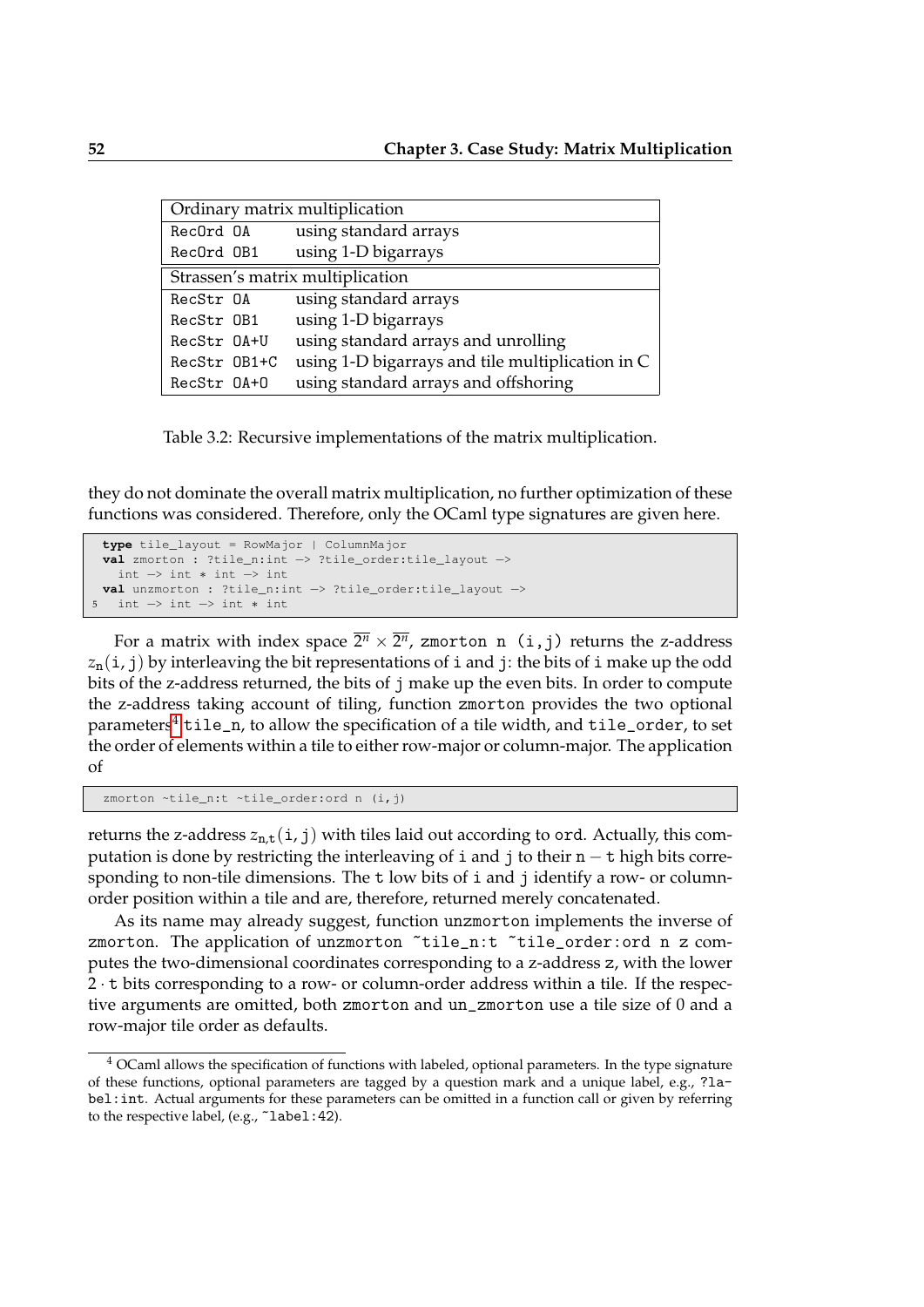| Ordinary matrix multiplication | |
|---|---|
| `RecOrd OA` | using standard arrays |
| `RecOrd OB1` | using 1-D bigarrays |
| **Strassen's matrix multiplication** | |
| `RecStr OA` | using standard arrays |
| `RecStr OB1` | using 1-D bigarrays |
| `RecStr OA+U` | using standard arrays and unrolling |
| `RecStr OB1+C` | using 1-D bigarrays and tile multiplication in C |
| `RecStr OA+O` | using standard arrays and offshoring |

Table 3.2: Recursive implementations of the matrix multiplication.

they do not dominate the overall matrix multiplication, no further optimization of these functions was considered. Therefore, only the OCaml type signatures are given here.

```
type tile_layout = RowMajor | ColumnMajor
val zmorton : ?tile_n:int -> ?tile_order:tile_layout ->
  int -> int * int -> int
val unzmorton : ?tile_n:int -> ?tile_order:tile_layout ->
  int -> int -> int * int
```

For a matrix with index space $\overline{2^n} \times \overline{2^n}$, `zmorton n (i,j)` returns the z-address $z_n(i,j)$ by interleaving the bit representations of `i` and `j`: the bits of `i` make up the odd bits of the z-address returned, the bits of `j` make up the even bits. In order to compute the z-address taking account of tiling, function `zmorton` provides the two optional parameters[4] `tile_n`, to allow the specification of a tile width, and `tile_order`, to set the order of elements within a tile to either row-major or column-major. The application of

```
zmorton ~tile_n:t ~tile_order:ord n (i,j)
```

returns the z-address $z_{n,t}(i,j)$ with tiles laid out according to `ord`. Actually, this computation is done by restricting the interleaving of `i` and `j` to their $n - t$ high bits corresponding to non-tile dimensions. The `t` low bits of `i` and `j` identify a row- or column-order position within a tile and are, therefore, returned merely concatenated.

As its name may already suggest, function `unzmorton` implements the inverse of `zmorton`. The application of `unzmorton ~tile_n:t ~tile_order:ord n z` computes the two-dimensional coordinates corresponding to a z-address `z`, with the lower $2 \cdot t$ bits corresponding to a row- or column-order address within a tile. If the respective arguments are omitted, both `zmorton` and `un_zmorton` use a tile size of 0 and a row-major tile order as defaults.

[4] OCaml allows the specification of functions with labeled, optional parameters. In the type signature of these functions, optional parameters are tagged by a question mark and a unique label, e.g., `?label:int`. Actual arguments for these parameters can be omitted in a function call or given by referring to the respective label, (e.g., `~label:42`).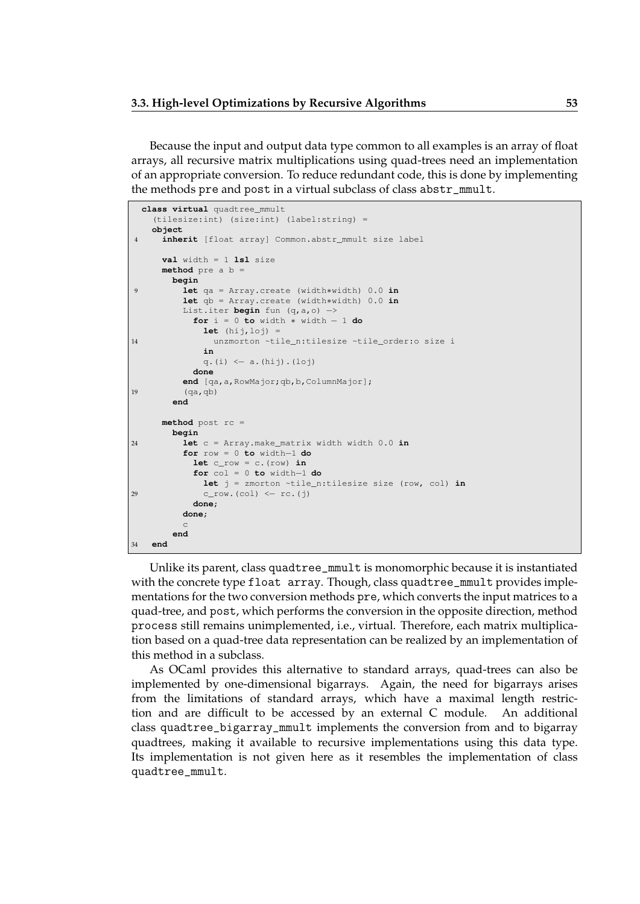Because the input and output data type common to all examples is an array of float arrays, all recursive matrix multiplications using quad-trees need an implementation of an appropriate conversion. To reduce redundant code, this is done by implementing the methods pre and post in a virtual subclass of class abstr_mmult.

```
class virtual quadtree_mmult
  (tilesize:int) (size:int) (label:string) =
  object
    inherit [float array] Common.abstr_mmult size label

    val width = 1 lsl size
    method pre a b =
      begin
        let qa = Array.create (width*width) 0.0 in
        let qb = Array.create (width*width) 0.0 in
        List.iter begin fun (q,a,o) ->
          for i = 0 to width * width - 1 do
            let (hij,loj) =
               unzmorton ~tile_n:tilesize ~tile_order:o size i
            in
            q.(i) <- a.(hij).(loj)
          done
        end [qa,a,RowMajor;qb,b,ColumnMajor];
        (qa,qb)
      end

    method post rc =
      begin
        let c = Array.make_matrix width width 0.0 in
        for row = 0 to width-1 do
          let c_row = c.(row) in
          for col = 0 to width-1 do
            let j = zmorton ~tile_n:tilesize size (row, col) in
            c_row.(col) <- rc.(j)
          done;
        done;
        c
      end
  end
```

Unlike its parent, class quadtree_mmult is monomorphic because it is instantiated with the concrete type float array. Though, class quadtree_mmult provides implementations for the two conversion methods pre, which converts the input matrices to a quad-tree, and post, which performs the conversion in the opposite direction, method process still remains unimplemented, i.e., virtual. Therefore, each matrix multiplication based on a quad-tree data representation can be realized by an implementation of this method in a subclass.

As OCaml provides this alternative to standard arrays, quad-trees can also be implemented by one-dimensional bigarrays. Again, the need for bigarrays arises from the limitations of standard arrays, which have a maximal length restriction and are difficult to be accessed by an external C module. An additional class quadtree_bigarray_mmult implements the conversion from and to bigarray quadtrees, making it available to recursive implementations using this data type. Its implementation is not given here as it resembles the implementation of class quadtree_mmult.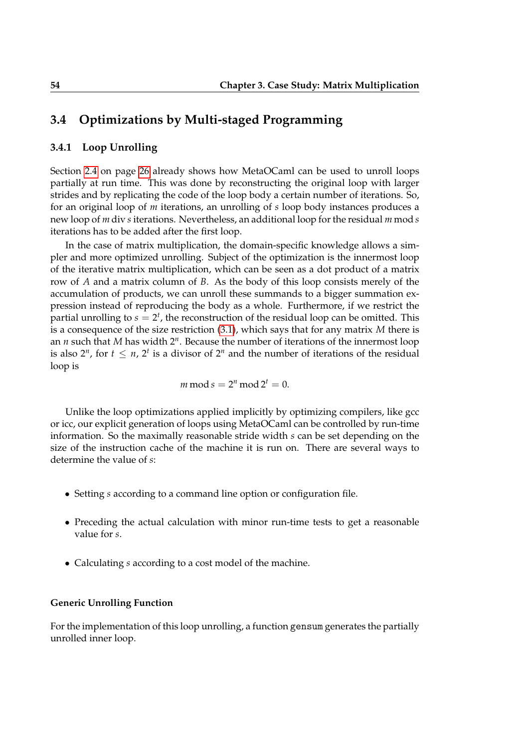## 3.4 Optimizations by Multi-staged Programming

### 3.4.1 Loop Unrolling

Section 2.4 on page 26 already shows how MetaOCaml can be used to unroll loops partially at run time. This was done by reconstructing the original loop with larger strides and by replicating the code of the loop body a certain number of iterations. So, for an original loop of $m$ iterations, an unrolling of $s$ loop body instances produces a new loop of $m$ div $s$ iterations. Nevertheless, an additional loop for the residual $m \bmod s$ iterations has to be added after the first loop.

In the case of matrix multiplication, the domain-specific knowledge allows a simpler and more optimized unrolling. Subject of the optimization is the innermost loop of the iterative matrix multiplication, which can be seen as a dot product of a matrix row of $A$ and a matrix column of $B$. As the body of this loop consists merely of the accumulation of products, we can unroll these summands to a bigger summation expression instead of reproducing the body as a whole. Furthermore, if we restrict the partial unrolling to $s = 2^t$, the reconstruction of the residual loop can be omitted. This is a consequence of the size restriction (3.1), which says that for any matrix $M$ there is an $n$ such that $M$ has width $2^n$. Because the number of iterations of the innermost loop is also $2^n$, for $t \leq n$, $2^t$ is a divisor of $2^n$ and the number of iterations of the residual loop is

$$m \bmod s = 2^n \bmod 2^t = 0.$$

Unlike the loop optimizations applied implicitly by optimizing compilers, like gcc or icc, our explicit generation of loops using MetaOCaml can be controlled by run-time information. So the maximally reasonable stride width $s$ can be set depending on the size of the instruction cache of the machine it is run on. There are several ways to determine the value of $s$:

- Setting $s$ according to a command line option or configuration file.
- Preceding the actual calculation with minor run-time tests to get a reasonable value for $s$.
- Calculating $s$ according to a cost model of the machine.

#### Generic Unrolling Function

For the implementation of this loop unrolling, a function `gensum` generates the partially unrolled inner loop.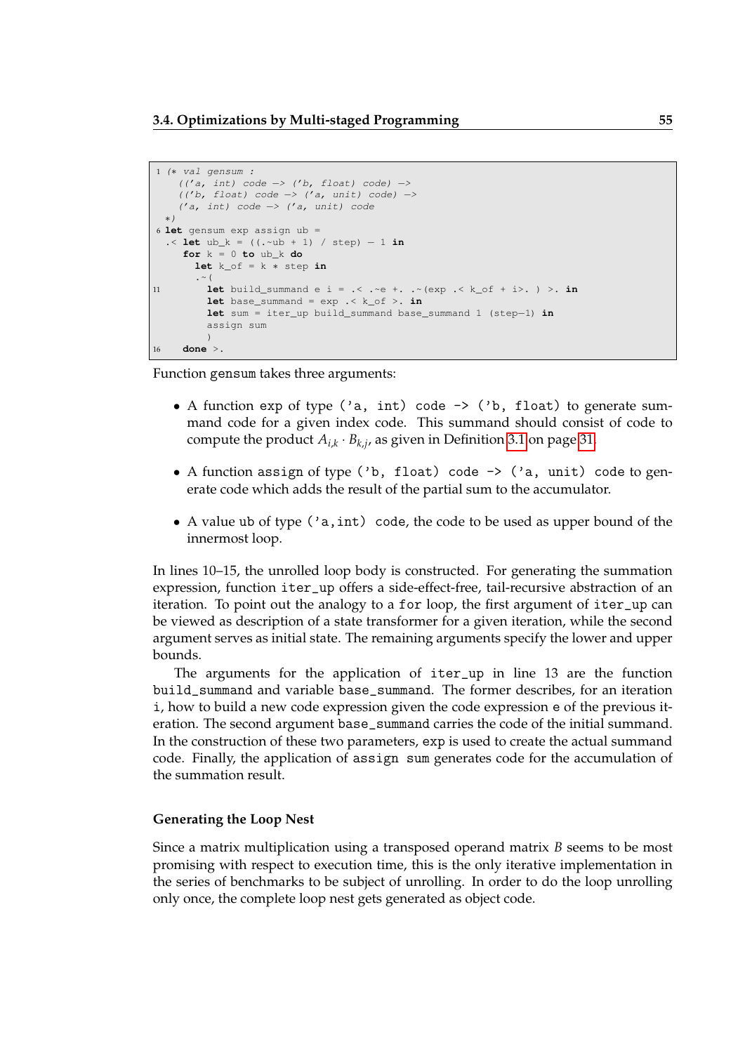```
(* val gensum :
    (('a, int) code -> ('b, float) code) ->
    (('b, float) code -> ('a, unit) code) ->
    ('a, int) code -> ('a, unit) code
 *)
let gensum exp assign ub =
 .< let ub_k = ((.~ub + 1) / step) - 1 in
    for k = 0 to ub_k do
      let k_of = k * step in
      .~(
        let build_summand e i = .< .~e +. .~(exp .< k_of + i>. ) >. in
        let base_summand = exp .< k_of >. in
        let sum = iter_up build_summand base_summand 1 (step-1) in
        assign sum
        )
    done >.
```

Function gensum takes three arguments:

- A function exp of type ('a, int) code -> ('b, float) to generate summand code for a given index code. This summand should consist of code to compute the product $A_{i,k} \cdot B_{k,j}$, as given in Definition 3.1 on page 31.
- A function assign of type ('b, float) code -> ('a, unit) code to generate code which adds the result of the partial sum to the accumulator.
- A value ub of type ('a,int) code, the code to be used as upper bound of the innermost loop.

In lines 10–15, the unrolled loop body is constructed. For generating the summation expression, function iter_up offers a side-effect-free, tail-recursive abstraction of an iteration. To point out the analogy to a for loop, the first argument of iter_up can be viewed as description of a state transformer for a given iteration, while the second argument serves as initial state. The remaining arguments specify the lower and upper bounds.

The arguments for the application of iter_up in line 13 are the function build_summand and variable base_summand. The former describes, for an iteration i, how to build a new code expression given the code expression e of the previous iteration. The second argument base_summand carries the code of the initial summand. In the construction of these two parameters, exp is used to create the actual summand code. Finally, the application of assign sum generates code for the accumulation of the summation result.

### Generating the Loop Nest

Since a matrix multiplication using a transposed operand matrix $B$ seems to be most promising with respect to execution time, this is the only iterative implementation in the series of benchmarks to be subject of unrolling. In order to do the loop unrolling only once, the complete loop nest gets generated as object code.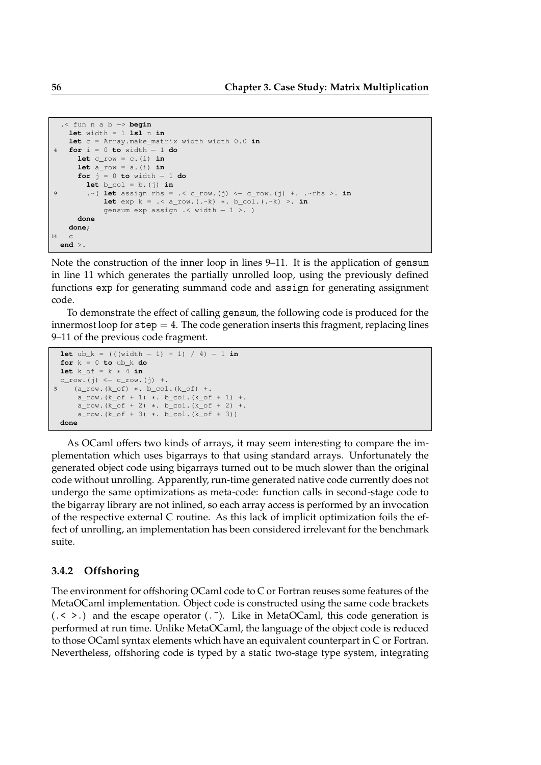```
  .< fun n a b -> begin
    let width = 1 lsl n in
    let c = Array.make_matrix width width 0.0 in
4   for i = 0 to width - 1 do
      let c_row = c.(i) in
      let a_row = a.(i) in
      for j = 0 to width - 1 do
        let b_col = b.(j) in
9       .~( let assign rhs = .< c_row.(j) <- c_row.(j) +. .~rhs >. in
            let exp k = .< a_row.(.~k) *. b_col.(.~k) >. in
            gensum exp assign .< width - 1 >. )
      done
    done;
14  c
  end >.
```

Note the construction of the inner loop in lines 9–11. It is the application of gensum in line 11 which generates the partially unrolled loop, using the previously defined functions exp for generating summand code and assign for generating assignment code.

To demonstrate the effect of calling gensum, the following code is produced for the innermost loop for step = 4. The code generation inserts this fragment, replacing lines 9–11 of the previous code fragment.

```
  let ub_k = (((width - 1) + 1) / 4) - 1 in
  for k = 0 to ub_k do
  let k_of = k * 4 in
  c_row.(j) <- c_row.(j) +.
5    (a_row.(k_of) *. b_col.(k_of) +.
      a_row.(k_of + 1) *. b_col.(k_of + 1) +.
      a_row.(k_of + 2) *. b_col.(k_of + 2) +.
      a_row.(k_of + 3) *. b_col.(k_of + 3))
  done
```

As OCaml offers two kinds of arrays, it may seem interesting to compare the implementation which uses bigarrays to that using standard arrays. Unfortunately the generated object code using bigarrays turned out to be much slower than the original code without unrolling. Apparently, run-time generated native code currently does not undergo the same optimizations as meta-code: function calls in second-stage code to the bigarray library are not inlined, so each array access is performed by an invocation of the respective external C routine. As this lack of implicit optimization foils the effect of unrolling, an implementation has been considered irrelevant for the benchmark suite.

### 3.4.2 Offshoring

The environment for offshoring OCaml code to C or Fortran reuses some features of the MetaOCaml implementation. Object code is constructed using the same code brackets (.< >.) and the escape operator (.~). Like in MetaOCaml, this code generation is performed at run time. Unlike MetaOCaml, the language of the object code is reduced to those OCaml syntax elements which have an equivalent counterpart in C or Fortran. Nevertheless, offshoring code is typed by a static two-stage type system, integrating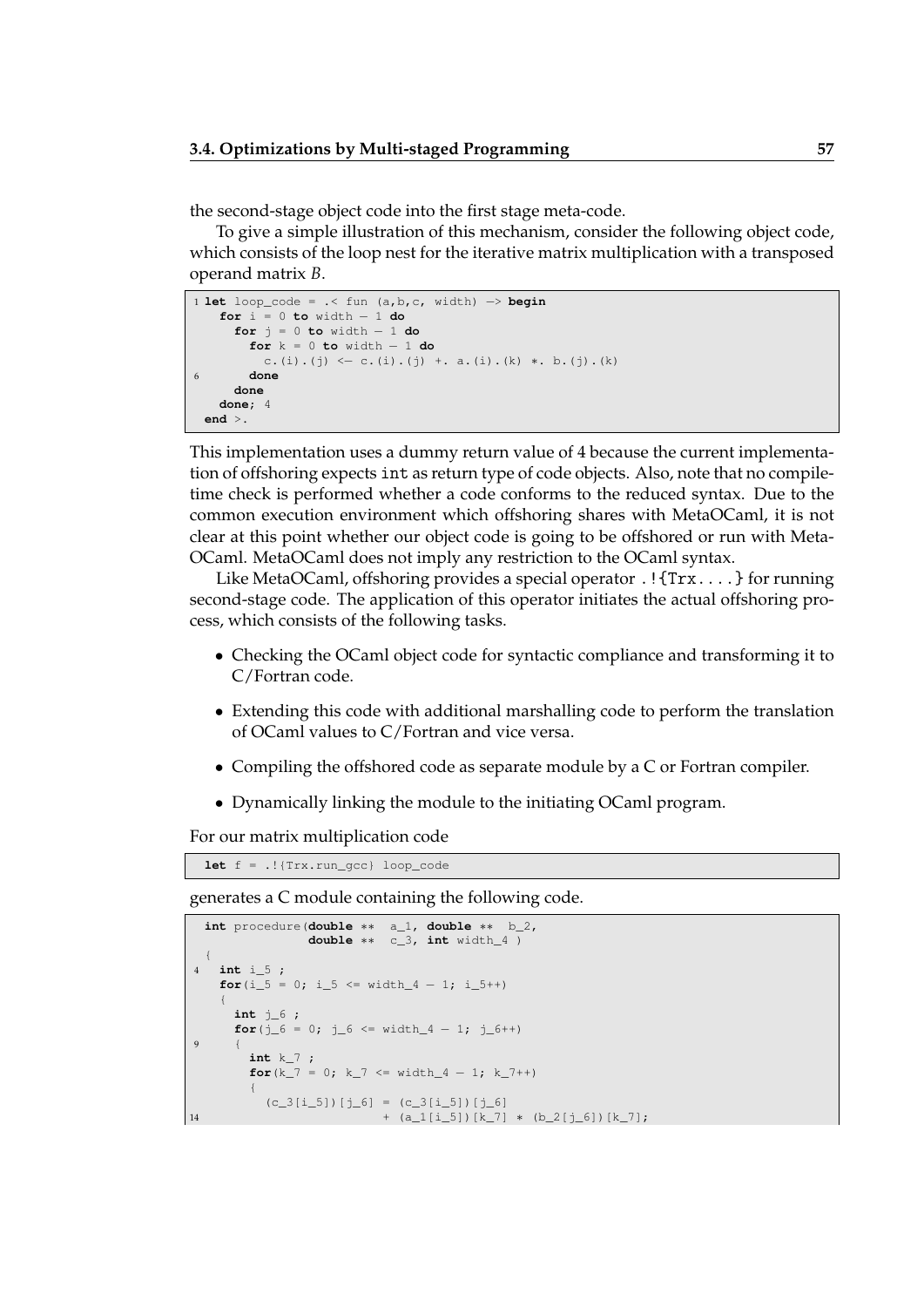the second-stage object code into the first stage meta-code.

To give a simple illustration of this mechanism, consider the following object code, which consists of the loop nest for the iterative matrix multiplication with a transposed operand matrix *B*.

```
1 let loop_code = .< fun (a,b,c, width) -> begin
    for i = 0 to width - 1 do
      for j = 0 to width - 1 do
        for k = 0 to width - 1 do
          c.(i).(j) <- c.(i).(j) +. a.(i).(k) *. b.(j).(k)
6       done
      done
    done; 4
  end >.
```

This implementation uses a dummy return value of 4 because the current implementation of offshoring expects `int` as return type of code objects. Also, note that no compile-time check is performed whether a code conforms to the reduced syntax. Due to the common execution environment which offshoring shares with MetaOCaml, it is not clear at this point whether our object code is going to be offshored or run with MetaOCaml. MetaOCaml does not imply any restriction to the OCaml syntax.

Like MetaOCaml, offshoring provides a special operator `.!{Trx....}` for running second-stage code. The application of this operator initiates the actual offshoring process, which consists of the following tasks.

- Checking the OCaml object code for syntactic compliance and transforming it to C/Fortran code.
- Extending this code with additional marshalling code to perform the translation of OCaml values to C/Fortran and vice versa.
- Compiling the offshored code as separate module by a C or Fortran compiler.
- Dynamically linking the module to the initiating OCaml program.

For our matrix multiplication code

```
let f = .!{Trx.run_gcc} loop_code
```

generates a C module containing the following code.

```
  int procedure(double **  a_1, double **  b_2,
                double **  c_3, int width_4 )
  {
4   int i_5 ;
    for(i_5 = 0; i_5 <= width_4 - 1; i_5++)
    {
      int j_6 ;
      for(j_6 = 0; j_6 <= width_4 - 1; j_6++)
9     {
        int k_7 ;
        for(k_7 = 0; k_7 <= width_4 - 1; k_7++)
        {
          (c_3[i_5])[j_6] = (c_3[i_5])[j_6]
14                        + (a_1[i_5])[k_7] * (b_2[j_6])[k_7];
```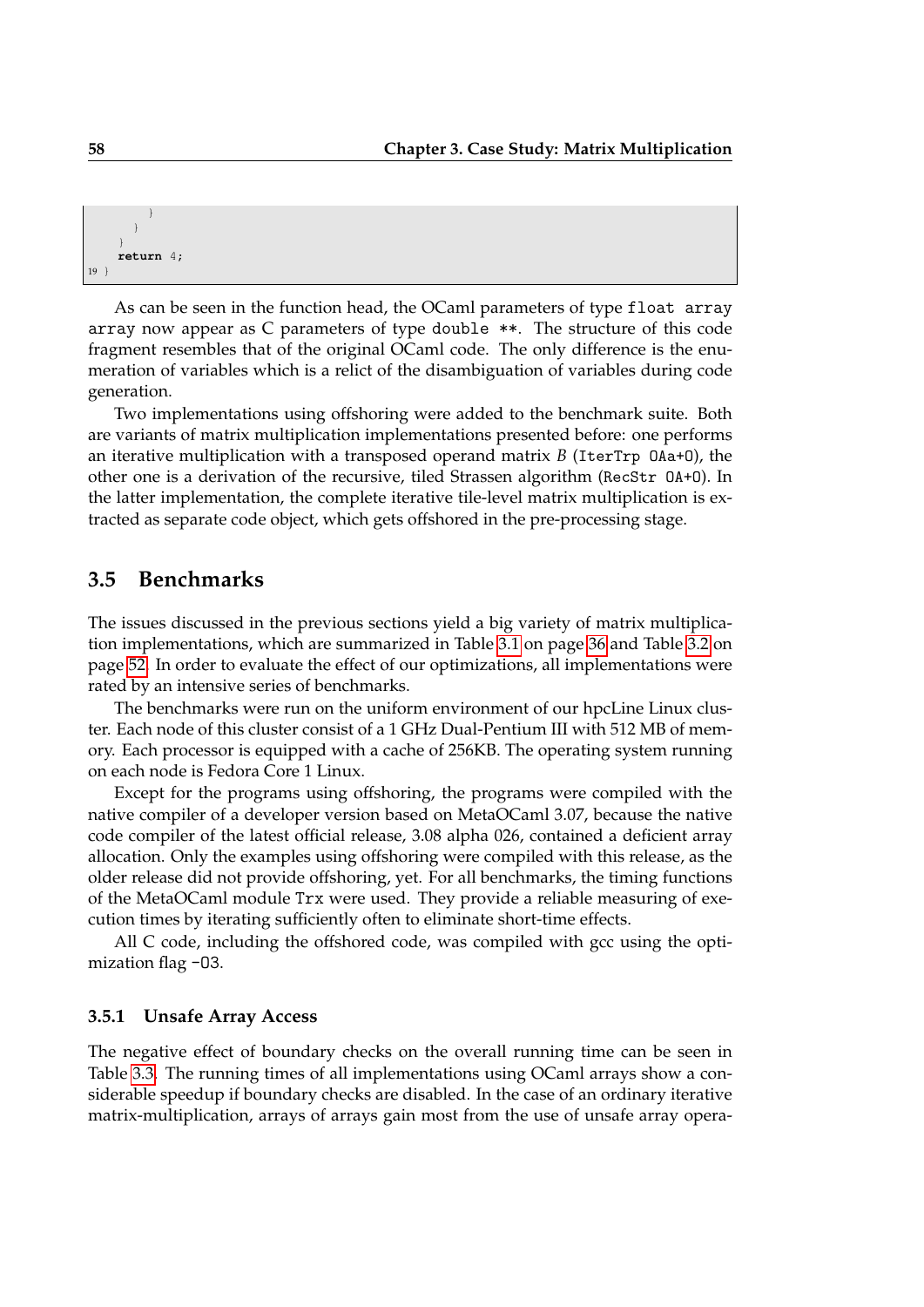```
          }
        }
      }
      return 4;
19 }
```

As can be seen in the function head, the OCaml parameters of type `float array array` now appear as C parameters of type `double **`. The structure of this code fragment resembles that of the original OCaml code. The only difference is the enumeration of variables which is a relict of the disambiguation of variables during code generation.

Two implementations using offshoring were added to the benchmark suite. Both are variants of matrix multiplication implementations presented before: one performs an iterative multiplication with a transposed operand matrix $B$ (`IterTrp OAa+O`), the other one is a derivation of the recursive, tiled Strassen algorithm (`RecStr OA+O`). In the latter implementation, the complete iterative tile-level matrix multiplication is extracted as separate code object, which gets offshored in the pre-processing stage.

## 3.5 Benchmarks

The issues discussed in the previous sections yield a big variety of matrix multiplication implementations, which are summarized in Table 3.1 on page 36 and Table 3.2 on page 52. In order to evaluate the effect of our optimizations, all implementations were rated by an intensive series of benchmarks.

The benchmarks were run on the uniform environment of our hpcLine Linux cluster. Each node of this cluster consist of a 1 GHz Dual-Pentium III with 512 MB of memory. Each processor is equipped with a cache of 256KB. The operating system running on each node is Fedora Core 1 Linux.

Except for the programs using offshoring, the programs were compiled with the native compiler of a developer version based on MetaOCaml 3.07, because the native code compiler of the latest official release, 3.08 alpha 026, contained a deficient array allocation. Only the examples using offshoring were compiled with this release, as the older release did not provide offshoring, yet. For all benchmarks, the timing functions of the MetaOCaml module `Trx` were used. They provide a reliable measuring of execution times by iterating sufficiently often to eliminate short-time effects.

All C code, including the offshored code, was compiled with gcc using the optimization flag `-O3`.

### 3.5.1 Unsafe Array Access

The negative effect of boundary checks on the overall running time can be seen in Table 3.3. The running times of all implementations using OCaml arrays show a considerable speedup if boundary checks are disabled. In the case of an ordinary iterative matrix-multiplication, arrays of arrays gain most from the use of unsafe array opera-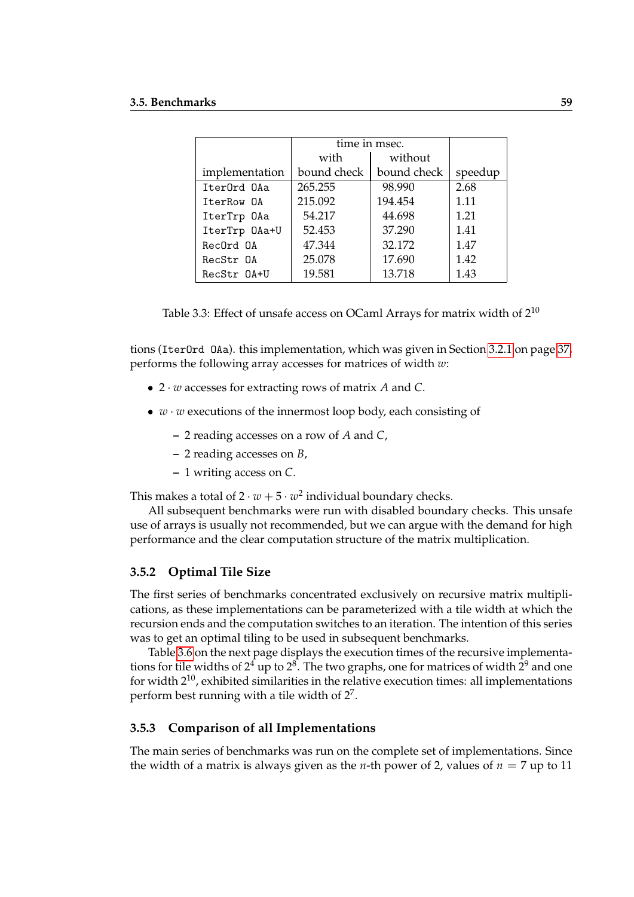| implementation | time in msec. | | speedup |
|---|---|---|---|
| | with bound check | without bound check | |
| `IterOrd OAa` | 265.255 | 98.990 | 2.68 |
| `IterRow OA` | 215.092 | 194.454 | 1.11 |
| `IterTrp OAa` | 54.217 | 44.698 | 1.21 |
| `IterTrp OAa+U` | 52.453 | 37.290 | 1.41 |
| `RecOrd OA` | 47.344 | 32.172 | 1.47 |
| `RecStr OA` | 25.078 | 17.690 | 1.42 |
| `RecStr OA+U` | 19.581 | 13.718 | 1.43 |

Table 3.3: Effect of unsafe access on OCaml Arrays for matrix width of $2^{10}$

tions (`IterOrd OAa`). this implementation, which was given in Section 3.2.1 on page 37, performs the following array accesses for matrices of width $w$:

- $2 \cdot w$ accesses for extracting rows of matrix $A$ and $C$.
- $w \cdot w$ executions of the innermost loop body, each consisting of
  - 2 reading accesses on a row of $A$ and $C$,
  - 2 reading accesses on $B$,
  - 1 writing access on $C$.

This makes a total of $2 \cdot w + 5 \cdot w^2$ individual boundary checks.

All subsequent benchmarks were run with disabled boundary checks. This unsafe use of arrays is usually not recommended, but we can argue with the demand for high performance and the clear computation structure of the matrix multiplication.

### 3.5.2 Optimal Tile Size

The first series of benchmarks concentrated exclusively on recursive matrix multiplications, as these implementations can be parameterized with a tile width at which the recursion ends and the computation switches to an iteration. The intention of this series was to get an optimal tiling to be used in subsequent benchmarks.

Table 3.6 on the next page displays the execution times of the recursive implementations for tile widths of $2^4$ up to $2^8$. The two graphs, one for matrices of width $2^9$ and one for width $2^{10}$, exhibited similarities in the relative execution times: all implementations perform best running with a tile width of $2^7$.

### 3.5.3 Comparison of all Implementations

The main series of benchmarks was run on the complete set of implementations. Since the width of a matrix is always given as the $n$-th power of 2, values of $n = 7$ up to 11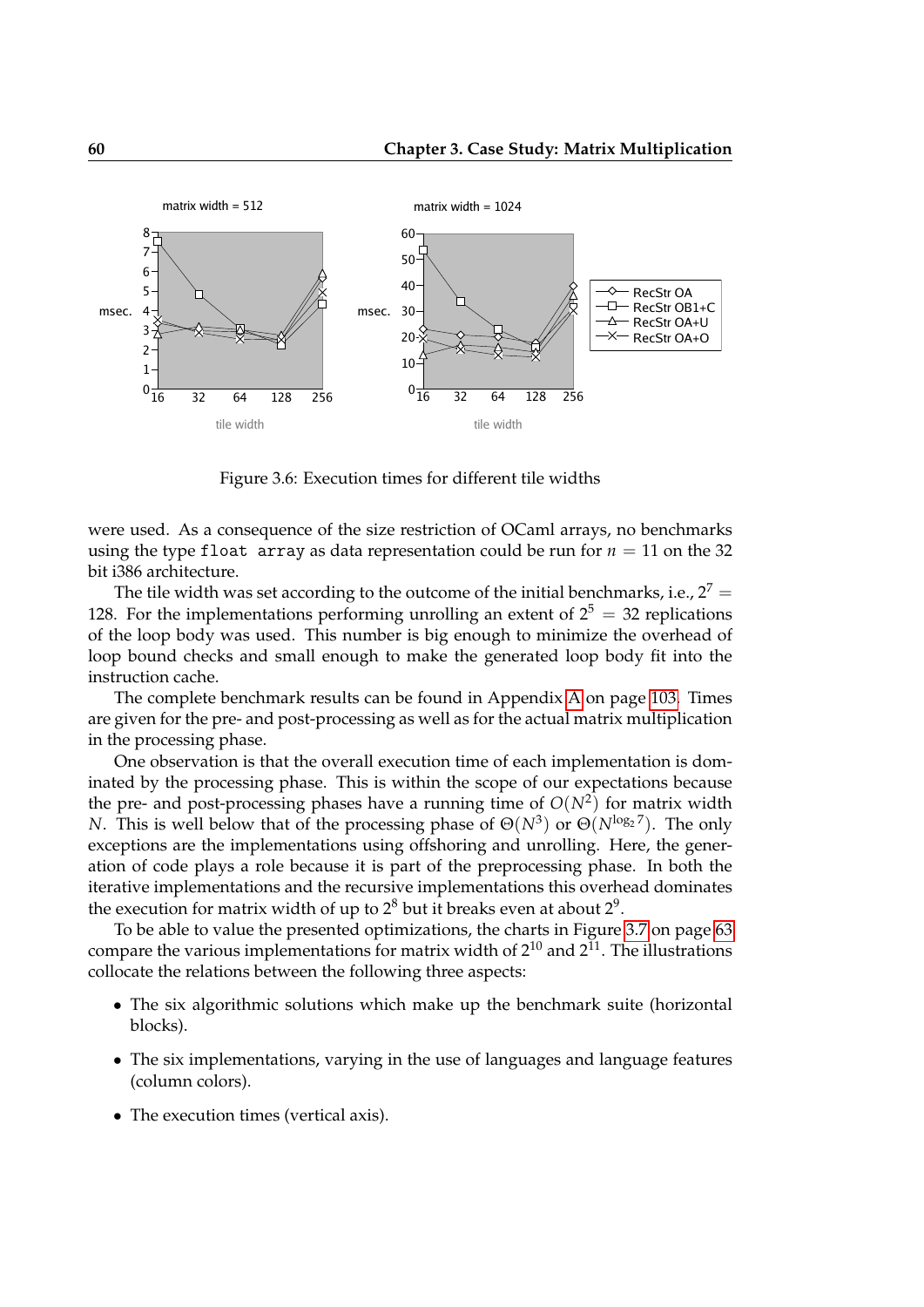Figure 3.6: Execution times for different tile widths

were used. As a consequence of the size restriction of OCaml arrays, no benchmarks using the type `float array` as data representation could be run for $n = 11$ on the 32 bit i386 architecture.

The tile width was set according to the outcome of the initial benchmarks, i.e., $2^7 = 128$. For the implementations performing unrolling an extent of $2^5 = 32$ replications of the loop body was used. This number is big enough to minimize the overhead of loop bound checks and small enough to make the generated loop body fit into the instruction cache.

The complete benchmark results can be found in Appendix A on page 103. Times are given for the pre- and post-processing as well as for the actual matrix multiplication in the processing phase.

One observation is that the overall execution time of each implementation is dominated by the processing phase. This is within the scope of our expectations because the pre- and post-processing phases have a running time of $O(N^2)$ for matrix width $N$. This is well below that of the processing phase of $\Theta(N^3)$ or $\Theta(N^{\log_2 7})$. The only exceptions are the implementations using offshoring and unrolling. Here, the generation of code plays a role because it is part of the preprocessing phase. In both the iterative implementations and the recursive implementations this overhead dominates the execution for matrix width of up to $2^8$ but it breaks even at about $2^9$.

To be able to value the presented optimizations, the charts in Figure 3.7 on page 63 compare the various implementations for matrix width of $2^{10}$ and $2^{11}$. The illustrations collocate the relations between the following three aspects:

- The six algorithmic solutions which make up the benchmark suite (horizontal blocks).
- The six implementations, varying in the use of languages and language features (column colors).
- The execution times (vertical axis).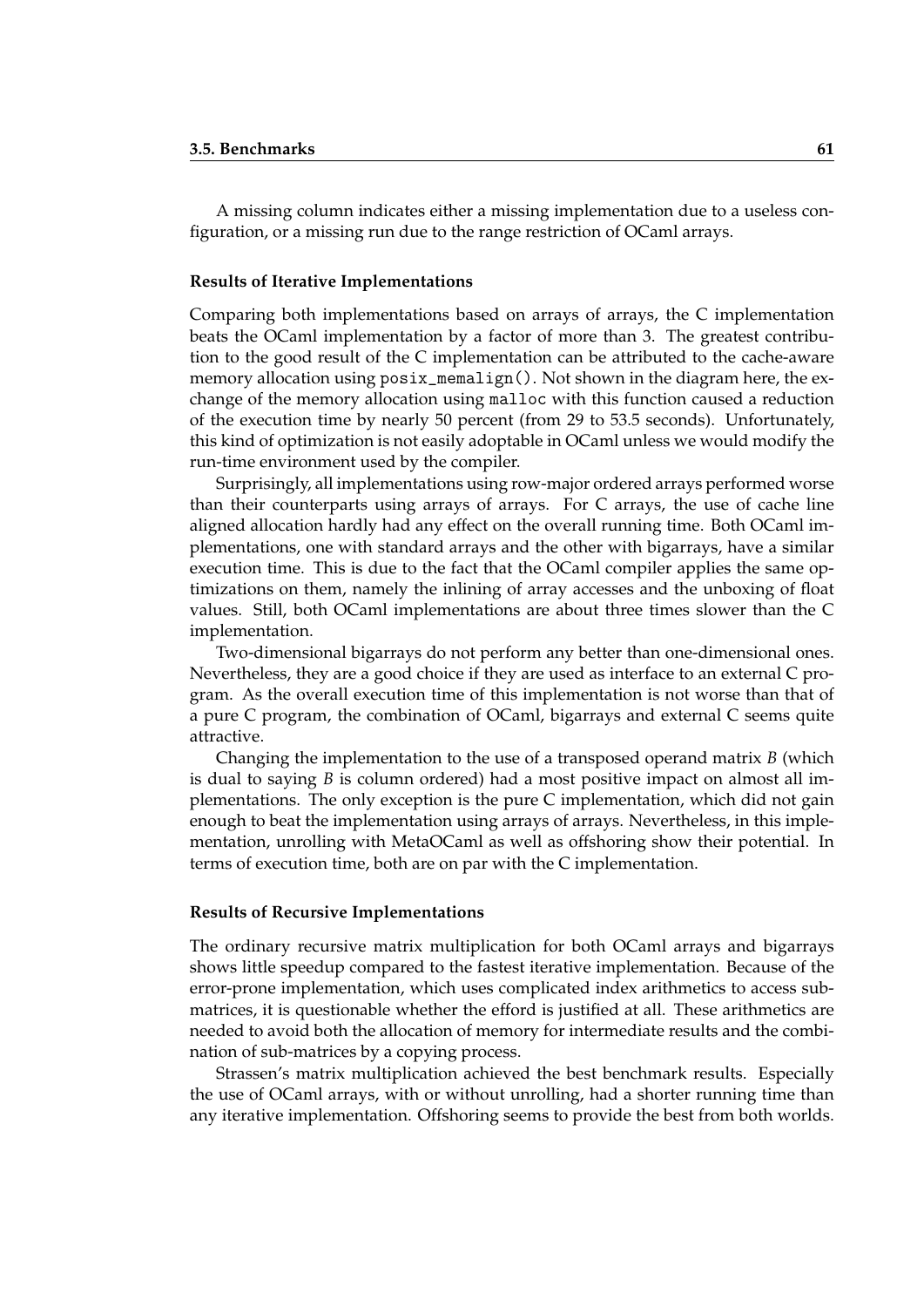A missing column indicates either a missing implementation due to a useless configuration, or a missing run due to the range restriction of OCaml arrays.

#### Results of Iterative Implementations

Comparing both implementations based on arrays of arrays, the C implementation beats the OCaml implementation by a factor of more than 3. The greatest contribution to the good result of the C implementation can be attributed to the cache-aware memory allocation using `posix_memalign()`. Not shown in the diagram here, the exchange of the memory allocation using `malloc` with this function caused a reduction of the execution time by nearly 50 percent (from 29 to 53.5 seconds). Unfortunately, this kind of optimization is not easily adoptable in OCaml unless we would modify the run-time environment used by the compiler.

Surprisingly, all implementations using row-major ordered arrays performed worse than their counterparts using arrays of arrays. For C arrays, the use of cache line aligned allocation hardly had any effect on the overall running time. Both OCaml implementations, one with standard arrays and the other with bigarrays, have a similar execution time. This is due to the fact that the OCaml compiler applies the same optimizations on them, namely the inlining of array accesses and the unboxing of float values. Still, both OCaml implementations are about three times slower than the C implementation.

Two-dimensional bigarrays do not perform any better than one-dimensional ones. Nevertheless, they are a good choice if they are used as interface to an external C program. As the overall execution time of this implementation is not worse than that of a pure C program, the combination of OCaml, bigarrays and external C seems quite attractive.

Changing the implementation to the use of a transposed operand matrix $B$ (which is dual to saying $B$ is column ordered) had a most positive impact on almost all implementations. The only exception is the pure C implementation, which did not gain enough to beat the implementation using arrays of arrays. Nevertheless, in this implementation, unrolling with MetaOCaml as well as offshoring show their potential. In terms of execution time, both are on par with the C implementation.

#### Results of Recursive Implementations

The ordinary recursive matrix multiplication for both OCaml arrays and bigarrays shows little speedup compared to the fastest iterative implementation. Because of the error-prone implementation, which uses complicated index arithmetics to access sub-matrices, it is questionable whether the efford is justified at all. These arithmetics are needed to avoid both the allocation of memory for intermediate results and the combination of sub-matrices by a copying process.

Strassen's matrix multiplication achieved the best benchmark results. Especially the use of OCaml arrays, with or without unrolling, had a shorter running time than any iterative implementation. Offshoring seems to provide the best from both worlds.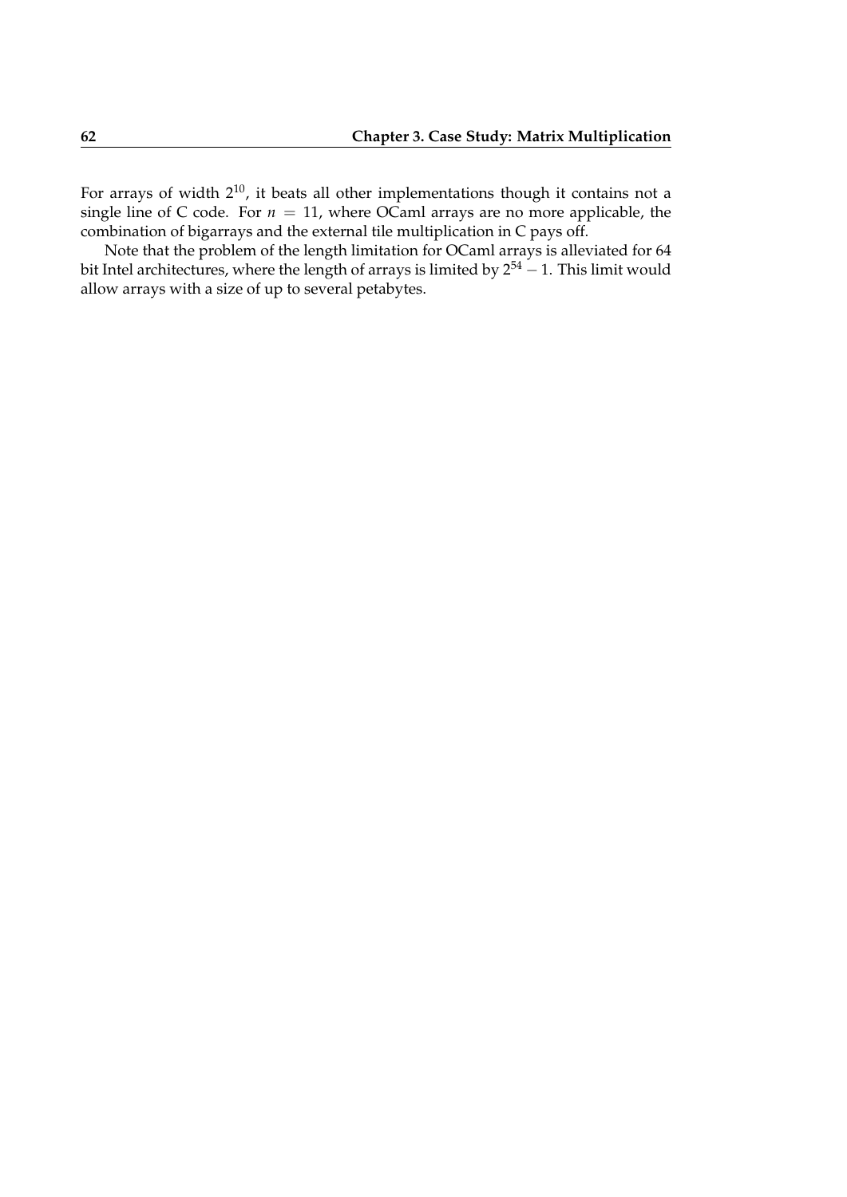For arrays of width $2^{10}$, it beats all other implementations though it contains not a single line of C code. For $n = 11$, where OCaml arrays are no more applicable, the combination of bigarrays and the external tile multiplication in C pays off.

Note that the problem of the length limitation for OCaml arrays is alleviated for 64 bit Intel architectures, where the length of arrays is limited by $2^{54} - 1$. This limit would allow arrays with a size of up to several petabytes.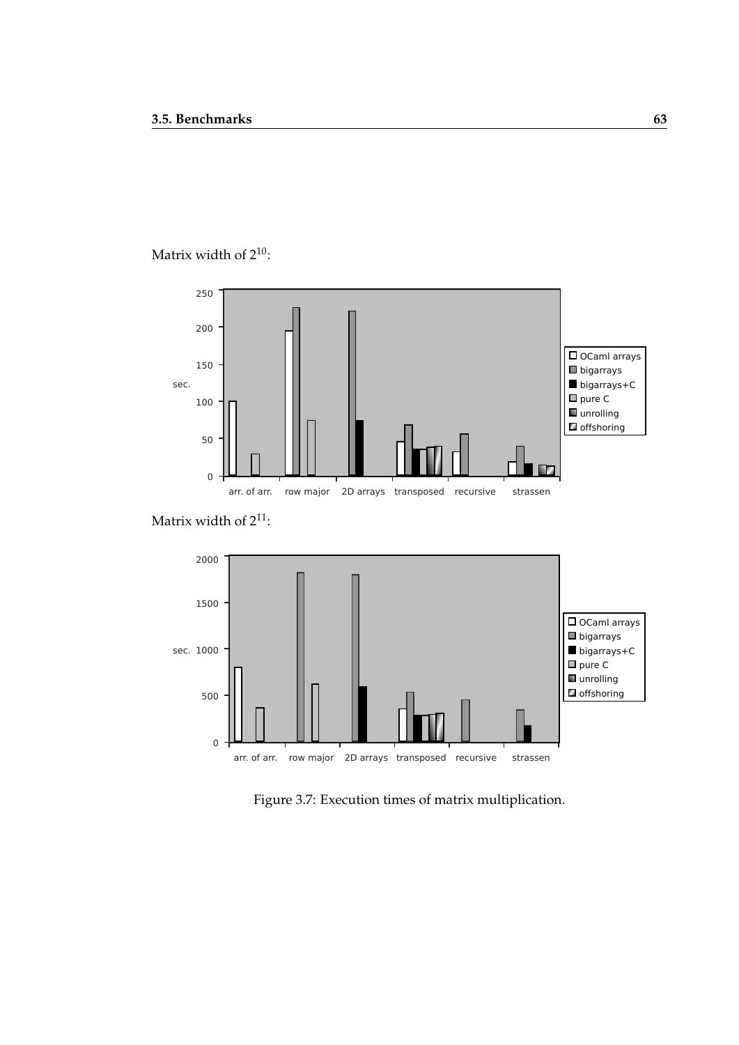Matrix width of $2^{10}$:

Matrix width of $2^{11}$:

Figure 3.7: Execution times of matrix multiplication.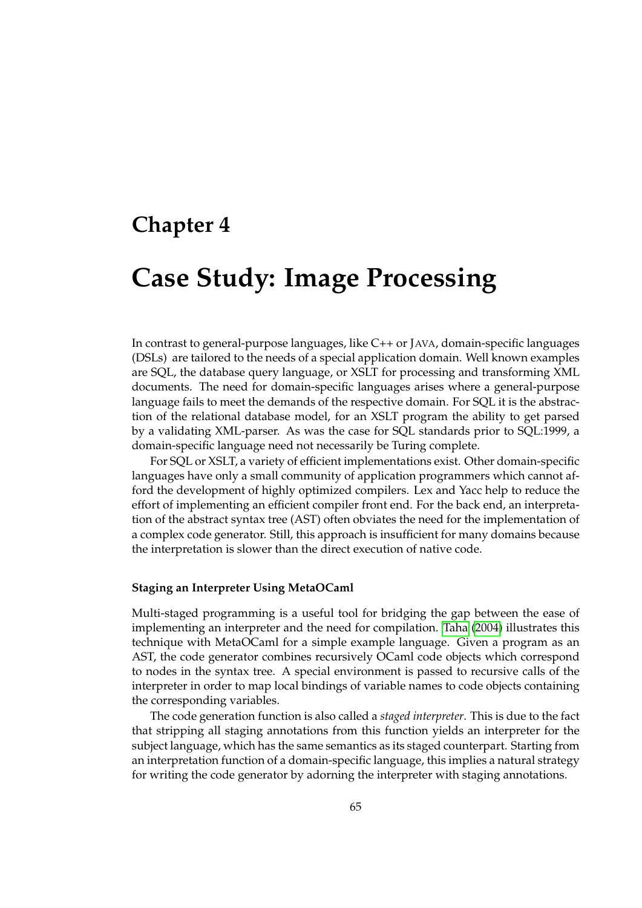# Chapter 4

# Case Study: Image Processing

In contrast to general-purpose languages, like C++ or JAVA, domain-specific languages (DSLs) are tailored to the needs of a special application domain. Well known examples are SQL, the database query language, or XSLT for processing and transforming XML documents. The need for domain-specific languages arises where a general-purpose language fails to meet the demands of the respective domain. For SQL it is the abstraction of the relational database model, for an XSLT program the ability to get parsed by a validating XML-parser. As was the case for SQL standards prior to SQL:1999, a domain-specific language need not necessarily be Turing complete.

For SQL or XSLT, a variety of efficient implementations exist. Other domain-specific languages have only a small community of application programmers which cannot afford the development of highly optimized compilers. Lex and Yacc help to reduce the effort of implementing an efficient compiler front end. For the back end, an interpretation of the abstract syntax tree (AST) often obviates the need for the implementation of a complex code generator. Still, this approach is insufficient for many domains because the interpretation is slower than the direct execution of native code.

#### Staging an Interpreter Using MetaOCaml

Multi-staged programming is a useful tool for bridging the gap between the ease of implementing an interpreter and the need for compilation. Taha (2004) illustrates this technique with MetaOCaml for a simple example language. Given a program as an AST, the code generator combines recursively OCaml code objects which correspond to nodes in the syntax tree. A special environment is passed to recursive calls of the interpreter in order to map local bindings of variable names to code objects containing the corresponding variables.

The code generation function is also called a *staged interpreter*. This is due to the fact that stripping all staging annotations from this function yields an interpreter for the subject language, which has the same semantics as its staged counterpart. Starting from an interpretation function of a domain-specific language, this implies a natural strategy for writing the code generator by adorning the interpreter with staging annotations.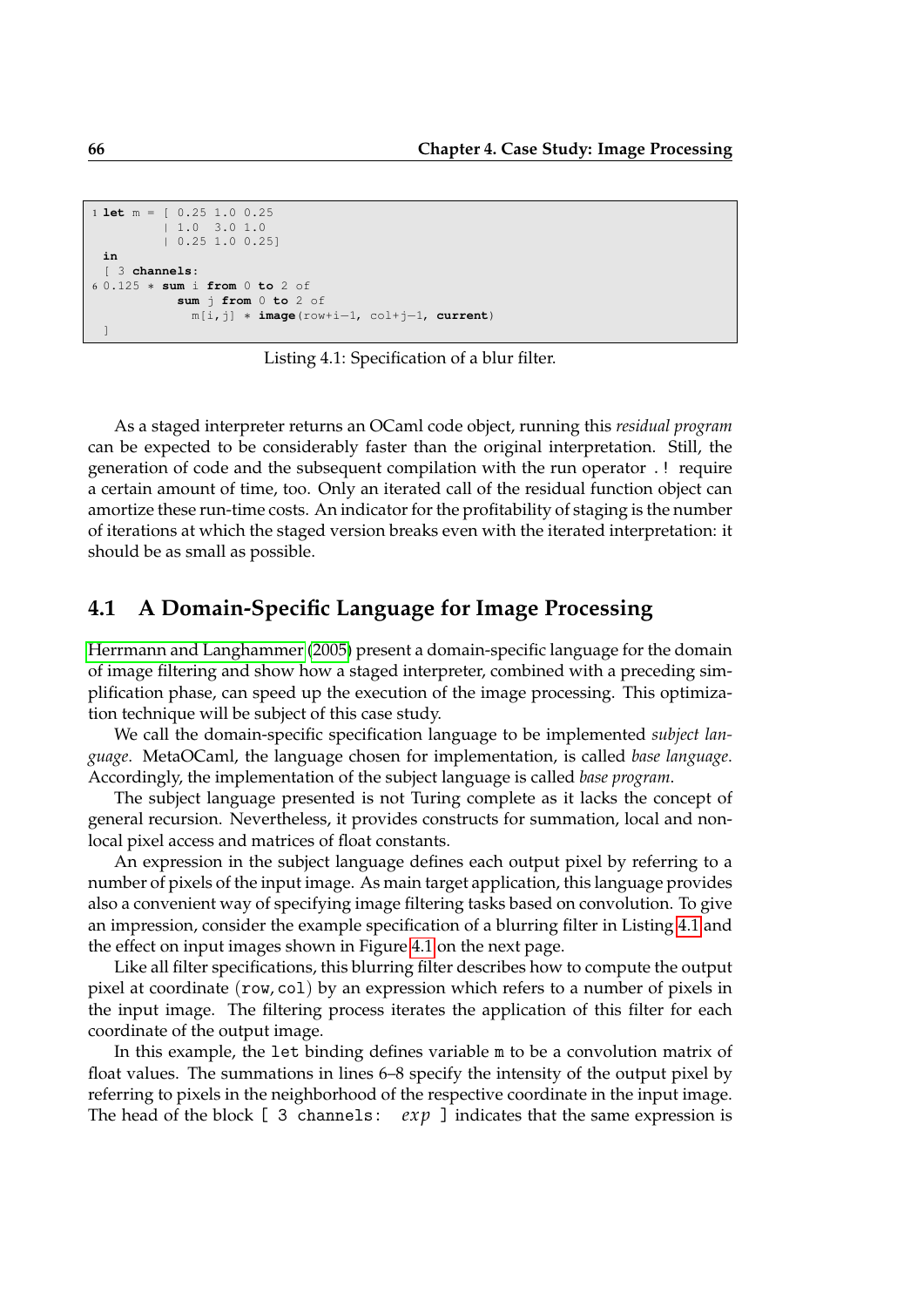```
1 let m = [ 0.25 1.0 0.25
          | 1.0  3.0 1.0
          | 0.25 1.0 0.25]
  in
  [ 3 channels:
6 0.125 * sum i from 0 to 2 of
            sum j from 0 to 2 of
              m[i,j] * image(row+i−1, col+j−1, current)
  ]
```

Listing 4.1: Specification of a blur filter.

As a staged interpreter returns an OCaml code object, running this *residual program* can be expected to be considerably faster than the original interpretation. Still, the generation of code and the subsequent compilation with the run operator `.!` require a certain amount of time, too. Only an iterated call of the residual function object can amortize these run-time costs. An indicator for the profitability of staging is the number of iterations at which the staged version breaks even with the iterated interpretation: it should be as small as possible.

## 4.1 A Domain-Specific Language for Image Processing

Herrmann and Langhammer (2005) present a domain-specific language for the domain of image filtering and show how a staged interpreter, combined with a preceding simplification phase, can speed up the execution of the image processing. This optimization technique will be subject of this case study.

We call the domain-specific specification language to be implemented *subject language*. MetaOCaml, the language chosen for implementation, is called *base language*. Accordingly, the implementation of the subject language is called *base program*.

The subject language presented is not Turing complete as it lacks the concept of general recursion. Nevertheless, it provides constructs for summation, local and non-local pixel access and matrices of float constants.

An expression in the subject language defines each output pixel by referring to a number of pixels of the input image. As main target application, this language provides also a convenient way of specifying image filtering tasks based on convolution. To give an impression, consider the example specification of a blurring filter in Listing 4.1 and the effect on input images shown in Figure 4.1 on the next page.

Like all filter specifications, this blurring filter describes how to compute the output pixel at coordinate (`row`, `col`) by an expression which refers to a number of pixels in the input image. The filtering process iterates the application of this filter for each coordinate of the output image.

In this example, the `let` binding defines variable `m` to be a convolution matrix of float values. The summations in lines 6–8 specify the intensity of the output pixel by referring to pixels in the neighborhood of the respective coordinate in the input image. The head of the block `[ 3 channels:` *exp* `]` indicates that the same expression is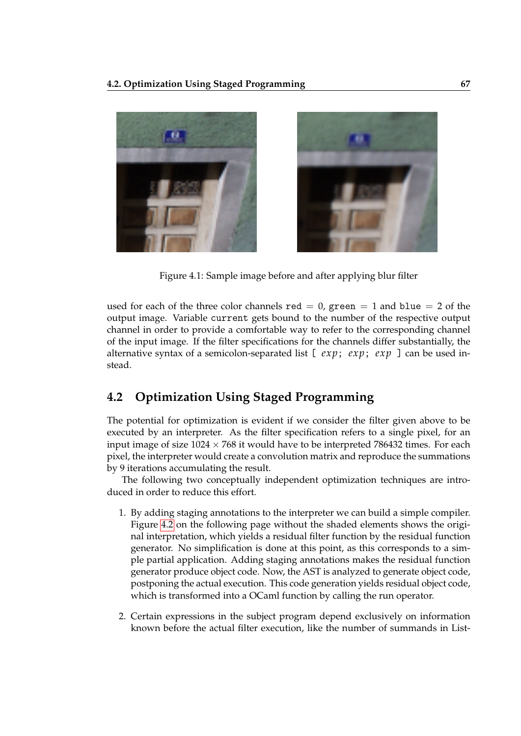Figure 4.1: Sample image before and after applying blur filter

used for each of the three color channels `red` = 0, `green` = 1 and `blue` = 2 of the output image. Variable `current` gets bound to the number of the respective output channel in order to provide a comfortable way to refer to the corresponding channel of the input image. If the filter specifications for the channels differ substantially, the alternative syntax of a semicolon-separated list `[` *exp*`;` *exp*`;` *exp* `]` can be used instead.

## 4.2 Optimization Using Staged Programming

The potential for optimization is evident if we consider the filter given above to be executed by an interpreter. As the filter specification refers to a single pixel, for an input image of size $1024 \times 768$ it would have to be interpreted 786432 times. For each pixel, the interpreter would create a convolution matrix and reproduce the summations by 9 iterations accumulating the result.

The following two conceptually independent optimization techniques are introduced in order to reduce this effort.

1. By adding staging annotations to the interpreter we can build a simple compiler. Figure 4.2 on the following page without the shaded elements shows the original interpretation, which yields a residual filter function by the residual function generator. No simplification is done at this point, as this corresponds to a simple partial application. Adding staging annotations makes the residual function generator produce object code. Now, the AST is analyzed to generate object code, postponing the actual execution. This code generation yields residual object code, which is transformed into a OCaml function by calling the run operator.

2. Certain expressions in the subject program depend exclusively on information known before the actual filter execution, like the number of summands in List-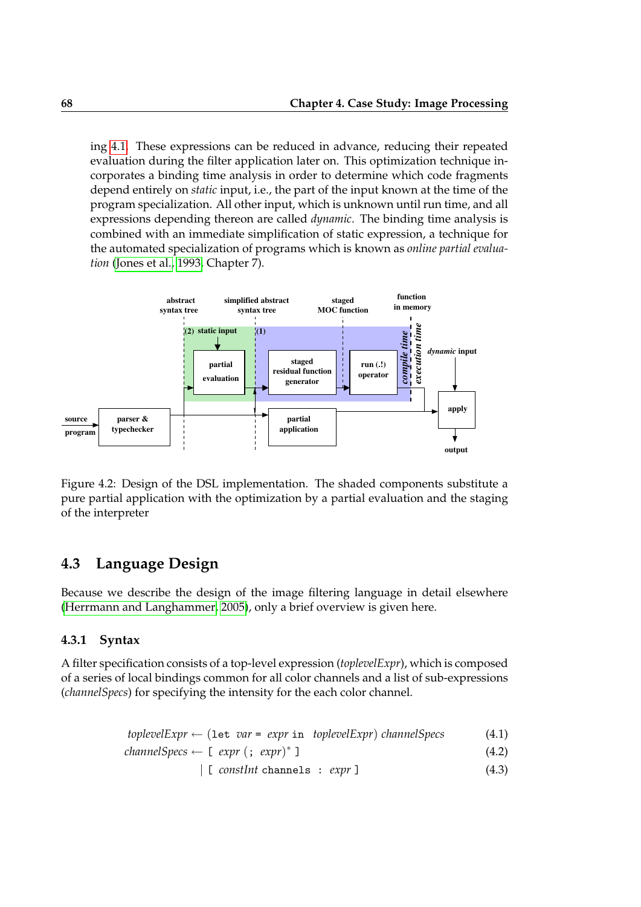ing 4.1. These expressions can be reduced in advance, reducing their repeated evaluation during the filter application later on. This optimization technique incorporates a binding time analysis in order to determine which code fragments depend entirely on *static* input, i.e., the part of the input known at the time of the program specialization. All other input, which is unknown until run time, and all expressions depending thereon are called *dynamic*. The binding time analysis is combined with an immediate simplification of static expression, a technique for the automated specialization of programs which is known as *online partial evaluation* (Jones et al., 1993, Chapter 7).

Figure 4.2: Design of the DSL implementation. The shaded components substitute a pure partial application with the optimization by a partial evaluation and the staging of the interpreter

## 4.3 Language Design

Because we describe the design of the image filtering language in detail elsewhere (Herrmann and Langhammer, 2005), only a brief overview is given here.

### 4.3.1 Syntax

A filter specification consists of a top-level expression (*toplevelExpr*), which is composed of a series of local bindings common for all color channels and a list of sub-expressions (*channelSpecs*) for specifying the intensity for the each color channel.

$$\mathit{toplevelExpr} \leftarrow (\texttt{let}\ \mathit{var}\ \texttt{=}\ \mathit{expr}\ \texttt{in}\ \ \mathit{toplevelExpr})\ \mathit{channelSpecs} \tag{4.1}$$

$$\mathit{channelSpecs} \leftarrow \texttt{[}\ \mathit{expr}\ (\texttt{;}\ \ \mathit{expr})^{*}\ \texttt{]} \tag{4.2}$$

$$\mid\ \texttt{[}\ \mathit{constInt}\ \texttt{channels}\ \ \texttt{:}\ \ \mathit{expr}\ \texttt{]} \tag{4.3}$$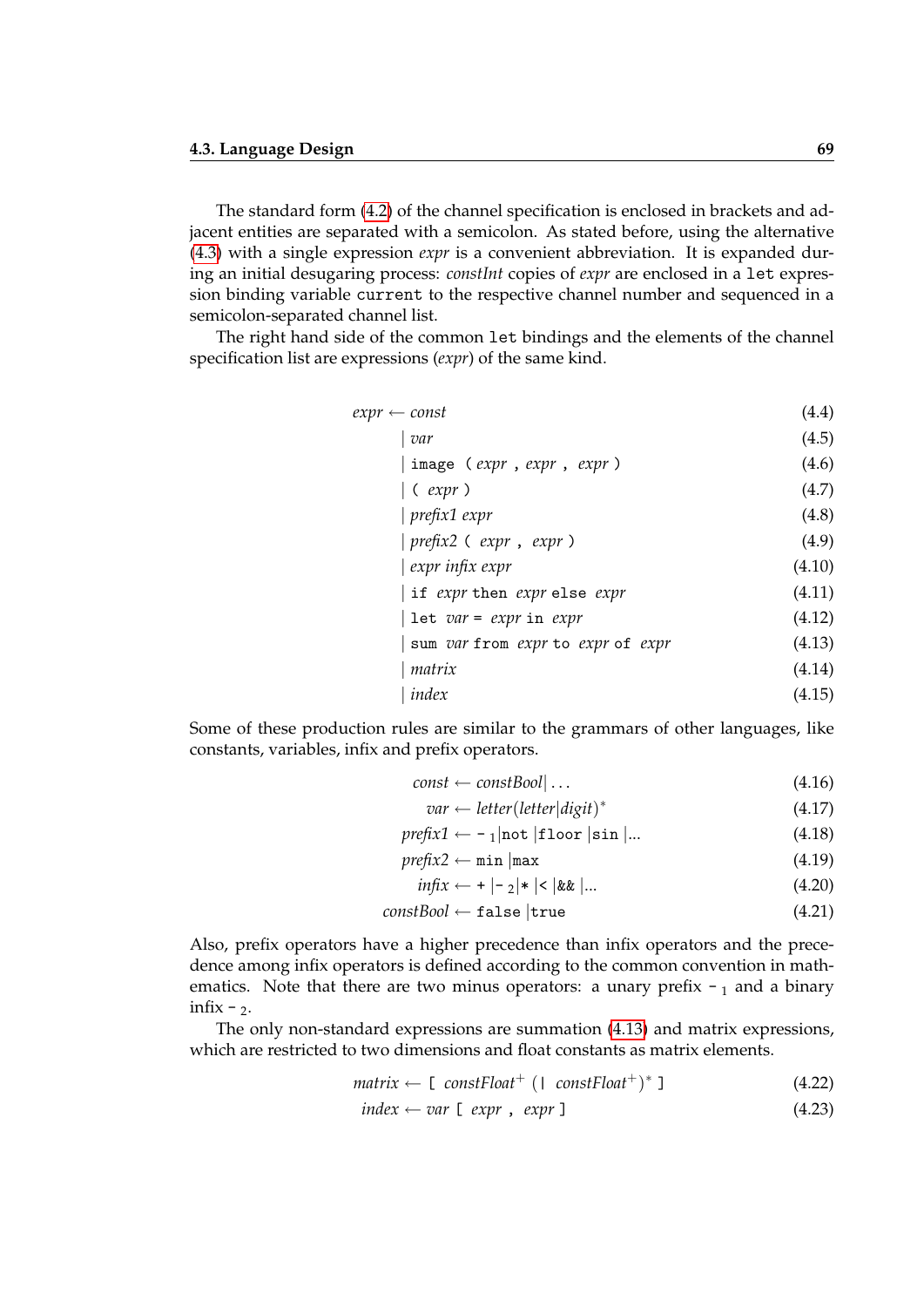The standard form (4.2) of the channel specification is enclosed in brackets and adjacent entities are separated with a semicolon. As stated before, using the alternative (4.3) with a single expression *expr* is a convenient abbreviation. It is expanded during an initial desugaring process: *constInt* copies of *expr* are enclosed in a `let` expression binding variable `current` to the respective channel number and sequenced in a semicolon-separated channel list.

The right hand side of the common `let` bindings and the elements of the channel specification list are expressions (*expr*) of the same kind.

$$
\begin{aligned}
\mathit{expr} \leftarrow\ & \mathit{const} && (4.4)\\
|\ & \mathit{var} && (4.5)\\
|\ & \texttt{image}\ (\ \mathit{expr}\ ,\ \mathit{expr}\ ,\ \mathit{expr}\ ) && (4.6)\\
|\ & (\ \mathit{expr}\ ) && (4.7)\\
|\ & \mathit{prefix1}\ \mathit{expr} && (4.8)\\
|\ & \mathit{prefix2}\ (\ \mathit{expr}\ ,\ \mathit{expr}\ ) && (4.9)\\
|\ & \mathit{expr}\ \mathit{infix}\ \mathit{expr} && (4.10)\\
|\ & \texttt{if}\ \mathit{expr}\ \texttt{then}\ \mathit{expr}\ \texttt{else}\ \mathit{expr} && (4.11)\\
|\ & \texttt{let}\ \mathit{var}\ \texttt{=}\ \mathit{expr}\ \texttt{in}\ \mathit{expr} && (4.12)\\
|\ & \texttt{sum}\ \mathit{var}\ \texttt{from}\ \mathit{expr}\ \texttt{to}\ \mathit{expr}\ \texttt{of}\ \mathit{expr} && (4.13)\\
|\ & \mathit{matrix} && (4.14)\\
|\ & \mathit{index} && (4.15)
\end{aligned}
$$

Some of these production rules are similar to the grammars of other languages, like constants, variables, infix and prefix operators.

$$
\begin{aligned}
\mathit{const} &\leftarrow \mathit{constBool} \,|\, \ldots && (4.16)\\
\mathit{var} &\leftarrow \mathit{letter}(\mathit{letter}|\mathit{digit})^{*} && (4.17)\\
\mathit{prefix1} &\leftarrow \texttt{-}_{1} \,|\texttt{not}\,|\texttt{floor}\,|\texttt{sin}\,|\ldots && (4.18)\\
\mathit{prefix2} &\leftarrow \texttt{min}\,|\texttt{max} && (4.19)\\
\mathit{infix} &\leftarrow \texttt{+}\,|\texttt{-}_{2}|\texttt{*}\,|\texttt{<}\,|\texttt{\&\&}\,|\ldots && (4.20)\\
\mathit{constBool} &\leftarrow \texttt{false}\,|\texttt{true} && (4.21)
\end{aligned}
$$

Also, prefix operators have a higher precedence than infix operators and the precedence among infix operators is defined according to the common convention in mathematics. Note that there are two minus operators: a unary prefix $\texttt{-}_1$ and a binary infix $\texttt{-}_2$.

The only non-standard expressions are summation (4.13) and matrix expressions, which are restricted to two dimensions and float constants as matrix elements.

$$
\begin{aligned}
\mathit{matrix} &\leftarrow \texttt{[}\ \mathit{constFloat}^{+}\ (\texttt{|}\ \mathit{constFloat}^{+})^{*}\ \texttt{]} && (4.22)\\
\mathit{index} &\leftarrow \mathit{var}\ \texttt{[}\ \mathit{expr}\ ,\ \mathit{expr}\ \texttt{]} && (4.23)
\end{aligned}
$$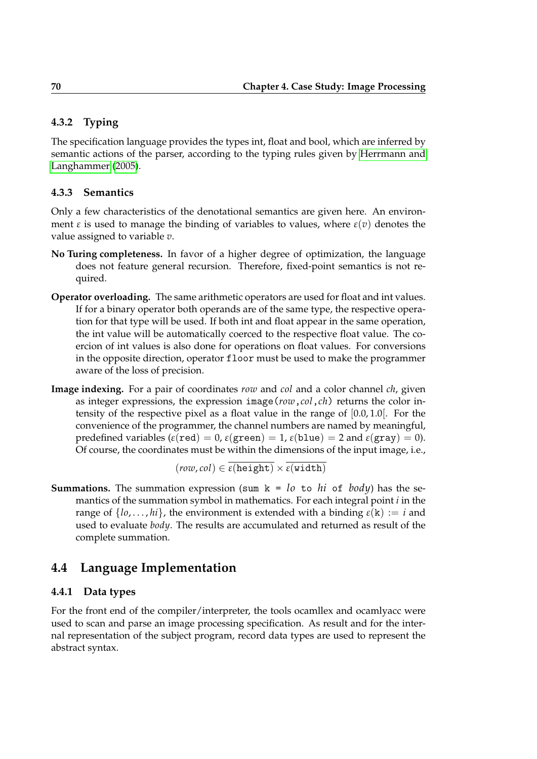### 4.3.2 Typing

The specification language provides the types int, float and bool, which are inferred by semantic actions of the parser, according to the typing rules given by Herrmann and Langhammer (2005).

### 4.3.3 Semantics

Only a few characteristics of the denotational semantics are given here. An environment $\varepsilon$ is used to manage the binding of variables to values, where $\varepsilon(v)$ denotes the value assigned to variable $v$.

**No Turing completeness.** In favor of a higher degree of optimization, the language does not feature general recursion. Therefore, fixed-point semantics is not required.

**Operator overloading.** The same arithmetic operators are used for float and int values. If for a binary operator both operands are of the same type, the respective operation for that type will be used. If both int and float appear in the same operation, the int value will be automatically coerced to the respective float value. The coercion of int values is also done for operations on float values. For conversions in the opposite direction, operator `floor` must be used to make the programmer aware of the loss of precision.

**Image indexing.** For a pair of coordinates *row* and *col* and a color channel *ch*, given as integer expressions, the expression `image(`*row*`,`*col*`,`*ch*`)` returns the color intensity of the respective pixel as a float value in the range of $[0.0, 1.0[$. For the convenience of the programmer, the channel numbers are named by meaningful, predefined variables ($\varepsilon(\texttt{red}) = 0$, $\varepsilon(\texttt{green}) = 1$, $\varepsilon(\texttt{blue}) = 2$ and $\varepsilon(\texttt{gray}) = 0$). Of course, the coordinates must be within the dimensions of the input image, i.e.,

$$(row, col) \in \overline{\varepsilon(\texttt{height})} \times \overline{\varepsilon(\texttt{width})}$$

**Summations.** The summation expression (`sum k =` *lo* `to` *hi* `of` *body*) has the semantics of the summation symbol in mathematics. For each integral point $i$ in the range of $\{lo, \ldots, hi\}$, the environment is extended with a binding $\varepsilon(\texttt{k}) := i$ and used to evaluate *body*. The results are accumulated and returned as result of the complete summation.

## 4.4 Language Implementation

### 4.4.1 Data types

For the front end of the compiler/interpreter, the tools ocamllex and ocamlyacc were used to scan and parse an image processing specification. As result and for the internal representation of the subject program, record data types are used to represent the abstract syntax.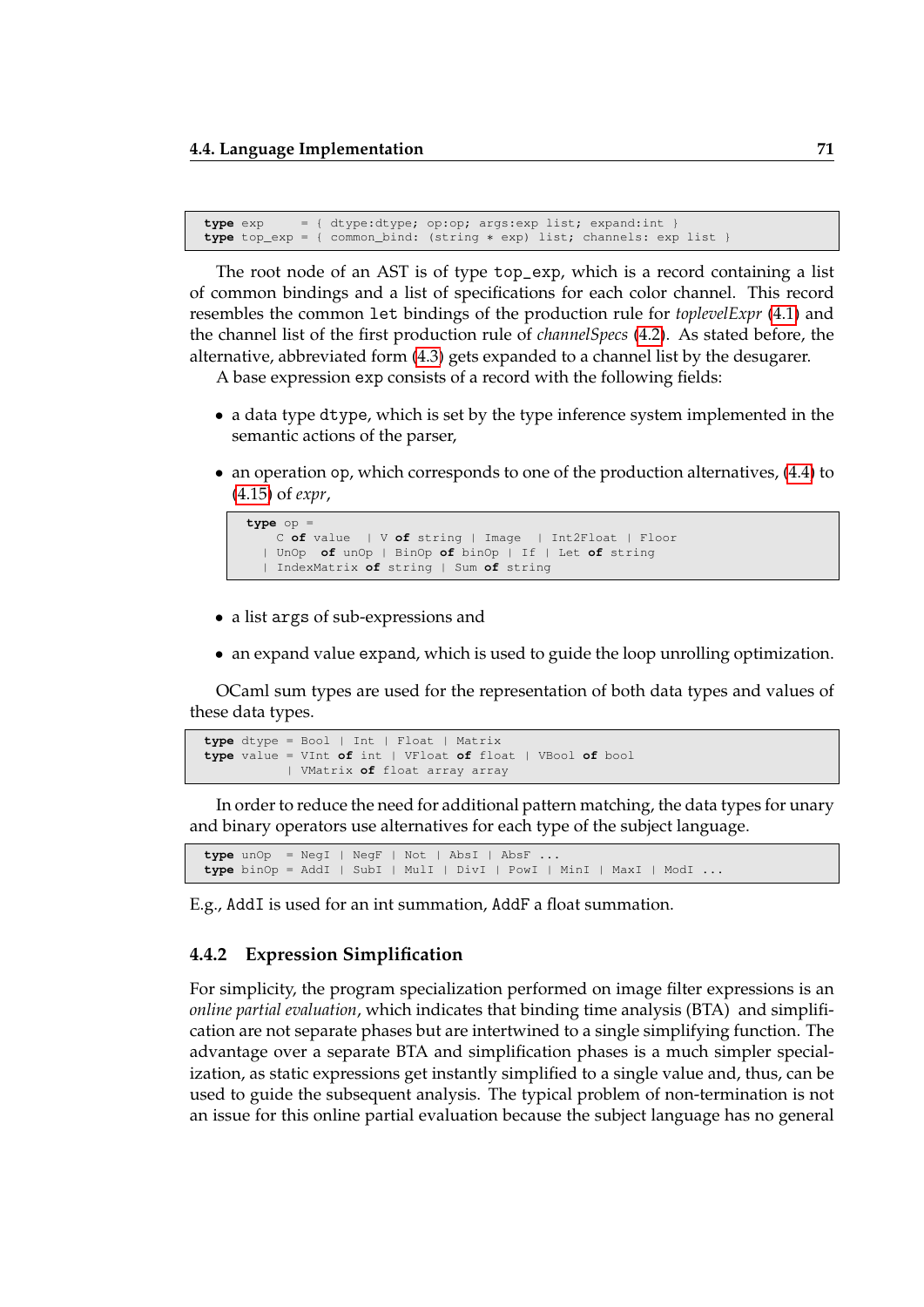```
type exp     = { dtype:dtype; op:op; args:exp list; expand:int }
type top_exp = { common_bind: (string * exp) list; channels: exp list }
```

The root node of an AST is of type `top_exp`, which is a record containing a list of common bindings and a list of specifications for each color channel. This record resembles the common `let` bindings of the production rule for *toplevelExpr* (4.1) and the channel list of the first production rule of *channelSpecs* (4.2). As stated before, the alternative, abbreviated form (4.3) gets expanded to a channel list by the desugarer.

A base expression `exp` consists of a record with the following fields:

- a data type `dtype`, which is set by the type inference system implemented in the semantic actions of the parser,
- an operation `op`, which corresponds to one of the production alternatives, (4.4) to (4.15) of *expr*,

```
type op =
    C of value   | V of string | Image   | Int2Float | Floor
  | UnOp  of unOp | BinOp of binOp | If | Let of string
  | IndexMatrix of string | Sum of string
```

- a list `args` of sub-expressions and
- an expand value `expand`, which is used to guide the loop unrolling optimization.

OCaml sum types are used for the representation of both data types and values of these data types.

```
type dtype = Bool | Int | Float | Matrix
type value = VInt of int | VFloat of float | VBool of bool
           | VMatrix of float array array
```

In order to reduce the need for additional pattern matching, the data types for unary and binary operators use alternatives for each type of the subject language.

```
type unOp  = NegI | NegF | Not | AbsI | AbsF ...
type binOp = AddI | SubI | MulI | DivI | PowI | MinI | MaxI | ModI ...
```

E.g., `AddI` is used for an int summation, `AddF` a float summation.

### 4.4.2 Expression Simplification

For simplicity, the program specialization performed on image filter expressions is an *online partial evaluation*, which indicates that binding time analysis (BTA) and simplification are not separate phases but are intertwined to a single simplifying function. The advantage over a separate BTA and simplification phases is a much simpler specialization, as static expressions get instantly simplified to a single value and, thus, can be used to guide the subsequent analysis. The typical problem of non-termination is not an issue for this online partial evaluation because the subject language has no general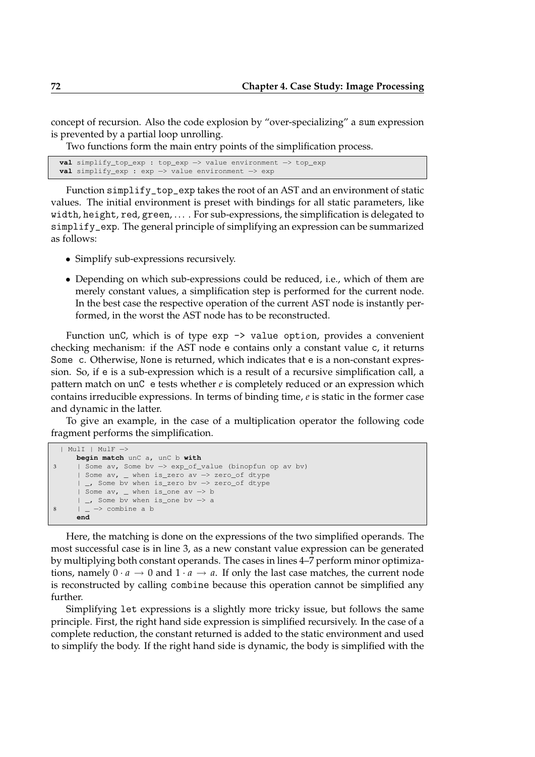concept of recursion. Also the code explosion by "over-specializing" a sum expression is prevented by a partial loop unrolling.

Two functions form the main entry points of the simplification process.

```
val simplify_top_exp : top_exp -> value environment -> top_exp
val simplify_exp : exp -> value environment -> exp
```

Function simplify_top_exp takes the root of an AST and an environment of static values. The initial environment is preset with bindings for all static parameters, like width, height, red, green, … . For sub-expressions, the simplification is delegated to simplify_exp. The general principle of simplifying an expression can be summarized as follows:

- Simplify sub-expressions recursively.
- Depending on which sub-expressions could be reduced, i.e., which of them are merely constant values, a simplification step is performed for the current node. In the best case the respective operation of the current AST node is instantly performed, in the worst the AST node has to be reconstructed.

Function unC, which is of type exp -> value option, provides a convenient checking mechanism: if the AST node e contains only a constant value c, it returns Some c. Otherwise, None is returned, which indicates that e is a non-constant expression. So, if e is a sub-expression which is a result of a recursive simplification call, a pattern match on unC e tests whether *e* is completely reduced or an expression which contains irreducible expressions. In terms of binding time, *e* is static in the former case and dynamic in the latter.

To give an example, in the case of a multiplication operator the following code fragment performs the simplification.

```
  | MulI | MulF ->
      begin match unC a, unC b with
3     | Some av, Some bv -> exp_of_value (binopfun op av bv)
      | Some av, _ when is_zero av -> zero_of dtype
      | _, Some bv when is_zero bv -> zero_of dtype
      | Some av, _ when is_one av -> b
      | _, Some bv when is_one bv -> a
8     | _ -> combine a b
      end
```

Here, the matching is done on the expressions of the two simplified operands. The most successful case is in line 3, as a new constant value expression can be generated by multiplying both constant operands. The cases in lines 4–7 perform minor optimizations, namely $0 \cdot a \rightarrow 0$ and $1 \cdot a \rightarrow a$. If only the last case matches, the current node is reconstructed by calling combine because this operation cannot be simplified any further.

Simplifying let expressions is a slightly more tricky issue, but follows the same principle. First, the right hand side expression is simplified recursively. In the case of a complete reduction, the constant returned is added to the static environment and used to simplify the body. If the right hand side is dynamic, the body is simplified with the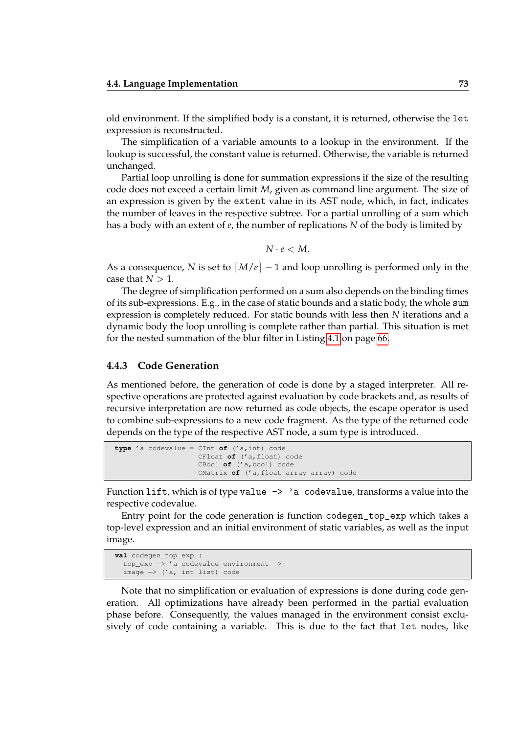old environment. If the simplified body is a constant, it is returned, otherwise the `let` expression is reconstructed.

The simplification of a variable amounts to a lookup in the environment. If the lookup is successful, the constant value is returned. Otherwise, the variable is returned unchanged.

Partial loop unrolling is done for summation expressions if the size of the resulting code does not exceed a certain limit $M$, given as command line argument. The size of an expression is given by the `extent` value in its AST node, which, in fact, indicates the number of leaves in the respective subtree. For a partial unrolling of a sum which has a body with an extent of $e$, the number of replications $N$ of the body is limited by

$$N \cdot e < M.$$

As a consequence, $N$ is set to $\lceil M/e \rceil - 1$ and loop unrolling is performed only in the case that $N > 1$.

The degree of simplification performed on a sum also depends on the binding times of its sub-expressions. E.g., in the case of static bounds and a static body, the whole `sum` expression is completely reduced. For static bounds with less then $N$ iterations and a dynamic body the loop unrolling is complete rather than partial. This situation is met for the nested summation of the blur filter in Listing 4.1 on page 66.

### 4.4.3 Code Generation

As mentioned before, the generation of code is done by a staged interpreter. All respective operations are protected against evaluation by code brackets and, as results of recursive interpretation are now returned as code objects, the escape operator is used to combine sub-expressions to a new code fragment. As the type of the returned code depends on the type of the respective AST node, a sum type is introduced.

```
type 'a codevalue = CInt of ('a,int) code
                  | CFloat of ('a,float) code
                  | CBool of ('a,bool) code
                  | CMatrix of ('a,float array array) code
```

Function `lift`, which is of type `value -> 'a codevalue`, transforms a value into the respective codevalue.

Entry point for the code generation is function `codegen_top_exp` which takes a top-level expression and an initial environment of static variables, as well as the input image.

```
val codegen_top_exp :
  top_exp -> 'a codevalue environment ->
  image -> ('a, int list) code
```

Note that no simplification or evaluation of expressions is done during code generation. All optimizations have already been performed in the partial evaluation phase before. Consequently, the values managed in the environment consist exclusively of code containing a variable. This is due to the fact that `let` nodes, like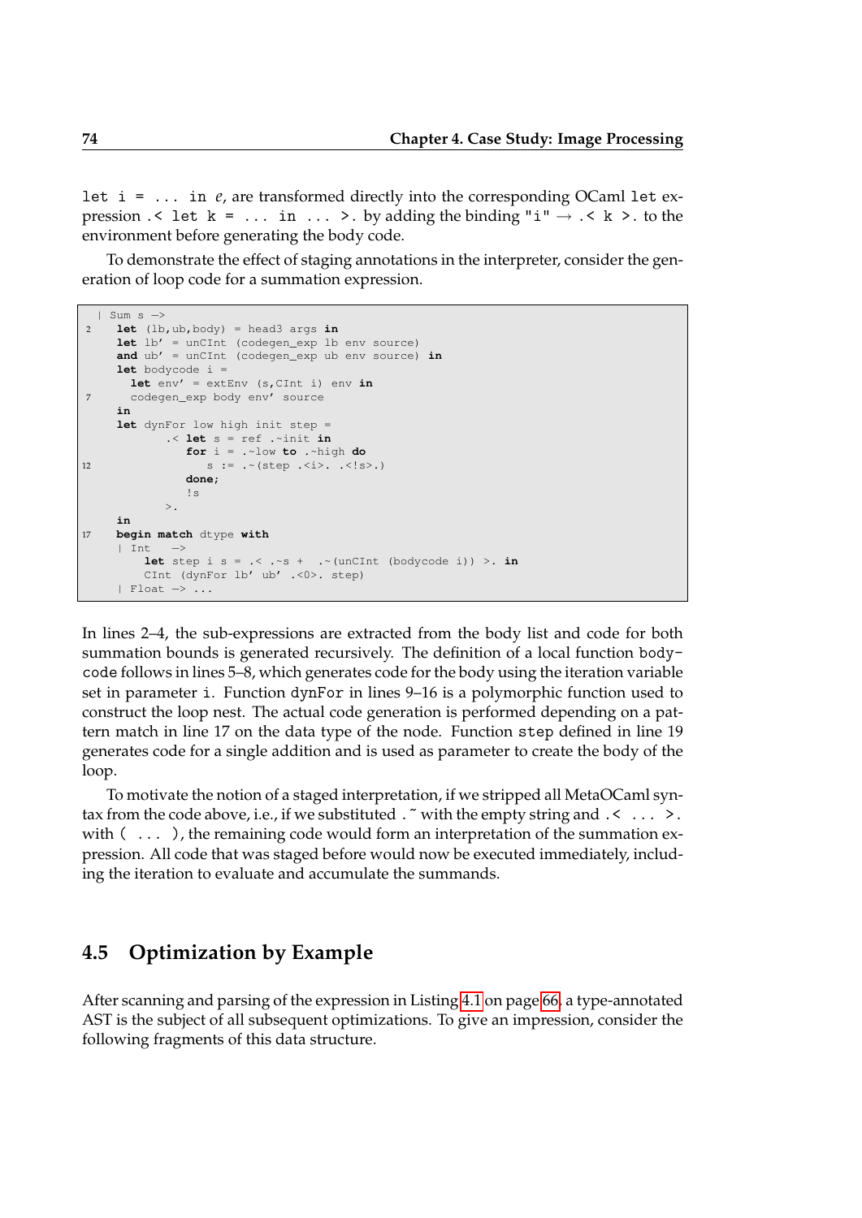let i = ... in *e*, are transformed directly into the corresponding OCaml let expression .< let k = ... in ... >. by adding the binding "i" → .< k >. to the environment before generating the body code.

To demonstrate the effect of staging annotations in the interpreter, consider the generation of loop code for a summation expression.

```
  | Sum s ->
2   let (lb,ub,body) = head3 args in
    let lb' = unCInt (codegen_exp lb env source)
    and ub' = unCInt (codegen_exp ub env source) in
    let bodycode i =
      let env' = extEnv (s,CInt i) env in
7     codegen_exp body env' source
    in
    let dynFor low high init step =
          .< let s = ref .~init in
             for i = .~low to .~high do
12              s := .~(step .<i>. .<!s>.)
             done;
             !s
          >.
    in
17  begin match dtype with
    | Int   ->
        let step i s = .< .~s +  .~(unCInt (bodycode i)) >. in
        CInt (dynFor lb' ub' .<0>. step)
    | Float -> ...
```

In lines 2–4, the sub-expressions are extracted from the body list and code for both summation bounds is generated recursively. The definition of a local function bodycode follows in lines 5–8, which generates code for the body using the iteration variable set in parameter i. Function dynFor in lines 9–16 is a polymorphic function used to construct the loop nest. The actual code generation is performed depending on a pattern match in line 17 on the data type of the node. Function step defined in line 19 generates code for a single addition and is used as parameter to create the body of the loop.

To motivate the notion of a staged interpretation, if we stripped all MetaOCaml syntax from the code above, i.e., if we substituted .~ with the empty string and .< ... >. with ( ... ), the remaining code would form an interpretation of the summation expression. All code that was staged before would now be executed immediately, including the iteration to evaluate and accumulate the summands.

## 4.5 Optimization by Example

After scanning and parsing of the expression in Listing 4.1 on page 66, a type-annotated AST is the subject of all subsequent optimizations. To give an impression, consider the following fragments of this data structure.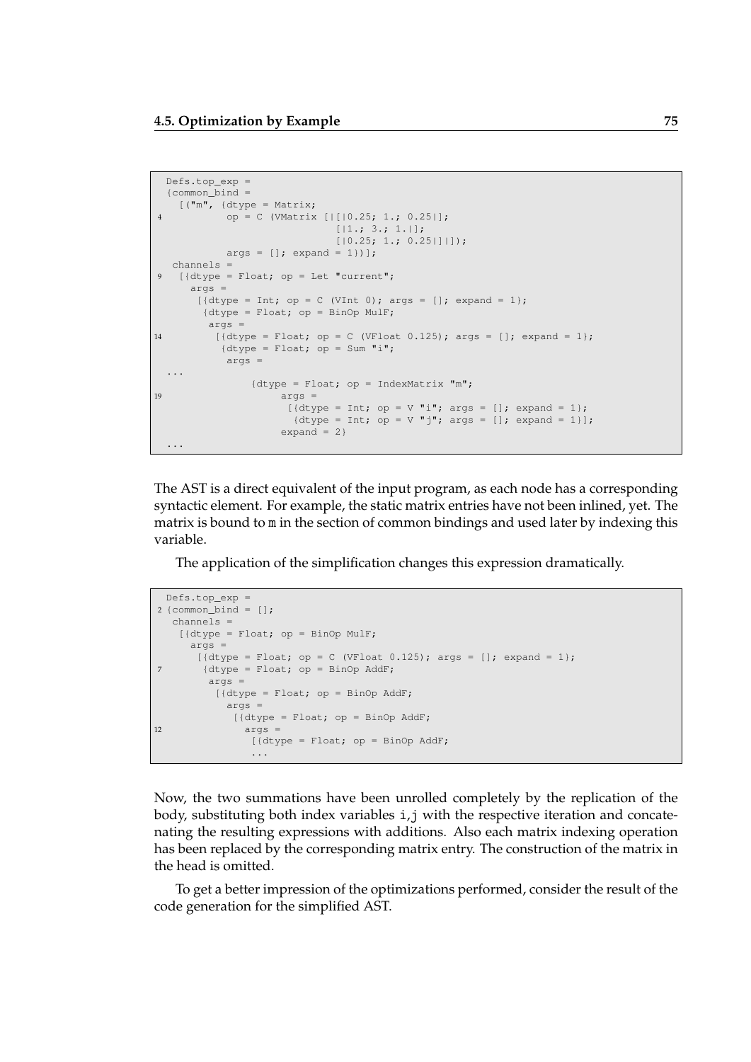```
  Defs.top_exp =
  {common_bind =
    [("m", {dtype = Matrix;
4           op = C (VMatrix [|[|0.25; 1.; 0.25|];
                              [|1.; 3.; 1.|];
                              [|0.25; 1.; 0.25|]|]);
            args = []; expand = 1})];
   channels =
9   [{dtype = Float; op = Let "current";
     args =
      [{dtype = Int; op = C (VInt 0); args = []; expand = 1};
       {dtype = Float; op = BinOp MulF;
        args =
14       [{dtype = Float; op = C (VFloat 0.125); args = []; expand = 1};
          {dtype = Float; op = Sum "i";
           args =
  ...
               {dtype = Float; op = IndexMatrix "m";
19                  args =
                     [{dtype = Int; op = V "i"; args = []; expand = 1};
                      {dtype = Int; op = V "j"; args = []; expand = 1}];
                    expand = 2}
  ...
```

The AST is a direct equivalent of the input program, as each node has a corresponding syntactic element. For example, the static matrix entries have not been inlined, yet. The matrix is bound to m in the section of common bindings and used later by indexing this variable.

The application of the simplification changes this expression dramatically.

```
  Defs.top_exp =
2 {common_bind = [];
   channels =
    [{dtype = Float; op = BinOp MulF;
      args =
       [{dtype = Float; op = C (VFloat 0.125); args = []; expand = 1};
7       {dtype = Float; op = BinOp AddF;
         args =
          [{dtype = Float; op = BinOp AddF;
            args =
             [{dtype = Float; op = BinOp AddF;
12             args =
                [{dtype = Float; op = BinOp AddF;
                ...
```

Now, the two summations have been unrolled completely by the replication of the body, substituting both index variables i,j with the respective iteration and concatenating the resulting expressions with additions. Also each matrix indexing operation has been replaced by the corresponding matrix entry. The construction of the matrix in the head is omitted.

To get a better impression of the optimizations performed, consider the result of the code generation for the simplified AST.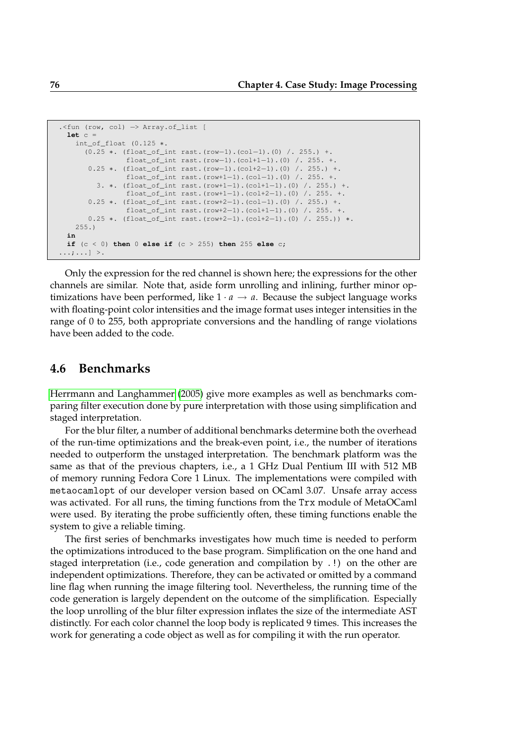```
.<fun (row, col) -> Array.of_list [
  let c =
    int_of_float (0.125 *.
      (0.25 *. (float_of_int rast.(row-1).(col-1).(0) /. 255.) +.
                float_of_int rast.(row-1).(col+1-1).(0) /. 255. +.
       0.25 *. (float_of_int rast.(row-1).(col+2-1).(0) /. 255.) +.
                float_of_int rast.(row+1-1).(col-1).(0) /. 255. +.
          3. *. (float_of_int rast.(row+1-1).(col+1-1).(0) /. 255.) +.
                float_of_int rast.(row+1-1).(col+2-1).(0) /. 255. +.
       0.25 *. (float_of_int rast.(row+2-1).(col-1).(0) /. 255.) +.
                float_of_int rast.(row+2-1).(col+1-1).(0) /. 255. +.
       0.25 *. (float_of_int rast.(row+2-1).(col+2-1).(0) /. 255.)) *.
    255.)
  in
  if (c < 0) then 0 else if (c > 255) then 255 else c;
...;...] >.
```

Only the expression for the red channel is shown here; the expressions for the other channels are similar. Note that, aside form unrolling and inlining, further minor optimizations have been performed, like $1 \cdot a \rightarrow a$. Because the subject language works with floating-point color intensities and the image format uses integer intensities in the range of 0 to 255, both appropriate conversions and the handling of range violations have been added to the code.

## 4.6 Benchmarks

Herrmann and Langhammer (2005) give more examples as well as benchmarks comparing filter execution done by pure interpretation with those using simplification and staged interpretation.

For the blur filter, a number of additional benchmarks determine both the overhead of the run-time optimizations and the break-even point, i.e., the number of iterations needed to outperform the unstaged interpretation. The benchmark platform was the same as that of the previous chapters, i.e., a 1 GHz Dual Pentium III with 512 MB of memory running Fedora Core 1 Linux. The implementations were compiled with `metaocamlopt` of our developer version based on OCaml 3.07. Unsafe array access was activated. For all runs, the timing functions from the `Trx` module of MetaOCaml were used. By iterating the probe sufficiently often, these timing functions enable the system to give a reliable timing.

The first series of benchmarks investigates how much time is needed to perform the optimizations introduced to the base program. Simplification on the one hand and staged interpretation (i.e., code generation and compilation by `.!`) on the other are independent optimizations. Therefore, they can be activated or omitted by a command line flag when running the image filtering tool. Nevertheless, the running time of the code generation is largely dependent on the outcome of the simplification. Especially the loop unrolling of the blur filter expression inflates the size of the intermediate AST distinctly. For each color channel the loop body is replicated 9 times. This increases the work for generating a code object as well as for compiling it with the run operator.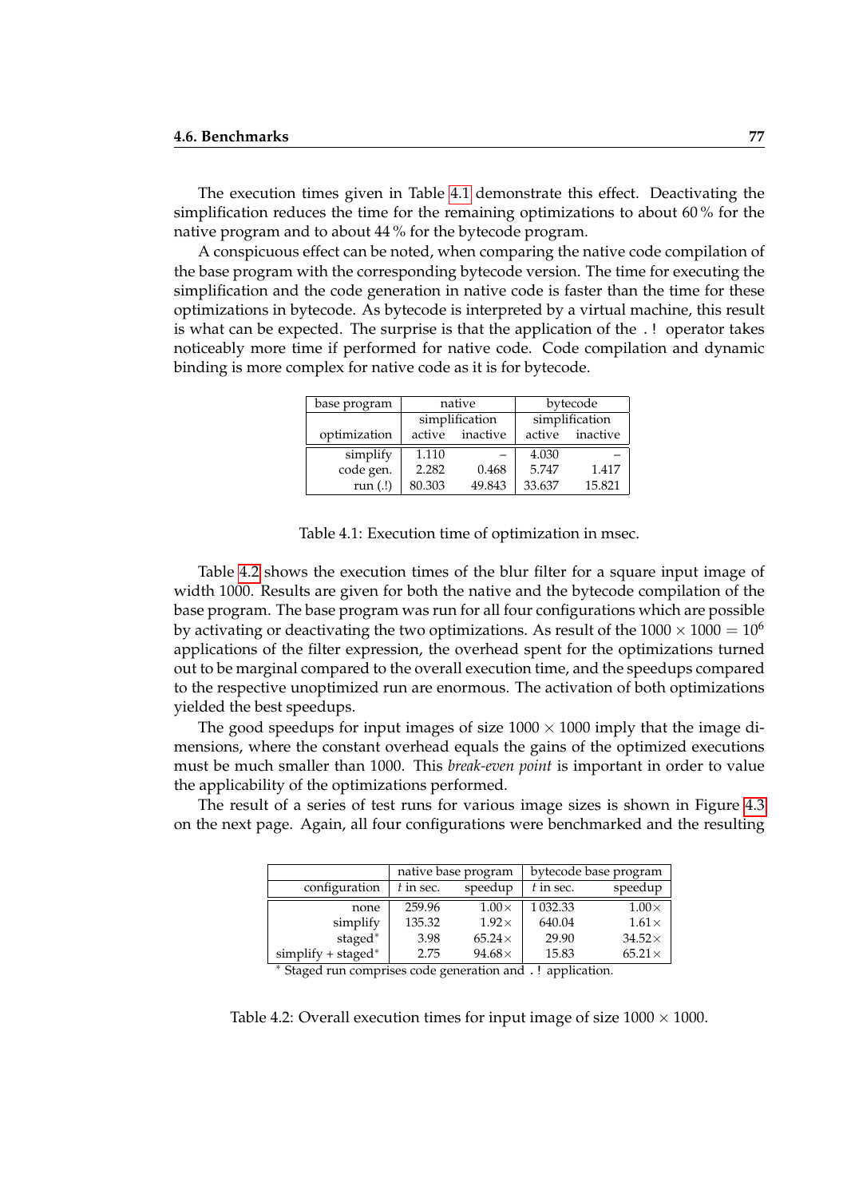The execution times given in Table 4.1 demonstrate this effect. Deactivating the simplification reduces the time for the remaining optimizations to about 60 % for the native program and to about 44 % for the bytecode program.

A conspicuous effect can be noted, when comparing the native code compilation of the base program with the corresponding bytecode version. The time for executing the simplification and the code generation in native code is faster than the time for these optimizations in bytecode. As bytecode is interpreted by a virtual machine, this result is what can be expected. The surprise is that the application of the `.!` operator takes noticeably more time if performed for native code. Code compilation and dynamic binding is more complex for native code as it is for bytecode.

| base program | native | | bytecode | |
|---|---|---|---|---|
| | simplification | | simplification | |
| optimization | active | inactive | active | inactive |
| simplify | 1.110 | – | 4.030 | – |
| code gen. | 2.282 | 0.468 | 5.747 | 1.417 |
| run (.!) | 80.303 | 49.843 | 33.637 | 15.821 |

Table 4.1: Execution time of optimization in msec.

Table 4.2 shows the execution times of the blur filter for a square input image of width 1000. Results are given for both the native and the bytecode compilation of the base program. The base program was run for all four configurations which are possible by activating or deactivating the two optimizations. As result of the $1000 \times 1000 = 10^6$ applications of the filter expression, the overhead spent for the optimizations turned out to be marginal compared to the overall execution time, and the speedups compared to the respective unoptimized run are enormous. The activation of both optimizations yielded the best speedups.

The good speedups for input images of size $1000 \times 1000$ imply that the image dimensions, where the constant overhead equals the gains of the optimized executions must be much smaller than 1000. This *break-even point* is important in order to value the applicability of the optimizations performed.

The result of a series of test runs for various image sizes is shown in Figure 4.3 on the next page. Again, all four configurations were benchmarked and the resulting

| | native base program | | bytecode base program | |
|---|---|---|---|---|
| configuration | $t$ in sec. | speedup | $t$ in sec. | speedup |
| none | 259.96 | 1.00× | 1 032.33 | 1.00× |
| simplify | 135.32 | 1.92× | 640.04 | 1.61× |
| staged* | 3.98 | 65.24× | 29.90 | 34.52× |
| simplify + staged* | 2.75 | 94.68× | 15.83 | 65.21× |

\* Staged run comprises code generation and `.!` application.

Table 4.2: Overall execution times for input image of size $1000 \times 1000$.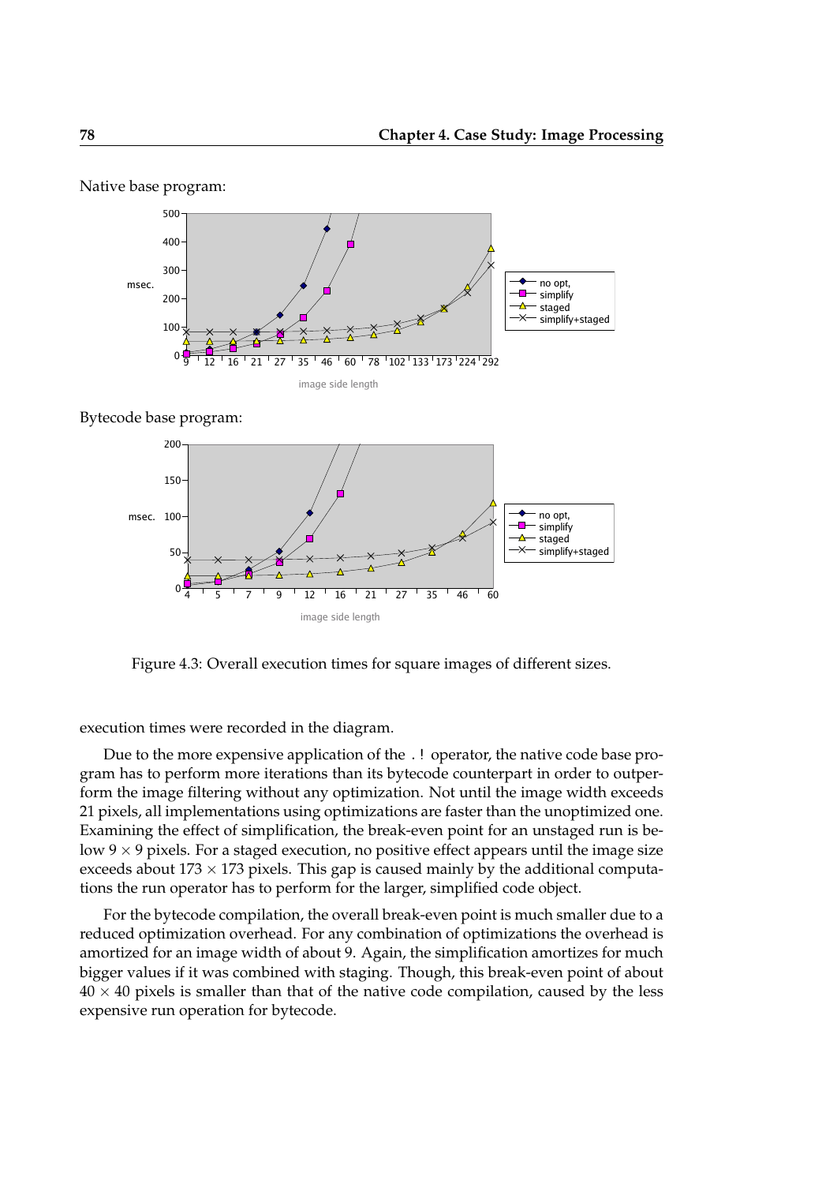Native base program:

Bytecode base program:

Figure 4.3: Overall execution times for square images of different sizes.

execution times were recorded in the diagram.

Due to the more expensive application of the `.!` operator, the native code base program has to perform more iterations than its bytecode counterpart in order to outperform the image filtering without any optimization. Not until the image width exceeds 21 pixels, all implementations using optimizations are faster than the unoptimized one. Examining the effect of simplification, the break-even point for an unstaged run is below $9 \times 9$ pixels. For a staged execution, no positive effect appears until the image size exceeds about $173 \times 173$ pixels. This gap is caused mainly by the additional computations the run operator has to perform for the larger, simplified code object.

For the bytecode compilation, the overall break-even point is much smaller due to a reduced optimization overhead. For any combination of optimizations the overhead is amortized for an image width of about 9. Again, the simplification amortizes for much bigger values if it was combined with staging. Though, this break-even point of about $40 \times 40$ pixels is smaller than that of the native code compilation, caused by the less expensive run operation for bytecode.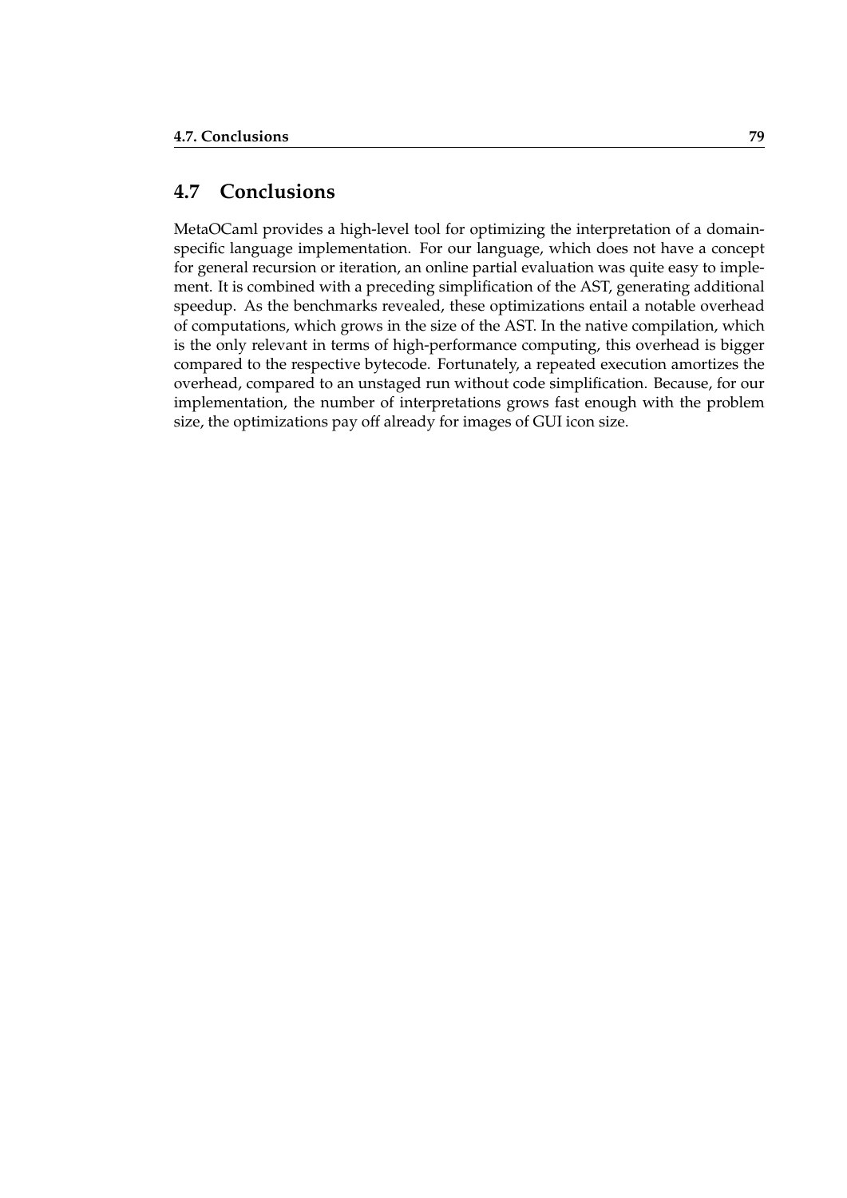## 4.7 Conclusions

MetaOCaml provides a high-level tool for optimizing the interpretation of a domain-specific language implementation. For our language, which does not have a concept for general recursion or iteration, an online partial evaluation was quite easy to implement. It is combined with a preceding simplification of the AST, generating additional speedup. As the benchmarks revealed, these optimizations entail a notable overhead of computations, which grows in the size of the AST. In the native compilation, which is the only relevant in terms of high-performance computing, this overhead is bigger compared to the respective bytecode. Fortunately, a repeated execution amortizes the overhead, compared to an unstaged run without code simplification. Because, for our implementation, the number of interpretations grows fast enough with the problem size, the optimizations pay off already for images of GUI icon size.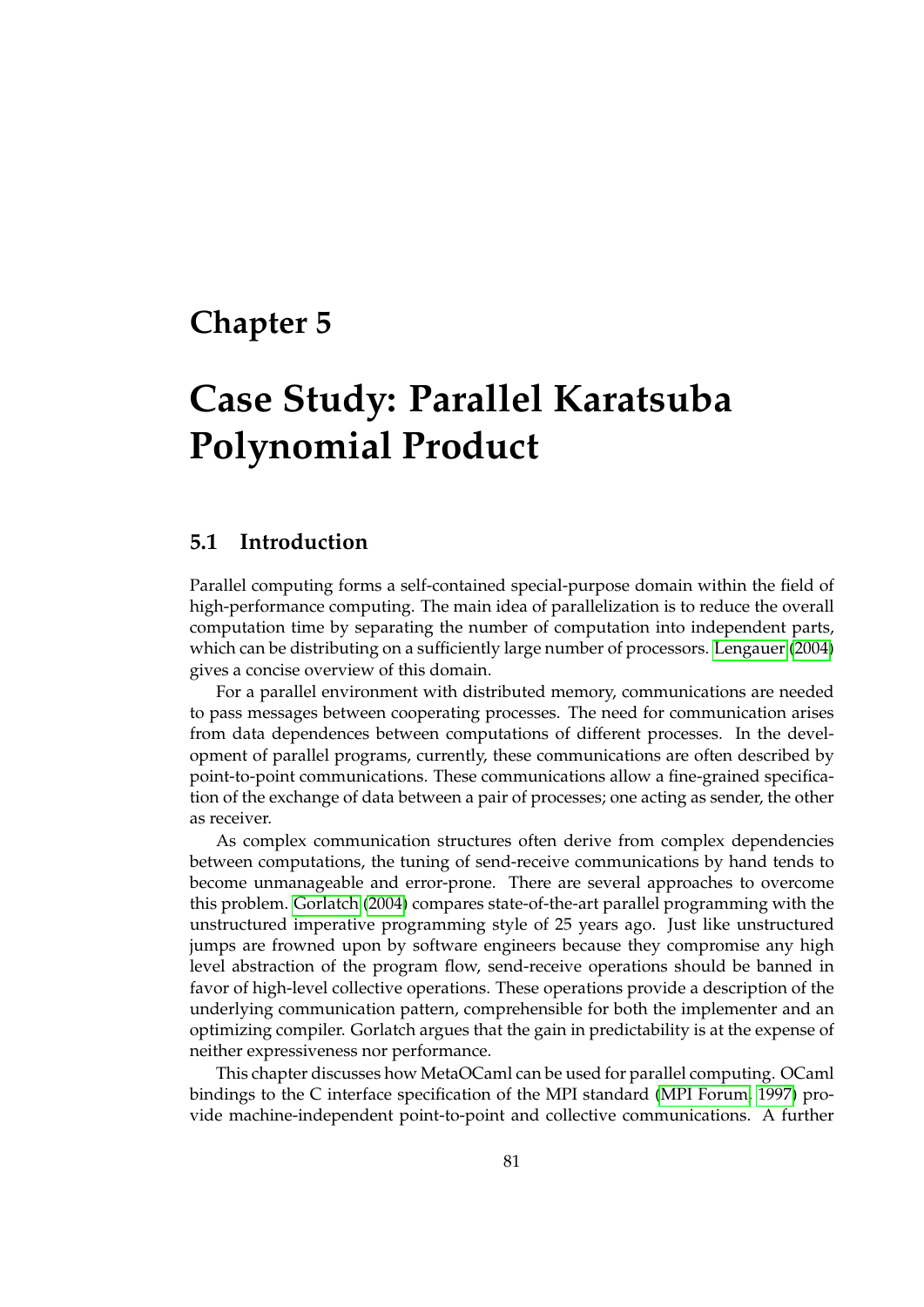# Chapter 5

# Case Study: Parallel Karatsuba Polynomial Product

## 5.1 Introduction

Parallel computing forms a self-contained special-purpose domain within the field of high-performance computing. The main idea of parallelization is to reduce the overall computation time by separating the number of computation into independent parts, which can be distributing on a sufficiently large number of processors. Lengauer (2004) gives a concise overview of this domain.

For a parallel environment with distributed memory, communications are needed to pass messages between cooperating processes. The need for communication arises from data dependences between computations of different processes. In the development of parallel programs, currently, these communications are often described by point-to-point communications. These communications allow a fine-grained specification of the exchange of data between a pair of processes; one acting as sender, the other as receiver.

As complex communication structures often derive from complex dependencies between computations, the tuning of send-receive communications by hand tends to become unmanageable and error-prone. There are several approaches to overcome this problem. Gorlatch (2004) compares state-of-the-art parallel programming with the unstructured imperative programming style of 25 years ago. Just like unstructured jumps are frowned upon by software engineers because they compromise any high level abstraction of the program flow, send-receive operations should be banned in favor of high-level collective operations. These operations provide a description of the underlying communication pattern, comprehensible for both the implementer and an optimizing compiler. Gorlatch argues that the gain in predictability is at the expense of neither expressiveness nor performance.

This chapter discusses how MetaOCaml can be used for parallel computing. OCaml bindings to the C interface specification of the MPI standard (MPI Forum, 1997) provide machine-independent point-to-point and collective communications. A further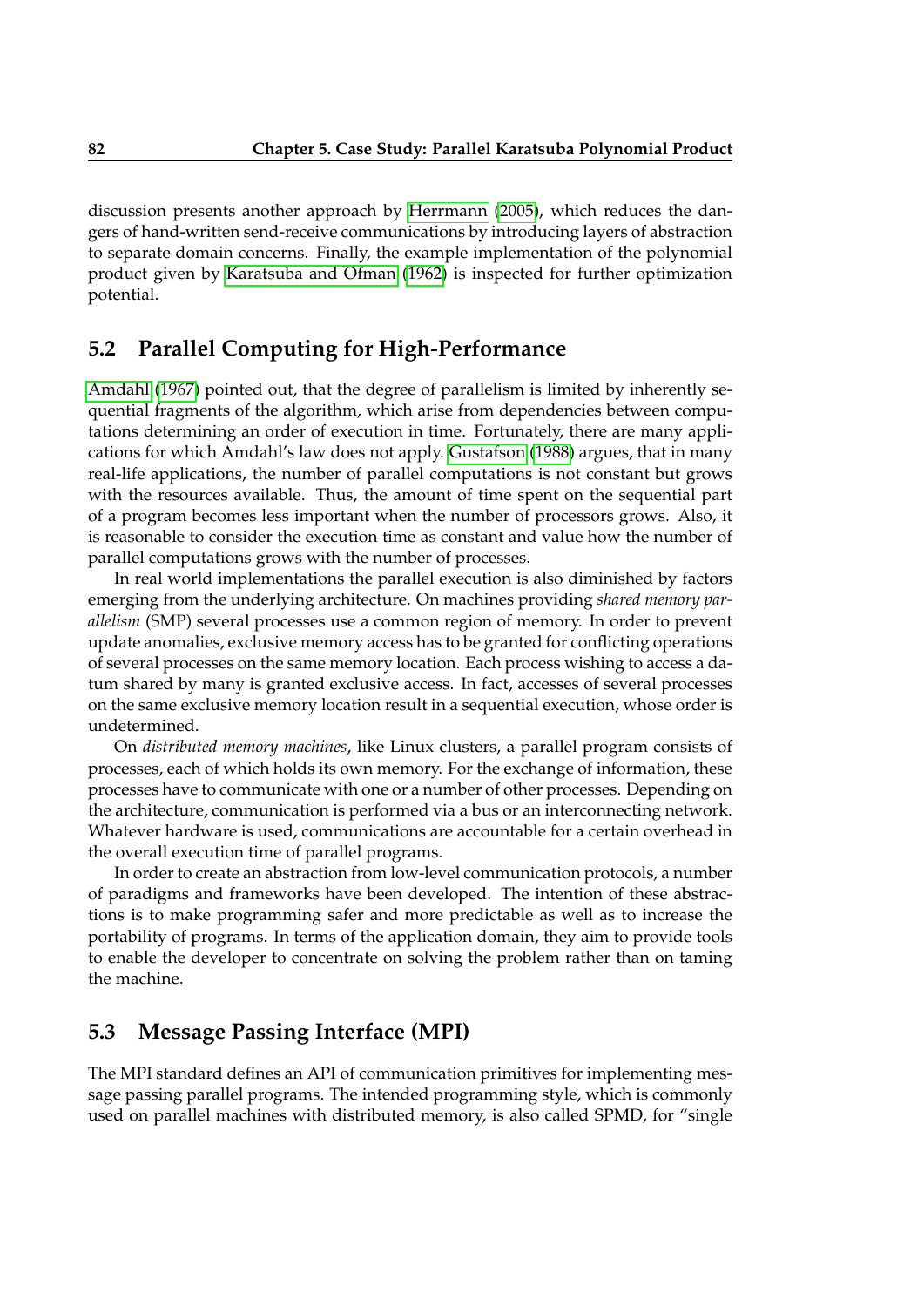discussion presents another approach by Herrmann (2005), which reduces the dangers of hand-written send-receive communications by introducing layers of abstraction to separate domain concerns. Finally, the example implementation of the polynomial product given by Karatsuba and Ofman (1962) is inspected for further optimization potential.

## 5.2 Parallel Computing for High-Performance

Amdahl (1967) pointed out, that the degree of parallelism is limited by inherently sequential fragments of the algorithm, which arise from dependencies between computations determining an order of execution in time. Fortunately, there are many applications for which Amdahl's law does not apply. Gustafson (1988) argues, that in many real-life applications, the number of parallel computations is not constant but grows with the resources available. Thus, the amount of time spent on the sequential part of a program becomes less important when the number of processors grows. Also, it is reasonable to consider the execution time as constant and value how the number of parallel computations grows with the number of processes.

In real world implementations the parallel execution is also diminished by factors emerging from the underlying architecture. On machines providing *shared memory parallelism* (SMP) several processes use a common region of memory. In order to prevent update anomalies, exclusive memory access has to be granted for conflicting operations of several processes on the same memory location. Each process wishing to access a datum shared by many is granted exclusive access. In fact, accesses of several processes on the same exclusive memory location result in a sequential execution, whose order is undetermined.

On *distributed memory machines*, like Linux clusters, a parallel program consists of processes, each of which holds its own memory. For the exchange of information, these processes have to communicate with one or a number of other processes. Depending on the architecture, communication is performed via a bus or an interconnecting network. Whatever hardware is used, communications are accountable for a certain overhead in the overall execution time of parallel programs.

In order to create an abstraction from low-level communication protocols, a number of paradigms and frameworks have been developed. The intention of these abstractions is to make programming safer and more predictable as well as to increase the portability of programs. In terms of the application domain, they aim to provide tools to enable the developer to concentrate on solving the problem rather than on taming the machine.

## 5.3 Message Passing Interface (MPI)

The MPI standard defines an API of communication primitives for implementing message passing parallel programs. The intended programming style, which is commonly used on parallel machines with distributed memory, is also called SPMD, for "single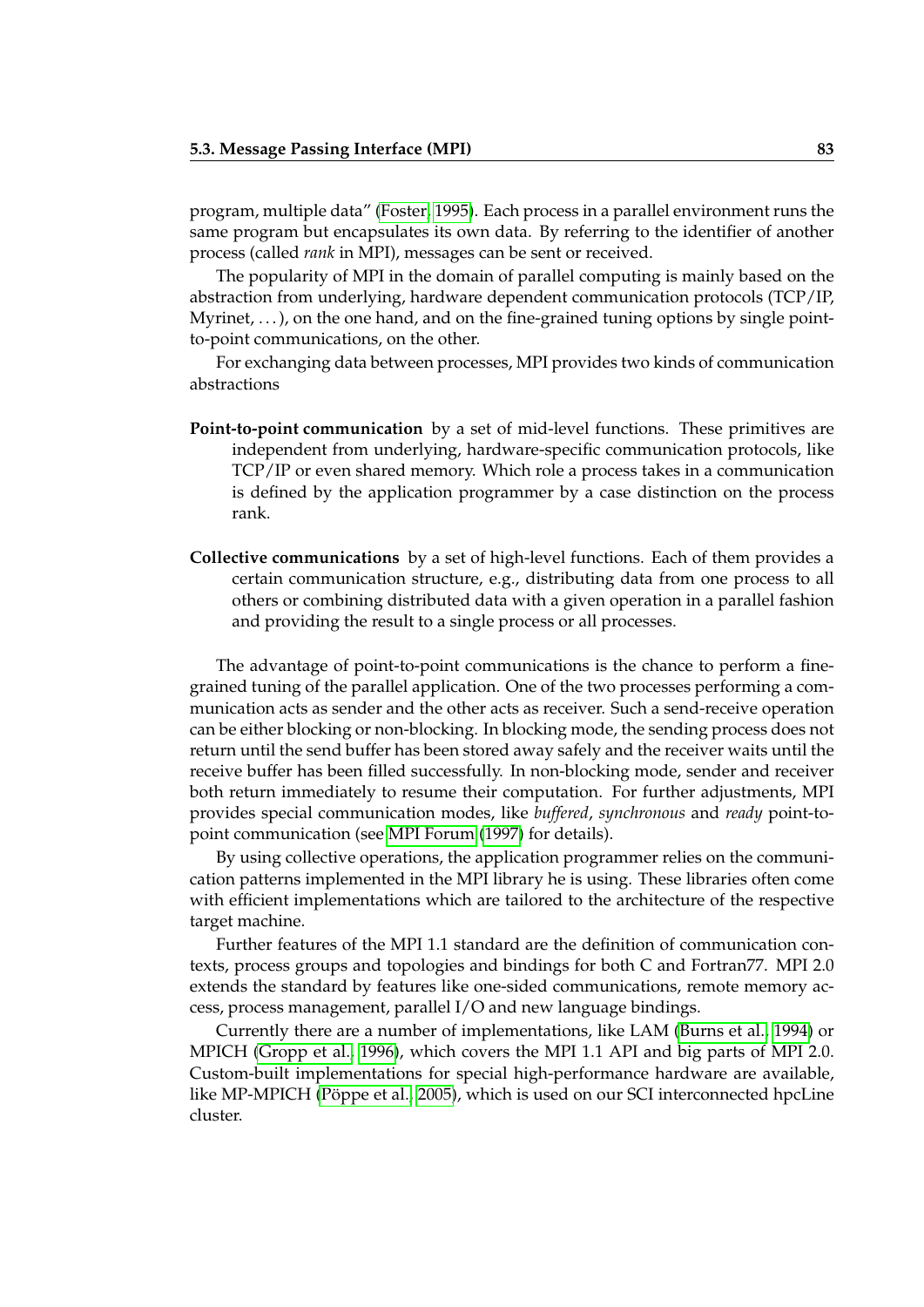program, multiple data" (Foster, 1995). Each process in a parallel environment runs the same program but encapsulates its own data. By referring to the identifier of another process (called *rank* in MPI), messages can be sent or received.

The popularity of MPI in the domain of parallel computing is mainly based on the abstraction from underlying, hardware dependent communication protocols (TCP/IP, Myrinet, ...), on the one hand, and on the fine-grained tuning options by single point-to-point communications, on the other.

For exchanging data between processes, MPI provides two kinds of communication abstractions

**Point-to-point communication** by a set of mid-level functions. These primitives are independent from underlying, hardware-specific communication protocols, like TCP/IP or even shared memory. Which role a process takes in a communication is defined by the application programmer by a case distinction on the process rank.

**Collective communications** by a set of high-level functions. Each of them provides a certain communication structure, e.g., distributing data from one process to all others or combining distributed data with a given operation in a parallel fashion and providing the result to a single process or all processes.

The advantage of point-to-point communications is the chance to perform a fine-grained tuning of the parallel application. One of the two processes performing a communication acts as sender and the other acts as receiver. Such a send-receive operation can be either blocking or non-blocking. In blocking mode, the sending process does not return until the send buffer has been stored away safely and the receiver waits until the receive buffer has been filled successfully. In non-blocking mode, sender and receiver both return immediately to resume their computation. For further adjustments, MPI provides special communication modes, like *buffered*, *synchronous* and *ready* point-to-point communication (see MPI Forum (1997) for details).

By using collective operations, the application programmer relies on the communication patterns implemented in the MPI library he is using. These libraries often come with efficient implementations which are tailored to the architecture of the respective target machine.

Further features of the MPI 1.1 standard are the definition of communication contexts, process groups and topologies and bindings for both C and Fortran77. MPI 2.0 extends the standard by features like one-sided communications, remote memory access, process management, parallel I/O and new language bindings.

Currently there are a number of implementations, like LAM (Burns et al., 1994) or MPICH (Gropp et al., 1996), which covers the MPI 1.1 API and big parts of MPI 2.0. Custom-built implementations for special high-performance hardware are available, like MP-MPICH (Pöppe et al., 2005), which is used on our SCI interconnected hpcLine cluster.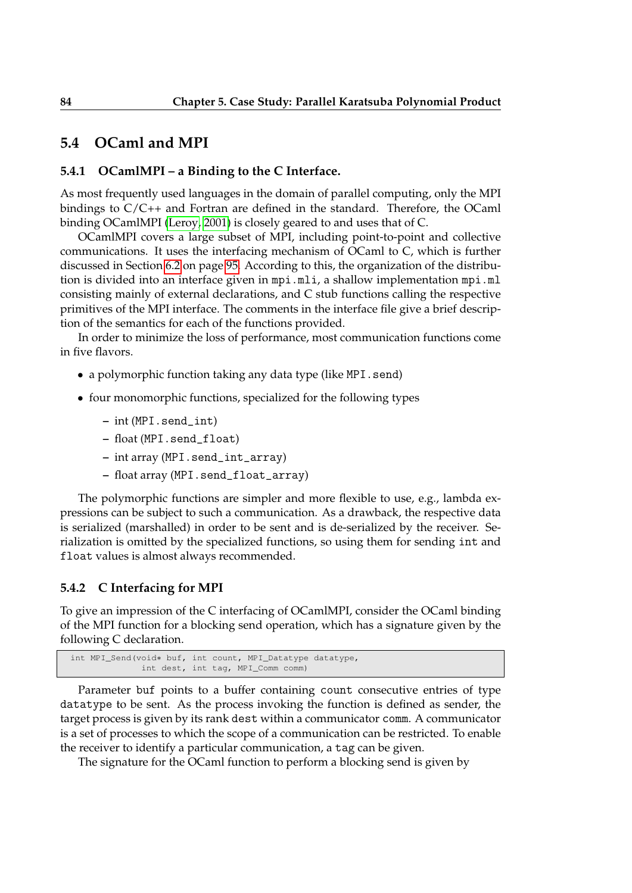## 5.4 OCaml and MPI

### 5.4.1 OCamlMPI – a Binding to the C Interface.

As most frequently used languages in the domain of parallel computing, only the MPI bindings to C/C++ and Fortran are defined in the standard. Therefore, the OCaml binding OCamlMPI (Leroy, 2001) is closely geared to and uses that of C.

OCamlMPI covers a large subset of MPI, including point-to-point and collective communications. It uses the interfacing mechanism of OCaml to C, which is further discussed in Section 6.2 on page 95. According to this, the organization of the distribution is divided into an interface given in `mpi.mli`, a shallow implementation `mpi.ml` consisting mainly of external declarations, and C stub functions calling the respective primitives of the MPI interface. The comments in the interface file give a brief description of the semantics for each of the functions provided.

In order to minimize the loss of performance, most communication functions come in five flavors.

- a polymorphic function taking any data type (like `MPI.send`)
- four monomorphic functions, specialized for the following types
  - int (`MPI.send_int`)
  - float (`MPI.send_float`)
  - int array (`MPI.send_int_array`)
  - float array (`MPI.send_float_array`)

The polymorphic functions are simpler and more flexible to use, e.g., lambda expressions can be subject to such a communication. As a drawback, the respective data is serialized (marshalled) in order to be sent and is de-serialized by the receiver. Serialization is omitted by the specialized functions, so using them for sending `int` and `float` values is almost always recommended.

### 5.4.2 C Interfacing for MPI

To give an impression of the C interfacing of OCamlMPI, consider the OCaml binding of the MPI function for a blocking send operation, which has a signature given by the following C declaration.

```
int MPI_Send(void* buf, int count, MPI_Datatype datatype,
             int dest, int tag, MPI_Comm comm)
```

Parameter `buf` points to a buffer containing `count` consecutive entries of type `datatype` to be sent. As the process invoking the function is defined as sender, the target process is given by its rank `dest` within a communicator `comm`. A communicator is a set of processes to which the scope of a communication can be restricted. To enable the receiver to identify a particular communication, a `tag` can be given.

The signature for the OCaml function to perform a blocking send is given by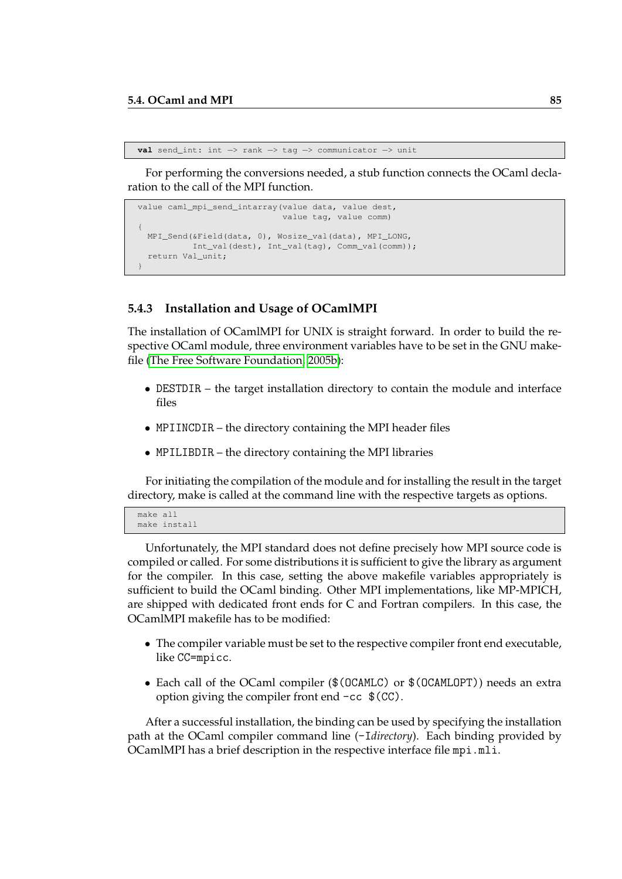```
val send_int: int -> rank -> tag -> communicator -> unit
```

For performing the conversions needed, a stub function connects the OCaml declaration to the call of the MPI function.

```
value caml_mpi_send_intarray(value data, value dest,
                             value tag, value comm)
{
  MPI_Send(&Field(data, 0), Wosize_val(data), MPI_LONG,
           Int_val(dest), Int_val(tag), Comm_val(comm));
  return Val_unit;
}
```

### 5.4.3 Installation and Usage of OCamlMPI

The installation of OCamlMPI for UNIX is straight forward. In order to build the respective OCaml module, three environment variables have to be set in the GNU makefile (The Free Software Foundation, 2005b):

- DESTDIR – the target installation directory to contain the module and interface files
- MPIINCDIR – the directory containing the MPI header files
- MPILIBDIR – the directory containing the MPI libraries

For initiating the compilation of the module and for installing the result in the target directory, make is called at the command line with the respective targets as options.

```
make all
make install
```

Unfortunately, the MPI standard does not define precisely how MPI source code is compiled or called. For some distributions it is sufficient to give the library as argument for the compiler. In this case, setting the above makefile variables appropriately is sufficient to build the OCaml binding. Other MPI implementations, like MP-MPICH, are shipped with dedicated front ends for C and Fortran compilers. In this case, the OCamlMPI makefile has to be modified:

- The compiler variable must be set to the respective compiler front end executable, like CC=mpicc.
- Each call of the OCaml compiler ($(OCAMLC) or $(OCAMLOPT)) needs an extra option giving the compiler front end -cc $(CC).

After a successful installation, the binding can be used by specifying the installation path at the OCaml compiler command line (-I*directory*). Each binding provided by OCamlMPI has a brief description in the respective interface file mpi.mli.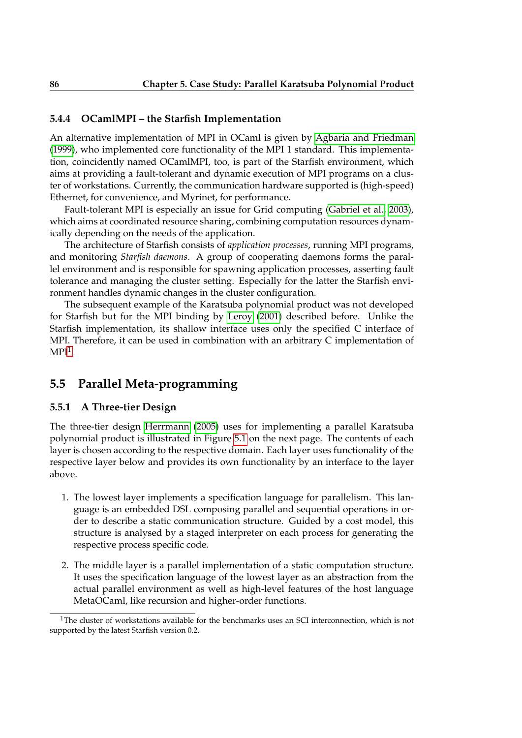### 5.4.4 OCamlMPI – the Starfish Implementation

An alternative implementation of MPI in OCaml is given by Agbaria and Friedman (1999), who implemented core functionality of the MPI 1 standard. This implementation, coincidently named OCamlMPI, too, is part of the Starfish environment, which aims at providing a fault-tolerant and dynamic execution of MPI programs on a cluster of workstations. Currently, the communication hardware supported is (high-speed) Ethernet, for convenience, and Myrinet, for performance.

Fault-tolerant MPI is especially an issue for Grid computing (Gabriel et al., 2003), which aims at coordinated resource sharing, combining computation resources dynamically depending on the needs of the application.

The architecture of Starfish consists of *application processes*, running MPI programs, and monitoring *Starfish daemons*. A group of cooperating daemons forms the parallel environment and is responsible for spawning application processes, asserting fault tolerance and managing the cluster setting. Especially for the latter the Starfish environment handles dynamic changes in the cluster configuration.

The subsequent example of the Karatsuba polynomial product was not developed for Starfish but for the MPI binding by Leroy (2001) described before. Unlike the Starfish implementation, its shallow interface uses only the specified C interface of MPI. Therefore, it can be used in combination with an arbitrary C implementation of MPI[1].

## 5.5 Parallel Meta-programming

### 5.5.1 A Three-tier Design

The three-tier design Herrmann (2005) uses for implementing a parallel Karatsuba polynomial product is illustrated in Figure 5.1 on the next page. The contents of each layer is chosen according to the respective domain. Each layer uses functionality of the respective layer below and provides its own functionality by an interface to the layer above.

1. The lowest layer implements a specification language for parallelism. This language is an embedded DSL composing parallel and sequential operations in order to describe a static communication structure. Guided by a cost model, this structure is analysed by a staged interpreter on each process for generating the respective process specific code.

2. The middle layer is a parallel implementation of a static computation structure. It uses the specification language of the lowest layer as an abstraction from the actual parallel environment as well as high-level features of the host language MetaOCaml, like recursion and higher-order functions.

[1] The cluster of workstations available for the benchmarks uses an SCI interconnection, which is not supported by the latest Starfish version 0.2.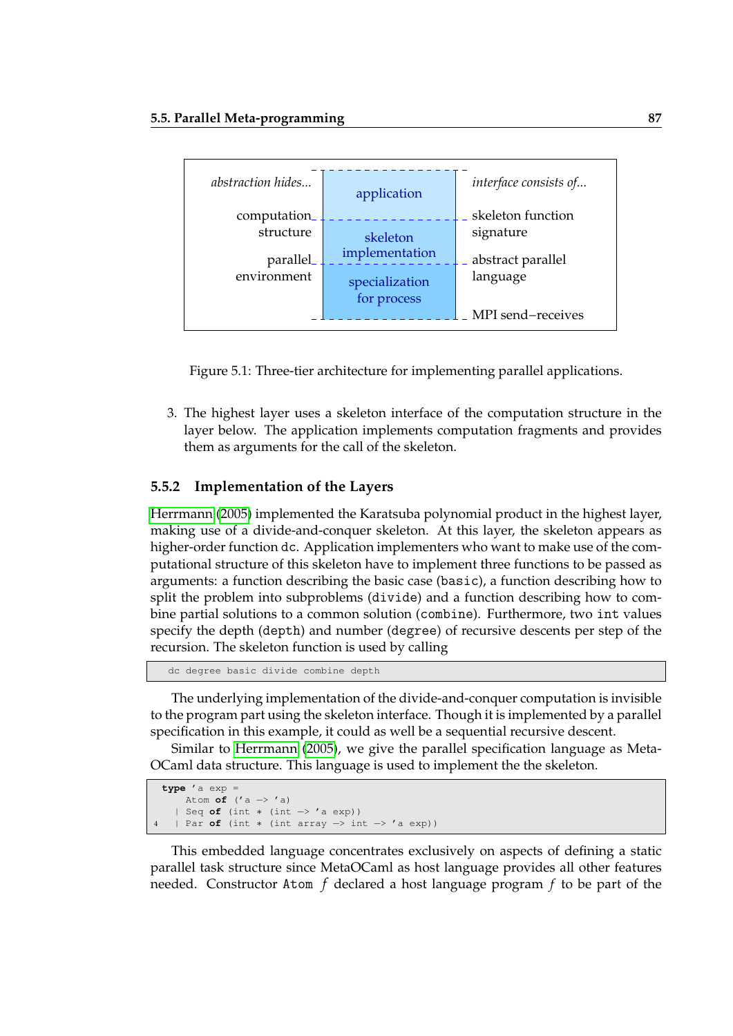| *abstraction hides...* | | *interface consists of...* |
| --- | --- | --- |
| | application | |
| computation structure | skeleton implementation | skeleton function signature |
| parallel environment | specialization for process | abstract parallel language |
| | | MPI send−receives |

Figure 5.1: Three-tier architecture for implementing parallel applications.

3. The highest layer uses a skeleton interface of the computation structure in the layer below. The application implements computation fragments and provides them as arguments for the call of the skeleton.

### 5.5.2 Implementation of the Layers

Herrmann (2005) implemented the Karatsuba polynomial product in the highest layer, making use of a divide-and-conquer skeleton. At this layer, the skeleton appears as higher-order function `dc`. Application implementers who want to make use of the computational structure of this skeleton have to implement three functions to be passed as arguments: a function describing the basic case (`basic`), a function describing how to split the problem into subproblems (`divide`) and a function describing how to combine partial solutions to a common solution (`combine`). Furthermore, two `int` values specify the depth (`depth`) and number (`degree`) of recursive descents per step of the recursion. The skeleton function is used by calling

```
dc degree basic divide combine depth
```

The underlying implementation of the divide-and-conquer computation is invisible to the program part using the skeleton interface. Though it is implemented by a parallel specification in this example, it could as well be a sequential recursive descent.

Similar to Herrmann (2005), we give the parallel specification language as MetaOCaml data structure. This language is used to implement the the skeleton.

```
type 'a exp =
    Atom of ('a -> 'a)
  | Seq of (int * (int -> 'a exp))
  | Par of (int * (int array -> int -> 'a exp))
```

This embedded language concentrates exclusively on aspects of defining a static parallel task structure since MetaOCaml as host language provides all other features needed. Constructor `Atom` $f$ declared a host language program $f$ to be part of the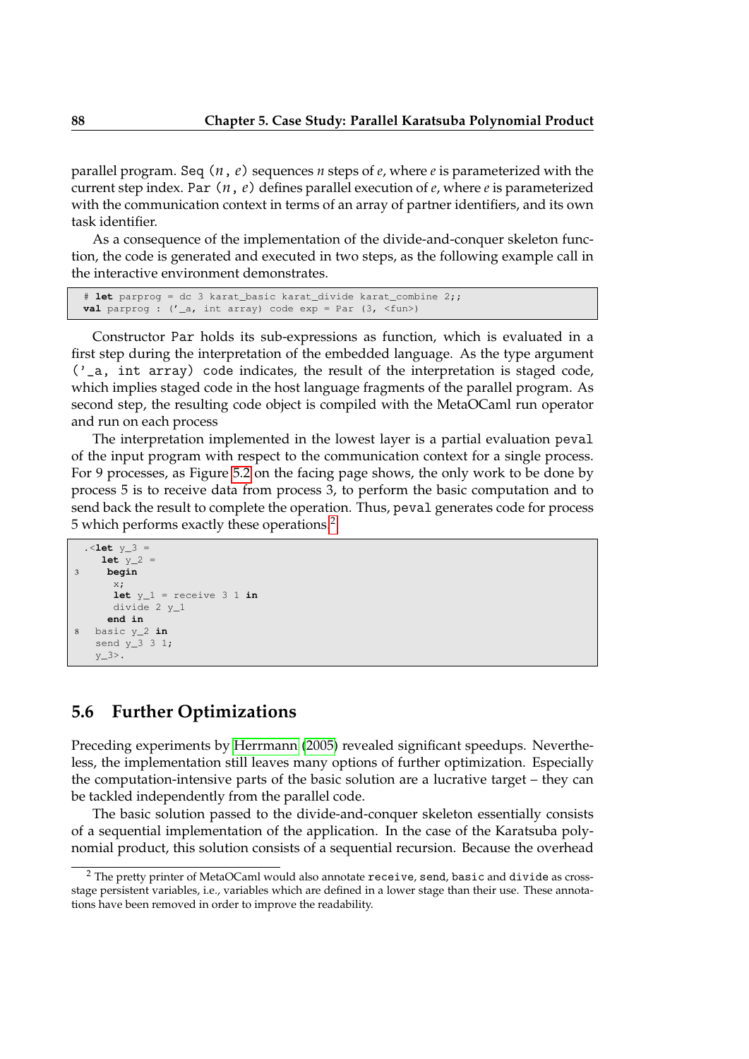parallel program. `Seq (n, e)` sequences $n$ steps of $e$, where $e$ is parameterized with the current step index. `Par (n, e)` defines parallel execution of $e$, where $e$ is parameterized with the communication context in terms of an array of partner identifiers, and its own task identifier.

As a consequence of the implementation of the divide-and-conquer skeleton function, the code is generated and executed in two steps, as the following example call in the interactive environment demonstrates.

```
# let parprog = dc 3 karat_basic karat_divide karat_combine 2;;
val parprog : ('_a, int array) code exp = Par (3, <fun>)
```

Constructor `Par` holds its sub-expressions as function, which is evaluated in a first step during the interpretation of the embedded language. As the type argument `('_a, int array) code` indicates, the result of the interpretation is staged code, which implies staged code in the host language fragments of the parallel program. As second step, the resulting code object is compiled with the MetaOCaml run operator and run on each process

The interpretation implemented in the lowest layer is a partial evaluation `peval` of the input program with respect to the communication context for a single process. For 9 processes, as Figure 5.2 on the facing page shows, the only work to be done by process 5 is to receive data from process 3, to perform the basic computation and to send back the result to complete the operation. Thus, `peval` generates code for process 5 which performs exactly these operations.[2]

```
  .<let y_3 =
     let y_2 =
3     begin
       x;
       let y_1 = receive 3 1 in
       divide 2 y_1
      end in
8    basic y_2 in
    send y_3 3 1;
    y_3>.
```

## 5.6 Further Optimizations

Preceding experiments by Herrmann (2005) revealed significant speedups. Nevertheless, the implementation still leaves many options of further optimization. Especially the computation-intensive parts of the basic solution are a lucrative target – they can be tackled independently from the parallel code.

The basic solution passed to the divide-and-conquer skeleton essentially consists of a sequential implementation of the application. In the case of the Karatsuba polynomial product, this solution consists of a sequential recursion. Because the overhead

[2] The pretty printer of MetaOCaml would also annotate `receive`, `send`, `basic` and `divide` as cross-stage persistent variables, i.e., variables which are defined in a lower stage than their use. These annotations have been removed in order to improve the readability.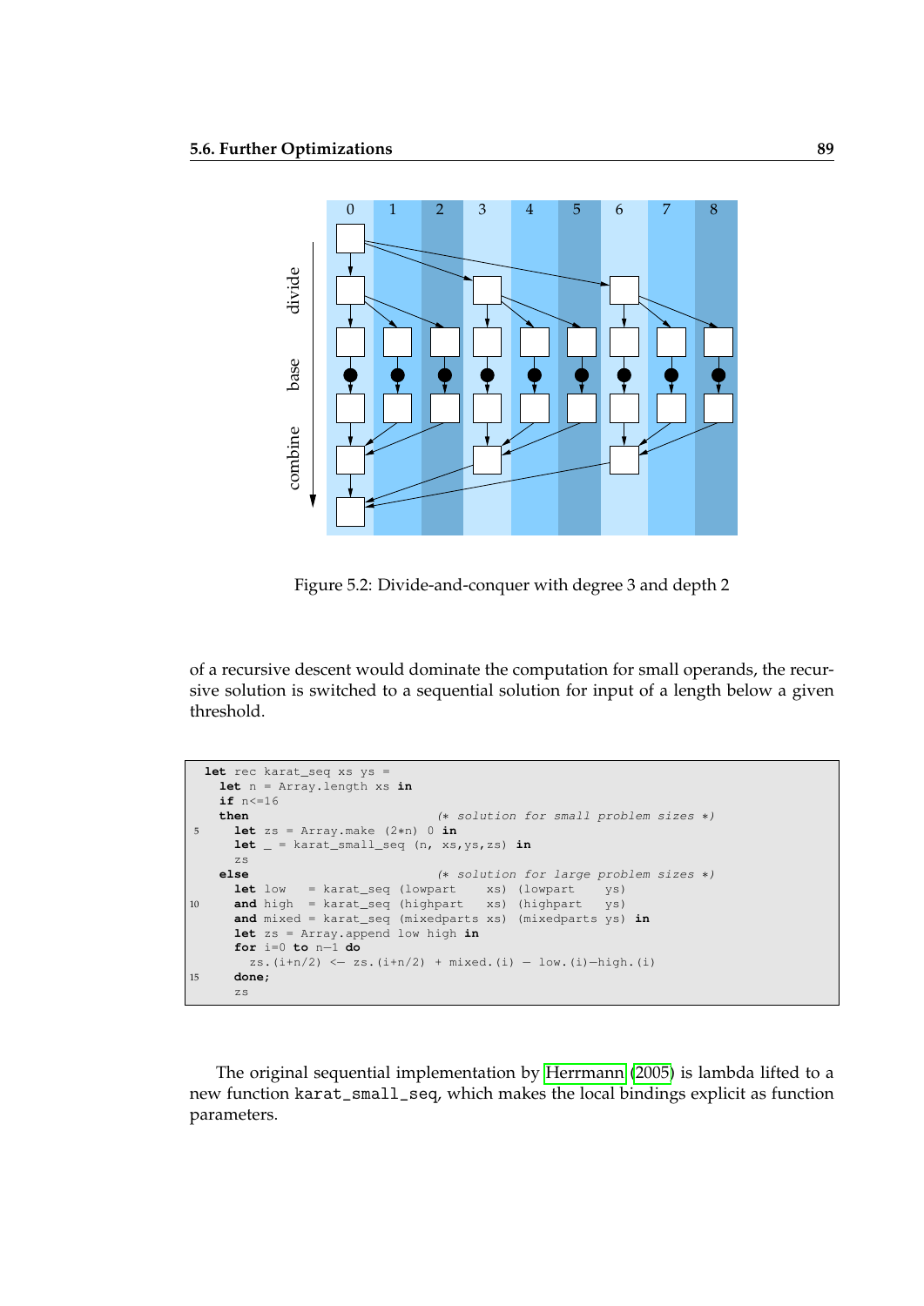Figure 5.2: Divide-and-conquer with degree 3 and depth 2

of a recursive descent would dominate the computation for small operands, the recursive solution is switched to a sequential solution for input of a length below a given threshold.

```
let rec karat_seq xs ys =
  let n = Array.length xs in
  if n<=16
  then                          (* solution for small problem sizes *)
    let zs = Array.make (2*n) 0 in
    let _ = karat_small_seq (n, xs,ys,zs) in
    zs
  else                          (* solution for large problem sizes *)
    let low   = karat_seq (lowpart    xs) (lowpart    ys)
    and high  = karat_seq (highpart   xs) (highpart   ys)
    and mixed = karat_seq (mixedparts xs) (mixedparts ys) in
    let zs = Array.append low high in
    for i=0 to n-1 do
      zs.(i+n/2) <- zs.(i+n/2) + mixed.(i) - low.(i)-high.(i)
    done;
    zs
```

The original sequential implementation by Herrmann (2005) is lambda lifted to a new function `karat_small_seq`, which makes the local bindings explicit as function parameters.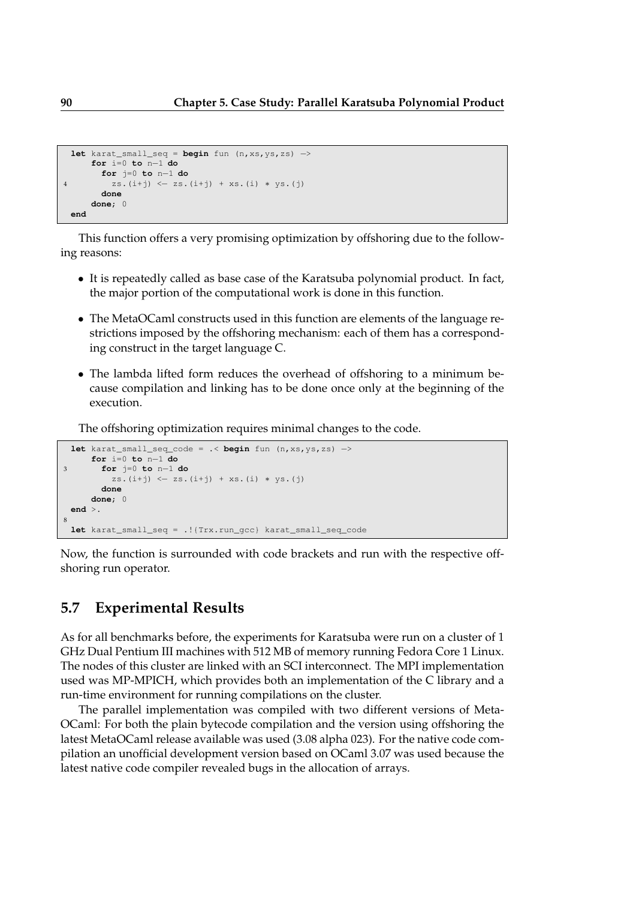```
let karat_small_seq = begin fun (n,xs,ys,zs) ->
    for i=0 to n-1 do
      for j=0 to n-1 do
        zs.(i+j) <- zs.(i+j) + xs.(i) * ys.(j)
      done
    done; 0
end
```

This function offers a very promising optimization by offshoring due to the following reasons:

- It is repeatedly called as base case of the Karatsuba polynomial product. In fact, the major portion of the computational work is done in this function.
- The MetaOCaml constructs used in this function are elements of the language restrictions imposed by the offshoring mechanism: each of them has a corresponding construct in the target language C.
- The lambda lifted form reduces the overhead of offshoring to a minimum because compilation and linking has to be done once only at the beginning of the execution.

The offshoring optimization requires minimal changes to the code.

```
let karat_small_seq_code = .< begin fun (n,xs,ys,zs) ->
    for i=0 to n-1 do
      for j=0 to n-1 do
        zs.(i+j) <- zs.(i+j) + xs.(i) * ys.(j)
      done
    done; 0
end >.

let karat_small_seq = .!{Trx.run_gcc} karat_small_seq_code
```

Now, the function is surrounded with code brackets and run with the respective offshoring run operator.

## 5.7 Experimental Results

As for all benchmarks before, the experiments for Karatsuba were run on a cluster of 1 GHz Dual Pentium III machines with 512 MB of memory running Fedora Core 1 Linux. The nodes of this cluster are linked with an SCI interconnect. The MPI implementation used was MP-MPICH, which provides both an implementation of the C library and a run-time environment for running compilations on the cluster.

The parallel implementation was compiled with two different versions of MetaOCaml: For both the plain bytecode compilation and the version using offshoring the latest MetaOCaml release available was used (3.08 alpha 023). For the native code compilation an unofficial development version based on OCaml 3.07 was used because the latest native code compiler revealed bugs in the allocation of arrays.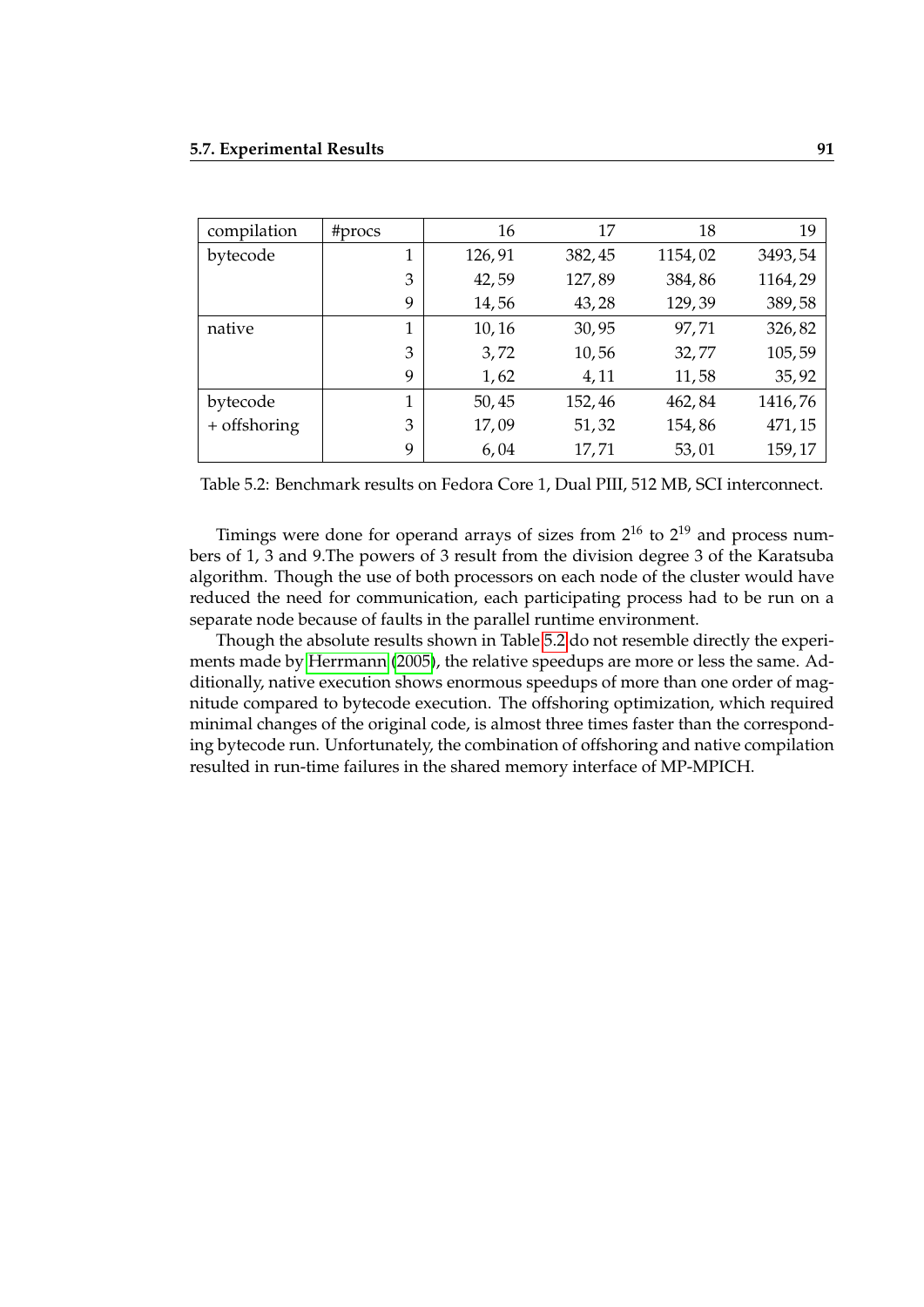| compilation | #procs | 16 | 17 | 18 | 19 |
|---|---|---|---|---|---|
| bytecode | 1 | 126, 91 | 382, 45 | 1154, 02 | 3493, 54 |
| | 3 | 42, 59 | 127, 89 | 384, 86 | 1164, 29 |
| | 9 | 14, 56 | 43, 28 | 129, 39 | 389, 58 |
| native | 1 | 10, 16 | 30, 95 | 97, 71 | 326, 82 |
| | 3 | 3, 72 | 10, 56 | 32, 77 | 105, 59 |
| | 9 | 1, 62 | 4, 11 | 11, 58 | 35, 92 |
| bytecode + offshoring | 1 | 50, 45 | 152, 46 | 462, 84 | 1416, 76 |
| | 3 | 17, 09 | 51, 32 | 154, 86 | 471, 15 |
| | 9 | 6, 04 | 17, 71 | 53, 01 | 159, 17 |

Table 5.2: Benchmark results on Fedora Core 1, Dual PIII, 512 MB, SCI interconnect.

Timings were done for operand arrays of sizes from $2^{16}$ to $2^{19}$ and process numbers of 1, 3 and 9.The powers of 3 result from the division degree 3 of the Karatsuba algorithm. Though the use of both processors on each node of the cluster would have reduced the need for communication, each participating process had to be run on a separate node because of faults in the parallel runtime environment.

Though the absolute results shown in Table 5.2 do not resemble directly the experiments made by Herrmann (2005), the relative speedups are more or less the same. Additionally, native execution shows enormous speedups of more than one order of magnitude compared to bytecode execution. The offshoring optimization, which required minimal changes of the original code, is almost three times faster than the corresponding bytecode run. Unfortunately, the combination of offshoring and native compilation resulted in run-time failures in the shared memory interface of MP-MPICH.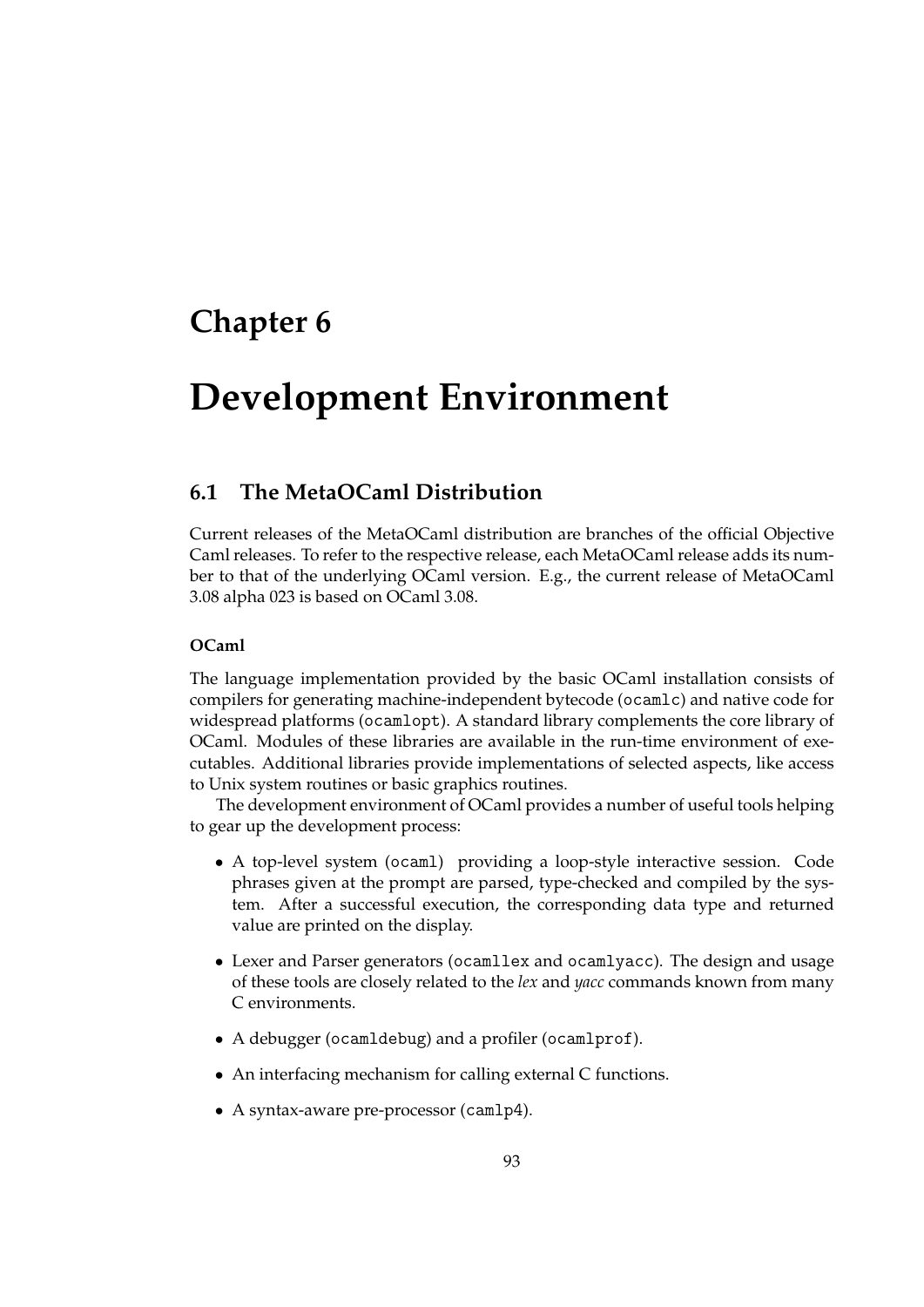# Chapter 6

# Development Environment

## 6.1 The MetaOCaml Distribution

Current releases of the MetaOCaml distribution are branches of the official Objective Caml releases. To refer to the respective release, each MetaOCaml release adds its number to that of the underlying OCaml version. E.g., the current release of MetaOCaml 3.08 alpha 023 is based on OCaml 3.08.

#### OCaml

The language implementation provided by the basic OCaml installation consists of compilers for generating machine-independent bytecode (`ocamlc`) and native code for widespread platforms (`ocamlopt`). A standard library complements the core library of OCaml. Modules of these libraries are available in the run-time environment of executables. Additional libraries provide implementations of selected aspects, like access to Unix system routines or basic graphics routines.

The development environment of OCaml provides a number of useful tools helping to gear up the development process:

- A top-level system (`ocaml`) providing a loop-style interactive session. Code phrases given at the prompt are parsed, type-checked and compiled by the system. After a successful execution, the corresponding data type and returned value are printed on the display.
- Lexer and Parser generators (`ocamllex` and `ocamlyacc`). The design and usage of these tools are closely related to the *lex* and *yacc* commands known from many C environments.
- A debugger (`ocamldebug`) and a profiler (`ocamlprof`).
- An interfacing mechanism for calling external C functions.
- A syntax-aware pre-processor (`camlp4`).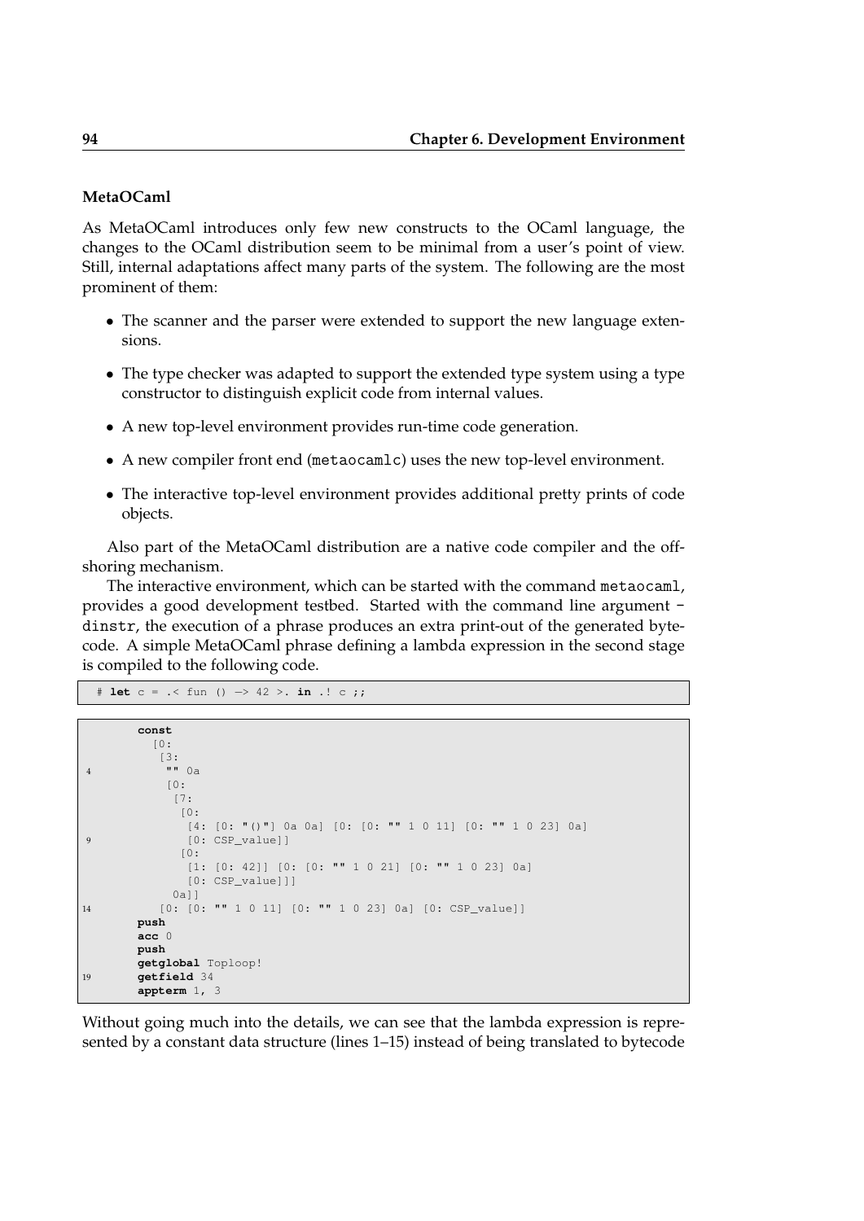### MetaOCaml

As MetaOCaml introduces only few new constructs to the OCaml language, the changes to the OCaml distribution seem to be minimal from a user's point of view. Still, internal adaptations affect many parts of the system. The following are the most prominent of them:

- The scanner and the parser were extended to support the new language extensions.
- The type checker was adapted to support the extended type system using a type constructor to distinguish explicit code from internal values.
- A new top-level environment provides run-time code generation.
- A new compiler front end (metaocamlc) uses the new top-level environment.
- The interactive top-level environment provides additional pretty prints of code objects.

Also part of the MetaOCaml distribution are a native code compiler and the offshoring mechanism.

The interactive environment, which can be started with the command metaocaml, provides a good development testbed. Started with the command line argument -dinstr, the execution of a phrase produces an extra print-out of the generated bytecode. A simple MetaOCaml phrase defining a lambda expression in the second stage is compiled to the following code.

```
# let c = .< fun () -> 42 >. in .! c ;;
```

```
        const
          [0:
           [3:
4           "" 0a
            [0:
             [7:
              [0:
               [4: [0: "()"] 0a 0a] [0: [0: "" 1 0 11] [0: "" 1 0 23] 0a]
9              [0: CSP_value]]
              [0:
               [1: [0: 42]] [0: [0: "" 1 0 21] [0: "" 1 0 23] 0a]
               [0: CSP_value]]]
             0a]]
14          [0: [0: "" 1 0 11] [0: "" 1 0 23] 0a] [0: CSP_value]]
        push
        acc 0
        push
        getglobal Toploop!
19      getfield 34
        appterm 1, 3
```

Without going much into the details, we can see that the lambda expression is represented by a constant data structure (lines 1–15) instead of being translated to bytecode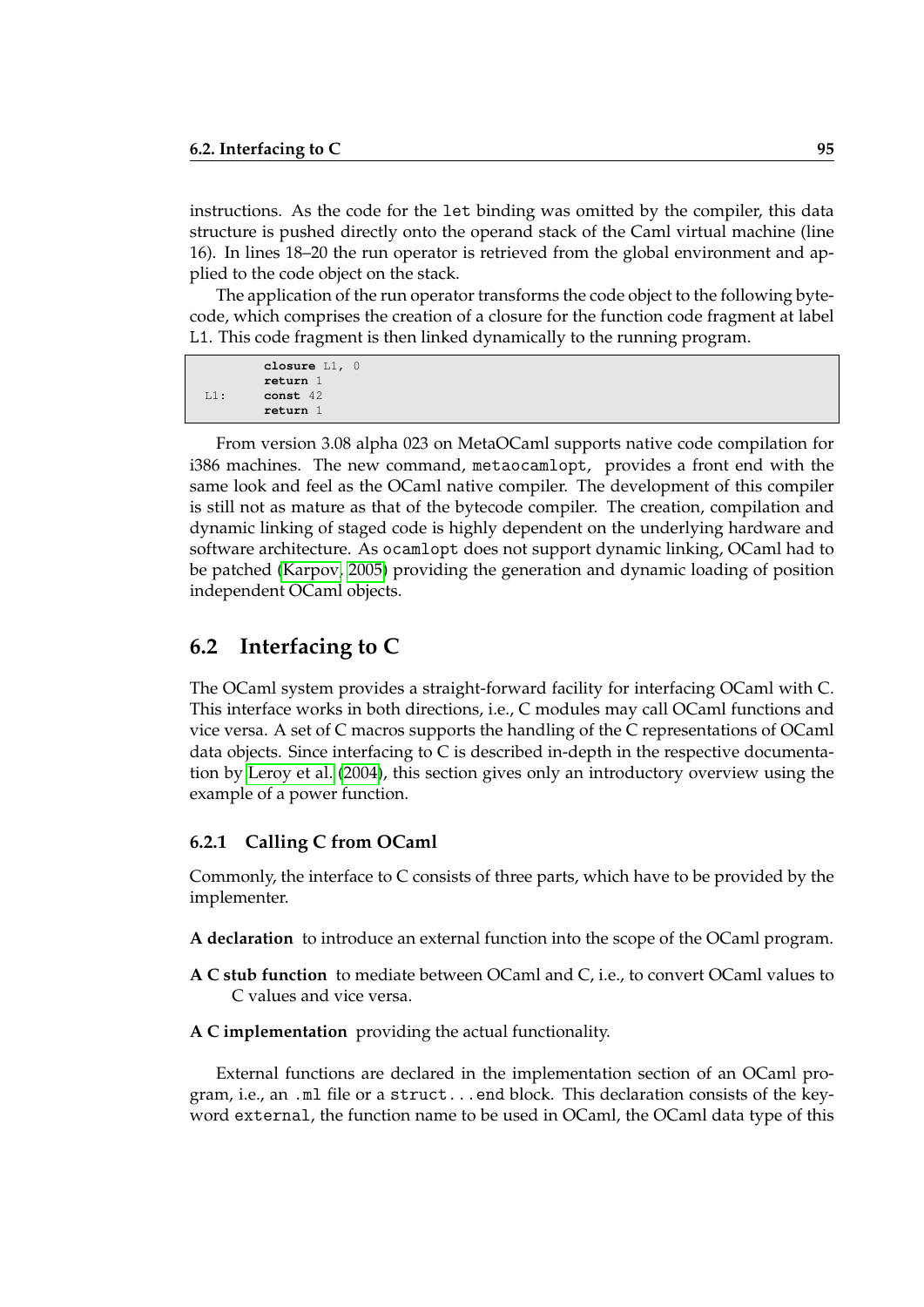instructions. As the code for the `let` binding was omitted by the compiler, this data structure is pushed directly onto the operand stack of the Caml virtual machine (line 16). In lines 18–20 the run operator is retrieved from the global environment and applied to the code object on the stack.

The application of the run operator transforms the code object to the following bytecode, which comprises the creation of a closure for the function code fragment at label L1. This code fragment is then linked dynamically to the running program.

```
        closure L1, 0
        return 1
L1:     const 42
        return 1
```

From version 3.08 alpha 023 on MetaOCaml supports native code compilation for i386 machines. The new command, `metaocamlopt`, provides a front end with the same look and feel as the OCaml native compiler. The development of this compiler is still not as mature as that of the bytecode compiler. The creation, compilation and dynamic linking of staged code is highly dependent on the underlying hardware and software architecture. As `ocamlopt` does not support dynamic linking, OCaml had to be patched (Karpov, 2005) providing the generation and dynamic loading of position independent OCaml objects.

## 6.2 Interfacing to C

The OCaml system provides a straight-forward facility for interfacing OCaml with C. This interface works in both directions, i.e., C modules may call OCaml functions and vice versa. A set of C macros supports the handling of the C representations of OCaml data objects. Since interfacing to C is described in-depth in the respective documentation by Leroy et al. (2004), this section gives only an introductory overview using the example of a power function.

### 6.2.1 Calling C from OCaml

Commonly, the interface to C consists of three parts, which have to be provided by the implementer.

**A declaration** to introduce an external function into the scope of the OCaml program.

**A C stub function** to mediate between OCaml and C, i.e., to convert OCaml values to C values and vice versa.

**A C implementation** providing the actual functionality.

External functions are declared in the implementation section of an OCaml program, i.e., an `.ml` file or a `struct...end` block. This declaration consists of the keyword `external`, the function name to be used in OCaml, the OCaml data type of this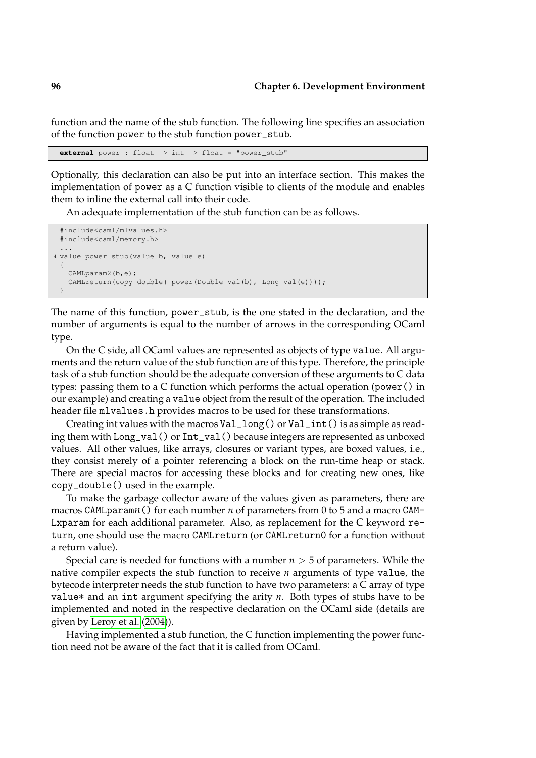function and the name of the stub function. The following line specifies an association of the function power to the stub function power_stub.

```
external power : float -> int -> float = "power_stub"
```

Optionally, this declaration can also be put into an interface section. This makes the implementation of power as a C function visible to clients of the module and enables them to inline the external call into their code.

An adequate implementation of the stub function can be as follows.

```
#include<caml/mlvalues.h>
#include<caml/memory.h>
...
value power_stub(value b, value e)
{
  CAMLparam2(b,e);
  CAMLreturn(copy_double( power(Double_val(b), Long_val(e))));
}
```

The name of this function, power_stub, is the one stated in the declaration, and the number of arguments is equal to the number of arrows in the corresponding OCaml type.

On the C side, all OCaml values are represented as objects of type value. All arguments and the return value of the stub function are of this type. Therefore, the principle task of a stub function should be the adequate conversion of these arguments to C data types: passing them to a C function which performs the actual operation (power() in our example) and creating a value object from the result of the operation. The included header file mlvalues.h provides macros to be used for these transformations.

Creating int values with the macros Val_long() or Val_int() is as simple as reading them with Long_val() or Int_val() because integers are represented as unboxed values. All other values, like arrays, closures or variant types, are boxed values, i.e., they consist merely of a pointer referencing a block on the run-time heap or stack. There are special macros for accessing these blocks and for creating new ones, like copy_double() used in the example.

To make the garbage collector aware of the values given as parameters, there are macros CAMLparam*n*() for each number $n$ of parameters from 0 to 5 and a macro CAMLxparam for each additional parameter. Also, as replacement for the C keyword return, one should use the macro CAMLreturn (or CAMLreturn0 for a function without a return value).

Special care is needed for functions with a number $n > 5$ of parameters. While the native compiler expects the stub function to receive $n$ arguments of type value, the bytecode interpreter needs the stub function to have two parameters: a C array of type value* and an int argument specifying the arity $n$. Both types of stubs have to be implemented and noted in the respective declaration on the OCaml side (details are given by Leroy et al. (2004)).

Having implemented a stub function, the C function implementing the power function need not be aware of the fact that it is called from OCaml.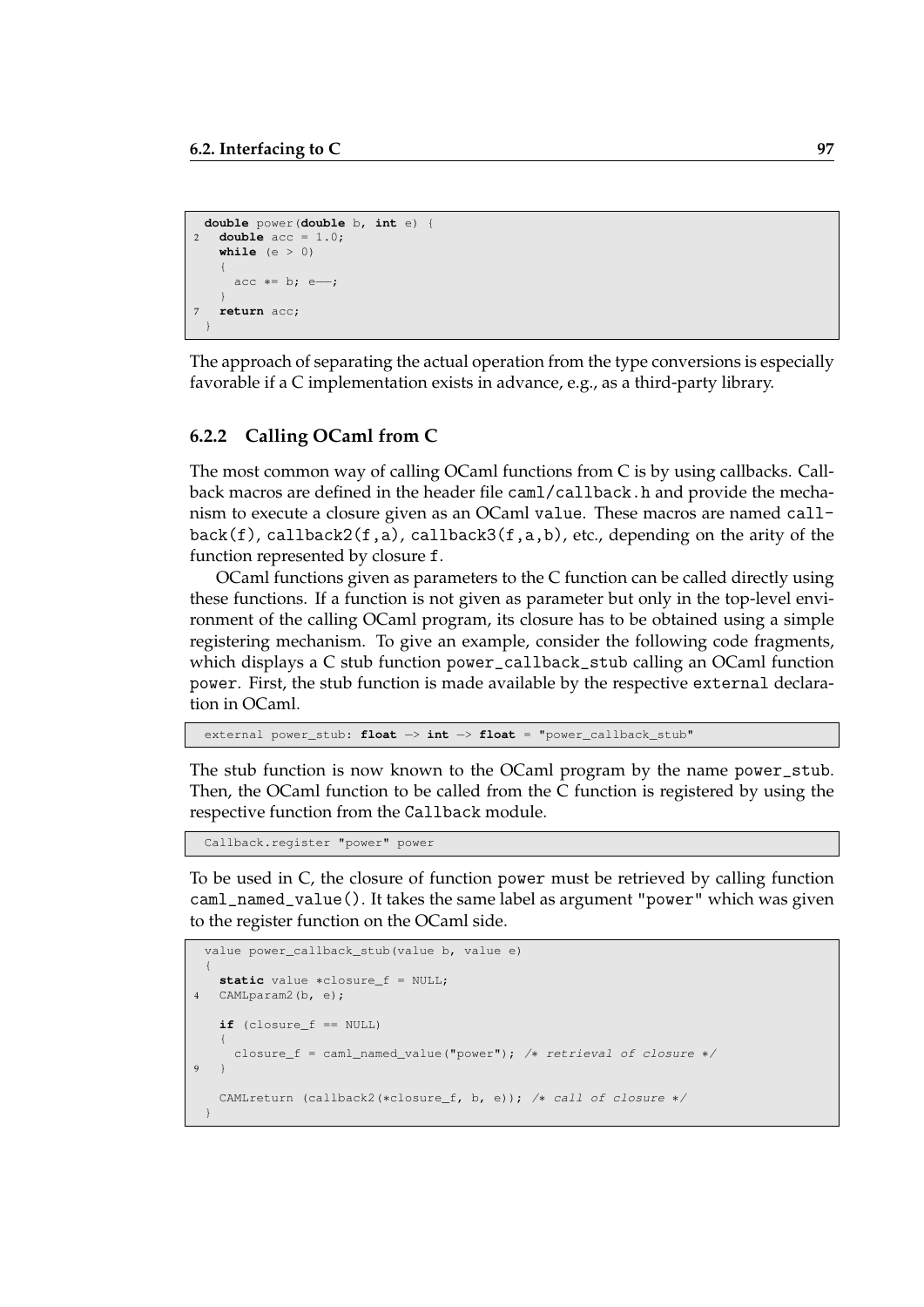```
double power(double b, int e) {
  double acc = 1.0;
  while (e > 0)
  {
    acc *= b; e--;
  }
  return acc;
}
```

The approach of separating the actual operation from the type conversions is especially favorable if a C implementation exists in advance, e.g., as a third-party library.

### 6.2.2 Calling OCaml from C

The most common way of calling OCaml functions from C is by using callbacks. Callback macros are defined in the header file `caml/callback.h` and provide the mechanism to execute a closure given as an OCaml `value`. These macros are named `callback(f)`, `callback2(f,a)`, `callback3(f,a,b)`, etc., depending on the arity of the function represented by closure `f`.

OCaml functions given as parameters to the C function can be called directly using these functions. If a function is not given as parameter but only in the top-level environment of the calling OCaml program, its closure has to be obtained using a simple registering mechanism. To give an example, consider the following code fragments, which displays a C stub function `power_callback_stub` calling an OCaml function `power`. First, the stub function is made available by the respective `external` declaration in OCaml.

```
external power_stub: float -> int -> float = "power_callback_stub"
```

The stub function is now known to the OCaml program by the name `power_stub`. Then, the OCaml function to be called from the C function is registered by using the respective function from the `Callback` module.

```
Callback.register "power" power
```

To be used in C, the closure of function `power` must be retrieved by calling function `caml_named_value()`. It takes the same label as argument `"power"` which was given to the register function on the OCaml side.

```
value power_callback_stub(value b, value e)
{
  static value *closure_f = NULL;
  CAMLparam2(b, e);

  if (closure_f == NULL)
  {
    closure_f = caml_named_value("power"); /* retrieval of closure */
  }

  CAMLreturn (callback2(*closure_f, b, e)); /* call of closure */
}
```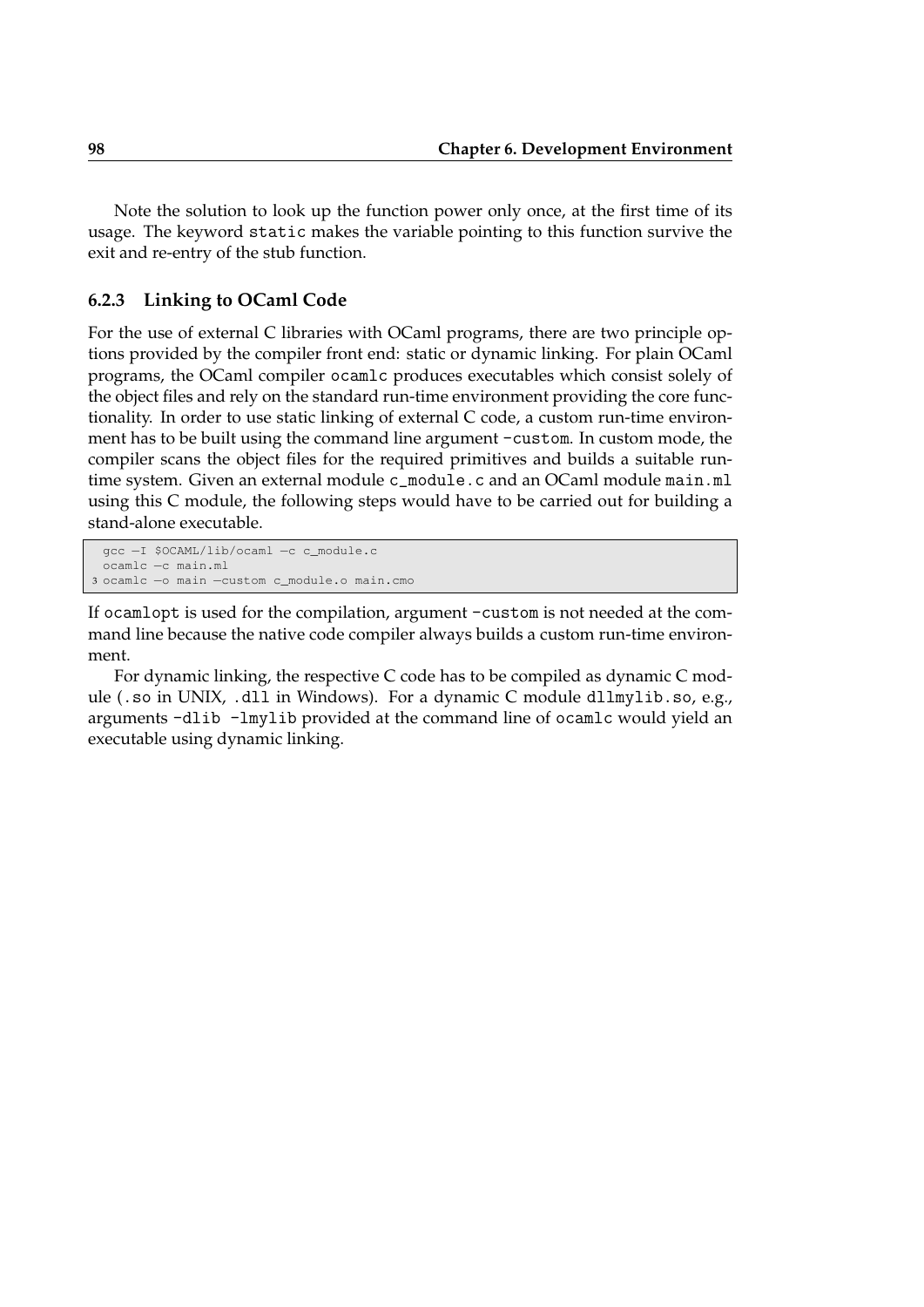Note the solution to look up the function power only once, at the first time of its usage. The keyword static makes the variable pointing to this function survive the exit and re-entry of the stub function.

### 6.2.3 Linking to OCaml Code

For the use of external C libraries with OCaml programs, there are two principle options provided by the compiler front end: static or dynamic linking. For plain OCaml programs, the OCaml compiler ocamlc produces executables which consist solely of the object files and rely on the standard run-time environment providing the core functionality. In order to use static linking of external C code, a custom run-time environment has to be built using the command line argument -custom. In custom mode, the compiler scans the object files for the required primitives and builds a suitable run-time system. Given an external module c_module.c and an OCaml module main.ml using this C module, the following steps would have to be carried out for building a stand-alone executable.

```
gcc -I $OCAML/lib/ocaml -c c_module.c
ocamlc -c main.ml
ocamlc -o main -custom c_module.o main.cmo
```

If ocamlopt is used for the compilation, argument -custom is not needed at the command line because the native code compiler always builds a custom run-time environment.

For dynamic linking, the respective C code has to be compiled as dynamic C module (.so in UNIX, .dll in Windows). For a dynamic C module dllmylib.so, e.g., arguments -dlib -lmylib provided at the command line of ocamlc would yield an executable using dynamic linking.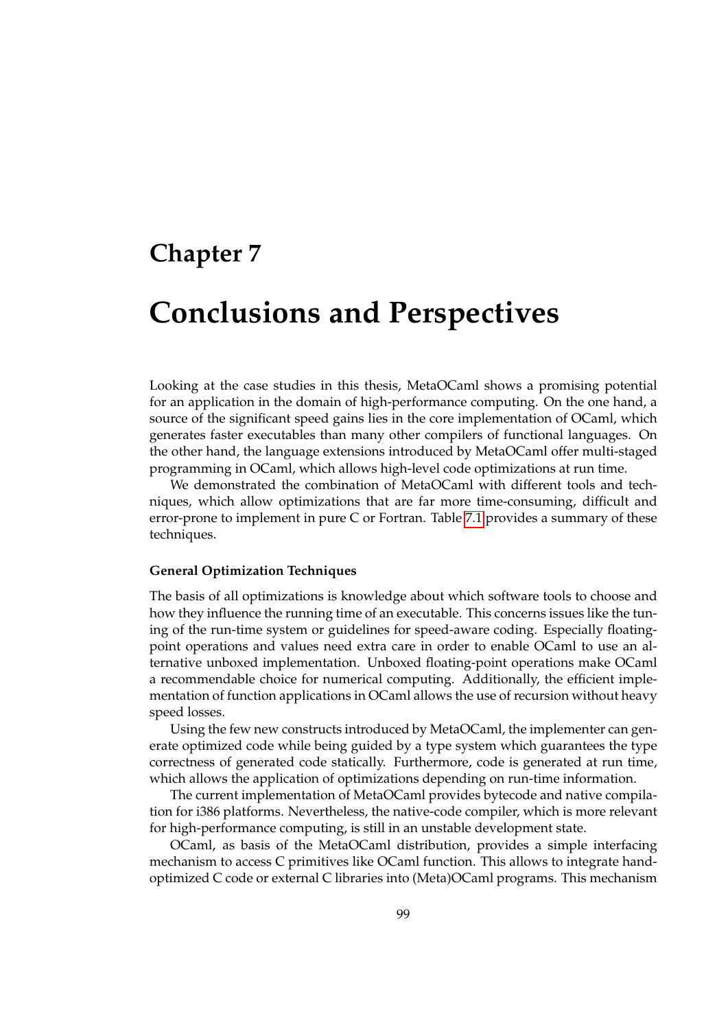# Chapter 7

# Conclusions and Perspectives

Looking at the case studies in this thesis, MetaOCaml shows a promising potential for an application in the domain of high-performance computing. On the one hand, a source of the significant speed gains lies in the core implementation of OCaml, which generates faster executables than many other compilers of functional languages. On the other hand, the language extensions introduced by MetaOCaml offer multi-staged programming in OCaml, which allows high-level code optimizations at run time.

We demonstrated the combination of MetaOCaml with different tools and techniques, which allow optimizations that are far more time-consuming, difficult and error-prone to implement in pure C or Fortran. Table 7.1 provides a summary of these techniques.

#### General Optimization Techniques

The basis of all optimizations is knowledge about which software tools to choose and how they influence the running time of an executable. This concerns issues like the tuning of the run-time system or guidelines for speed-aware coding. Especially floating-point operations and values need extra care in order to enable OCaml to use an alternative unboxed implementation. Unboxed floating-point operations make OCaml a recommendable choice for numerical computing. Additionally, the efficient implementation of function applications in OCaml allows the use of recursion without heavy speed losses.

Using the few new constructs introduced by MetaOCaml, the implementer can generate optimized code while being guided by a type system which guarantees the type correctness of generated code statically. Furthermore, code is generated at run time, which allows the application of optimizations depending on run-time information.

The current implementation of MetaOCaml provides bytecode and native compilation for i386 platforms. Nevertheless, the native-code compiler, which is more relevant for high-performance computing, is still in an unstable development state.

OCaml, as basis of the MetaOCaml distribution, provides a simple interfacing mechanism to access C primitives like OCaml function. This allows to integrate hand-optimized C code or external C libraries into (Meta)OCaml programs. This mechanism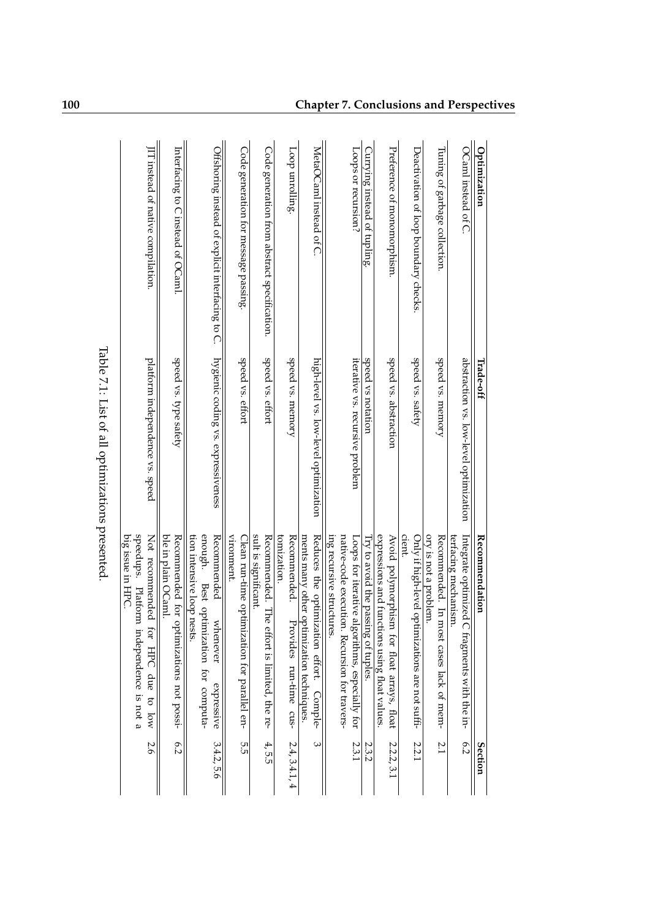| Optimization | Trade-off | Recommendation | Section |
|---|---|---|---|
| OCaml instead of C. | abstraction vs. low-level optimization | Integrate optimized C fragments with the interfacing mechanism. | 6.2 |
| Tuning of garbage collection. | speed vs. memory | Recommended. In most cases lack of memory is not a problem. | 2.1 |
| Deactivation of loop boundary checks. | speed vs. safety | Only if high-level optimizations are not sufficient. | 2.2.1 |
| Preference of monomorphism. | speed vs. abstraction | Avoid polymorphism for float arrays, float expressions and functions using float values. | 2.2.2, 3.1 |
| Currying instead of tupling. | speed vs notation | Try to avoid the passing of tuples. | 2.3.2 |
| Loops or recursion? | iterative vs. recursive problem | Loops for iterative algorithms, especially for native-code execution. Recursion for traversing recursive structures. | 2.3.1 |
| MetaOCaml instead of C. | high-level vs. low-level optimization | Reduces the optimization effort. Complements many other optimization techniques. | 3 |
| Loop unrolling. | speed vs. memory | Recommended. Provides run-time customization. | 2.4, 3.4.1, 4 |
| Code generation from abstract specification. | speed vs. effort | Recommended. The effort is limited, the result is significant. | 4, 5.5 |
| Code generation for message passing. | speed vs. effort | Clean run-time optimization for parallel environment. | 5.5 |
| Offshoring instead of explicit interfacing to C. | hygienic coding vs. expressiveness | Recommended whenever expressive enough. Best optimization for computation intensive loop nests. | 3.4.2, 5.6 |
| Interfacing to C instead of OCaml. | speed vs. type safety | Recommended for optimizations not possible in plain OCaml. | 6.2 |
| JIT instead of native compilation. | platform independence vs. speed | Not recommended for HPC due to low speedups. Platform independence is not a big issue in HPC. | 2.6 |

Table 7.1: List of all optimizations presented.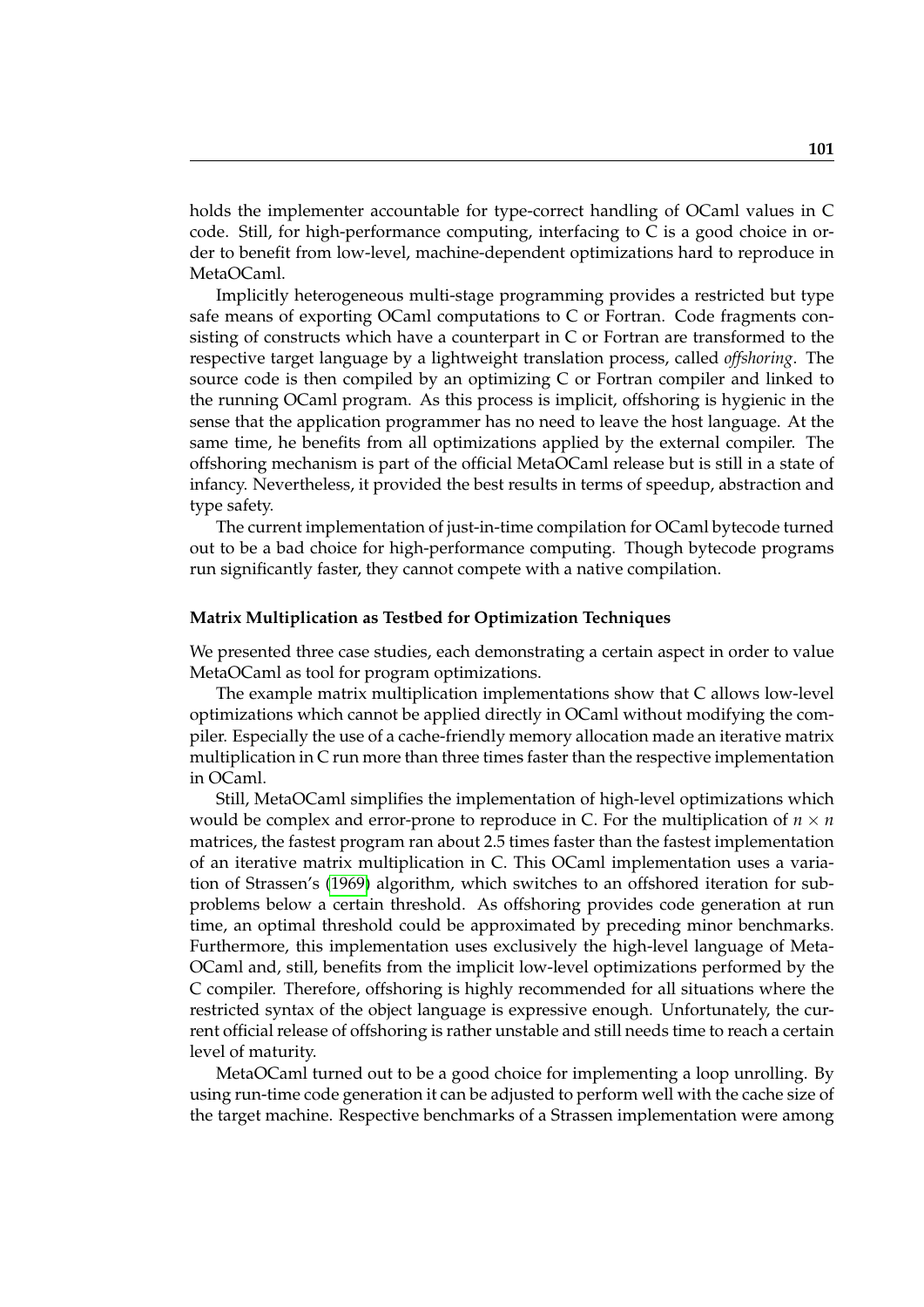holds the implementer accountable for type-correct handling of OCaml values in C code. Still, for high-performance computing, interfacing to C is a good choice in order to benefit from low-level, machine-dependent optimizations hard to reproduce in MetaOCaml.

Implicitly heterogeneous multi-stage programming provides a restricted but type safe means of exporting OCaml computations to C or Fortran. Code fragments consisting of constructs which have a counterpart in C or Fortran are transformed to the respective target language by a lightweight translation process, called *offshoring*. The source code is then compiled by an optimizing C or Fortran compiler and linked to the running OCaml program. As this process is implicit, offshoring is hygienic in the sense that the application programmer has no need to leave the host language. At the same time, he benefits from all optimizations applied by the external compiler. The offshoring mechanism is part of the official MetaOCaml release but is still in a state of infancy. Nevertheless, it provided the best results in terms of speedup, abstraction and type safety.

The current implementation of just-in-time compilation for OCaml bytecode turned out to be a bad choice for high-performance computing. Though bytecode programs run significantly faster, they cannot compete with a native compilation.

#### Matrix Multiplication as Testbed for Optimization Techniques

We presented three case studies, each demonstrating a certain aspect in order to value MetaOCaml as tool for program optimizations.

The example matrix multiplication implementations show that C allows low-level optimizations which cannot be applied directly in OCaml without modifying the compiler. Especially the use of a cache-friendly memory allocation made an iterative matrix multiplication in C run more than three times faster than the respective implementation in OCaml.

Still, MetaOCaml simplifies the implementation of high-level optimizations which would be complex and error-prone to reproduce in C. For the multiplication of $n \times n$ matrices, the fastest program ran about 2.5 times faster than the fastest implementation of an iterative matrix multiplication in C. This OCaml implementation uses a variation of Strassen's (1969) algorithm, which switches to an offshored iteration for subproblems below a certain threshold. As offshoring provides code generation at run time, an optimal threshold could be approximated by preceding minor benchmarks. Furthermore, this implementation uses exclusively the high-level language of MetaOCaml and, still, benefits from the implicit low-level optimizations performed by the C compiler. Therefore, offshoring is highly recommended for all situations where the restricted syntax of the object language is expressive enough. Unfortunately, the current official release of offshoring is rather unstable and still needs time to reach a certain level of maturity.

MetaOCaml turned out to be a good choice for implementing a loop unrolling. By using run-time code generation it can be adjusted to perform well with the cache size of the target machine. Respective benchmarks of a Strassen implementation were among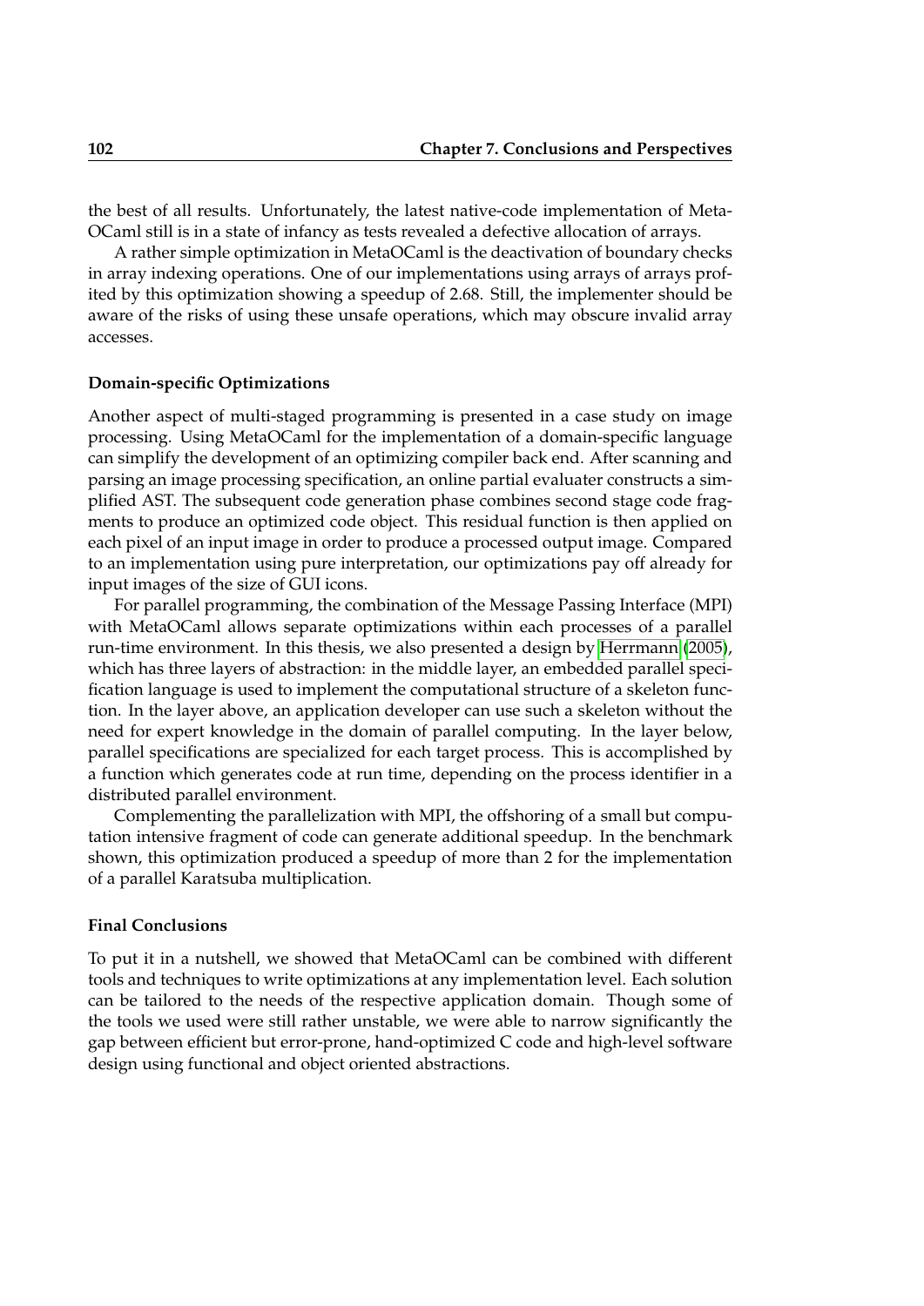the best of all results. Unfortunately, the latest native-code implementation of MetaOCaml still is in a state of infancy as tests revealed a defective allocation of arrays.

A rather simple optimization in MetaOCaml is the deactivation of boundary checks in array indexing operations. One of our implementations using arrays of arrays profited by this optimization showing a speedup of 2.68. Still, the implementer should be aware of the risks of using these unsafe operations, which may obscure invalid array accesses.

### Domain-specific Optimizations

Another aspect of multi-staged programming is presented in a case study on image processing. Using MetaOCaml for the implementation of a domain-specific language can simplify the development of an optimizing compiler back end. After scanning and parsing an image processing specification, an online partial evaluater constructs a simplified AST. The subsequent code generation phase combines second stage code fragments to produce an optimized code object. This residual function is then applied on each pixel of an input image in order to produce a processed output image. Compared to an implementation using pure interpretation, our optimizations pay off already for input images of the size of GUI icons.

For parallel programming, the combination of the Message Passing Interface (MPI) with MetaOCaml allows separate optimizations within each processes of a parallel run-time environment. In this thesis, we also presented a design by Herrmann (2005), which has three layers of abstraction: in the middle layer, an embedded parallel specification language is used to implement the computational structure of a skeleton function. In the layer above, an application developer can use such a skeleton without the need for expert knowledge in the domain of parallel computing. In the layer below, parallel specifications are specialized for each target process. This is accomplished by a function which generates code at run time, depending on the process identifier in a distributed parallel environment.

Complementing the parallelization with MPI, the offshoring of a small but computation intensive fragment of code can generate additional speedup. In the benchmark shown, this optimization produced a speedup of more than 2 for the implementation of a parallel Karatsuba multiplication.

### Final Conclusions

To put it in a nutshell, we showed that MetaOCaml can be combined with different tools and techniques to write optimizations at any implementation level. Each solution can be tailored to the needs of the respective application domain. Though some of the tools we used were still rather unstable, we were able to narrow significantly the gap between efficient but error-prone, hand-optimized C code and high-level software design using functional and object oriented abstractions.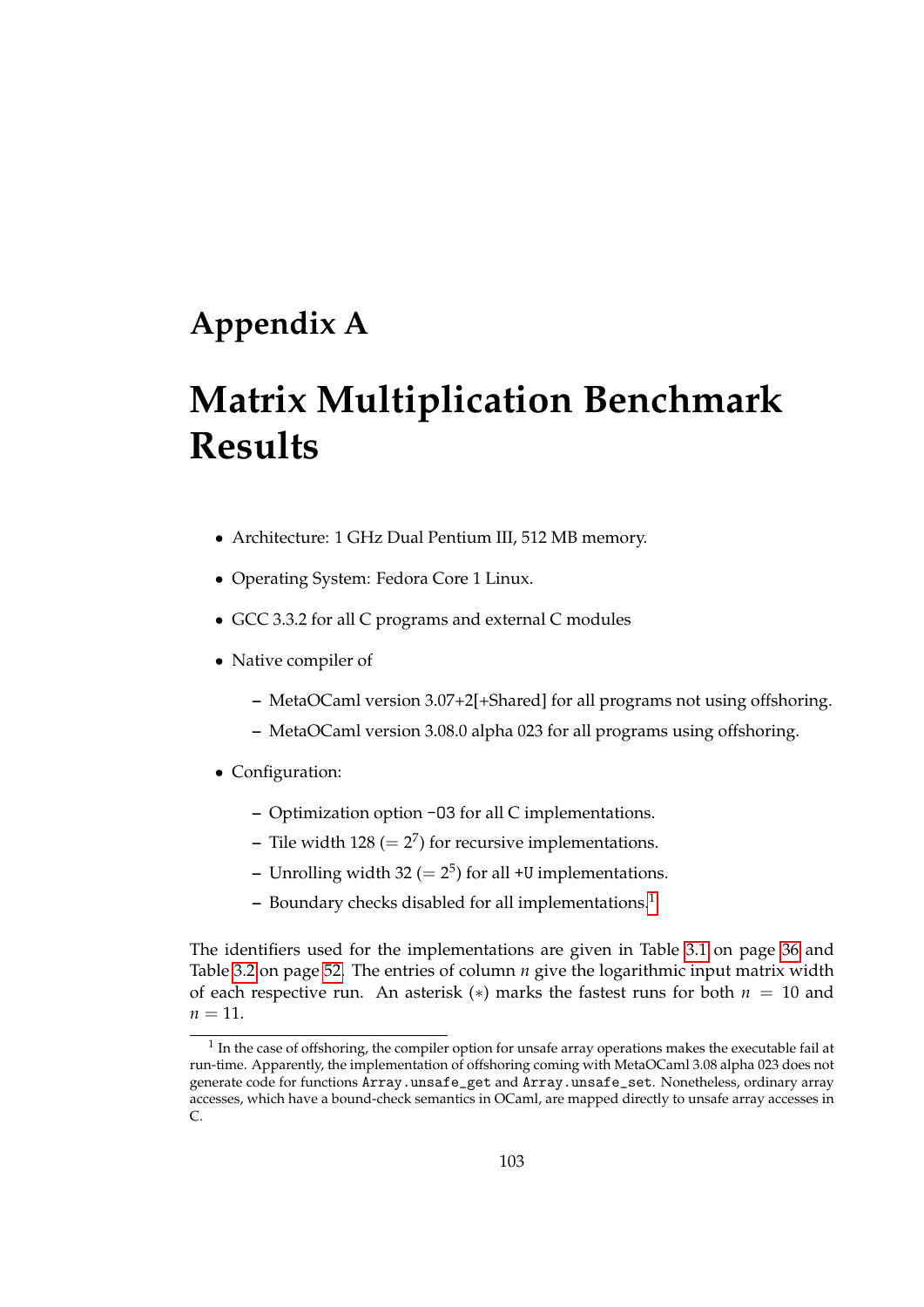# Appendix A

# Matrix Multiplication Benchmark Results

- Architecture: 1 GHz Dual Pentium III, 512 MB memory.
- Operating System: Fedora Core 1 Linux.
- GCC 3.3.2 for all C programs and external C modules
- Native compiler of
  - MetaOCaml version 3.07+2[+Shared] for all programs not using offshoring.
  - MetaOCaml version 3.08.0 alpha 023 for all programs using offshoring.
- Configuration:
  - Optimization option `-O3` for all C implementations.
  - Tile width 128 ($= 2^7$) for recursive implementations.
  - Unrolling width 32 ($= 2^5$) for all `+U` implementations.
  - Boundary checks disabled for all implementations.[1]

The identifiers used for the implementations are given in Table 3.1 on page 36 and Table 3.2 on page 52. The entries of column $n$ give the logarithmic input matrix width of each respective run. An asterisk ($*$) marks the fastest runs for both $n = 10$ and $n = 11$.

[1] In the case of offshoring, the compiler option for unsafe array operations makes the executable fail at run-time. Apparently, the implementation of offshoring coming with MetaOCaml 3.08 alpha 023 does not generate code for functions `Array.unsafe_get` and `Array.unsafe_set`. Nonetheless, ordinary array accesses, which have a bound-check semantics in OCaml, are mapped directly to unsafe array accesses in C.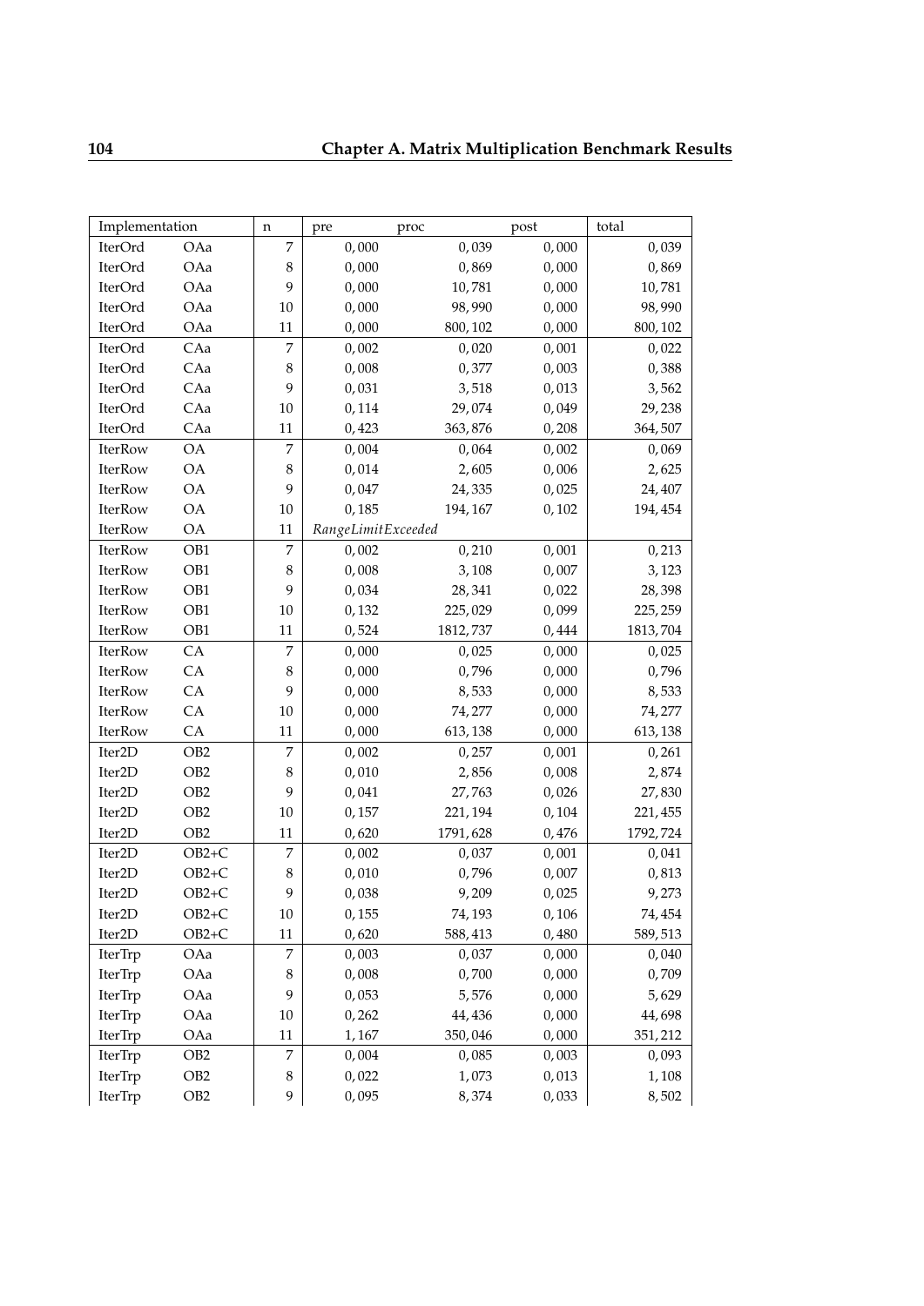| Implementation | | n | pre | proc | post | total |
|---|---|---|---|---|---|---|
| IterOrd | OAa | 7 | 0, 000 | 0, 039 | 0, 000 | 0, 039 |
| IterOrd | OAa | 8 | 0, 000 | 0, 869 | 0, 000 | 0, 869 |
| IterOrd | OAa | 9 | 0, 000 | 10, 781 | 0, 000 | 10, 781 |
| IterOrd | OAa | 10 | 0, 000 | 98, 990 | 0, 000 | 98, 990 |
| IterOrd | OAa | 11 | 0, 000 | 800, 102 | 0, 000 | 800, 102 |
| IterOrd | CAa | 7 | 0, 002 | 0, 020 | 0, 001 | 0, 022 |
| IterOrd | CAa | 8 | 0, 008 | 0, 377 | 0, 003 | 0, 388 |
| IterOrd | CAa | 9 | 0, 031 | 3, 518 | 0, 013 | 3, 562 |
| IterOrd | CAa | 10 | 0, 114 | 29, 074 | 0, 049 | 29, 238 |
| IterOrd | CAa | 11 | 0, 423 | 363, 876 | 0, 208 | 364, 507 |
| IterRow | OA | 7 | 0, 004 | 0, 064 | 0, 002 | 0, 069 |
| IterRow | OA | 8 | 0, 014 | 2, 605 | 0, 006 | 2, 625 |
| IterRow | OA | 9 | 0, 047 | 24, 335 | 0, 025 | 24, 407 |
| IterRow | OA | 10 | 0, 185 | 194, 167 | 0, 102 | 194, 454 |
| IterRow | OA | 11 | *RangeLimitExceeded* | | | |
| IterRow | OB1 | 7 | 0, 002 | 0, 210 | 0, 001 | 0, 213 |
| IterRow | OB1 | 8 | 0, 008 | 3, 108 | 0, 007 | 3, 123 |
| IterRow | OB1 | 9 | 0, 034 | 28, 341 | 0, 022 | 28, 398 |
| IterRow | OB1 | 10 | 0, 132 | 225, 029 | 0, 099 | 225, 259 |
| IterRow | OB1 | 11 | 0, 524 | 1812, 737 | 0, 444 | 1813, 704 |
| IterRow | CA | 7 | 0, 000 | 0, 025 | 0, 000 | 0, 025 |
| IterRow | CA | 8 | 0, 000 | 0, 796 | 0, 000 | 0, 796 |
| IterRow | CA | 9 | 0, 000 | 8, 533 | 0, 000 | 8, 533 |
| IterRow | CA | 10 | 0, 000 | 74, 277 | 0, 000 | 74, 277 |
| IterRow | CA | 11 | 0, 000 | 613, 138 | 0, 000 | 613, 138 |
| Iter2D | OB2 | 7 | 0, 002 | 0, 257 | 0, 001 | 0, 261 |
| Iter2D | OB2 | 8 | 0, 010 | 2, 856 | 0, 008 | 2, 874 |
| Iter2D | OB2 | 9 | 0, 041 | 27, 763 | 0, 026 | 27, 830 |
| Iter2D | OB2 | 10 | 0, 157 | 221, 194 | 0, 104 | 221, 455 |
| Iter2D | OB2 | 11 | 0, 620 | 1791, 628 | 0, 476 | 1792, 724 |
| Iter2D | OB2+C | 7 | 0, 002 | 0, 037 | 0, 001 | 0, 041 |
| Iter2D | OB2+C | 8 | 0, 010 | 0, 796 | 0, 007 | 0, 813 |
| Iter2D | OB2+C | 9 | 0, 038 | 9, 209 | 0, 025 | 9, 273 |
| Iter2D | OB2+C | 10 | 0, 155 | 74, 193 | 0, 106 | 74, 454 |
| Iter2D | OB2+C | 11 | 0, 620 | 588, 413 | 0, 480 | 589, 513 |
| IterTrp | OAa | 7 | 0, 003 | 0, 037 | 0, 000 | 0, 040 |
| IterTrp | OAa | 8 | 0, 008 | 0, 700 | 0, 000 | 0, 709 |
| IterTrp | OAa | 9 | 0, 053 | 5, 576 | 0, 000 | 5, 629 |
| IterTrp | OAa | 10 | 0, 262 | 44, 436 | 0, 000 | 44, 698 |
| IterTrp | OAa | 11 | 1, 167 | 350, 046 | 0, 000 | 351, 212 |
| IterTrp | OB2 | 7 | 0, 004 | 0, 085 | 0, 003 | 0, 093 |
| IterTrp | OB2 | 8 | 0, 022 | 1, 073 | 0, 013 | 1, 108 |
| IterTrp | OB2 | 9 | 0, 095 | 8, 374 | 0, 033 | 8, 502 |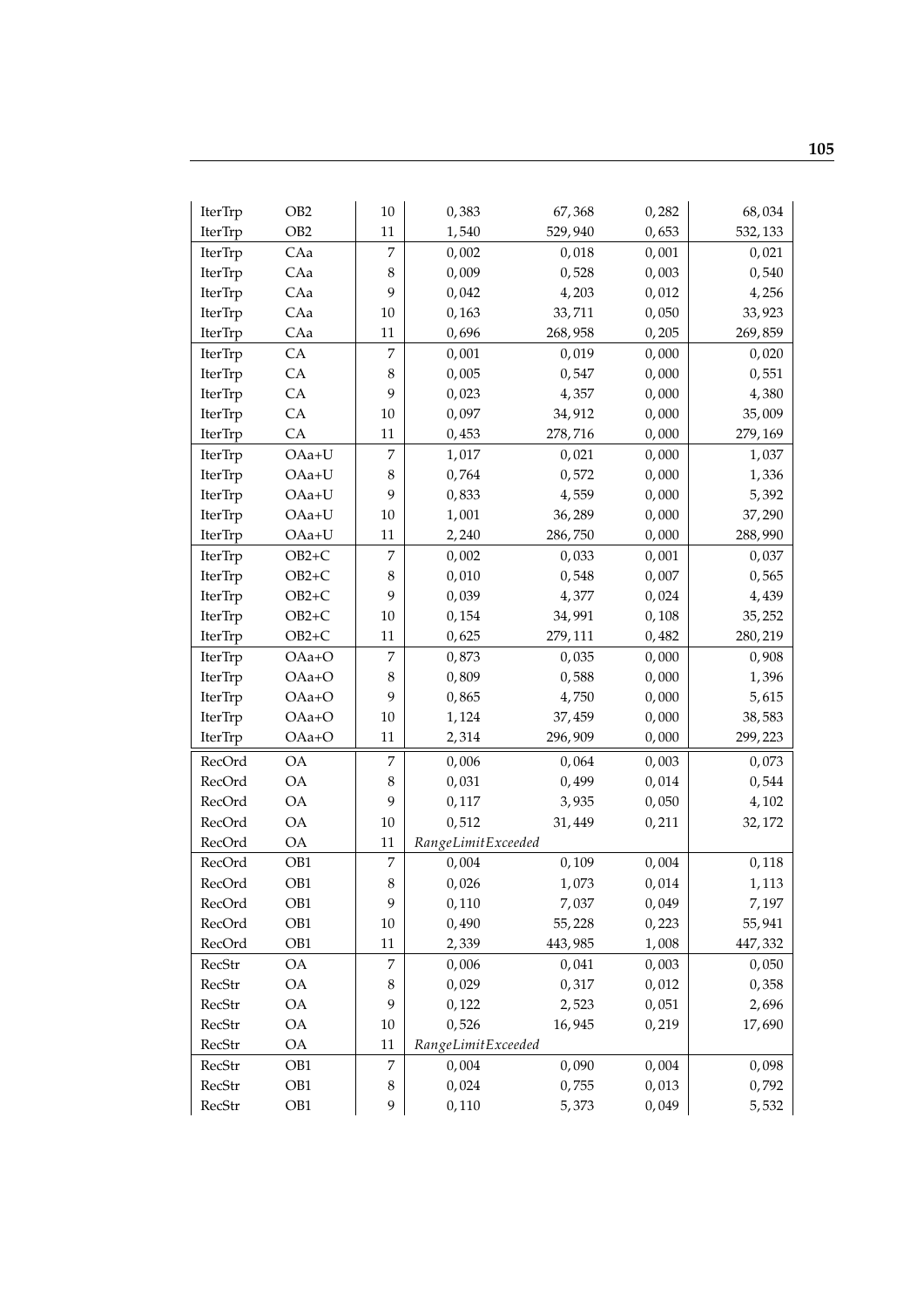| | | | | | | |
|---|---|---|---|---|---|---|
| IterTrp | OB2 | 10 | 0,383 | 67,368 | 0,282 | 68,034 |
| IterTrp | OB2 | 11 | 1,540 | 529,940 | 0,653 | 532,133 |
| IterTrp | CAa | 7 | 0,002 | 0,018 | 0,001 | 0,021 |
| IterTrp | CAa | 8 | 0,009 | 0,528 | 0,003 | 0,540 |
| IterTrp | CAa | 9 | 0,042 | 4,203 | 0,012 | 4,256 |
| IterTrp | CAa | 10 | 0,163 | 33,711 | 0,050 | 33,923 |
| IterTrp | CAa | 11 | 0,696 | 268,958 | 0,205 | 269,859 |
| IterTrp | CA | 7 | 0,001 | 0,019 | 0,000 | 0,020 |
| IterTrp | CA | 8 | 0,005 | 0,547 | 0,000 | 0,551 |
| IterTrp | CA | 9 | 0,023 | 4,357 | 0,000 | 4,380 |
| IterTrp | CA | 10 | 0,097 | 34,912 | 0,000 | 35,009 |
| IterTrp | CA | 11 | 0,453 | 278,716 | 0,000 | 279,169 |
| IterTrp | OAa+U | 7 | 1,017 | 0,021 | 0,000 | 1,037 |
| IterTrp | OAa+U | 8 | 0,764 | 0,572 | 0,000 | 1,336 |
| IterTrp | OAa+U | 9 | 0,833 | 4,559 | 0,000 | 5,392 |
| IterTrp | OAa+U | 10 | 1,001 | 36,289 | 0,000 | 37,290 |
| IterTrp | OAa+U | 11 | 2,240 | 286,750 | 0,000 | 288,990 |
| IterTrp | OB2+C | 7 | 0,002 | 0,033 | 0,001 | 0,037 |
| IterTrp | OB2+C | 8 | 0,010 | 0,548 | 0,007 | 0,565 |
| IterTrp | OB2+C | 9 | 0,039 | 4,377 | 0,024 | 4,439 |
| IterTrp | OB2+C | 10 | 0,154 | 34,991 | 0,108 | 35,252 |
| IterTrp | OB2+C | 11 | 0,625 | 279,111 | 0,482 | 280,219 |
| IterTrp | OAa+O | 7 | 0,873 | 0,035 | 0,000 | 0,908 |
| IterTrp | OAa+O | 8 | 0,809 | 0,588 | 0,000 | 1,396 |
| IterTrp | OAa+O | 9 | 0,865 | 4,750 | 0,000 | 5,615 |
| IterTrp | OAa+O | 10 | 1,124 | 37,459 | 0,000 | 38,583 |
| IterTrp | OAa+O | 11 | 2,314 | 296,909 | 0,000 | 299,223 |
| RecOrd | OA | 7 | 0,006 | 0,064 | 0,003 | 0,073 |
| RecOrd | OA | 8 | 0,031 | 0,499 | 0,014 | 0,544 |
| RecOrd | OA | 9 | 0,117 | 3,935 | 0,050 | 4,102 |
| RecOrd | OA | 10 | 0,512 | 31,449 | 0,211 | 32,172 |
| RecOrd | OA | 11 | *RangeLimitExceeded* | | | |
| RecOrd | OB1 | 7 | 0,004 | 0,109 | 0,004 | 0,118 |
| RecOrd | OB1 | 8 | 0,026 | 1,073 | 0,014 | 1,113 |
| RecOrd | OB1 | 9 | 0,110 | 7,037 | 0,049 | 7,197 |
| RecOrd | OB1 | 10 | 0,490 | 55,228 | 0,223 | 55,941 |
| RecOrd | OB1 | 11 | 2,339 | 443,985 | 1,008 | 447,332 |
| RecStr | OA | 7 | 0,006 | 0,041 | 0,003 | 0,050 |
| RecStr | OA | 8 | 0,029 | 0,317 | 0,012 | 0,358 |
| RecStr | OA | 9 | 0,122 | 2,523 | 0,051 | 2,696 |
| RecStr | OA | 10 | 0,526 | 16,945 | 0,219 | 17,690 |
| RecStr | OA | 11 | *RangeLimitExceeded* | | | |
| RecStr | OB1 | 7 | 0,004 | 0,090 | 0,004 | 0,098 |
| RecStr | OB1 | 8 | 0,024 | 0,755 | 0,013 | 0,792 |
| RecStr | OB1 | 9 | 0,110 | 5,373 | 0,049 | 5,532 |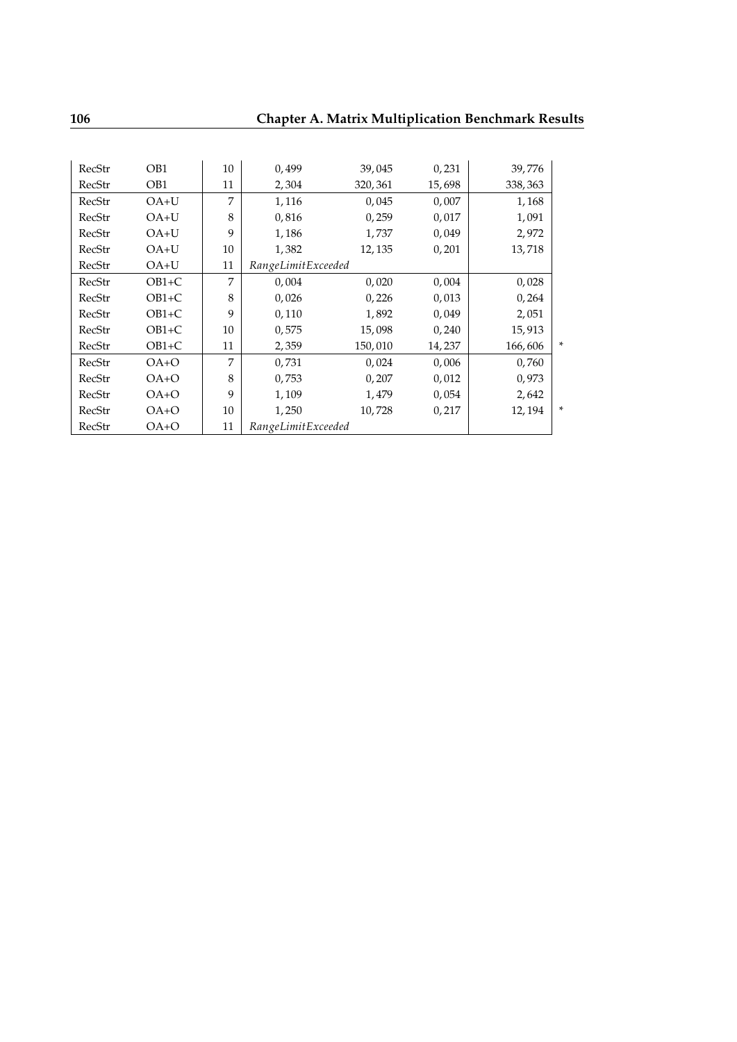| | | | | | | | |
|---|---|---|---|---|---|---|---|
| RecStr | OB1 | 10 | 0,499 | 39,045 | 0,231 | 39,776 | |
| RecStr | OB1 | 11 | 2,304 | 320,361 | 15,698 | 338,363 | |
| RecStr | OA+U | 7 | 1,116 | 0,045 | 0,007 | 1,168 | |
| RecStr | OA+U | 8 | 0,816 | 0,259 | 0,017 | 1,091 | |
| RecStr | OA+U | 9 | 1,186 | 1,737 | 0,049 | 2,972 | |
| RecStr | OA+U | 10 | 1,382 | 12,135 | 0,201 | 13,718 | |
| RecStr | OA+U | 11 | *RangeLimitExceeded* | | | | |
| RecStr | OB1+C | 7 | 0,004 | 0,020 | 0,004 | 0,028 | |
| RecStr | OB1+C | 8 | 0,026 | 0,226 | 0,013 | 0,264 | |
| RecStr | OB1+C | 9 | 0,110 | 1,892 | 0,049 | 2,051 | |
| RecStr | OB1+C | 10 | 0,575 | 15,098 | 0,240 | 15,913 | |
| RecStr | OB1+C | 11 | 2,359 | 150,010 | 14,237 | 166,606 | * |
| RecStr | OA+O | 7 | 0,731 | 0,024 | 0,006 | 0,760 | |
| RecStr | OA+O | 8 | 0,753 | 0,207 | 0,012 | 0,973 | |
| RecStr | OA+O | 9 | 1,109 | 1,479 | 0,054 | 2,642 | |
| RecStr | OA+O | 10 | 1,250 | 10,728 | 0,217 | 12,194 | * |
| RecStr | OA+O | 11 | *RangeLimitExceeded* | | | | |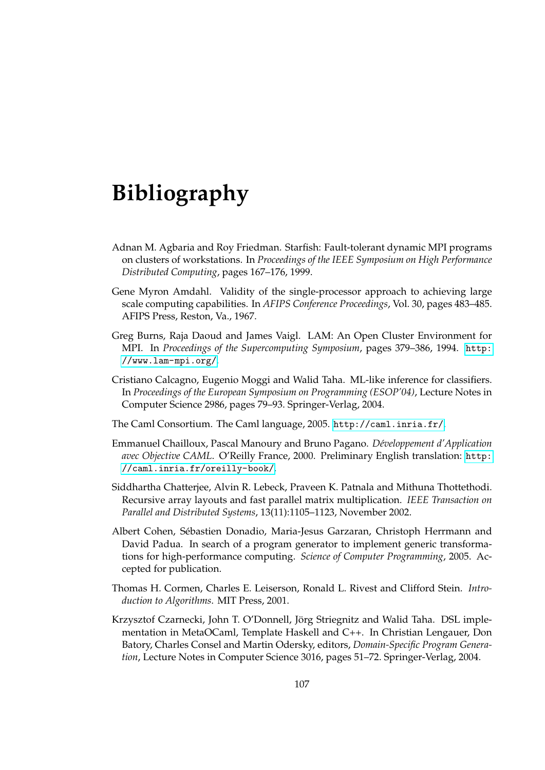# Bibliography

Adnan M. Agbaria and Roy Friedman. Starfish: Fault-tolerant dynamic MPI programs on clusters of workstations. In *Proceedings of the IEEE Symposium on High Performance Distributed Computing*, pages 167–176, 1999.

Gene Myron Amdahl. Validity of the single-processor approach to achieving large scale computing capabilities. In *AFIPS Conference Proceedings*, Vol. 30, pages 483–485. AFIPS Press, Reston, Va., 1967.

Greg Burns, Raja Daoud and James Vaigl. LAM: An Open Cluster Environment for MPI. In *Proceedings of the Supercomputing Symposium*, pages 379–386, 1994. `http://www.lam-mpi.org/`.

Cristiano Calcagno, Eugenio Moggi and Walid Taha. ML-like inference for classifiers. In *Proceedings of the European Symposium on Programming (ESOP'04)*, Lecture Notes in Computer Science 2986, pages 79–93. Springer-Verlag, 2004.

The Caml Consortium. The Caml language, 2005. `http://caml.inria.fr/`.

Emmanuel Chailloux, Pascal Manoury and Bruno Pagano. *Développement d'Application avec Objective CAML*. O'Reilly France, 2000. Preliminary English translation: `http://caml.inria.fr/oreilly-book/`.

Siddhartha Chatterjee, Alvin R. Lebeck, Praveen K. Patnala and Mithuna Thottethodi. Recursive array layouts and fast parallel matrix multiplication. *IEEE Transaction on Parallel and Distributed Systems*, 13(11):1105–1123, November 2002.

Albert Cohen, Sébastien Donadio, Maria-Jesus Garzaran, Christoph Herrmann and David Padua. In search of a program generator to implement generic transformations for high-performance computing. *Science of Computer Programming*, 2005. Accepted for publication.

Thomas H. Cormen, Charles E. Leiserson, Ronald L. Rivest and Clifford Stein. *Introduction to Algorithms*. MIT Press, 2001.

Krzysztof Czarnecki, John T. O'Donnell, Jörg Striegnitz and Walid Taha. DSL implementation in MetaOCaml, Template Haskell and C++. In Christian Lengauer, Don Batory, Charles Consel and Martin Odersky, editors, *Domain-Specific Program Generation*, Lecture Notes in Computer Science 3016, pages 51–72. Springer-Verlag, 2004.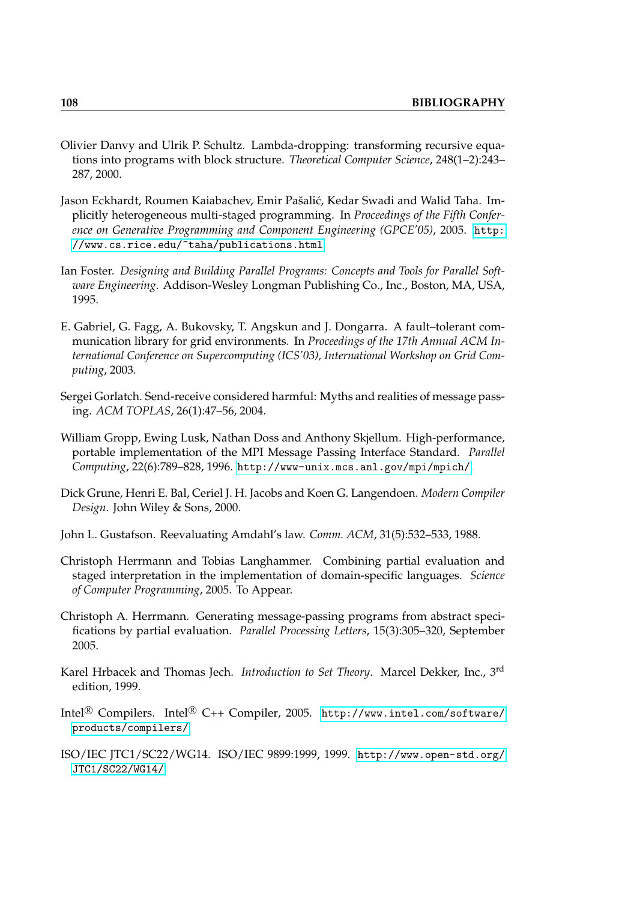Olivier Danvy and Ulrik P. Schultz. Lambda-dropping: transforming recursive equations into programs with block structure. *Theoretical Computer Science*, 248(1–2):243–287, 2000.

Jason Eckhardt, Roumen Kaiabachev, Emir Pašalić, Kedar Swadi and Walid Taha. Implicitly heterogeneous multi-staged programming. In *Proceedings of the Fifth Conference on Generative Programming and Component Engineering (GPCE'05)*, 2005. http://www.cs.rice.edu/~taha/publications.html.

Ian Foster. *Designing and Building Parallel Programs: Concepts and Tools for Parallel Software Engineering*. Addison-Wesley Longman Publishing Co., Inc., Boston, MA, USA, 1995.

E. Gabriel, G. Fagg, A. Bukovsky, T. Angskun and J. Dongarra. A fault–tolerant communication library for grid environments. In *Proceedings of the 17th Annual ACM International Conference on Supercomputing (ICS'03), International Workshop on Grid Computing*, 2003.

Sergei Gorlatch. Send-receive considered harmful: Myths and realities of message passing. *ACM TOPLAS*, 26(1):47–56, 2004.

William Gropp, Ewing Lusk, Nathan Doss and Anthony Skjellum. High-performance, portable implementation of the MPI Message Passing Interface Standard. *Parallel Computing*, 22(6):789–828, 1996. http://www-unix.mcs.anl.gov/mpi/mpich/.

Dick Grune, Henri E. Bal, Ceriel J. H. Jacobs and Koen G. Langendoen. *Modern Compiler Design*. John Wiley & Sons, 2000.

John L. Gustafson. Reevaluating Amdahl's law. *Comm. ACM*, 31(5):532–533, 1988.

Christoph Herrmann and Tobias Langhammer. Combining partial evaluation and staged interpretation in the implementation of domain-specific languages. *Science of Computer Programming*, 2005. To Appear.

Christoph A. Herrmann. Generating message-passing programs from abstract specifications by partial evaluation. *Parallel Processing Letters*, 15(3):305–320, September 2005.

Karel Hrbacek and Thomas Jech. *Introduction to Set Theory*. Marcel Dekker, Inc., 3rd edition, 1999.

Intel® Compilers. Intel® C++ Compiler, 2005. http://www.intel.com/software/products/compilers/.

ISO/IEC JTC1/SC22/WG14. ISO/IEC 9899:1999, 1999. http://www.open-std.org/JTC1/SC22/WG14/.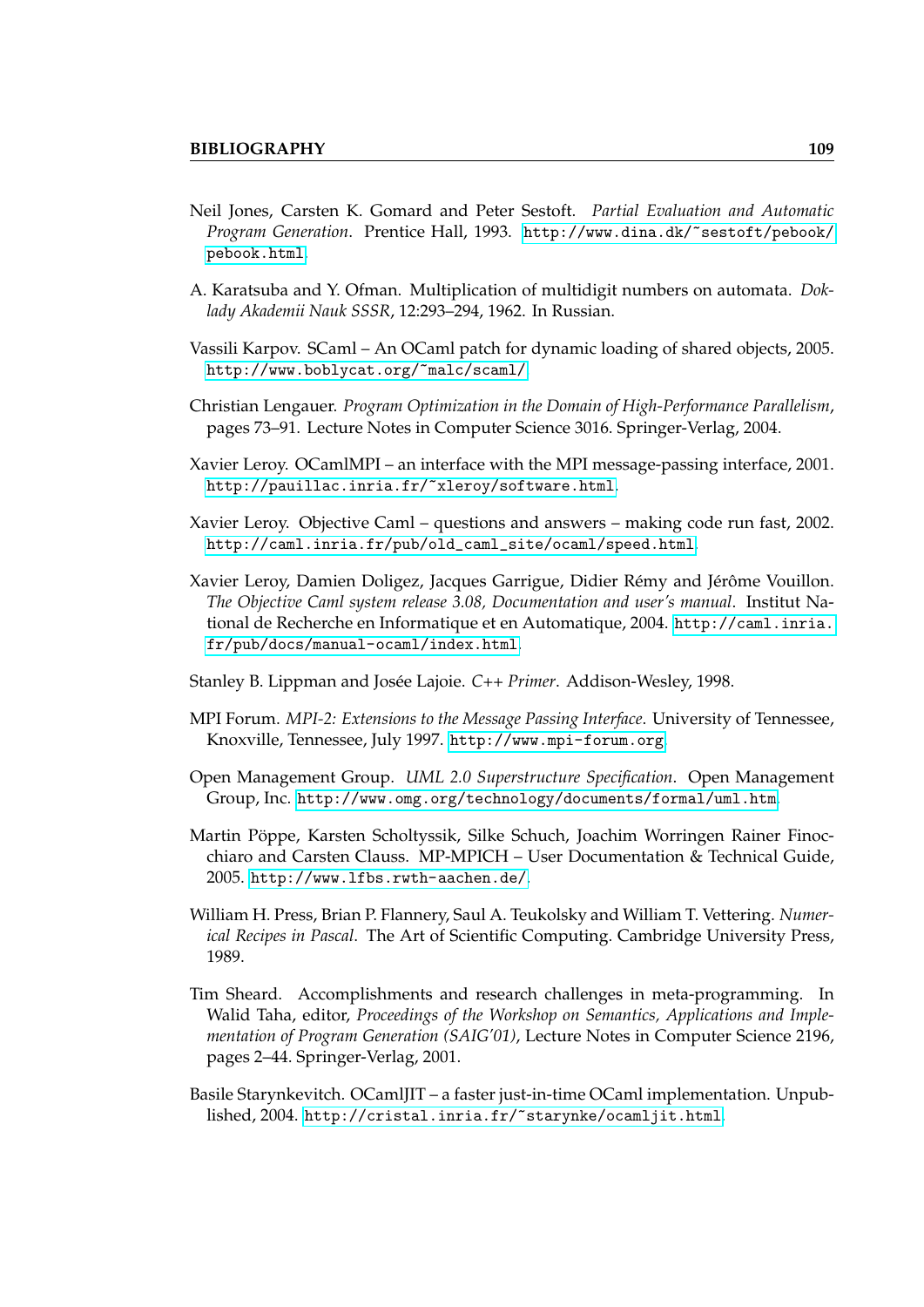Neil Jones, Carsten K. Gomard and Peter Sestoft. *Partial Evaluation and Automatic Program Generation*. Prentice Hall, 1993. http://www.dina.dk/~sestoft/pebook/pebook.html.

A. Karatsuba and Y. Ofman. Multiplication of multidigit numbers on automata. *Doklady Akademii Nauk SSSR*, 12:293–294, 1962. In Russian.

Vassili Karpov. SCaml – An OCaml patch for dynamic loading of shared objects, 2005. http://www.boblycat.org/~malc/scaml/.

Christian Lengauer. *Program Optimization in the Domain of High-Performance Parallelism*, pages 73–91. Lecture Notes in Computer Science 3016. Springer-Verlag, 2004.

Xavier Leroy. OCamlMPI – an interface with the MPI message-passing interface, 2001. http://pauillac.inria.fr/~xleroy/software.html.

Xavier Leroy. Objective Caml – questions and answers – making code run fast, 2002. http://caml.inria.fr/pub/old_caml_site/ocaml/speed.html.

Xavier Leroy, Damien Doligez, Jacques Garrigue, Didier Rémy and Jérôme Vouillon. *The Objective Caml system release 3.08, Documentation and user's manual*. Institut National de Recherche en Informatique et en Automatique, 2004. http://caml.inria.fr/pub/docs/manual-ocaml/index.html.

Stanley B. Lippman and Josée Lajoie. *C++ Primer*. Addison-Wesley, 1998.

MPI Forum. *MPI-2: Extensions to the Message Passing Interface*. University of Tennessee, Knoxville, Tennessee, July 1997. http://www.mpi-forum.org.

Open Management Group. *UML 2.0 Superstructure Specification*. Open Management Group, Inc. http://www.omg.org/technology/documents/formal/uml.htm.

Martin Pöppe, Karsten Scholtyssik, Silke Schuch, Joachim Worringen Rainer Finocchiaro and Carsten Clauss. MP-MPICH – User Documentation & Technical Guide, 2005. http://www.lfbs.rwth-aachen.de/.

William H. Press, Brian P. Flannery, Saul A. Teukolsky and William T. Vettering. *Numerical Recipes in Pascal*. The Art of Scientific Computing. Cambridge University Press, 1989.

Tim Sheard. Accomplishments and research challenges in meta-programming. In Walid Taha, editor, *Proceedings of the Workshop on Semantics, Applications and Implementation of Program Generation (SAIG'01)*, Lecture Notes in Computer Science 2196, pages 2–44. Springer-Verlag, 2001.

Basile Starynkevitch. OCamlJIT – a faster just-in-time OCaml implementation. Unpublished, 2004. http://cristal.inria.fr/~starynke/ocamljit.html.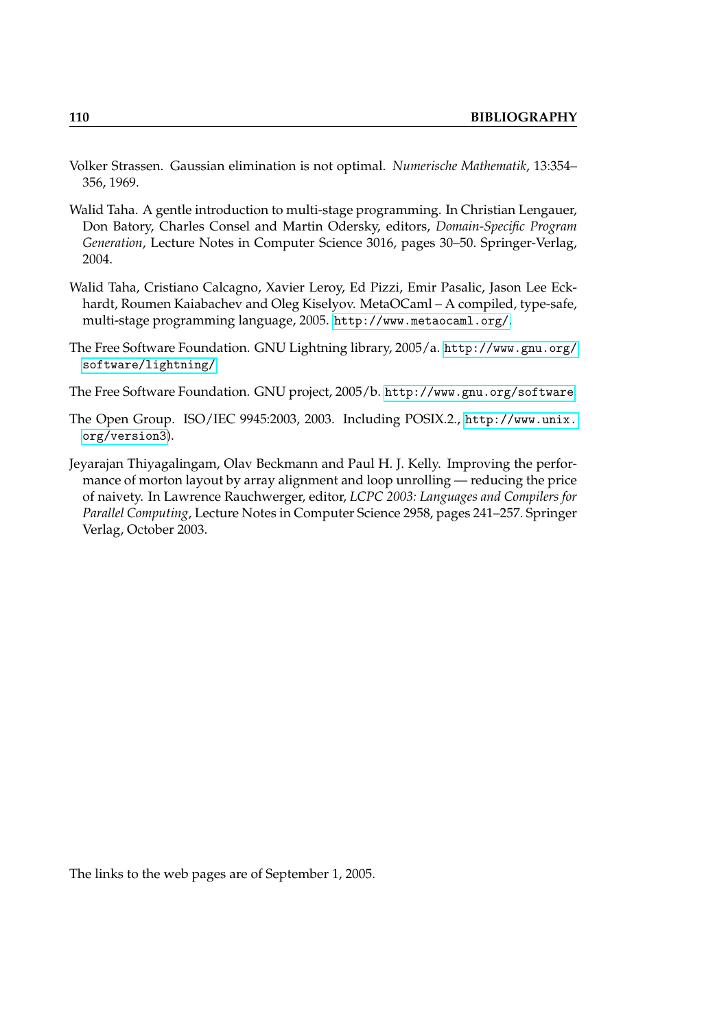Volker Strassen. Gaussian elimination is not optimal. *Numerische Mathematik*, 13:354–356, 1969.

Walid Taha. A gentle introduction to multi-stage programming. In Christian Lengauer, Don Batory, Charles Consel and Martin Odersky, editors, *Domain-Specific Program Generation*, Lecture Notes in Computer Science 3016, pages 30–50. Springer-Verlag, 2004.

Walid Taha, Cristiano Calcagno, Xavier Leroy, Ed Pizzi, Emir Pasalic, Jason Lee Eckhardt, Roumen Kaiabachev and Oleg Kiselyov. MetaOCaml – A compiled, type-safe, multi-stage programming language, 2005. `http://www.metaocaml.org/`.

The Free Software Foundation. GNU Lightning library, 2005/a. `http://www.gnu.org/software/lightning/`.

The Free Software Foundation. GNU project, 2005/b. `http://www.gnu.org/software`.

The Open Group. ISO/IEC 9945:2003, 2003. Including POSIX.2., `http://www.unix.org/version3`).

Jeyarajan Thiyagalingam, Olav Beckmann and Paul H. J. Kelly. Improving the performance of morton layout by array alignment and loop unrolling — reducing the price of naivety. In Lawrence Rauchwerger, editor, *LCPC 2003: Languages and Compilers for Parallel Computing*, Lecture Notes in Computer Science 2958, pages 241–257. Springer Verlag, October 2003.

The links to the web pages are of September 1, 2005.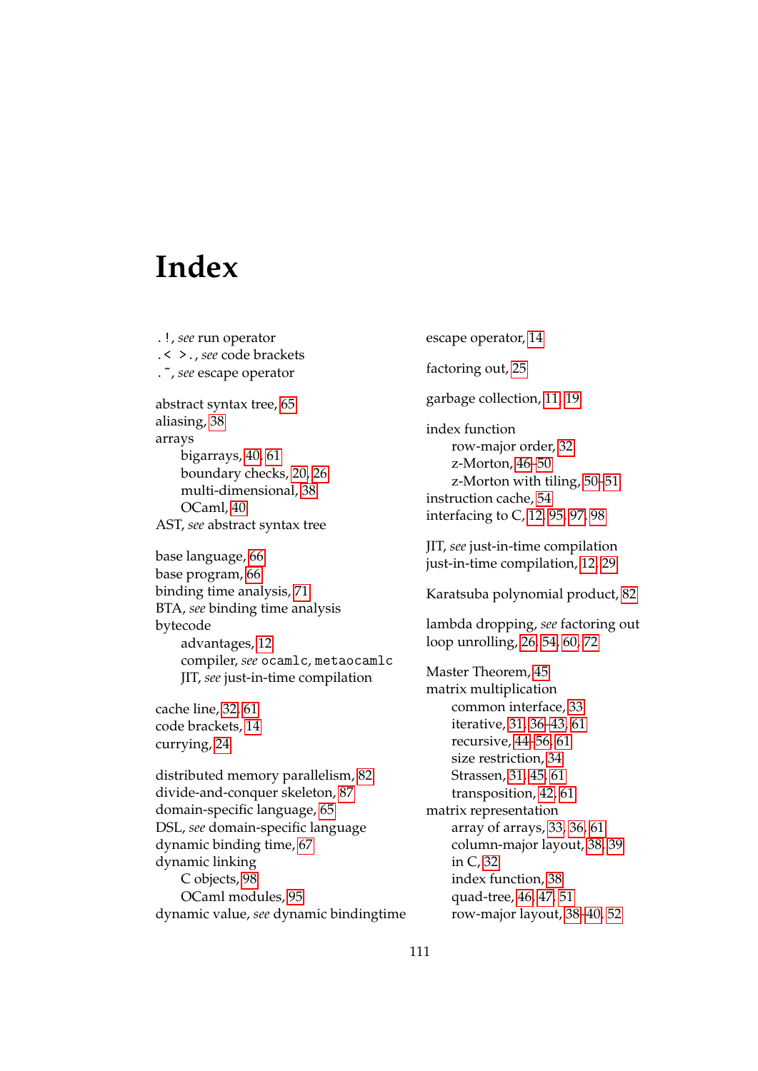# Index

`.!`, *see* run operator
`.< >.`, *see* code brackets
`.~`, *see* escape operator

abstract syntax tree, 65
aliasing, 38
arrays
  bigarrays, 40, 61
  boundary checks, 20, 26
  multi-dimensional, 38
  OCaml, 40
AST, *see* abstract syntax tree

base language, 66
base program, 66
binding time analysis, 71
BTA, *see* binding time analysis
bytecode
  advantages, 12
  compiler, *see* `ocamlc`, `metaocamlc`
  JIT, *see* just-in-time compilation

cache line, 32, 61
code brackets, 14
currying, 24

distributed memory parallelism, 82
divide-and-conquer skeleton, 87
domain-specific language, 65
DSL, *see* domain-specific language
dynamic binding time, 67
dynamic linking
  C objects, 98
  OCaml modules, 95
dynamic value, *see* dynamic bindingtime

escape operator, 14

factoring out, 25

garbage collection, 11, 19

index function
  row-major order, 32
  z-Morton, 46–50
  z-Morton with tiling, 50–51
instruction cache, 54
interfacing to C, 12, 95, 97, 98

JIT, *see* just-in-time compilation
just-in-time compilation, 12, 29

Karatsuba polynomial product, 82

lambda dropping, *see* factoring out
loop unrolling, 26, 54, 60, 72

Master Theorem, 45
matrix multiplication
  common interface, 33
  iterative, 31, 36–43, 61
  recursive, 44–56, 61
  size restriction, 34
  Strassen, 31, 45, 61
  transposition, 42, 61
matrix representation
  array of arrays, 33, 36, 61
  column-major layout, 38, 39
  in C, 32
  index function, 38
  quad-tree, 46, 47, 51
  row-major layout, 38–40, 52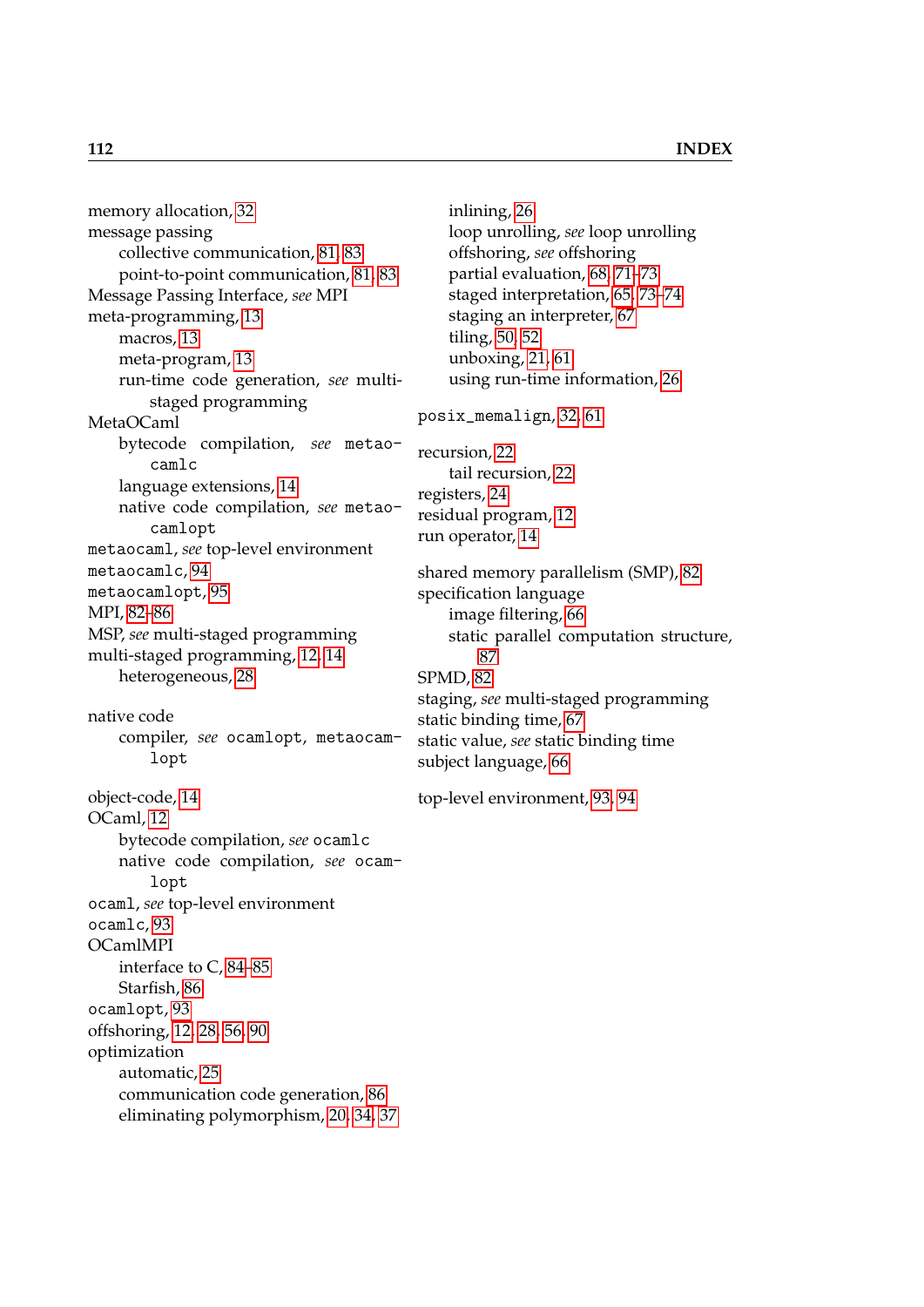memory allocation, 32
message passing
  collective communication, 81, 83
  point-to-point communication, 81, 83
Message Passing Interface, *see* MPI
meta-programming, 13
  macros, 13
  meta-program, 13
  run-time code generation, *see* multi-staged programming
MetaOCaml
  bytecode compilation, *see* `metaocamlc`
  language extensions, 14
  native code compilation, *see* `metaocamlopt`
`metaocaml`, *see* top-level environment
`metaocamlc`, 94
`metaocamlopt`, 95
MPI, 82–86
MSP, *see* multi-staged programming
multi-staged programming, 12, 14
  heterogeneous, 28

native code
  compiler, *see* `ocamlopt`, `metaocamlopt`

object-code, 14
OCaml, 12
  bytecode compilation, *see* `ocamlc`
  native code compilation, *see* `ocamlopt`
`ocaml`, *see* top-level environment
`ocamlc`, 93
OCamlMPI
  interface to C, 84–85
  Starfish, 86
`ocamlopt`, 93
offshoring, 12, 28, 56, 90
optimization
  automatic, 25
  communication code generation, 86
  eliminating polymorphism, 20, 34, 37
  inlining, 26
  loop unrolling, *see* loop unrolling
  offshoring, *see* offshoring
  partial evaluation, 68, 71–73
  staged interpretation, 65, 73–74
  staging an interpreter, 67
  tiling, 50, 52
  unboxing, 21, 61
  using run-time information, 26

`posix_memalign`, 32, 61

recursion, 22
  tail recursion, 22
registers, 24
residual program, 12
run operator, 14

shared memory parallelism (SMP), 82
specification language
  image filtering, 66
  static parallel computation structure, 87
SPMD, 82
staging, *see* multi-staged programming
static binding time, 67
static value, *see* static binding time
subject language, 66

top-level environment, 93, 94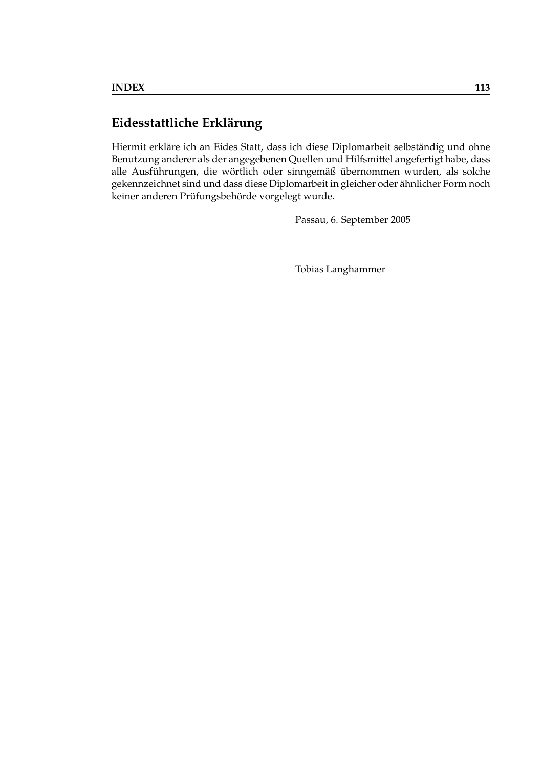## Eidesstattliche Erklärung

Hiermit erkläre ich an Eides Statt, dass ich diese Diplomarbeit selbständig und ohne Benutzung anderer als der angegebenen Quellen und Hilfsmittel angefertigt habe, dass alle Ausführungen, die wörtlich oder sinngemäß übernommen wurden, als solche gekennzeichnet sind und dass diese Diplomarbeit in gleicher oder ähnlicher Form noch keiner anderen Prüfungsbehörde vorgelegt wurde.

Passau, 6. September 2005

Tobias Langhammer